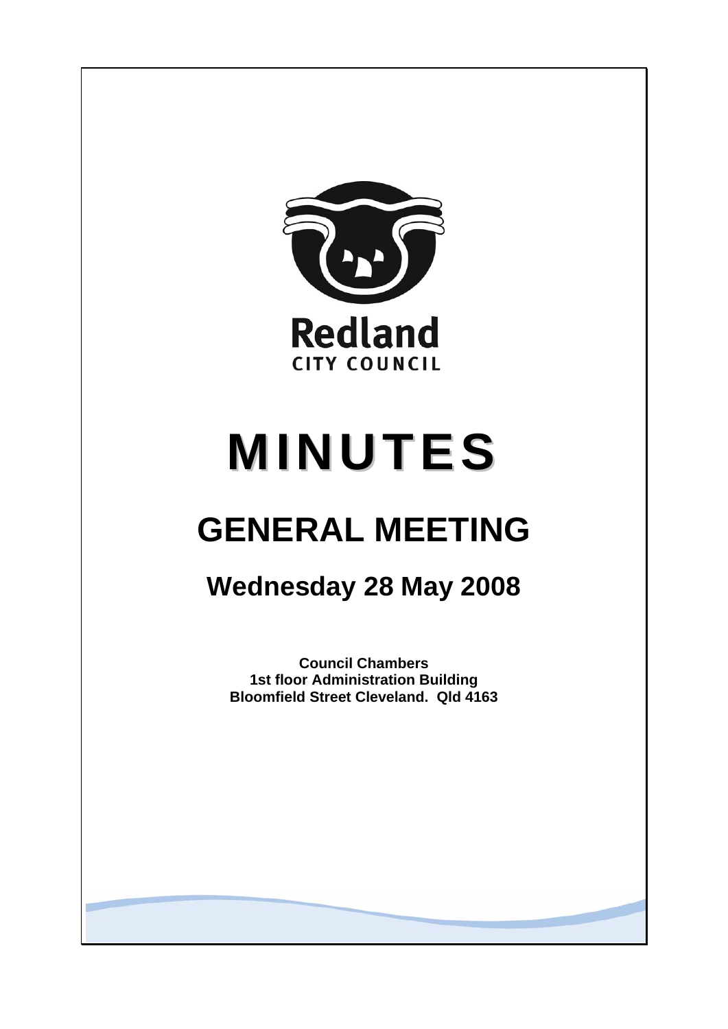Redland
CITY COUNCIL

# MINUTES

# GENERAL MEETING

## Wednesday 28 May 2008

**Council Chambers**
**1st floor Administration Building**
**Bloomfield Street Cleveland. Qld 4163**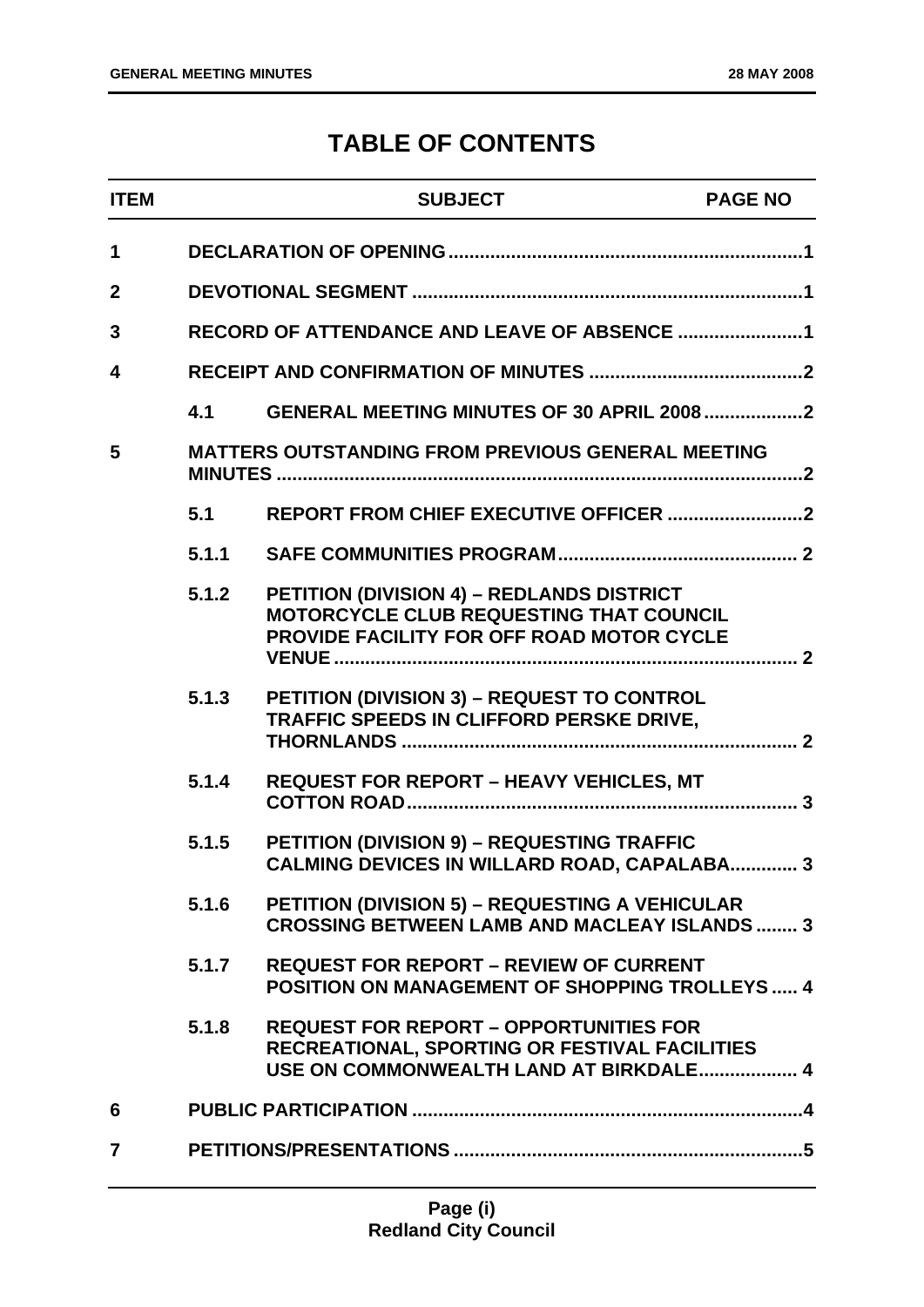# TABLE OF CONTENTS

| ITEM | | SUBJECT | PAGE NO |
|---|---|---|---|
| 1 | | DECLARATION OF OPENING | 1 |
| 2 | | DEVOTIONAL SEGMENT | 1 |
| 3 | | RECORD OF ATTENDANCE AND LEAVE OF ABSENCE | 1 |
| 4 | | RECEIPT AND CONFIRMATION OF MINUTES | 2 |
| | 4.1 | GENERAL MEETING MINUTES OF 30 APRIL 2008 | 2 |
| 5 | | MATTERS OUTSTANDING FROM PREVIOUS GENERAL MEETING MINUTES | 2 |
| | 5.1 | REPORT FROM CHIEF EXECUTIVE OFFICER | 2 |
| | 5.1.1 | SAFE COMMUNITIES PROGRAM | 2 |
| | 5.1.2 | PETITION (DIVISION 4) – REDLANDS DISTRICT MOTORCYCLE CLUB REQUESTING THAT COUNCIL PROVIDE FACILITY FOR OFF ROAD MOTOR CYCLE VENUE | 2 |
| | 5.1.3 | PETITION (DIVISION 3) – REQUEST TO CONTROL TRAFFIC SPEEDS IN CLIFFORD PERSKE DRIVE, THORNLANDS | 2 |
| | 5.1.4 | REQUEST FOR REPORT – HEAVY VEHICLES, MT COTTON ROAD | 3 |
| | 5.1.5 | PETITION (DIVISION 9) – REQUESTING TRAFFIC CALMING DEVICES IN WILLARD ROAD, CAPALABA | 3 |
| | 5.1.6 | PETITION (DIVISION 5) – REQUESTING A VEHICULAR CROSSING BETWEEN LAMB AND MACLEAY ISLANDS | 3 |
| | 5.1.7 | REQUEST FOR REPORT – REVIEW OF CURRENT POSITION ON MANAGEMENT OF SHOPPING TROLLEYS | 4 |
| | 5.1.8 | REQUEST FOR REPORT – OPPORTUNITIES FOR RECREATIONAL, SPORTING OR FESTIVAL FACILITIES USE ON COMMONWEALTH LAND AT BIRKDALE | 4 |
| 6 | | PUBLIC PARTICIPATION | 4 |
| 7 | | PETITIONS/PRESENTATIONS | 5 |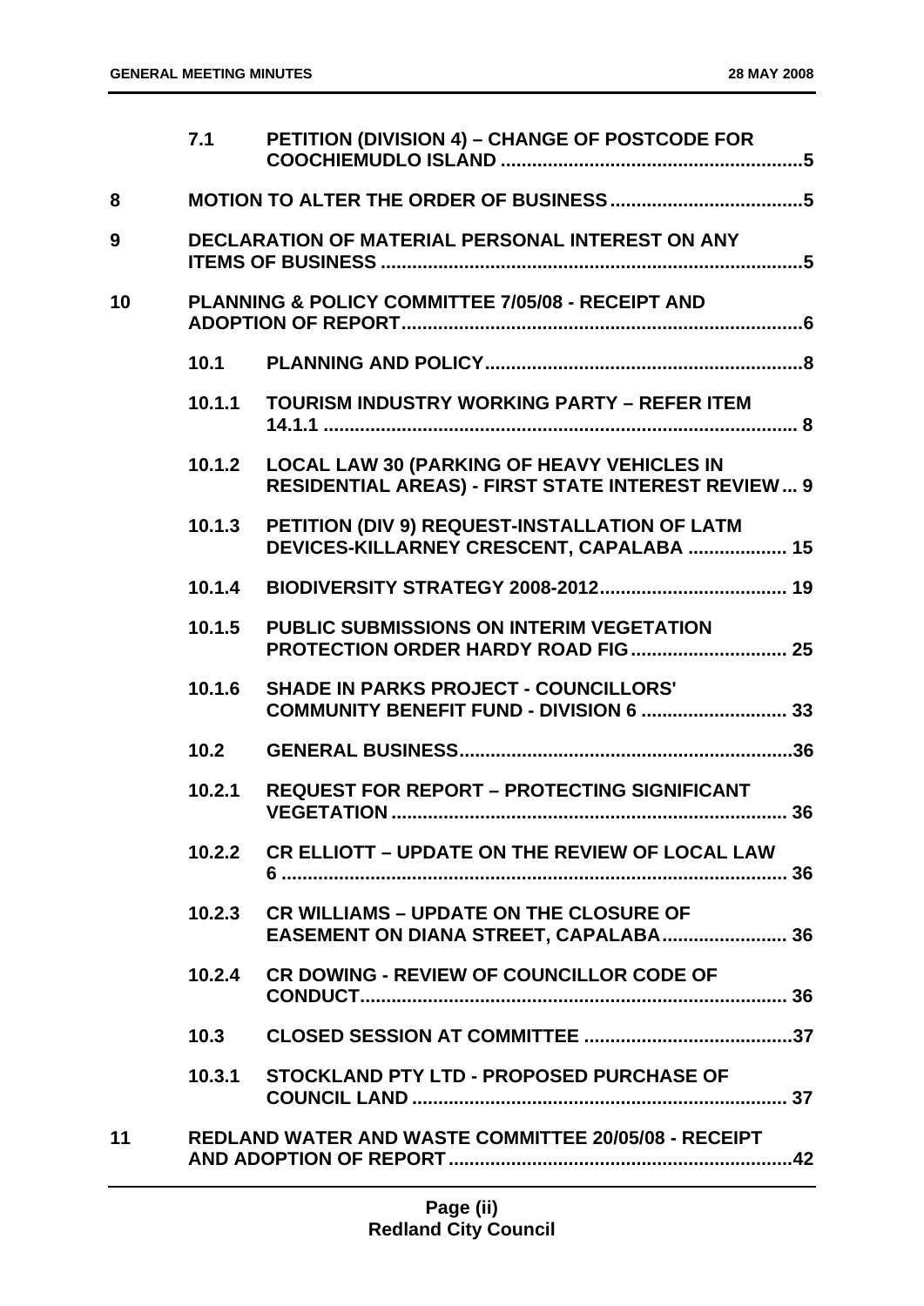| | | | |
|---|---|---|---|
| | 7.1 | PETITION (DIVISION 4) – CHANGE OF POSTCODE FOR COOCHIEMUDLO ISLAND | 5 |
| 8 | | MOTION TO ALTER THE ORDER OF BUSINESS | 5 |
| 9 | | DECLARATION OF MATERIAL PERSONAL INTEREST ON ANY ITEMS OF BUSINESS | 5 |
| 10 | | PLANNING & POLICY COMMITTEE 7/05/08 - RECEIPT AND ADOPTION OF REPORT | 6 |
| | 10.1 | PLANNING AND POLICY | 8 |
| | 10.1.1 | TOURISM INDUSTRY WORKING PARTY – REFER ITEM 14.1.1 | 8 |
| | 10.1.2 | LOCAL LAW 30 (PARKING OF HEAVY VEHICLES IN RESIDENTIAL AREAS) - FIRST STATE INTEREST REVIEW | 9 |
| | 10.1.3 | PETITION (DIV 9) REQUEST-INSTALLATION OF LATM DEVICES-KILLARNEY CRESCENT, CAPALABA | 15 |
| | 10.1.4 | BIODIVERSITY STRATEGY 2008-2012 | 19 |
| | 10.1.5 | PUBLIC SUBMISSIONS ON INTERIM VEGETATION PROTECTION ORDER HARDY ROAD FIG | 25 |
| | 10.1.6 | SHADE IN PARKS PROJECT - COUNCILLORS' COMMUNITY BENEFIT FUND - DIVISION 6 | 33 |
| | 10.2 | GENERAL BUSINESS | 36 |
| | 10.2.1 | REQUEST FOR REPORT – PROTECTING SIGNIFICANT VEGETATION | 36 |
| | 10.2.2 | CR ELLIOTT – UPDATE ON THE REVIEW OF LOCAL LAW 6 | 36 |
| | 10.2.3 | CR WILLIAMS – UPDATE ON THE CLOSURE OF EASEMENT ON DIANA STREET, CAPALABA | 36 |
| | 10.2.4 | CR DOWING - REVIEW OF COUNCILLOR CODE OF CONDUCT | 36 |
| | 10.3 | CLOSED SESSION AT COMMITTEE | 37 |
| | 10.3.1 | STOCKLAND PTY LTD - PROPOSED PURCHASE OF COUNCIL LAND | 37 |
| 11 | | REDLAND WATER AND WASTE COMMITTEE 20/05/08 - RECEIPT AND ADOPTION OF REPORT | 42 |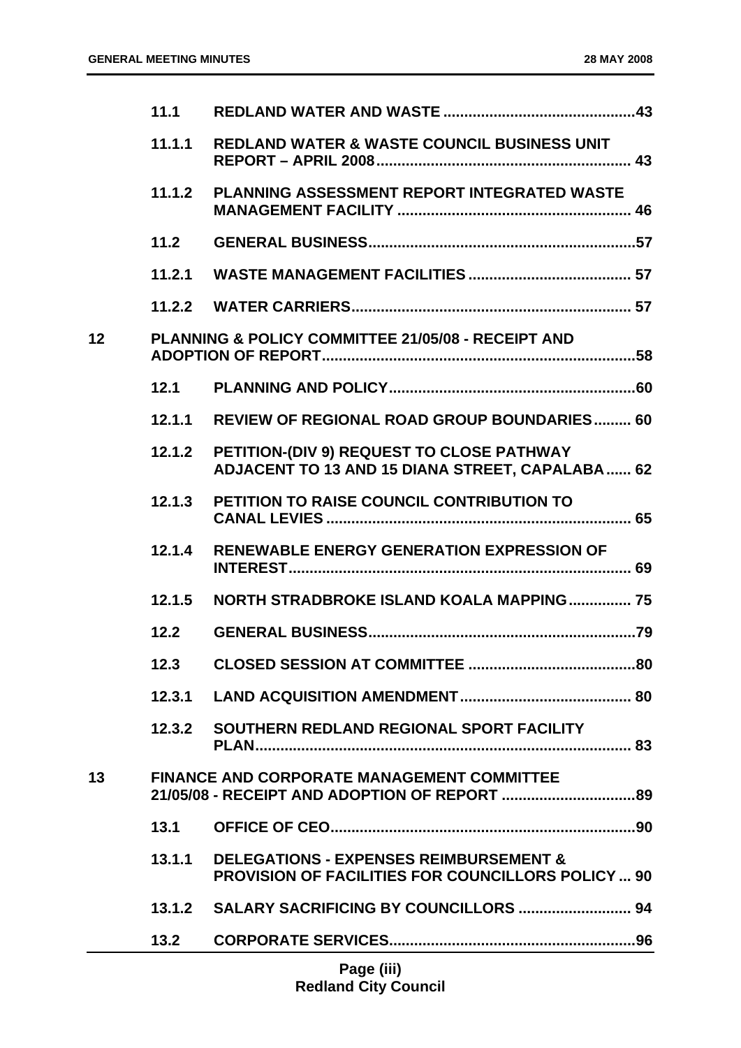| | | | |
|---|---|---|---|
| | 11.1 | REDLAND WATER AND WASTE | 43 |
| | 11.1.1 | REDLAND WATER & WASTE COUNCIL BUSINESS UNIT REPORT – APRIL 2008 | 43 |
| | 11.1.2 | PLANNING ASSESSMENT REPORT INTEGRATED WASTE MANAGEMENT FACILITY | 46 |
| | 11.2 | GENERAL BUSINESS | 57 |
| | 11.2.1 | WASTE MANAGEMENT FACILITIES | 57 |
| | 11.2.2 | WATER CARRIERS | 57 |
| 12 | | PLANNING & POLICY COMMITTEE 21/05/08 - RECEIPT AND ADOPTION OF REPORT | 58 |
| | 12.1 | PLANNING AND POLICY | 60 |
| | 12.1.1 | REVIEW OF REGIONAL ROAD GROUP BOUNDARIES | 60 |
| | 12.1.2 | PETITION-(DIV 9) REQUEST TO CLOSE PATHWAY ADJACENT TO 13 AND 15 DIANA STREET, CAPALABA | 62 |
| | 12.1.3 | PETITION TO RAISE COUNCIL CONTRIBUTION TO CANAL LEVIES | 65 |
| | 12.1.4 | RENEWABLE ENERGY GENERATION EXPRESSION OF INTEREST | 69 |
| | 12.1.5 | NORTH STRADBROKE ISLAND KOALA MAPPING | 75 |
| | 12.2 | GENERAL BUSINESS | 79 |
| | 12.3 | CLOSED SESSION AT COMMITTEE | 80 |
| | 12.3.1 | LAND ACQUISITION AMENDMENT | 80 |
| | 12.3.2 | SOUTHERN REDLAND REGIONAL SPORT FACILITY PLAN | 83 |
| 13 | | FINANCE AND CORPORATE MANAGEMENT COMMITTEE 21/05/08 - RECEIPT AND ADOPTION OF REPORT | 89 |
| | 13.1 | OFFICE OF CEO | 90 |
| | 13.1.1 | DELEGATIONS - EXPENSES REIMBURSEMENT & PROVISION OF FACILITIES FOR COUNCILLORS POLICY | 90 |
| | 13.1.2 | SALARY SACRIFICING BY COUNCILLORS | 94 |
| | 13.2 | CORPORATE SERVICES | 96 |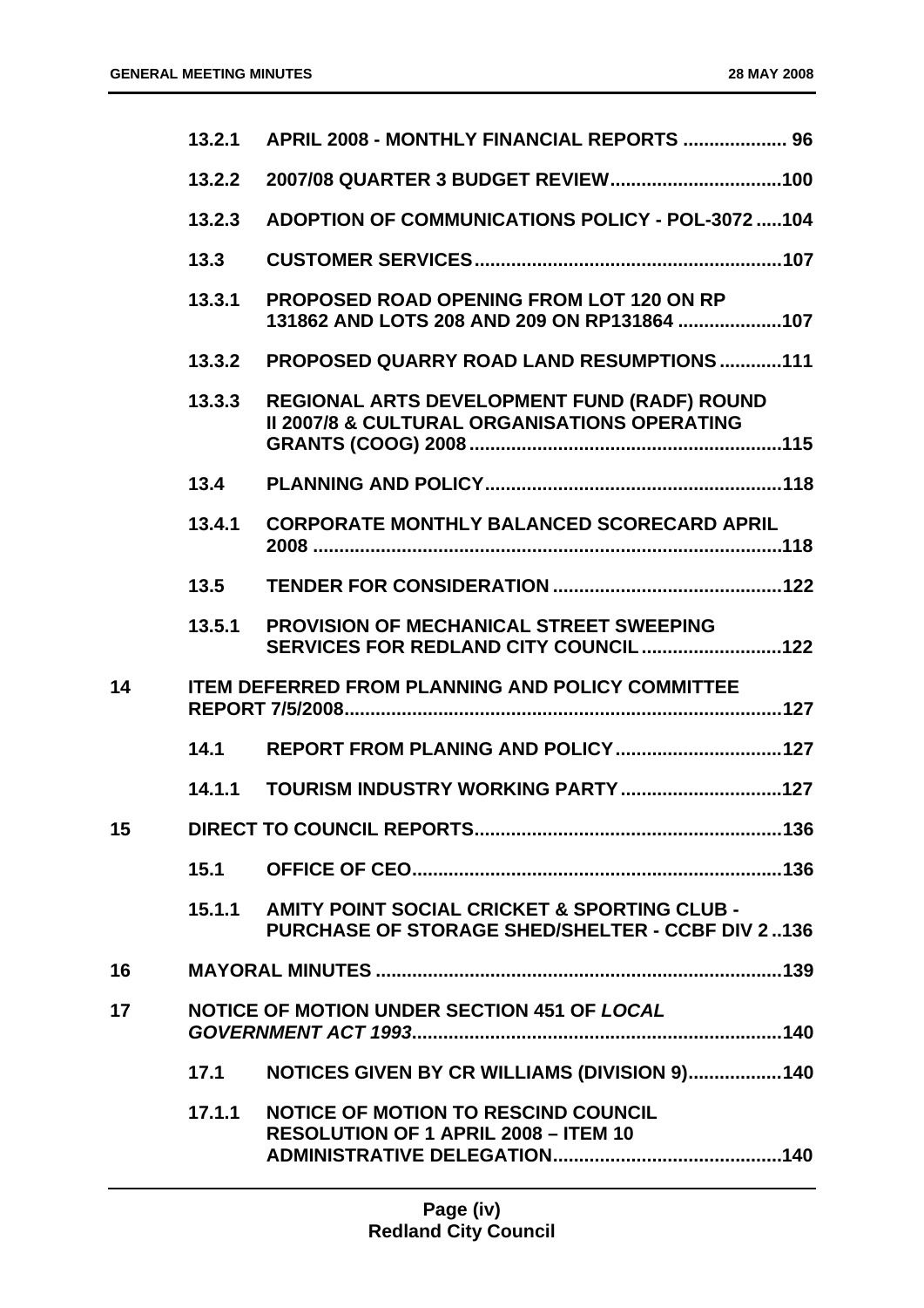| | | | |
|---|---|---|---|
| | 13.2.1 | APRIL 2008 - MONTHLY FINANCIAL REPORTS | 96 |
| | 13.2.2 | 2007/08 QUARTER 3 BUDGET REVIEW | 100 |
| | 13.2.3 | ADOPTION OF COMMUNICATIONS POLICY - POL-3072 | 104 |
| | 13.3 | CUSTOMER SERVICES | 107 |
| | 13.3.1 | PROPOSED ROAD OPENING FROM LOT 120 ON RP 131862 AND LOTS 208 AND 209 ON RP131864 | 107 |
| | 13.3.2 | PROPOSED QUARRY ROAD LAND RESUMPTIONS | 111 |
| | 13.3.3 | REGIONAL ARTS DEVELOPMENT FUND (RADF) ROUND II 2007/8 & CULTURAL ORGANISATIONS OPERATING GRANTS (COOG) 2008 | 115 |
| | 13.4 | PLANNING AND POLICY | 118 |
| | 13.4.1 | CORPORATE MONTHLY BALANCED SCORECARD APRIL 2008 | 118 |
| | 13.5 | TENDER FOR CONSIDERATION | 122 |
| | 13.5.1 | PROVISION OF MECHANICAL STREET SWEEPING SERVICES FOR REDLAND CITY COUNCIL | 122 |
| 14 | ITEM DEFERRED FROM PLANNING AND POLICY COMMITTEE REPORT 7/5/2008 | | 127 |
| | 14.1 | REPORT FROM PLANING AND POLICY | 127 |
| | 14.1.1 | TOURISM INDUSTRY WORKING PARTY | 127 |
| 15 | DIRECT TO COUNCIL REPORTS | | 136 |
| | 15.1 | OFFICE OF CEO | 136 |
| | 15.1.1 | AMITY POINT SOCIAL CRICKET & SPORTING CLUB - PURCHASE OF STORAGE SHED/SHELTER - CCBF DIV 2 | 136 |
| 16 | MAYORAL MINUTES | | 139 |
| 17 | NOTICE OF MOTION UNDER SECTION 451 OF *LOCAL GOVERNMENT ACT 1993* | | 140 |
| | 17.1 | NOTICES GIVEN BY CR WILLIAMS (DIVISION 9) | 140 |
| | 17.1.1 | NOTICE OF MOTION TO RESCIND COUNCIL RESOLUTION OF 1 APRIL 2008 – ITEM 10 ADMINISTRATIVE DELEGATION | 140 |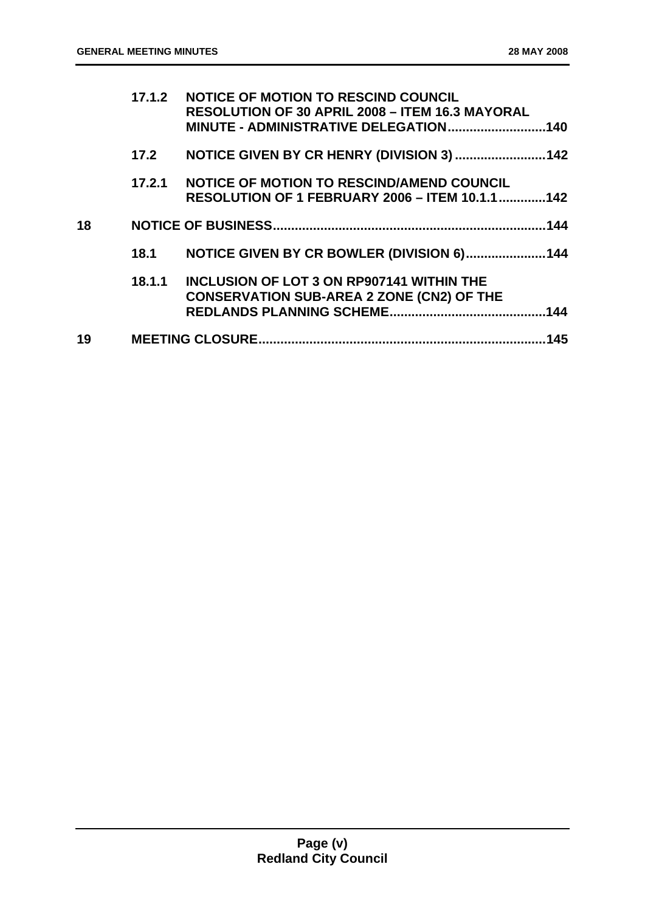| | | | |
|---|---|---|---|
| | 17.1.2 | **NOTICE OF MOTION TO RESCIND COUNCIL RESOLUTION OF 30 APRIL 2008 – ITEM 16.3 MAYORAL MINUTE - ADMINISTRATIVE DELEGATION** | **140** |
| | 17.2 | **NOTICE GIVEN BY CR HENRY (DIVISION 3)** | **142** |
| | 17.2.1 | **NOTICE OF MOTION TO RESCIND/AMEND COUNCIL RESOLUTION OF 1 FEBRUARY 2006 – ITEM 10.1.1** | **142** |
| **18** | | **NOTICE OF BUSINESS** | **144** |
| | 18.1 | **NOTICE GIVEN BY CR BOWLER (DIVISION 6)** | **144** |
| | 18.1.1 | **INCLUSION OF LOT 3 ON RP907141 WITHIN THE CONSERVATION SUB-AREA 2 ZONE (CN2) OF THE REDLANDS PLANNING SCHEME** | **144** |
| **19** | | **MEETING CLOSURE** | **145** |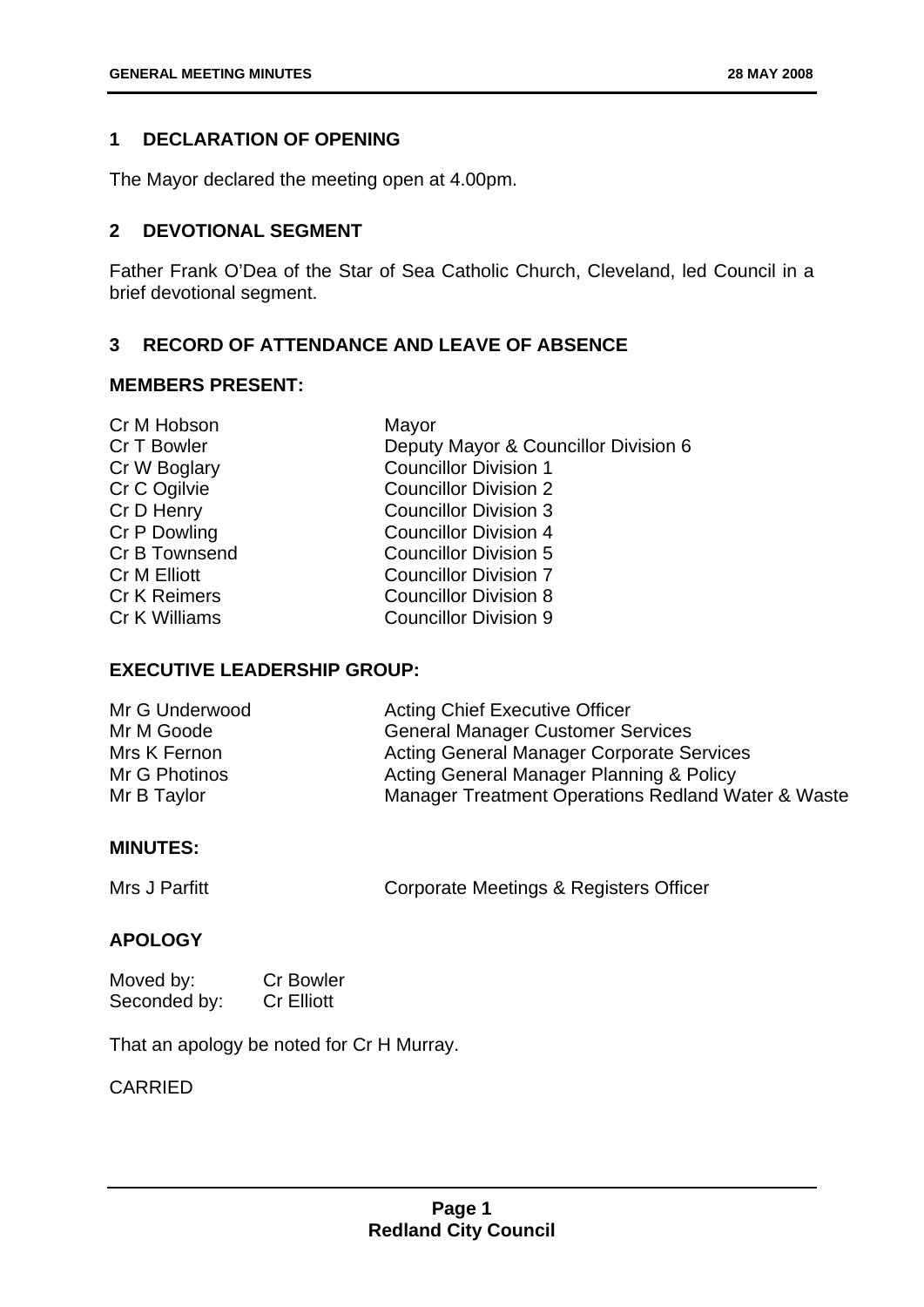## 1 DECLARATION OF OPENING

The Mayor declared the meeting open at 4.00pm.

## 2 DEVOTIONAL SEGMENT

Father Frank O'Dea of the Star of Sea Catholic Church, Cleveland, led Council in a brief devotional segment.

## 3 RECORD OF ATTENDANCE AND LEAVE OF ABSENCE

### MEMBERS PRESENT:

| | |
|---|---|
| Cr M Hobson | Mayor |
| Cr T Bowler | Deputy Mayor & Councillor Division 6 |
| Cr W Boglary | Councillor Division 1 |
| Cr C Ogilvie | Councillor Division 2 |
| Cr D Henry | Councillor Division 3 |
| Cr P Dowling | Councillor Division 4 |
| Cr B Townsend | Councillor Division 5 |
| Cr M Elliott | Councillor Division 7 |
| Cr K Reimers | Councillor Division 8 |
| Cr K Williams | Councillor Division 9 |

### EXECUTIVE LEADERSHIP GROUP:

| | |
|---|---|
| Mr G Underwood | Acting Chief Executive Officer |
| Mr M Goode | General Manager Customer Services |
| Mrs K Fernon | Acting General Manager Corporate Services |
| Mr G Photinos | Acting General Manager Planning & Policy |
| Mr B Taylor | Manager Treatment Operations Redland Water & Waste |

### MINUTES:

| | |
|---|---|
| Mrs J Parfitt | Corporate Meetings & Registers Officer |

### APOLOGY

Moved by: Cr Bowler
Seconded by: Cr Elliott

That an apology be noted for Cr H Murray.

CARRIED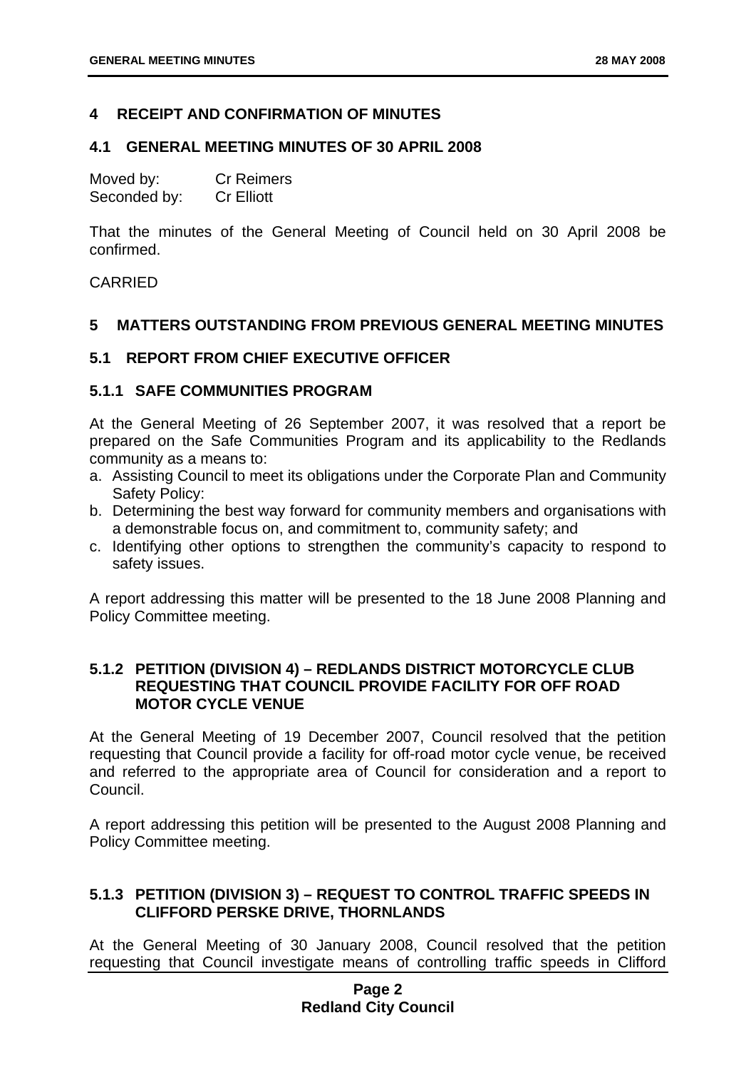## 4 RECEIPT AND CONFIRMATION OF MINUTES

### 4.1 GENERAL MEETING MINUTES OF 30 APRIL 2008

Moved by: Cr Reimers
Seconded by: Cr Elliott

That the minutes of the General Meeting of Council held on 30 April 2008 be confirmed.

CARRIED

## 5 MATTERS OUTSTANDING FROM PREVIOUS GENERAL MEETING MINUTES

### 5.1 REPORT FROM CHIEF EXECUTIVE OFFICER

#### 5.1.1 SAFE COMMUNITIES PROGRAM

At the General Meeting of 26 September 2007, it was resolved that a report be prepared on the Safe Communities Program and its applicability to the Redlands community as a means to:

a. Assisting Council to meet its obligations under the Corporate Plan and Community Safety Policy:
b. Determining the best way forward for community members and organisations with a demonstrable focus on, and commitment to, community safety; and
c. Identifying other options to strengthen the community's capacity to respond to safety issues.

A report addressing this matter will be presented to the 18 June 2008 Planning and Policy Committee meeting.

#### 5.1.2 PETITION (DIVISION 4) – REDLANDS DISTRICT MOTORCYCLE CLUB REQUESTING THAT COUNCIL PROVIDE FACILITY FOR OFF ROAD MOTOR CYCLE VENUE

At the General Meeting of 19 December 2007, Council resolved that the petition requesting that Council provide a facility for off-road motor cycle venue, be received and referred to the appropriate area of Council for consideration and a report to Council.

A report addressing this petition will be presented to the August 2008 Planning and Policy Committee meeting.

#### 5.1.3 PETITION (DIVISION 3) – REQUEST TO CONTROL TRAFFIC SPEEDS IN CLIFFORD PERSKE DRIVE, THORNLANDS

At the General Meeting of 30 January 2008, Council resolved that the petition requesting that Council investigate means of controlling traffic speeds in Clifford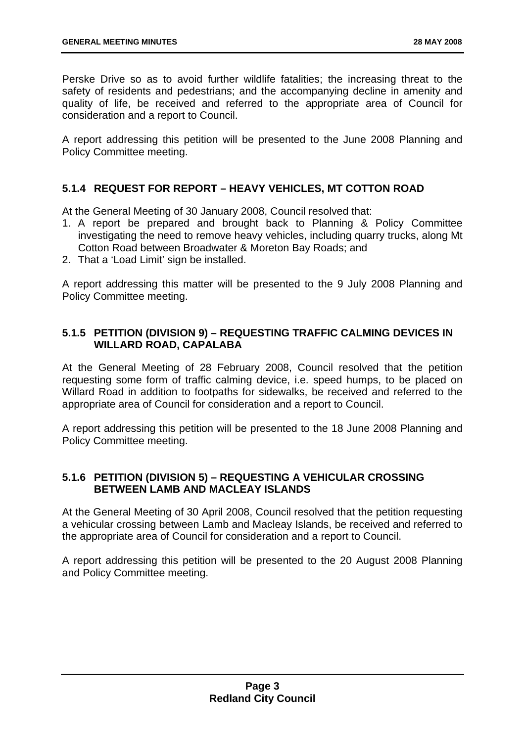Perske Drive so as to avoid further wildlife fatalities; the increasing threat to the safety of residents and pedestrians; and the accompanying decline in amenity and quality of life, be received and referred to the appropriate area of Council for consideration and a report to Council.

A report addressing this petition will be presented to the June 2008 Planning and Policy Committee meeting.

### 5.1.4 REQUEST FOR REPORT – HEAVY VEHICLES, MT COTTON ROAD

At the General Meeting of 30 January 2008, Council resolved that:

1. A report be prepared and brought back to Planning & Policy Committee investigating the need to remove heavy vehicles, including quarry trucks, along Mt Cotton Road between Broadwater & Moreton Bay Roads; and
2. That a 'Load Limit' sign be installed.

A report addressing this matter will be presented to the 9 July 2008 Planning and Policy Committee meeting.

### 5.1.5 PETITION (DIVISION 9) – REQUESTING TRAFFIC CALMING DEVICES IN WILLARD ROAD, CAPALABA

At the General Meeting of 28 February 2008, Council resolved that the petition requesting some form of traffic calming device, i.e. speed humps, to be placed on Willard Road in addition to footpaths for sidewalks, be received and referred to the appropriate area of Council for consideration and a report to Council.

A report addressing this petition will be presented to the 18 June 2008 Planning and Policy Committee meeting.

### 5.1.6 PETITION (DIVISION 5) – REQUESTING A VEHICULAR CROSSING BETWEEN LAMB AND MACLEAY ISLANDS

At the General Meeting of 30 April 2008, Council resolved that the petition requesting a vehicular crossing between Lamb and Macleay Islands, be received and referred to the appropriate area of Council for consideration and a report to Council.

A report addressing this petition will be presented to the 20 August 2008 Planning and Policy Committee meeting.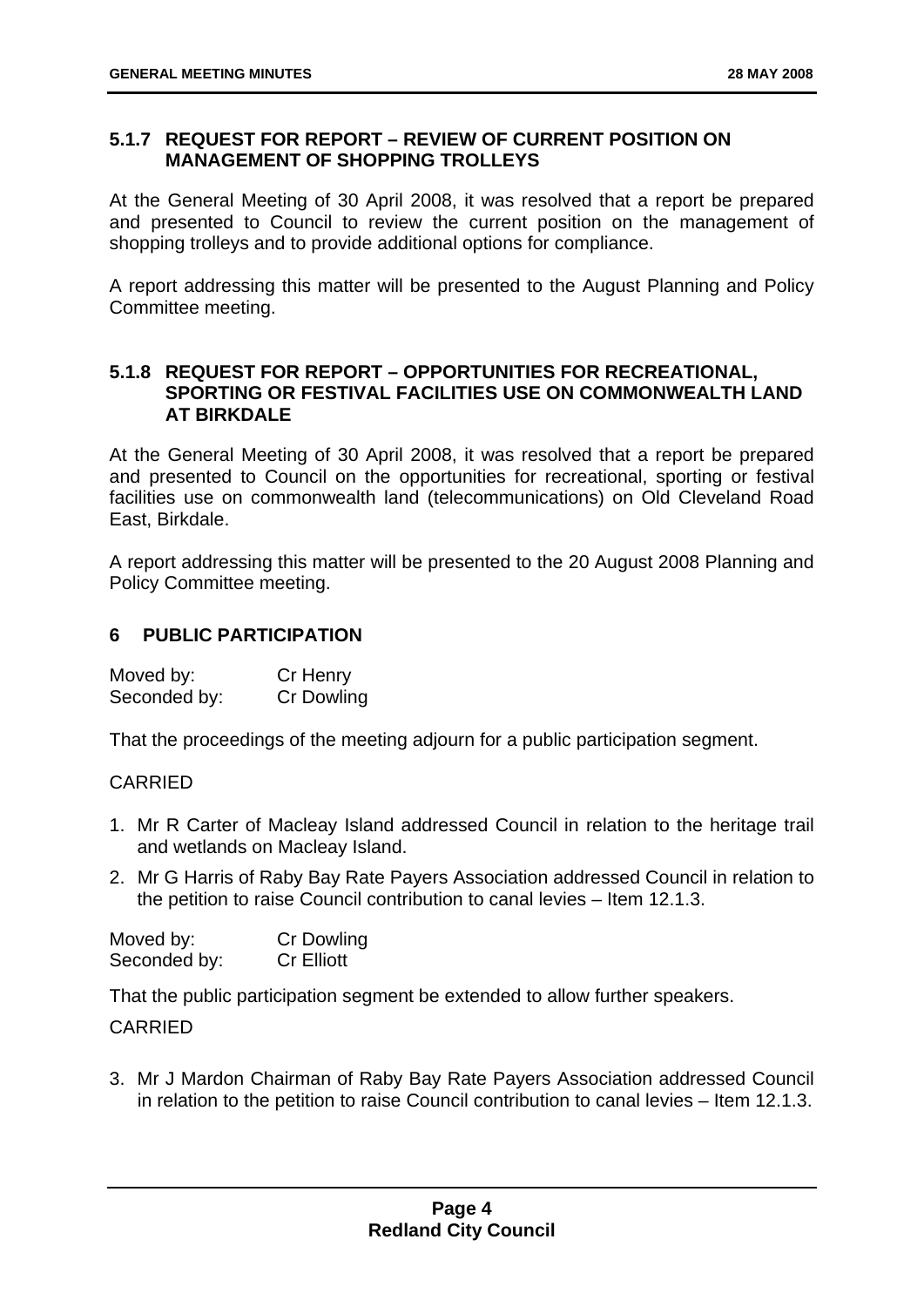### 5.1.7 REQUEST FOR REPORT – REVIEW OF CURRENT POSITION ON MANAGEMENT OF SHOPPING TROLLEYS

At the General Meeting of 30 April 2008, it was resolved that a report be prepared and presented to Council to review the current position on the management of shopping trolleys and to provide additional options for compliance.

A report addressing this matter will be presented to the August Planning and Policy Committee meeting.

### 5.1.8 REQUEST FOR REPORT – OPPORTUNITIES FOR RECREATIONAL, SPORTING OR FESTIVAL FACILITIES USE ON COMMONWEALTH LAND AT BIRKDALE

At the General Meeting of 30 April 2008, it was resolved that a report be prepared and presented to Council on the opportunities for recreational, sporting or festival facilities use on commonwealth land (telecommunications) on Old Cleveland Road East, Birkdale.

A report addressing this matter will be presented to the 20 August 2008 Planning and Policy Committee meeting.

## 6 PUBLIC PARTICIPATION

Moved by: Cr Henry
Seconded by: Cr Dowling

That the proceedings of the meeting adjourn for a public participation segment.

CARRIED

1. Mr R Carter of Macleay Island addressed Council in relation to the heritage trail and wetlands on Macleay Island.
2. Mr G Harris of Raby Bay Rate Payers Association addressed Council in relation to the petition to raise Council contribution to canal levies – Item 12.1.3.

Moved by: Cr Dowling
Seconded by: Cr Elliott

That the public participation segment be extended to allow further speakers.

CARRIED

3. Mr J Mardon Chairman of Raby Bay Rate Payers Association addressed Council in relation to the petition to raise Council contribution to canal levies – Item 12.1.3.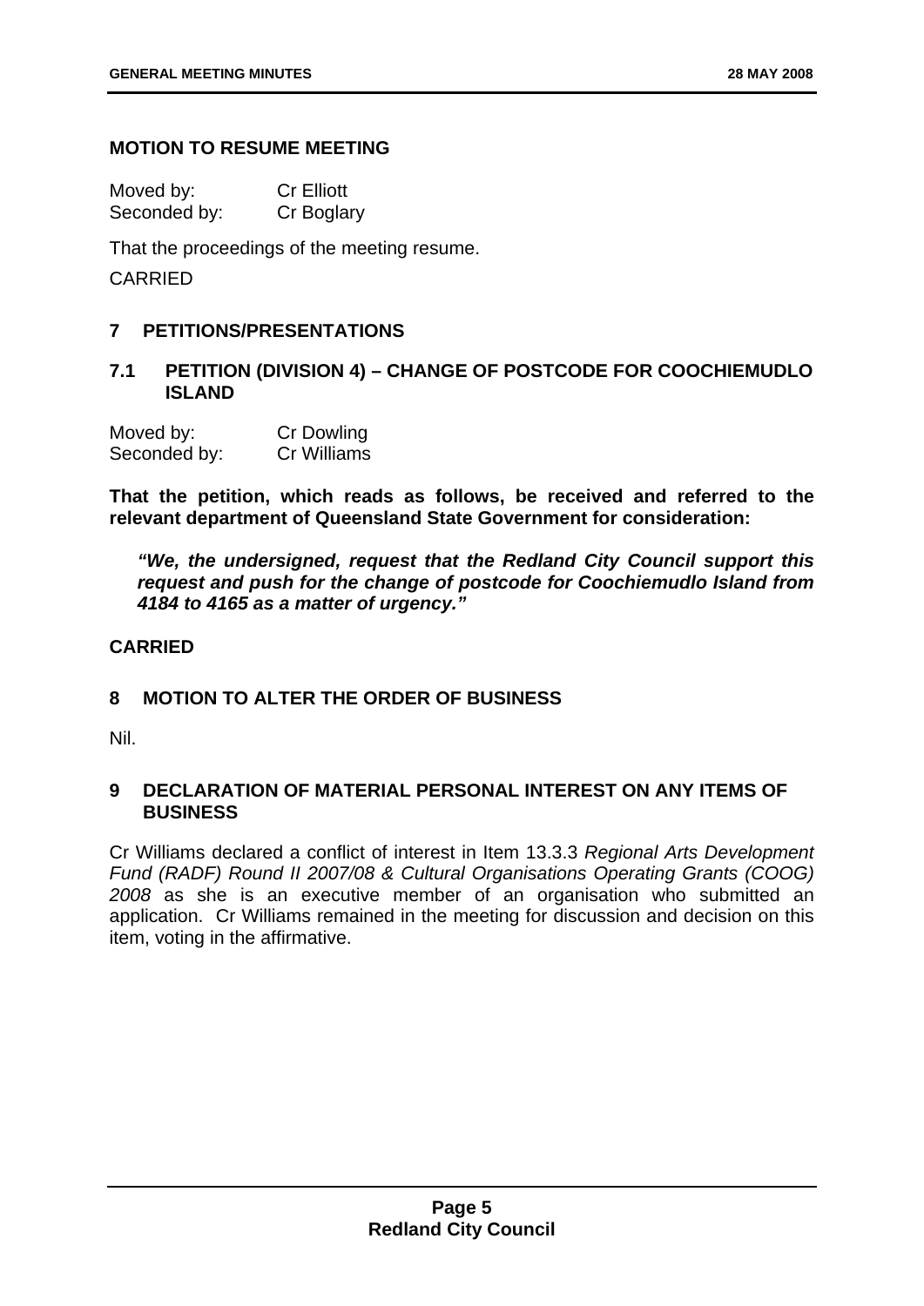## MOTION TO RESUME MEETING

Moved by: Cr Elliott
Seconded by: Cr Boglary

That the proceedings of the meeting resume.

CARRIED

## 7 PETITIONS/PRESENTATIONS

### 7.1 PETITION (DIVISION 4) – CHANGE OF POSTCODE FOR COOCHIEMUDLO ISLAND

Moved by: Cr Dowling
Seconded by: Cr Williams

**That the petition, which reads as follows, be received and referred to the relevant department of Queensland State Government for consideration:**

> ***"We, the undersigned, request that the Redland City Council support this request and push for the change of postcode for Coochiemudlo Island from 4184 to 4165 as a matter of urgency."***

**CARRIED**

## 8 MOTION TO ALTER THE ORDER OF BUSINESS

Nil.

## 9 DECLARATION OF MATERIAL PERSONAL INTEREST ON ANY ITEMS OF BUSINESS

Cr Williams declared a conflict of interest in Item 13.3.3 *Regional Arts Development Fund (RADF) Round II 2007/08 & Cultural Organisations Operating Grants (COOG) 2008* as she is an executive member of an organisation who submitted an application. Cr Williams remained in the meeting for discussion and decision on this item, voting in the affirmative.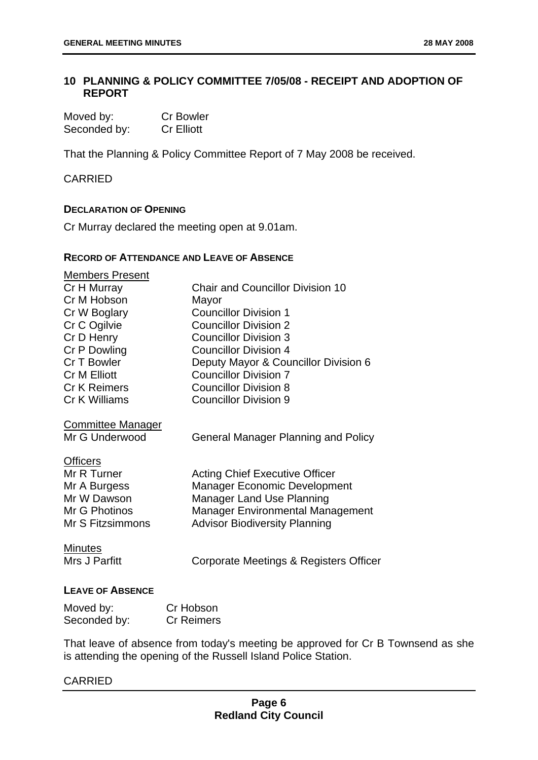## 10 PLANNING & POLICY COMMITTEE 7/05/08 - RECEIPT AND ADOPTION OF REPORT

| | |
|---|---|
| Moved by: | Cr Bowler |
| Seconded by: | Cr Elliott |

That the Planning & Policy Committee Report of 7 May 2008 be received.

CARRIED

### DECLARATION OF OPENING

Cr Murray declared the meeting open at 9.01am.

### RECORD OF ATTENDANCE AND LEAVE OF ABSENCE

| | |
|---|---|
| Members Present | |
| Cr H Murray | Chair and Councillor Division 10 |
| Cr M Hobson | Mayor |
| Cr W Boglary | Councillor Division 1 |
| Cr C Ogilvie | Councillor Division 2 |
| Cr D Henry | Councillor Division 3 |
| Cr P Dowling | Councillor Division 4 |
| Cr T Bowler | Deputy Mayor & Councillor Division 6 |
| Cr M Elliott | Councillor Division 7 |
| Cr K Reimers | Councillor Division 8 |
| Cr K Williams | Councillor Division 9 |
| Committee Manager | |
| Mr G Underwood | General Manager Planning and Policy |
| Officers | |
| Mr R Turner | Acting Chief Executive Officer |
| Mr A Burgess | Manager Economic Development |
| Mr W Dawson | Manager Land Use Planning |
| Mr G Photinos | Manager Environmental Management |
| Mr S Fitzsimmons | Advisor Biodiversity Planning |
| Minutes | |
| Mrs J Parfitt | Corporate Meetings & Registers Officer |

### LEAVE OF ABSENCE

| | |
|---|---|
| Moved by: | Cr Hobson |
| Seconded by: | Cr Reimers |

That leave of absence from today's meeting be approved for Cr B Townsend as she is attending the opening of the Russell Island Police Station.

CARRIED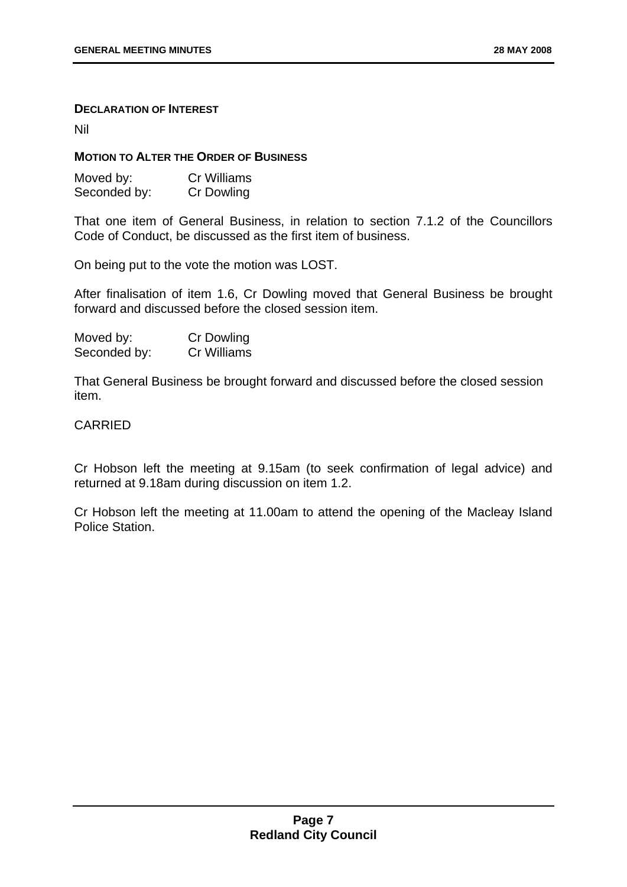**DECLARATION OF INTEREST**

Nil

**MOTION TO ALTER THE ORDER OF BUSINESS**

Moved by: Cr Williams
Seconded by: Cr Dowling

That one item of General Business, in relation to section 7.1.2 of the Councillors Code of Conduct, be discussed as the first item of business.

On being put to the vote the motion was LOST.

After finalisation of item 1.6, Cr Dowling moved that General Business be brought forward and discussed before the closed session item.

Moved by: Cr Dowling
Seconded by: Cr Williams

That General Business be brought forward and discussed before the closed session item.

CARRIED

Cr Hobson left the meeting at 9.15am (to seek confirmation of legal advice) and returned at 9.18am during discussion on item 1.2.

Cr Hobson left the meeting at 11.00am to attend the opening of the Macleay Island Police Station.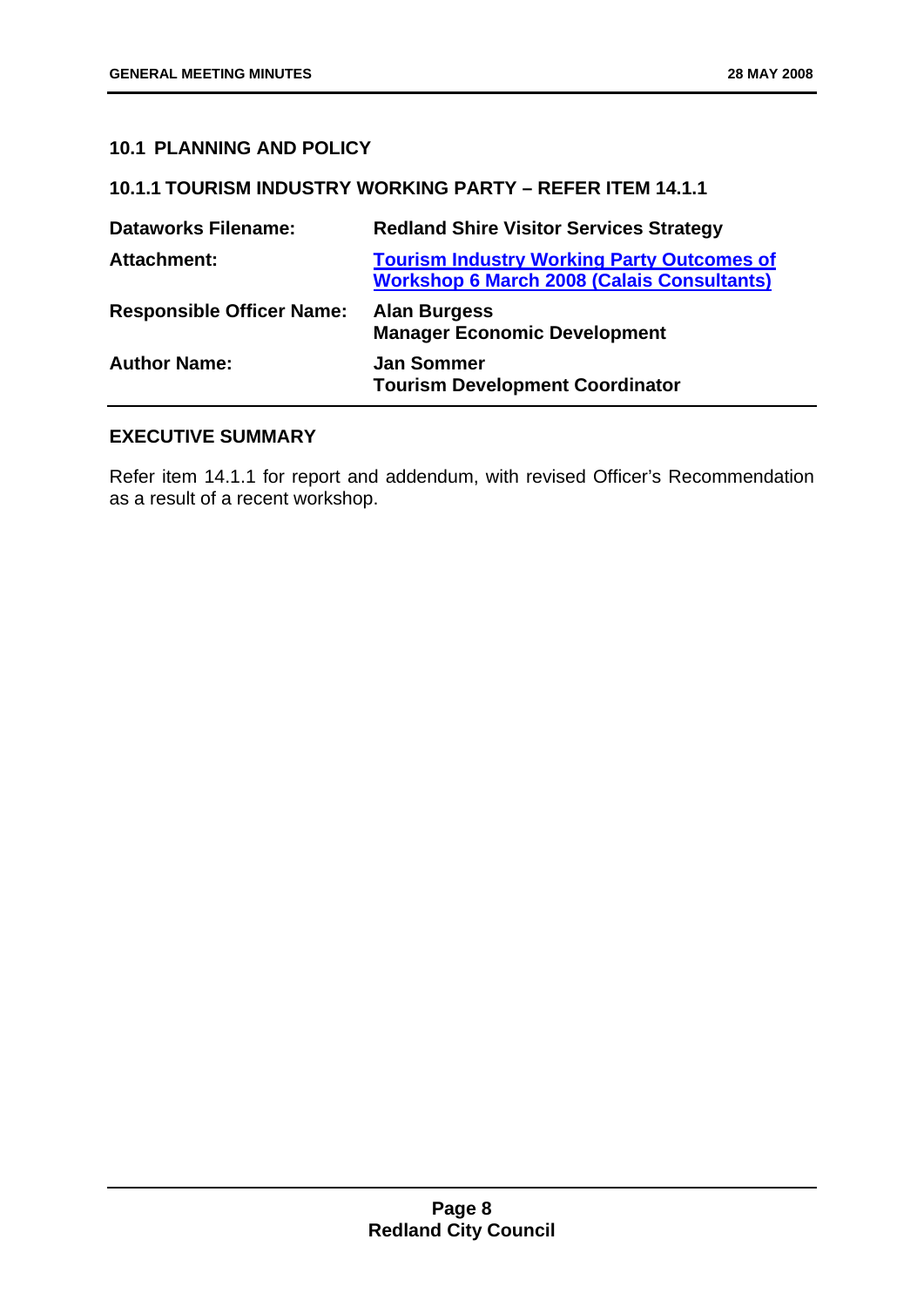## 10.1 PLANNING AND POLICY

### 10.1.1 TOURISM INDUSTRY WORKING PARTY – REFER ITEM 14.1.1

| | |
|---|---|
| **Dataworks Filename:** | **Redland Shire Visitor Services Strategy** |
| **Attachment:** | **Tourism Industry Working Party Outcomes of Workshop 6 March 2008 (Calais Consultants)** |
| **Responsible Officer Name:** | **Alan Burgess**<br>**Manager Economic Development** |
| **Author Name:** | **Jan Sommer**<br>**Tourism Development Coordinator** |

### EXECUTIVE SUMMARY

Refer item 14.1.1 for report and addendum, with revised Officer's Recommendation as a result of a recent workshop.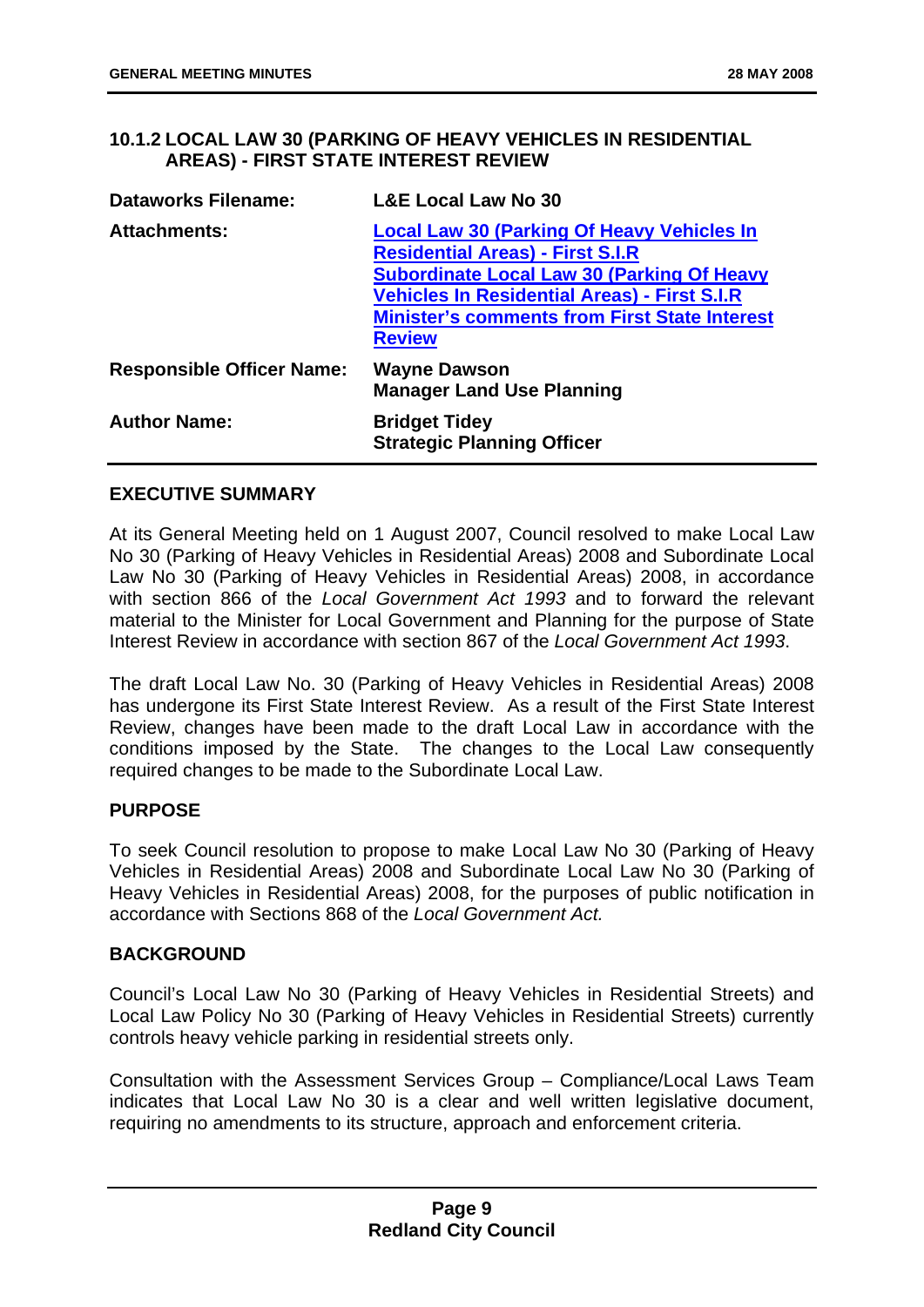### 10.1.2 LOCAL LAW 30 (PARKING OF HEAVY VEHICLES IN RESIDENTIAL AREAS) - FIRST STATE INTEREST REVIEW

| | |
|---|---|
| **Dataworks Filename:** | **L&E Local Law No 30** |
| **Attachments:** | **Local Law 30 (Parking Of Heavy Vehicles In Residential Areas) - First S.I.R**<br>**Subordinate Local Law 30 (Parking Of Heavy Vehicles In Residential Areas) - First S.I.R**<br>**Minister's comments from First State Interest Review** |
| **Responsible Officer Name:** | **Wayne Dawson**<br>**Manager Land Use Planning** |
| **Author Name:** | **Bridget Tidey**<br>**Strategic Planning Officer** |

#### EXECUTIVE SUMMARY

At its General Meeting held on 1 August 2007, Council resolved to make Local Law No 30 (Parking of Heavy Vehicles in Residential Areas) 2008 and Subordinate Local Law No 30 (Parking of Heavy Vehicles in Residential Areas) 2008, in accordance with section 866 of the *Local Government Act 1993* and to forward the relevant material to the Minister for Local Government and Planning for the purpose of State Interest Review in accordance with section 867 of the *Local Government Act 1993*.

The draft Local Law No. 30 (Parking of Heavy Vehicles in Residential Areas) 2008 has undergone its First State Interest Review. As a result of the First State Interest Review, changes have been made to the draft Local Law in accordance with the conditions imposed by the State. The changes to the Local Law consequently required changes to be made to the Subordinate Local Law.

#### PURPOSE

To seek Council resolution to propose to make Local Law No 30 (Parking of Heavy Vehicles in Residential Areas) 2008 and Subordinate Local Law No 30 (Parking of Heavy Vehicles in Residential Areas) 2008, for the purposes of public notification in accordance with Sections 868 of the *Local Government Act.*

#### BACKGROUND

Council's Local Law No 30 (Parking of Heavy Vehicles in Residential Streets) and Local Law Policy No 30 (Parking of Heavy Vehicles in Residential Streets) currently controls heavy vehicle parking in residential streets only.

Consultation with the Assessment Services Group – Compliance/Local Laws Team indicates that Local Law No 30 is a clear and well written legislative document, requiring no amendments to its structure, approach and enforcement criteria.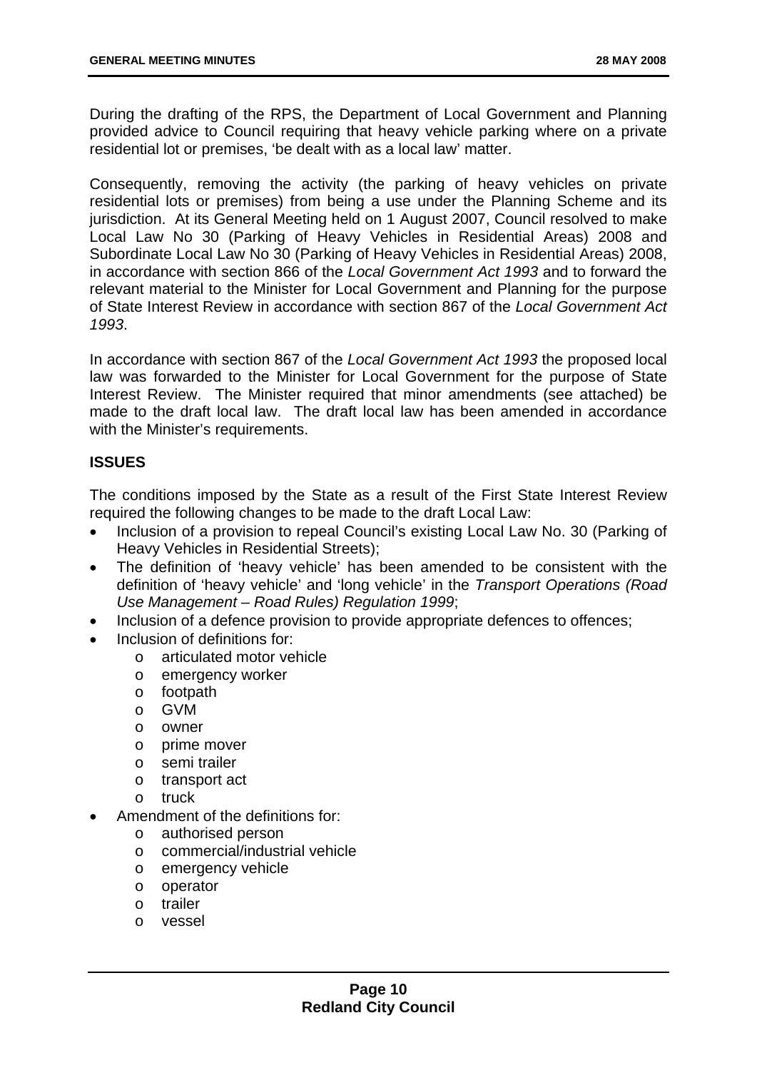During the drafting of the RPS, the Department of Local Government and Planning provided advice to Council requiring that heavy vehicle parking where on a private residential lot or premises, 'be dealt with as a local law' matter.

Consequently, removing the activity (the parking of heavy vehicles on private residential lots or premises) from being a use under the Planning Scheme and its jurisdiction. At its General Meeting held on 1 August 2007, Council resolved to make Local Law No 30 (Parking of Heavy Vehicles in Residential Areas) 2008 and Subordinate Local Law No 30 (Parking of Heavy Vehicles in Residential Areas) 2008, in accordance with section 866 of the *Local Government Act 1993* and to forward the relevant material to the Minister for Local Government and Planning for the purpose of State Interest Review in accordance with section 867 of the *Local Government Act 1993*.

In accordance with section 867 of the *Local Government Act 1993* the proposed local law was forwarded to the Minister for Local Government for the purpose of State Interest Review. The Minister required that minor amendments (see attached) be made to the draft local law. The draft local law has been amended in accordance with the Minister's requirements.

## ISSUES

The conditions imposed by the State as a result of the First State Interest Review required the following changes to be made to the draft Local Law:

- Inclusion of a provision to repeal Council's existing Local Law No. 30 (Parking of Heavy Vehicles in Residential Streets);
- The definition of 'heavy vehicle' has been amended to be consistent with the definition of 'heavy vehicle' and 'long vehicle' in the *Transport Operations (Road Use Management – Road Rules) Regulation 1999*;
- Inclusion of a defence provision to provide appropriate defences to offences;
- Inclusion of definitions for:
  - articulated motor vehicle
  - emergency worker
  - footpath
  - GVM
  - owner
  - prime mover
  - semi trailer
  - transport act
  - truck
- Amendment of the definitions for:
  - authorised person
  - commercial/industrial vehicle
  - emergency vehicle
  - operator
  - trailer
  - vessel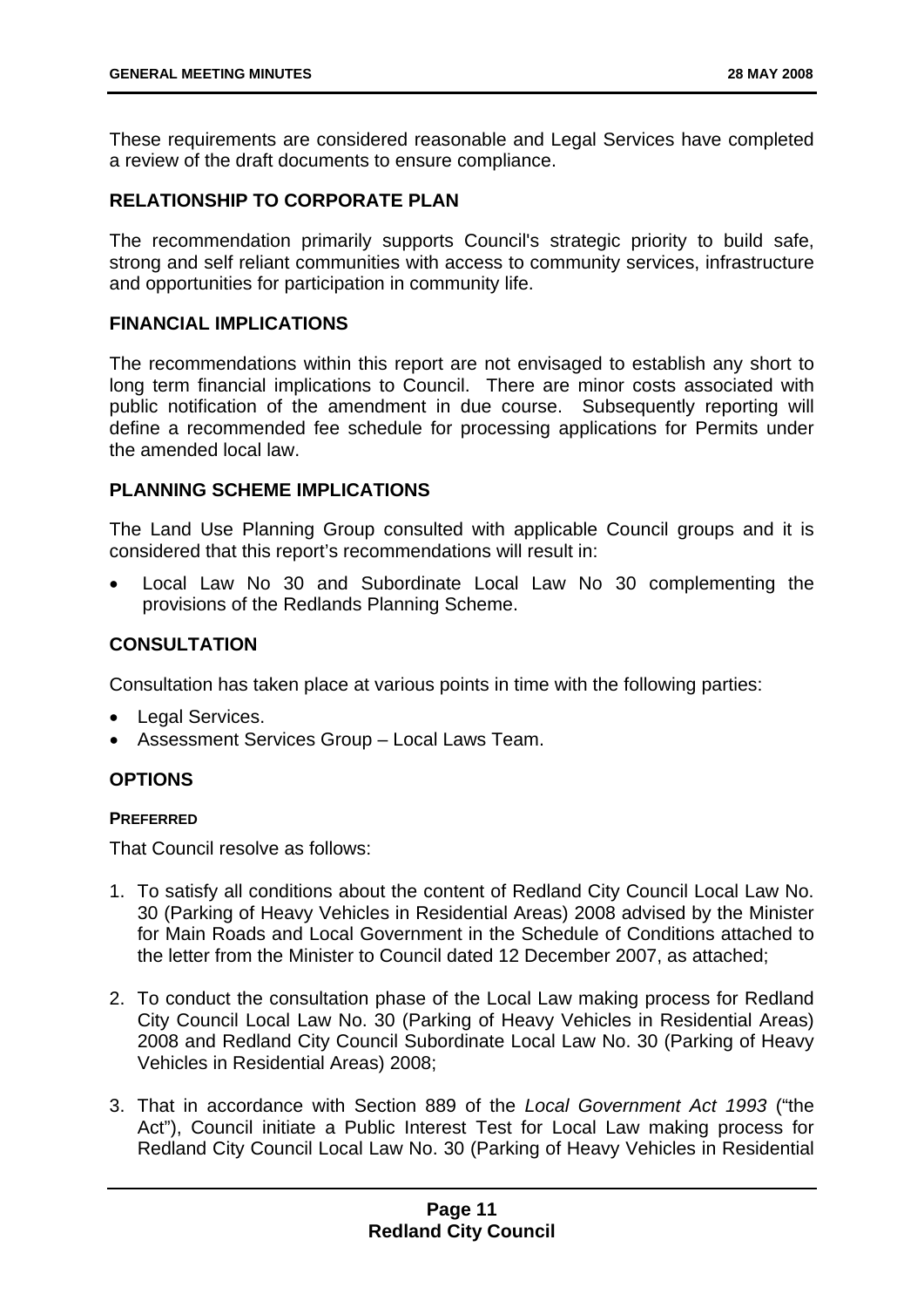These requirements are considered reasonable and Legal Services have completed a review of the draft documents to ensure compliance.

### RELATIONSHIP TO CORPORATE PLAN

The recommendation primarily supports Council's strategic priority to build safe, strong and self reliant communities with access to community services, infrastructure and opportunities for participation in community life.

### FINANCIAL IMPLICATIONS

The recommendations within this report are not envisaged to establish any short to long term financial implications to Council. There are minor costs associated with public notification of the amendment in due course. Subsequently reporting will define a recommended fee schedule for processing applications for Permits under the amended local law.

### PLANNING SCHEME IMPLICATIONS

The Land Use Planning Group consulted with applicable Council groups and it is considered that this report's recommendations will result in:

- Local Law No 30 and Subordinate Local Law No 30 complementing the provisions of the Redlands Planning Scheme.

### CONSULTATION

Consultation has taken place at various points in time with the following parties:

- Legal Services.
- Assessment Services Group – Local Laws Team.

### OPTIONS

#### PREFERRED

That Council resolve as follows:

1. To satisfy all conditions about the content of Redland City Council Local Law No. 30 (Parking of Heavy Vehicles in Residential Areas) 2008 advised by the Minister for Main Roads and Local Government in the Schedule of Conditions attached to the letter from the Minister to Council dated 12 December 2007, as attached;

2. To conduct the consultation phase of the Local Law making process for Redland City Council Local Law No. 30 (Parking of Heavy Vehicles in Residential Areas) 2008 and Redland City Council Subordinate Local Law No. 30 (Parking of Heavy Vehicles in Residential Areas) 2008;

3. That in accordance with Section 889 of the *Local Government Act 1993* ("the Act"), Council initiate a Public Interest Test for Local Law making process for Redland City Council Local Law No. 30 (Parking of Heavy Vehicles in Residential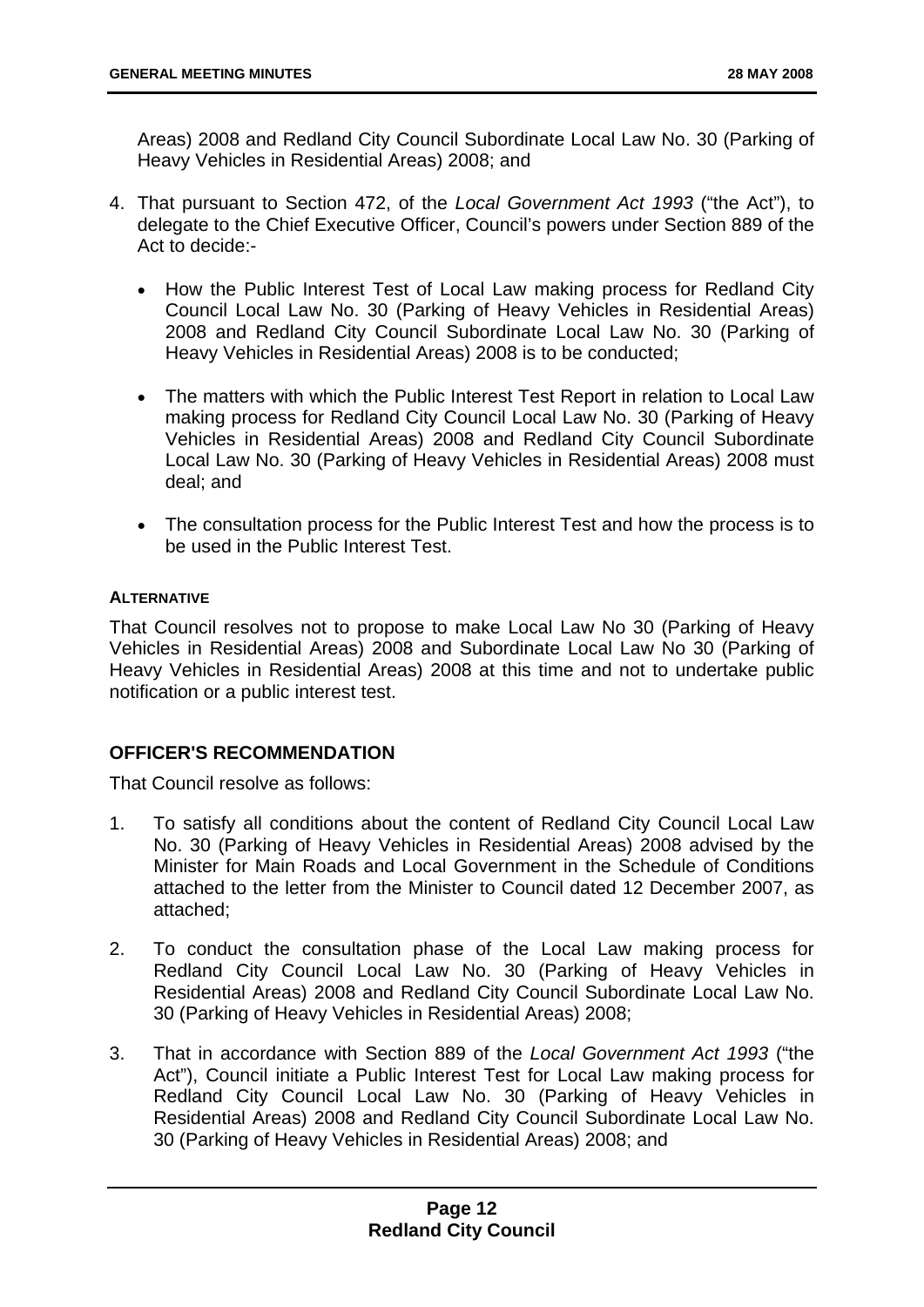Areas) 2008 and Redland City Council Subordinate Local Law No. 30 (Parking of Heavy Vehicles in Residential Areas) 2008; and

4. That pursuant to Section 472, of the *Local Government Act 1993* ("the Act"), to delegate to the Chief Executive Officer, Council's powers under Section 889 of the Act to decide:-

   - How the Public Interest Test of Local Law making process for Redland City Council Local Law No. 30 (Parking of Heavy Vehicles in Residential Areas) 2008 and Redland City Council Subordinate Local Law No. 30 (Parking of Heavy Vehicles in Residential Areas) 2008 is to be conducted;

   - The matters with which the Public Interest Test Report in relation to Local Law making process for Redland City Council Local Law No. 30 (Parking of Heavy Vehicles in Residential Areas) 2008 and Redland City Council Subordinate Local Law No. 30 (Parking of Heavy Vehicles in Residential Areas) 2008 must deal; and

   - The consultation process for the Public Interest Test and how the process is to be used in the Public Interest Test.

#### ALTERNATIVE

That Council resolves not to propose to make Local Law No 30 (Parking of Heavy Vehicles in Residential Areas) 2008 and Subordinate Local Law No 30 (Parking of Heavy Vehicles in Residential Areas) 2008 at this time and not to undertake public notification or a public interest test.

### OFFICER'S RECOMMENDATION

That Council resolve as follows:

1. To satisfy all conditions about the content of Redland City Council Local Law No. 30 (Parking of Heavy Vehicles in Residential Areas) 2008 advised by the Minister for Main Roads and Local Government in the Schedule of Conditions attached to the letter from the Minister to Council dated 12 December 2007, as attached;

2. To conduct the consultation phase of the Local Law making process for Redland City Council Local Law No. 30 (Parking of Heavy Vehicles in Residential Areas) 2008 and Redland City Council Subordinate Local Law No. 30 (Parking of Heavy Vehicles in Residential Areas) 2008;

3. That in accordance with Section 889 of the *Local Government Act 1993* ("the Act"), Council initiate a Public Interest Test for Local Law making process for Redland City Council Local Law No. 30 (Parking of Heavy Vehicles in Residential Areas) 2008 and Redland City Council Subordinate Local Law No. 30 (Parking of Heavy Vehicles in Residential Areas) 2008; and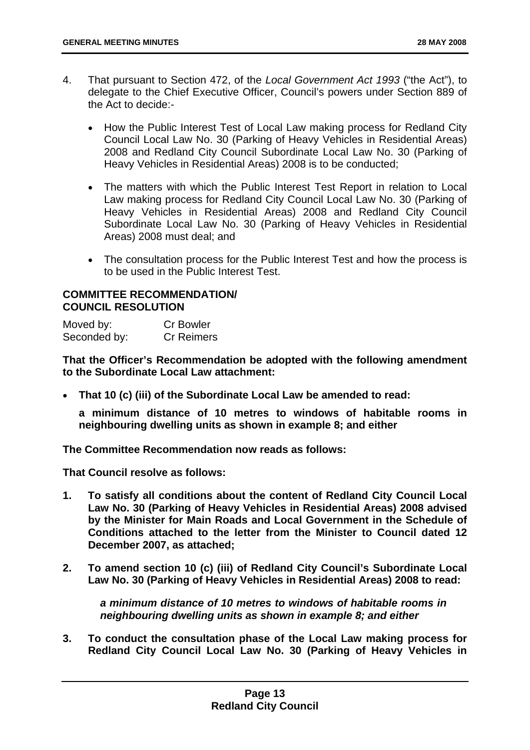4. That pursuant to Section 472, of the *Local Government Act 1993* ("the Act"), to delegate to the Chief Executive Officer, Council's powers under Section 889 of the Act to decide:-

   - How the Public Interest Test of Local Law making process for Redland City Council Local Law No. 30 (Parking of Heavy Vehicles in Residential Areas) 2008 and Redland City Council Subordinate Local Law No. 30 (Parking of Heavy Vehicles in Residential Areas) 2008 is to be conducted;

   - The matters with which the Public Interest Test Report in relation to Local Law making process for Redland City Council Local Law No. 30 (Parking of Heavy Vehicles in Residential Areas) 2008 and Redland City Council Subordinate Local Law No. 30 (Parking of Heavy Vehicles in Residential Areas) 2008 must deal; and

   - The consultation process for the Public Interest Test and how the process is to be used in the Public Interest Test.

**COMMITTEE RECOMMENDATION/ COUNCIL RESOLUTION**

| | |
|---|---|
| Moved by: | Cr Bowler |
| Seconded by: | Cr Reimers |

**That the Officer's Recommendation be adopted with the following amendment to the Subordinate Local Law attachment:**

- **That 10 (c) (iii) of the Subordinate Local Law be amended to read:**

  **a minimum distance of 10 metres to windows of habitable rooms in neighbouring dwelling units as shown in example 8; and either**

**The Committee Recommendation now reads as follows:**

**That Council resolve as follows:**

1. **To satisfy all conditions about the content of Redland City Council Local Law No. 30 (Parking of Heavy Vehicles in Residential Areas) 2008 advised by the Minister for Main Roads and Local Government in the Schedule of Conditions attached to the letter from the Minister to Council dated 12 December 2007, as attached;**

2. **To amend section 10 (c) (iii) of Redland City Council's Subordinate Local Law No. 30 (Parking of Heavy Vehicles in Residential Areas) 2008 to read:**

   ***a minimum distance of 10 metres to windows of habitable rooms in neighbouring dwelling units as shown in example 8; and either***

3. **To conduct the consultation phase of the Local Law making process for Redland City Council Local Law No. 30 (Parking of Heavy Vehicles in**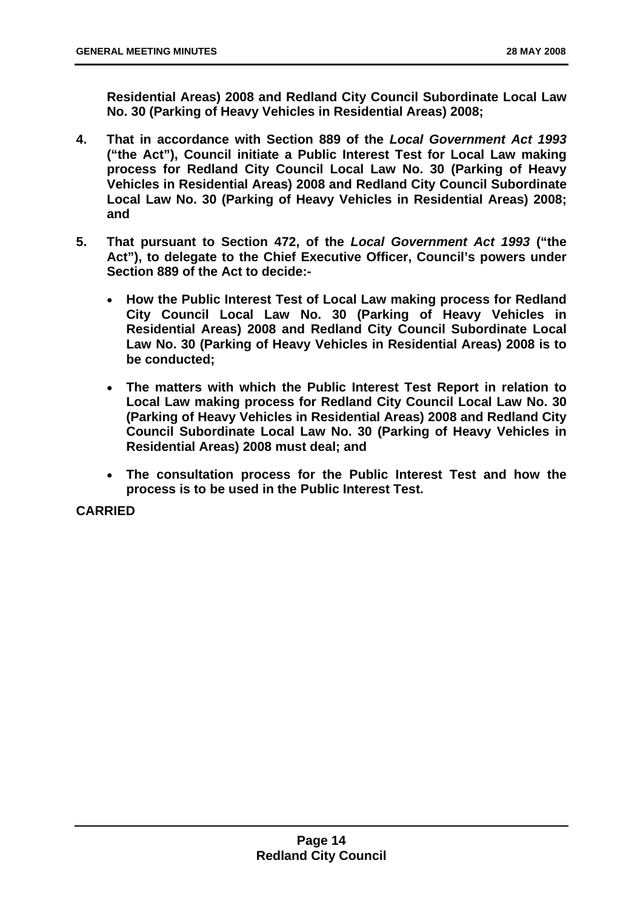**Residential Areas) 2008 and Redland City Council Subordinate Local Law No. 30 (Parking of Heavy Vehicles in Residential Areas) 2008;**

4. **That in accordance with Section 889 of the *Local Government Act 1993* ("the Act"), Council initiate a Public Interest Test for Local Law making process for Redland City Council Local Law No. 30 (Parking of Heavy Vehicles in Residential Areas) 2008 and Redland City Council Subordinate Local Law No. 30 (Parking of Heavy Vehicles in Residential Areas) 2008; and**

5. **That pursuant to Section 472, of the *Local Government Act 1993* ("the Act"), to delegate to the Chief Executive Officer, Council's powers under Section 889 of the Act to decide:-**

   - **How the Public Interest Test of Local Law making process for Redland City Council Local Law No. 30 (Parking of Heavy Vehicles in Residential Areas) 2008 and Redland City Council Subordinate Local Law No. 30 (Parking of Heavy Vehicles in Residential Areas) 2008 is to be conducted;**

   - **The matters with which the Public Interest Test Report in relation to Local Law making process for Redland City Council Local Law No. 30 (Parking of Heavy Vehicles in Residential Areas) 2008 and Redland City Council Subordinate Local Law No. 30 (Parking of Heavy Vehicles in Residential Areas) 2008 must deal; and**

   - **The consultation process for the Public Interest Test and how the process is to be used in the Public Interest Test.**

**CARRIED**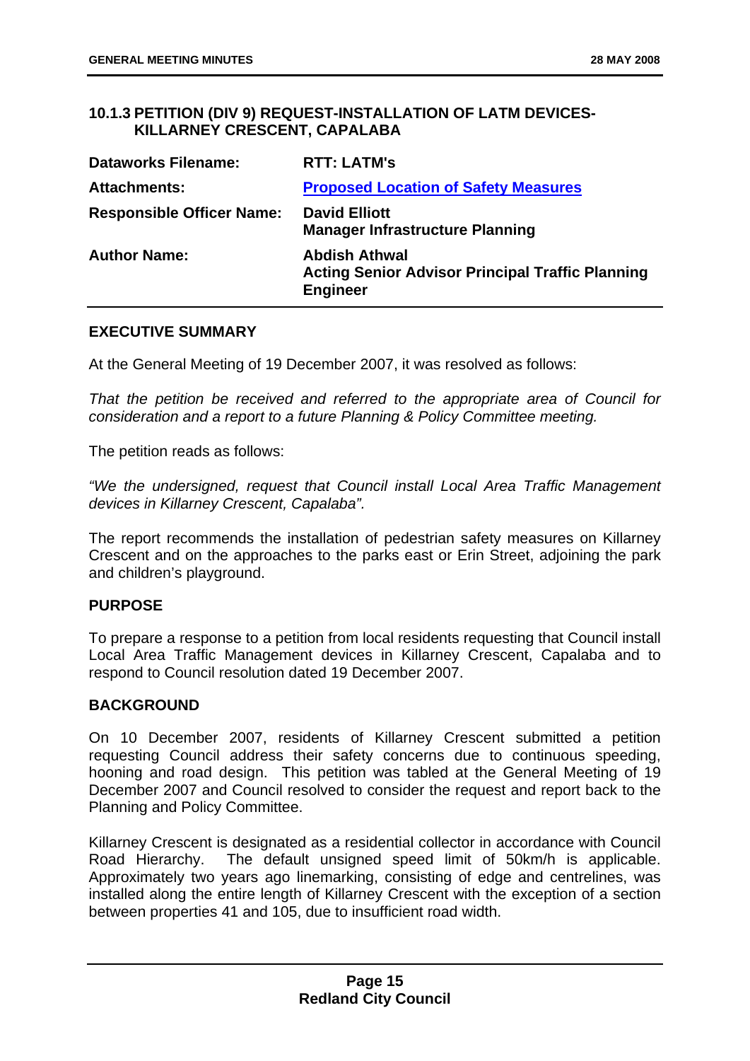### 10.1.3 PETITION (DIV 9) REQUEST-INSTALLATION OF LATM DEVICES-KILLARNEY CRESCENT, CAPALABA

| | |
|---|---|
| **Dataworks Filename:** | **RTT: LATM's** |
| **Attachments:** | **Proposed Location of Safety Measures** |
| **Responsible Officer Name:** | **David Elliott**<br>**Manager Infrastructure Planning** |
| **Author Name:** | **Abdish Athwal**<br>**Acting Senior Advisor Principal Traffic Planning Engineer** |

**EXECUTIVE SUMMARY**

At the General Meeting of 19 December 2007, it was resolved as follows:

*That the petition be received and referred to the appropriate area of Council for consideration and a report to a future Planning & Policy Committee meeting.*

The petition reads as follows:

*"We the undersigned, request that Council install Local Area Traffic Management devices in Killarney Crescent, Capalaba".*

The report recommends the installation of pedestrian safety measures on Killarney Crescent and on the approaches to the parks east or Erin Street, adjoining the park and children's playground.

**PURPOSE**

To prepare a response to a petition from local residents requesting that Council install Local Area Traffic Management devices in Killarney Crescent, Capalaba and to respond to Council resolution dated 19 December 2007.

**BACKGROUND**

On 10 December 2007, residents of Killarney Crescent submitted a petition requesting Council address their safety concerns due to continuous speeding, hooning and road design. This petition was tabled at the General Meeting of 19 December 2007 and Council resolved to consider the request and report back to the Planning and Policy Committee.

Killarney Crescent is designated as a residential collector in accordance with Council Road Hierarchy. The default unsigned speed limit of 50km/h is applicable. Approximately two years ago linemarking, consisting of edge and centrelines, was installed along the entire length of Killarney Crescent with the exception of a section between properties 41 and 105, due to insufficient road width.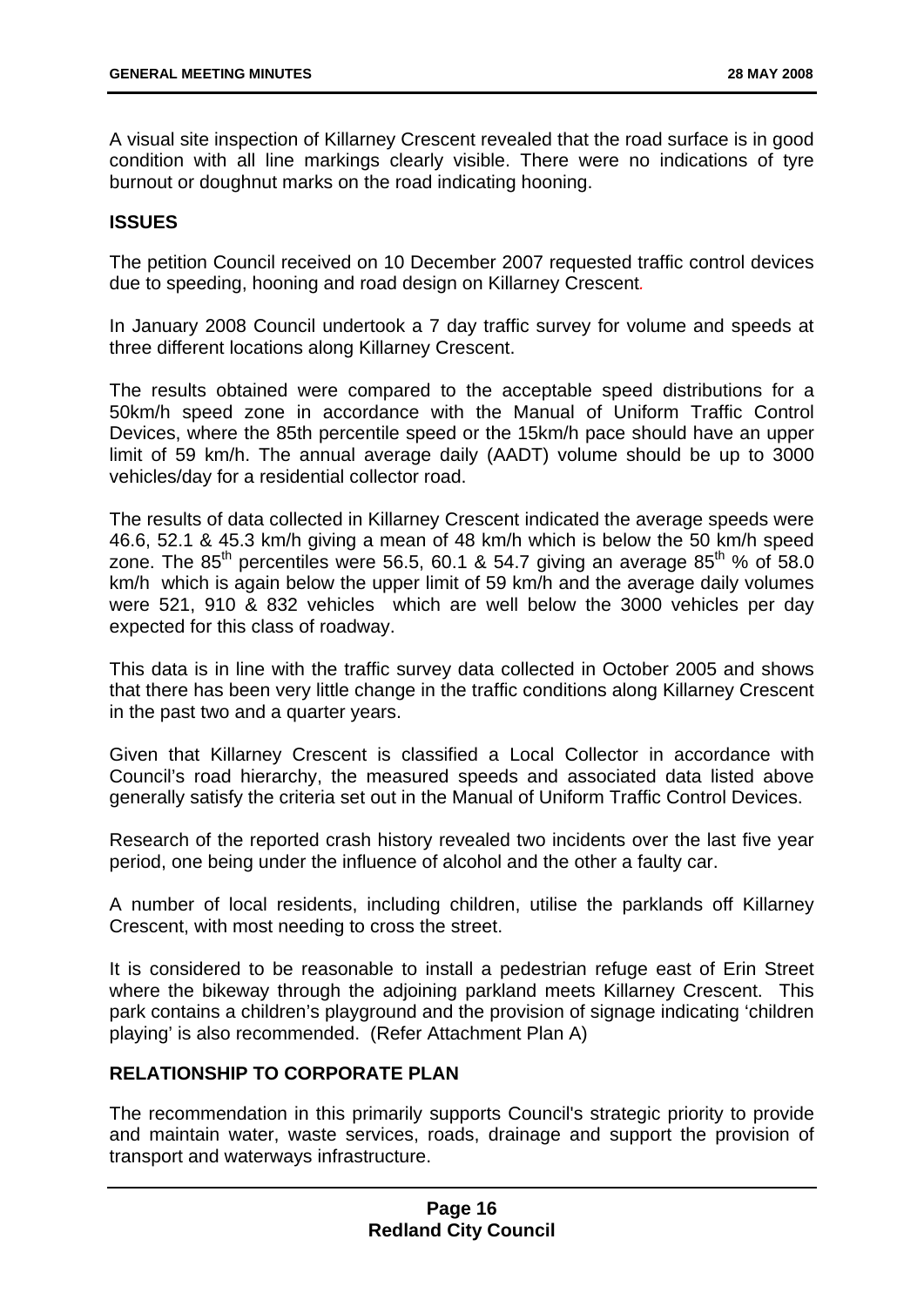A visual site inspection of Killarney Crescent revealed that the road surface is in good condition with all line markings clearly visible. There were no indications of tyre burnout or doughnut marks on the road indicating hooning.

**ISSUES**

The petition Council received on 10 December 2007 requested traffic control devices due to speeding, hooning and road design on Killarney Crescent.

In January 2008 Council undertook a 7 day traffic survey for volume and speeds at three different locations along Killarney Crescent.

The results obtained were compared to the acceptable speed distributions for a 50km/h speed zone in accordance with the Manual of Uniform Traffic Control Devices, where the 85th percentile speed or the 15km/h pace should have an upper limit of 59 km/h. The annual average daily (AADT) volume should be up to 3000 vehicles/day for a residential collector road.

The results of data collected in Killarney Crescent indicated the average speeds were 46.6, 52.1 & 45.3 km/h giving a mean of 48 km/h which is below the 50 km/h speed zone. The 85$^{th}$ percentiles were 56.5, 60.1 & 54.7 giving an average 85$^{th}$ % of 58.0 km/h which is again below the upper limit of 59 km/h and the average daily volumes were 521, 910 & 832 vehicles which are well below the 3000 vehicles per day expected for this class of roadway.

This data is in line with the traffic survey data collected in October 2005 and shows that there has been very little change in the traffic conditions along Killarney Crescent in the past two and a quarter years.

Given that Killarney Crescent is classified a Local Collector in accordance with Council's road hierarchy, the measured speeds and associated data listed above generally satisfy the criteria set out in the Manual of Uniform Traffic Control Devices.

Research of the reported crash history revealed two incidents over the last five year period, one being under the influence of alcohol and the other a faulty car.

A number of local residents, including children, utilise the parklands off Killarney Crescent, with most needing to cross the street.

It is considered to be reasonable to install a pedestrian refuge east of Erin Street where the bikeway through the adjoining parkland meets Killarney Crescent. This park contains a children's playground and the provision of signage indicating 'children playing' is also recommended. (Refer Attachment Plan A)

**RELATIONSHIP TO CORPORATE PLAN**

The recommendation in this primarily supports Council's strategic priority to provide and maintain water, waste services, roads, drainage and support the provision of transport and waterways infrastructure.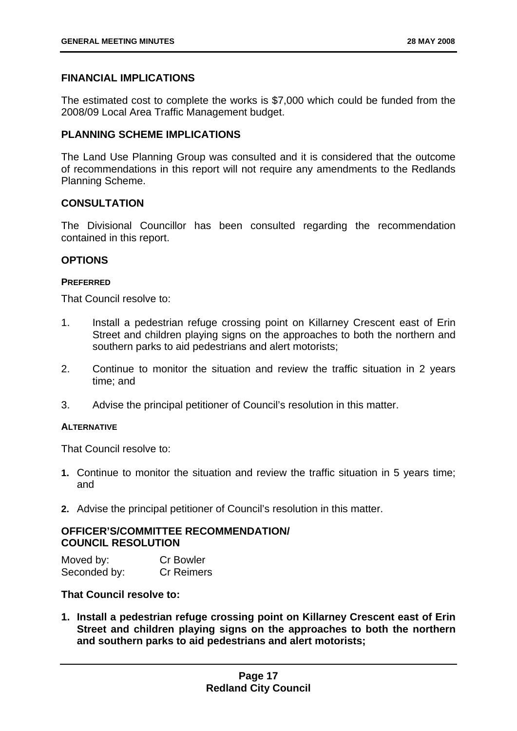## FINANCIAL IMPLICATIONS

The estimated cost to complete the works is $7,000 which could be funded from the 2008/09 Local Area Traffic Management budget.

## PLANNING SCHEME IMPLICATIONS

The Land Use Planning Group was consulted and it is considered that the outcome of recommendations in this report will not require any amendments to the Redlands Planning Scheme.

## CONSULTATION

The Divisional Councillor has been consulted regarding the recommendation contained in this report.

## OPTIONS

#### PREFERRED

That Council resolve to:

1. Install a pedestrian refuge crossing point on Killarney Crescent east of Erin Street and children playing signs on the approaches to both the northern and southern parks to aid pedestrians and alert motorists;
2. Continue to monitor the situation and review the traffic situation in 2 years time; and
3. Advise the principal petitioner of Council's resolution in this matter.

#### ALTERNATIVE

That Council resolve to:

1. Continue to monitor the situation and review the traffic situation in 5 years time; and
2. Advise the principal petitioner of Council's resolution in this matter.

## OFFICER'S/COMMITTEE RECOMMENDATION/ COUNCIL RESOLUTION

Moved by: Cr Bowler
Seconded by: Cr Reimers

**That Council resolve to:**

1. **Install a pedestrian refuge crossing point on Killarney Crescent east of Erin Street and children playing signs on the approaches to both the northern and southern parks to aid pedestrians and alert motorists;**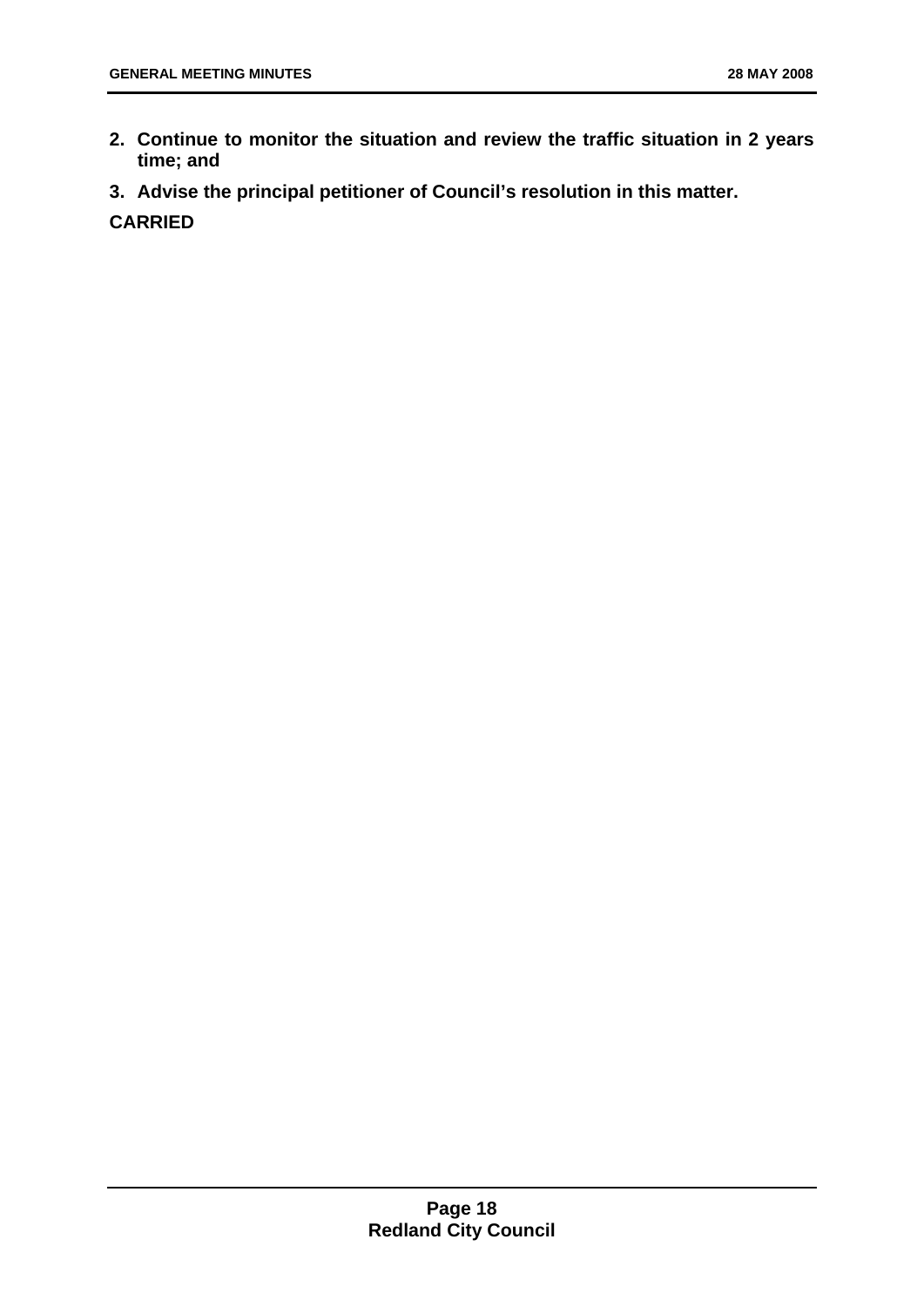2. **Continue to monitor the situation and review the traffic situation in 2 years time; and**
3. **Advise the principal petitioner of Council's resolution in this matter.**

**CARRIED**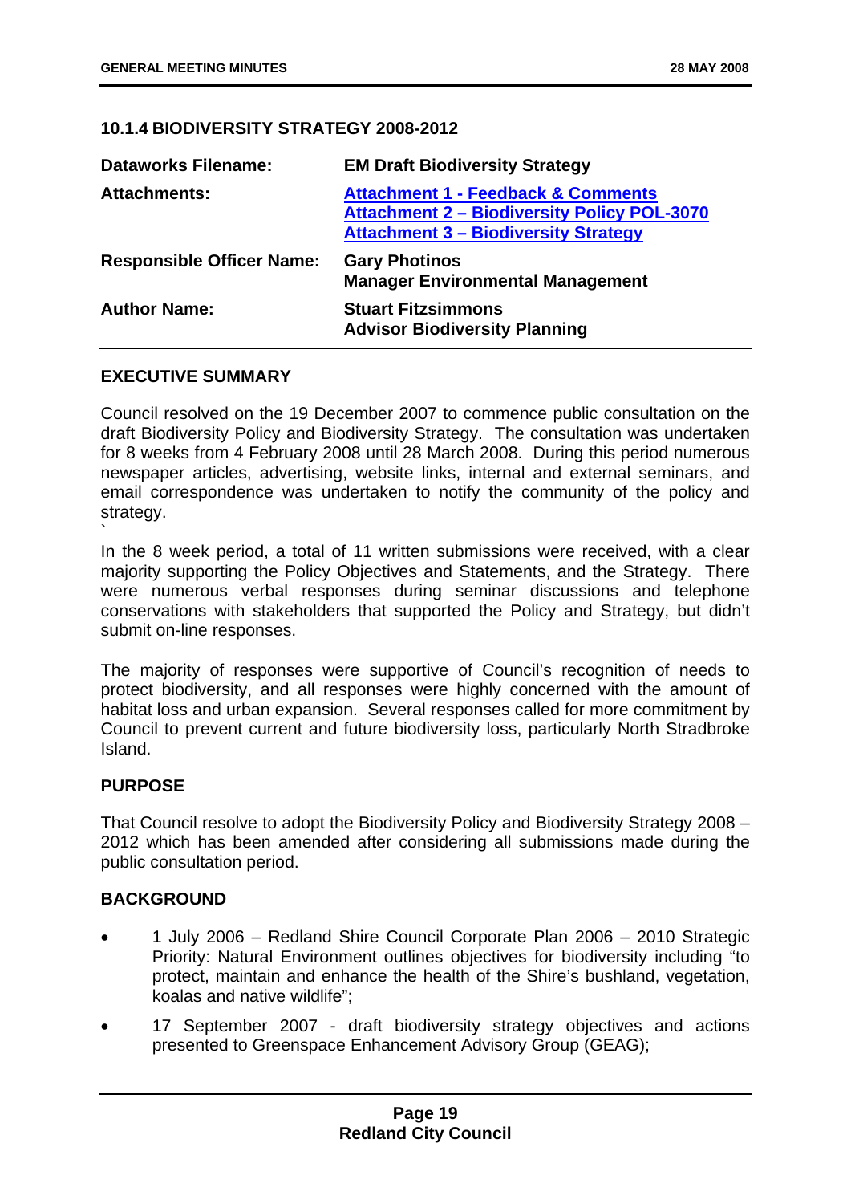### 10.1.4 BIODIVERSITY STRATEGY 2008-2012

| | |
|---|---|
| **Dataworks Filename:** | **EM Draft Biodiversity Strategy** |
| **Attachments:** | **Attachment 1 - Feedback & Comments**<br>**Attachment 2 – Biodiversity Policy POL-3070**<br>**Attachment 3 – Biodiversity Strategy** |
| **Responsible Officer Name:** | **Gary Photinos**<br>**Manager Environmental Management** |
| **Author Name:** | **Stuart Fitzsimmons**<br>**Advisor Biodiversity Planning** |

#### EXECUTIVE SUMMARY

Council resolved on the 19 December 2007 to commence public consultation on the draft Biodiversity Policy and Biodiversity Strategy. The consultation was undertaken for 8 weeks from 4 February 2008 until 28 March 2008. During this period numerous newspaper articles, advertising, website links, internal and external seminars, and email correspondence was undertaken to notify the community of the policy and strategy.
`

In the 8 week period, a total of 11 written submissions were received, with a clear majority supporting the Policy Objectives and Statements, and the Strategy. There were numerous verbal responses during seminar discussions and telephone conservations with stakeholders that supported the Policy and Strategy, but didn't submit on-line responses.

The majority of responses were supportive of Council's recognition of needs to protect biodiversity, and all responses were highly concerned with the amount of habitat loss and urban expansion. Several responses called for more commitment by Council to prevent current and future biodiversity loss, particularly North Stradbroke Island.

#### PURPOSE

That Council resolve to adopt the Biodiversity Policy and Biodiversity Strategy 2008 – 2012 which has been amended after considering all submissions made during the public consultation period.

#### BACKGROUND

- 1 July 2006 – Redland Shire Council Corporate Plan 2006 – 2010 Strategic Priority: Natural Environment outlines objectives for biodiversity including "to protect, maintain and enhance the health of the Shire's bushland, vegetation, koalas and native wildlife";
- 17 September 2007 - draft biodiversity strategy objectives and actions presented to Greenspace Enhancement Advisory Group (GEAG);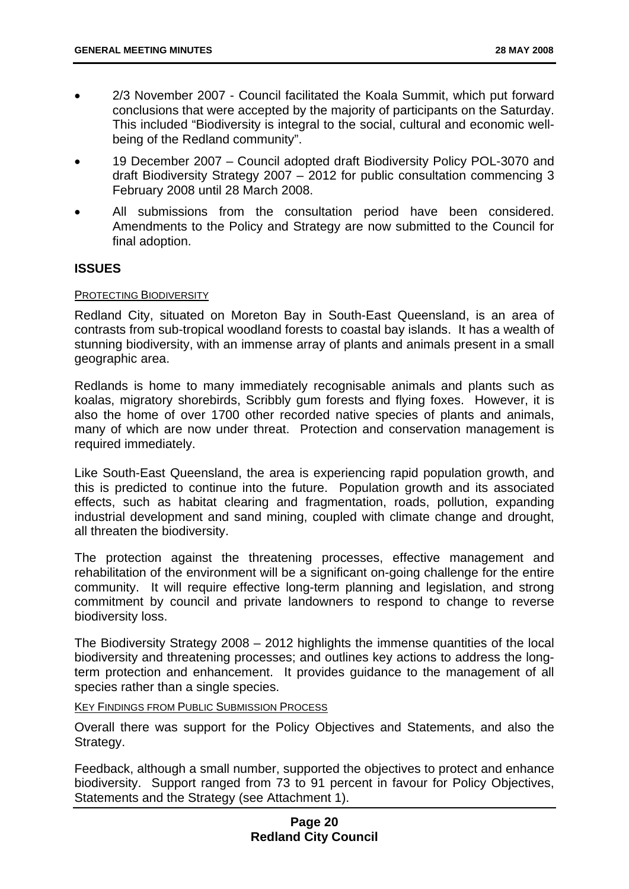- 2/3 November 2007 - Council facilitated the Koala Summit, which put forward conclusions that were accepted by the majority of participants on the Saturday. This included "Biodiversity is integral to the social, cultural and economic well-being of the Redland community".
- 19 December 2007 – Council adopted draft Biodiversity Policy POL-3070 and draft Biodiversity Strategy 2007 – 2012 for public consultation commencing 3 February 2008 until 28 March 2008.
- All submissions from the consultation period have been considered. Amendments to the Policy and Strategy are now submitted to the Council for final adoption.

## ISSUES

PROTECTING BIODIVERSITY

Redland City, situated on Moreton Bay in South-East Queensland, is an area of contrasts from sub-tropical woodland forests to coastal bay islands. It has a wealth of stunning biodiversity, with an immense array of plants and animals present in a small geographic area.

Redlands is home to many immediately recognisable animals and plants such as koalas, migratory shorebirds, Scribbly gum forests and flying foxes. However, it is also the home of over 1700 other recorded native species of plants and animals, many of which are now under threat. Protection and conservation management is required immediately.

Like South-East Queensland, the area is experiencing rapid population growth, and this is predicted to continue into the future. Population growth and its associated effects, such as habitat clearing and fragmentation, roads, pollution, expanding industrial development and sand mining, coupled with climate change and drought, all threaten the biodiversity.

The protection against the threatening processes, effective management and rehabilitation of the environment will be a significant on-going challenge for the entire community. It will require effective long-term planning and legislation, and strong commitment by council and private landowners to respond to change to reverse biodiversity loss.

The Biodiversity Strategy 2008 – 2012 highlights the immense quantities of the local biodiversity and threatening processes; and outlines key actions to address the long-term protection and enhancement. It provides guidance to the management of all species rather than a single species.

KEY FINDINGS FROM PUBLIC SUBMISSION PROCESS

Overall there was support for the Policy Objectives and Statements, and also the Strategy.

Feedback, although a small number, supported the objectives to protect and enhance biodiversity. Support ranged from 73 to 91 percent in favour for Policy Objectives, Statements and the Strategy (see Attachment 1).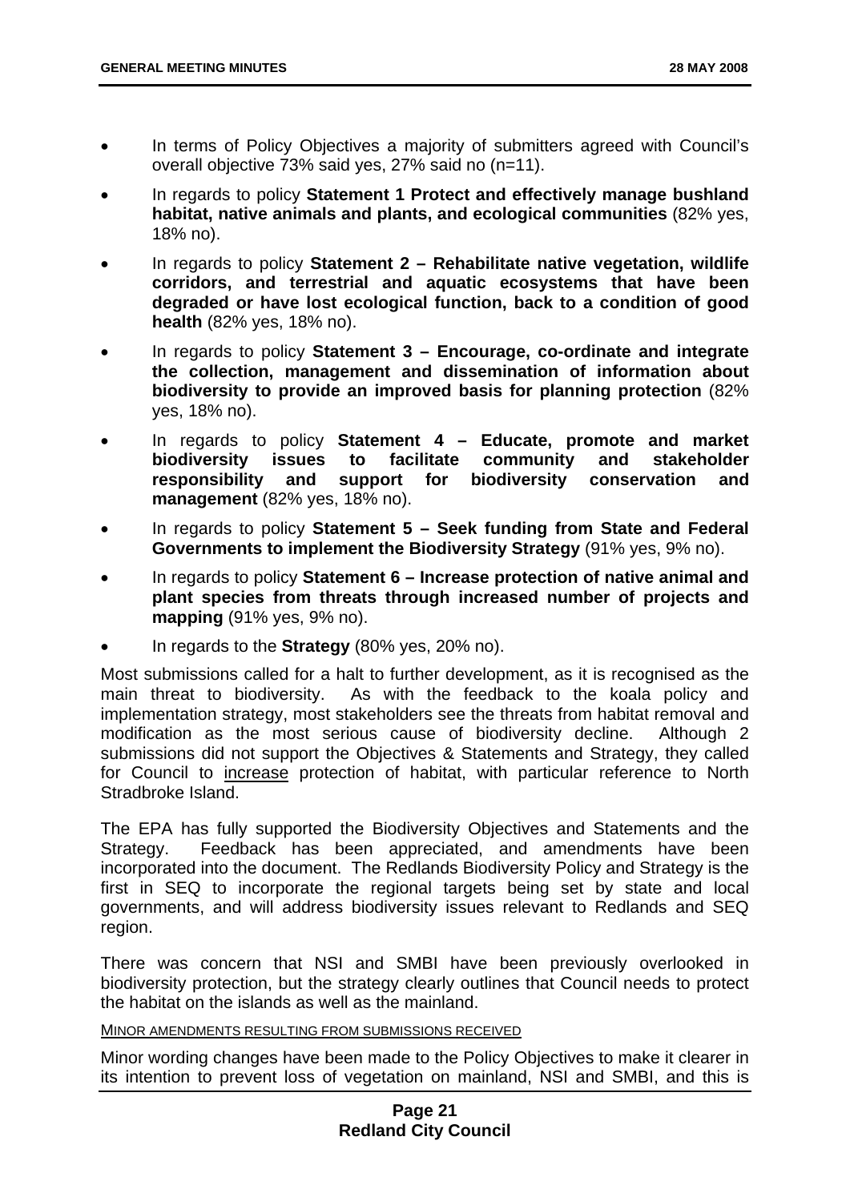- In terms of Policy Objectives a majority of submitters agreed with Council's overall objective 73% said yes, 27% said no (n=11).
- In regards to policy **Statement 1 Protect and effectively manage bushland habitat, native animals and plants, and ecological communities** (82% yes, 18% no).
- In regards to policy **Statement 2 – Rehabilitate native vegetation, wildlife corridors, and terrestrial and aquatic ecosystems that have been degraded or have lost ecological function, back to a condition of good health** (82% yes, 18% no).
- In regards to policy **Statement 3 – Encourage, co-ordinate and integrate the collection, management and dissemination of information about biodiversity to provide an improved basis for planning protection** (82% yes, 18% no).
- In regards to policy **Statement 4 – Educate, promote and market biodiversity issues to facilitate community and stakeholder responsibility and support for biodiversity conservation and management** (82% yes, 18% no).
- In regards to policy **Statement 5 – Seek funding from State and Federal Governments to implement the Biodiversity Strategy** (91% yes, 9% no).
- In regards to policy **Statement 6 – Increase protection of native animal and plant species from threats through increased number of projects and mapping** (91% yes, 9% no).
- In regards to the **Strategy** (80% yes, 20% no).

Most submissions called for a halt to further development, as it is recognised as the main threat to biodiversity. As with the feedback to the koala policy and implementation strategy, most stakeholders see the threats from habitat removal and modification as the most serious cause of biodiversity decline. Although 2 submissions did not support the Objectives & Statements and Strategy, they called for Council to increase protection of habitat, with particular reference to North Stradbroke Island.

The EPA has fully supported the Biodiversity Objectives and Statements and the Strategy. Feedback has been appreciated, and amendments have been incorporated into the document. The Redlands Biodiversity Policy and Strategy is the first in SEQ to incorporate the regional targets being set by state and local governments, and will address biodiversity issues relevant to Redlands and SEQ region.

There was concern that NSI and SMBI have been previously overlooked in biodiversity protection, but the strategy clearly outlines that Council needs to protect the habitat on the islands as well as the mainland.

MINOR AMENDMENTS RESULTING FROM SUBMISSIONS RECEIVED

Minor wording changes have been made to the Policy Objectives to make it clearer in its intention to prevent loss of vegetation on mainland, NSI and SMBI, and this is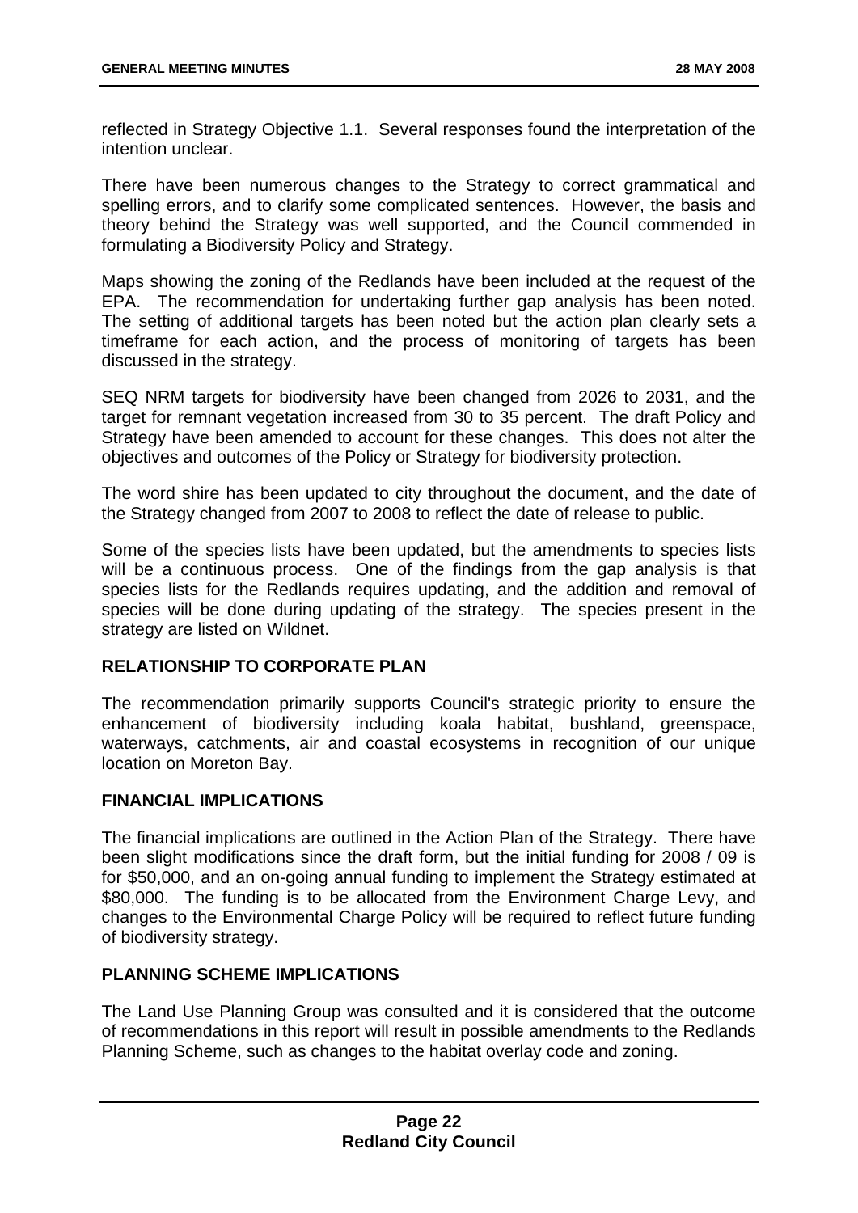reflected in Strategy Objective 1.1. Several responses found the interpretation of the intention unclear.

There have been numerous changes to the Strategy to correct grammatical and spelling errors, and to clarify some complicated sentences. However, the basis and theory behind the Strategy was well supported, and the Council commended in formulating a Biodiversity Policy and Strategy.

Maps showing the zoning of the Redlands have been included at the request of the EPA. The recommendation for undertaking further gap analysis has been noted. The setting of additional targets has been noted but the action plan clearly sets a timeframe for each action, and the process of monitoring of targets has been discussed in the strategy.

SEQ NRM targets for biodiversity have been changed from 2026 to 2031, and the target for remnant vegetation increased from 30 to 35 percent. The draft Policy and Strategy have been amended to account for these changes. This does not alter the objectives and outcomes of the Policy or Strategy for biodiversity protection.

The word shire has been updated to city throughout the document, and the date of the Strategy changed from 2007 to 2008 to reflect the date of release to public.

Some of the species lists have been updated, but the amendments to species lists will be a continuous process. One of the findings from the gap analysis is that species lists for the Redlands requires updating, and the addition and removal of species will be done during updating of the strategy. The species present in the strategy are listed on Wildnet.

## RELATIONSHIP TO CORPORATE PLAN

The recommendation primarily supports Council's strategic priority to ensure the enhancement of biodiversity including koala habitat, bushland, greenspace, waterways, catchments, air and coastal ecosystems in recognition of our unique location on Moreton Bay.

## FINANCIAL IMPLICATIONS

The financial implications are outlined in the Action Plan of the Strategy. There have been slight modifications since the draft form, but the initial funding for 2008 / 09 is for $50,000, and an on-going annual funding to implement the Strategy estimated at $80,000. The funding is to be allocated from the Environment Charge Levy, and changes to the Environmental Charge Policy will be required to reflect future funding of biodiversity strategy.

## PLANNING SCHEME IMPLICATIONS

The Land Use Planning Group was consulted and it is considered that the outcome of recommendations in this report will result in possible amendments to the Redlands Planning Scheme, such as changes to the habitat overlay code and zoning.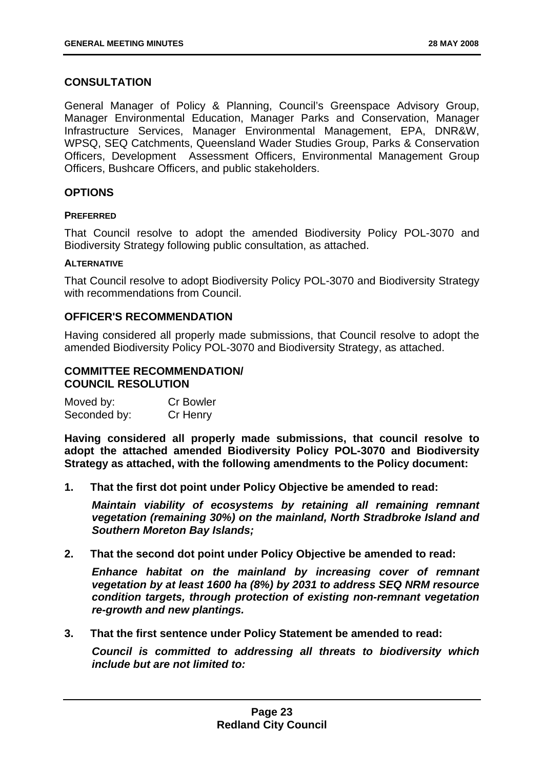## CONSULTATION

General Manager of Policy & Planning, Council's Greenspace Advisory Group, Manager Environmental Education, Manager Parks and Conservation, Manager Infrastructure Services, Manager Environmental Management, EPA, DNR&W, WPSQ, SEQ Catchments, Queensland Wader Studies Group, Parks & Conservation Officers, Development Assessment Officers, Environmental Management Group Officers, Bushcare Officers, and public stakeholders.

## OPTIONS

### PREFERRED

That Council resolve to adopt the amended Biodiversity Policy POL-3070 and Biodiversity Strategy following public consultation, as attached.

### ALTERNATIVE

That Council resolve to adopt Biodiversity Policy POL-3070 and Biodiversity Strategy with recommendations from Council.

## OFFICER'S RECOMMENDATION

Having considered all properly made submissions, that Council resolve to adopt the amended Biodiversity Policy POL-3070 and Biodiversity Strategy, as attached.

## COMMITTEE RECOMMENDATION/ COUNCIL RESOLUTION

| | |
|---|---|
| Moved by: | Cr Bowler |
| Seconded by: | Cr Henry |

**Having considered all properly made submissions, that council resolve to adopt the attached amended Biodiversity Policy POL-3070 and Biodiversity Strategy as attached, with the following amendments to the Policy document:**

1. **That the first dot point under Policy Objective be amended to read:**

   ***Maintain viability of ecosystems by retaining all remaining remnant vegetation (remaining 30%) on the mainland, North Stradbroke Island and Southern Moreton Bay Islands;***

2. **That the second dot point under Policy Objective be amended to read:**

   ***Enhance habitat on the mainland by increasing cover of remnant vegetation by at least 1600 ha (8%) by 2031 to address SEQ NRM resource condition targets, through protection of existing non-remnant vegetation re-growth and new plantings.***

3. **That the first sentence under Policy Statement be amended to read:**

   ***Council is committed to addressing all threats to biodiversity which include but are not limited to:***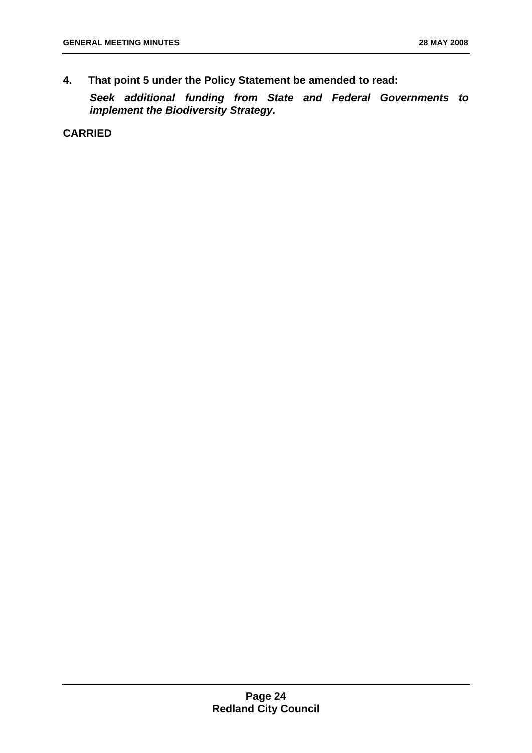**4. That point 5 under the Policy Statement be amended to read:**

***Seek additional funding from State and Federal Governments to implement the Biodiversity Strategy.***

**CARRIED**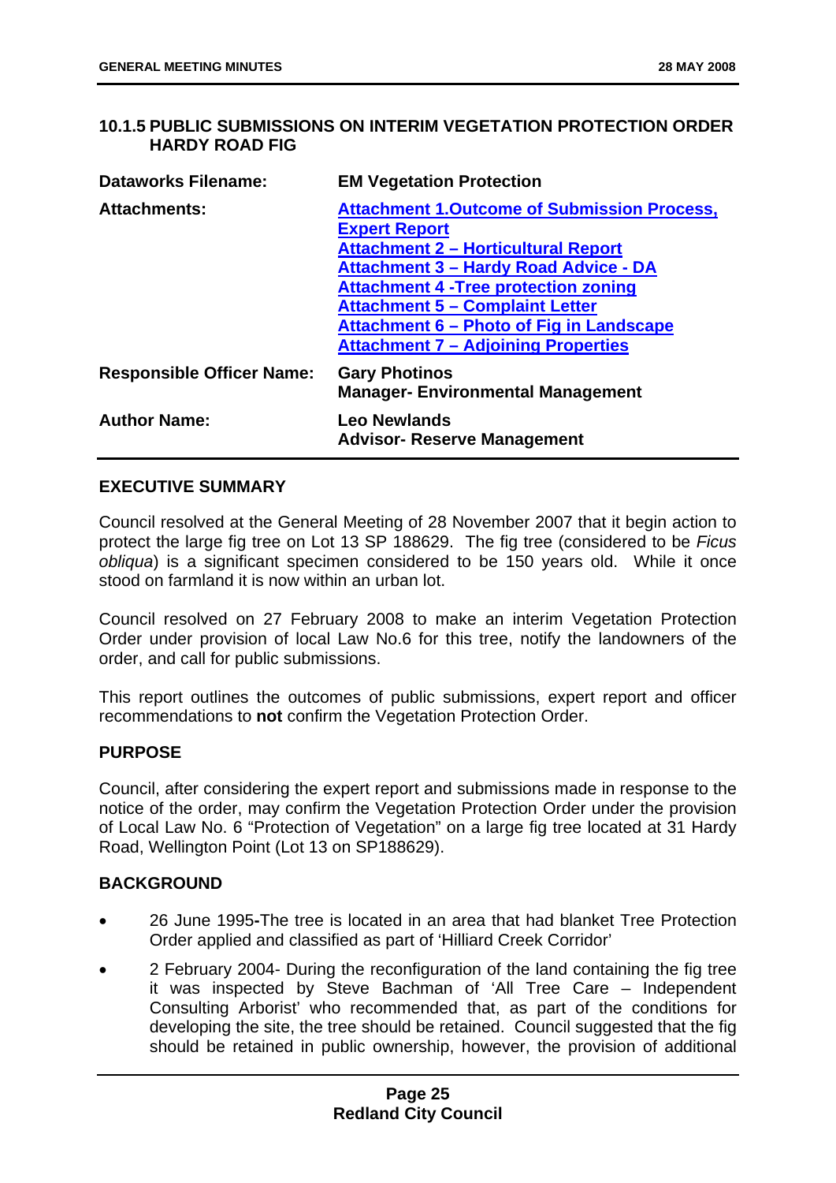### 10.1.5 PUBLIC SUBMISSIONS ON INTERIM VEGETATION PROTECTION ORDER HARDY ROAD FIG

| | |
|---|---|
| **Dataworks Filename:** | **EM Vegetation Protection** |
| **Attachments:** | **Attachment 1.Outcome of Submission Process, Expert Report**<br>**Attachment 2 – Horticultural Report**<br>**Attachment 3 – Hardy Road Advice - DA**<br>**Attachment 4 -Tree protection zoning**<br>**Attachment 5 – Complaint Letter**<br>**Attachment 6 – Photo of Fig in Landscape**<br>**Attachment 7 – Adjoining Properties** |
| **Responsible Officer Name:** | **Gary Photinos**<br>**Manager- Environmental Management** |
| **Author Name:** | **Leo Newlands**<br>**Advisor- Reserve Management** |

**EXECUTIVE SUMMARY**

Council resolved at the General Meeting of 28 November 2007 that it begin action to protect the large fig tree on Lot 13 SP 188629. The fig tree (considered to be *Ficus obliqua*) is a significant specimen considered to be 150 years old. While it once stood on farmland it is now within an urban lot.

Council resolved on 27 February 2008 to make an interim Vegetation Protection Order under provision of local Law No.6 for this tree, notify the landowners of the order, and call for public submissions.

This report outlines the outcomes of public submissions, expert report and officer recommendations to **not** confirm the Vegetation Protection Order.

**PURPOSE**

Council, after considering the expert report and submissions made in response to the notice of the order, may confirm the Vegetation Protection Order under the provision of Local Law No. 6 "Protection of Vegetation" on a large fig tree located at 31 Hardy Road, Wellington Point (Lot 13 on SP188629).

**BACKGROUND**

- 26 June 1995**-**The tree is located in an area that had blanket Tree Protection Order applied and classified as part of 'Hilliard Creek Corridor'
- 2 February 2004- During the reconfiguration of the land containing the fig tree it was inspected by Steve Bachman of 'All Tree Care – Independent Consulting Arborist' who recommended that, as part of the conditions for developing the site, the tree should be retained. Council suggested that the fig should be retained in public ownership, however, the provision of additional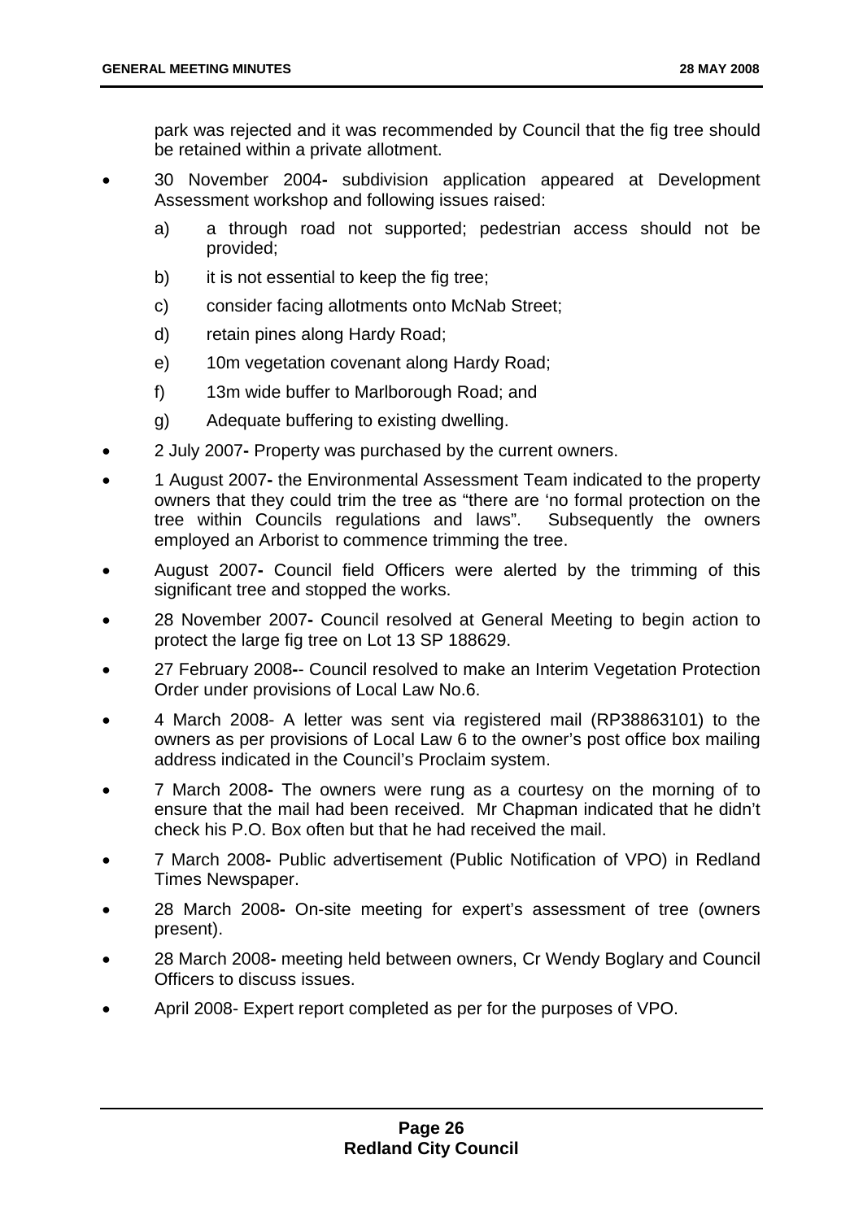park was rejected and it was recommended by Council that the fig tree should be retained within a private allotment.

- 30 November 2004**-** subdivision application appeared at Development Assessment workshop and following issues raised:
  - a) a through road not supported; pedestrian access should not be provided;
  - b) it is not essential to keep the fig tree;
  - c) consider facing allotments onto McNab Street;
  - d) retain pines along Hardy Road;
  - e) 10m vegetation covenant along Hardy Road;
  - f) 13m wide buffer to Marlborough Road; and
  - g) Adequate buffering to existing dwelling.
- 2 July 2007**-** Property was purchased by the current owners.
- 1 August 2007**-** the Environmental Assessment Team indicated to the property owners that they could trim the tree as "there are 'no formal protection on the tree within Councils regulations and laws". Subsequently the owners employed an Arborist to commence trimming the tree.
- August 2007**-** Council field Officers were alerted by the trimming of this significant tree and stopped the works.
- 28 November 2007**-** Council resolved at General Meeting to begin action to protect the large fig tree on Lot 13 SP 188629.
- 27 February 2008**-**- Council resolved to make an Interim Vegetation Protection Order under provisions of Local Law No.6.
- 4 March 2008- A letter was sent via registered mail (RP38863101) to the owners as per provisions of Local Law 6 to the owner's post office box mailing address indicated in the Council's Proclaim system.
- 7 March 2008**-** The owners were rung as a courtesy on the morning of to ensure that the mail had been received. Mr Chapman indicated that he didn't check his P.O. Box often but that he had received the mail.
- 7 March 2008**-** Public advertisement (Public Notification of VPO) in Redland Times Newspaper.
- 28 March 2008**-** On-site meeting for expert's assessment of tree (owners present).
- 28 March 2008**-** meeting held between owners, Cr Wendy Boglary and Council Officers to discuss issues.
- April 2008- Expert report completed as per for the purposes of VPO.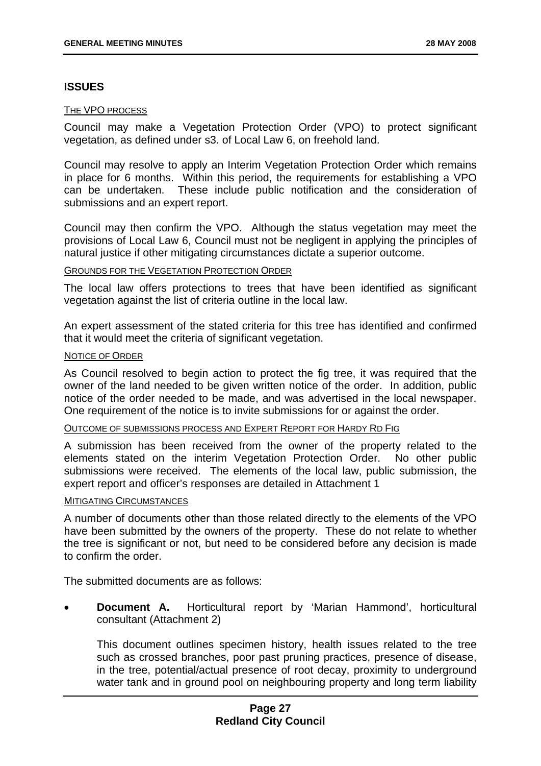## ISSUES

THE VPO PROCESS

Council may make a Vegetation Protection Order (VPO) to protect significant vegetation, as defined under s3. of Local Law 6, on freehold land.

Council may resolve to apply an Interim Vegetation Protection Order which remains in place for 6 months. Within this period, the requirements for establishing a VPO can be undertaken. These include public notification and the consideration of submissions and an expert report.

Council may then confirm the VPO. Although the status vegetation may meet the provisions of Local Law 6, Council must not be negligent in applying the principles of natural justice if other mitigating circumstances dictate a superior outcome.

GROUNDS FOR THE VEGETATION PROTECTION ORDER

The local law offers protections to trees that have been identified as significant vegetation against the list of criteria outline in the local law.

An expert assessment of the stated criteria for this tree has identified and confirmed that it would meet the criteria of significant vegetation.

NOTICE OF ORDER

As Council resolved to begin action to protect the fig tree, it was required that the owner of the land needed to be given written notice of the order. In addition, public notice of the order needed to be made, and was advertised in the local newspaper. One requirement of the notice is to invite submissions for or against the order.

OUTCOME OF SUBMISSIONS PROCESS AND EXPERT REPORT FOR HARDY RD FIG

A submission has been received from the owner of the property related to the elements stated on the interim Vegetation Protection Order. No other public submissions were received. The elements of the local law, public submission, the expert report and officer's responses are detailed in Attachment 1

MITIGATING CIRCUMSTANCES

A number of documents other than those related directly to the elements of the VPO have been submitted by the owners of the property. These do not relate to whether the tree is significant or not, but need to be considered before any decision is made to confirm the order.

The submitted documents are as follows:

- **Document A.** Horticultural report by 'Marian Hammond', horticultural consultant (Attachment 2)

  This document outlines specimen history, health issues related to the tree such as crossed branches, poor past pruning practices, presence of disease, in the tree, potential/actual presence of root decay, proximity to underground water tank and in ground pool on neighbouring property and long term liability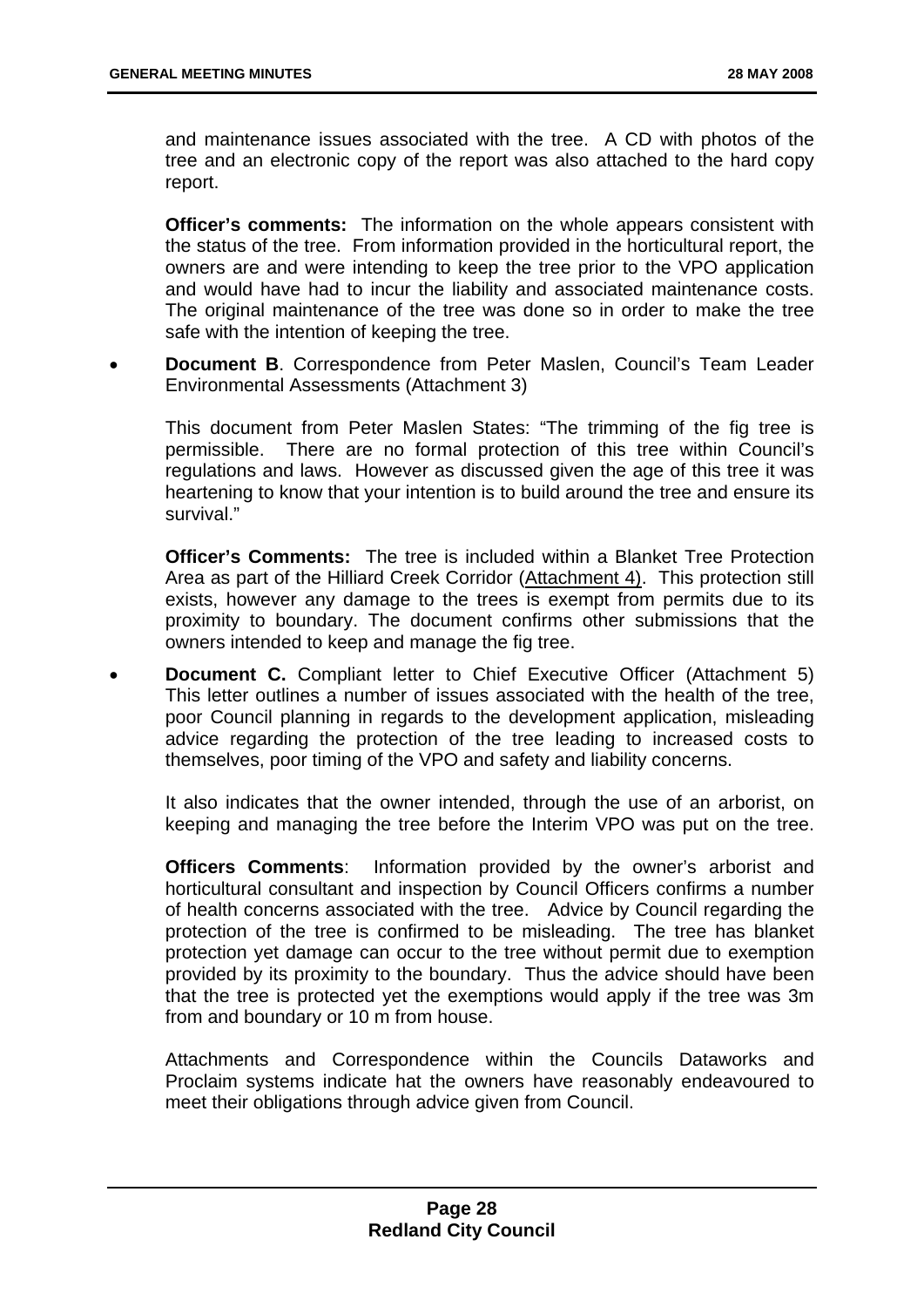and maintenance issues associated with the tree. A CD with photos of the tree and an electronic copy of the report was also attached to the hard copy report.

**Officer's comments:** The information on the whole appears consistent with the status of the tree. From information provided in the horticultural report, the owners are and were intending to keep the tree prior to the VPO application and would have had to incur the liability and associated maintenance costs. The original maintenance of the tree was done so in order to make the tree safe with the intention of keeping the tree.

- **Document B**. Correspondence from Peter Maslen, Council's Team Leader Environmental Assessments (Attachment 3)

  This document from Peter Maslen States: "The trimming of the fig tree is permissible. There are no formal protection of this tree within Council's regulations and laws. However as discussed given the age of this tree it was heartening to know that your intention is to build around the tree and ensure its survival."

  **Officer's Comments:** The tree is included within a Blanket Tree Protection Area as part of the Hilliard Creek Corridor (Attachment 4). This protection still exists, however any damage to the trees is exempt from permits due to its proximity to boundary. The document confirms other submissions that the owners intended to keep and manage the fig tree.

- **Document C.** Compliant letter to Chief Executive Officer (Attachment 5) This letter outlines a number of issues associated with the health of the tree, poor Council planning in regards to the development application, misleading advice regarding the protection of the tree leading to increased costs to themselves, poor timing of the VPO and safety and liability concerns.

  It also indicates that the owner intended, through the use of an arborist, on keeping and managing the tree before the Interim VPO was put on the tree.

  **Officers Comments**: Information provided by the owner's arborist and horticultural consultant and inspection by Council Officers confirms a number of health concerns associated with the tree. Advice by Council regarding the protection of the tree is confirmed to be misleading. The tree has blanket protection yet damage can occur to the tree without permit due to exemption provided by its proximity to the boundary. Thus the advice should have been that the tree is protected yet the exemptions would apply if the tree was 3m from and boundary or 10 m from house.

  Attachments and Correspondence within the Councils Dataworks and Proclaim systems indicate hat the owners have reasonably endeavoured to meet their obligations through advice given from Council.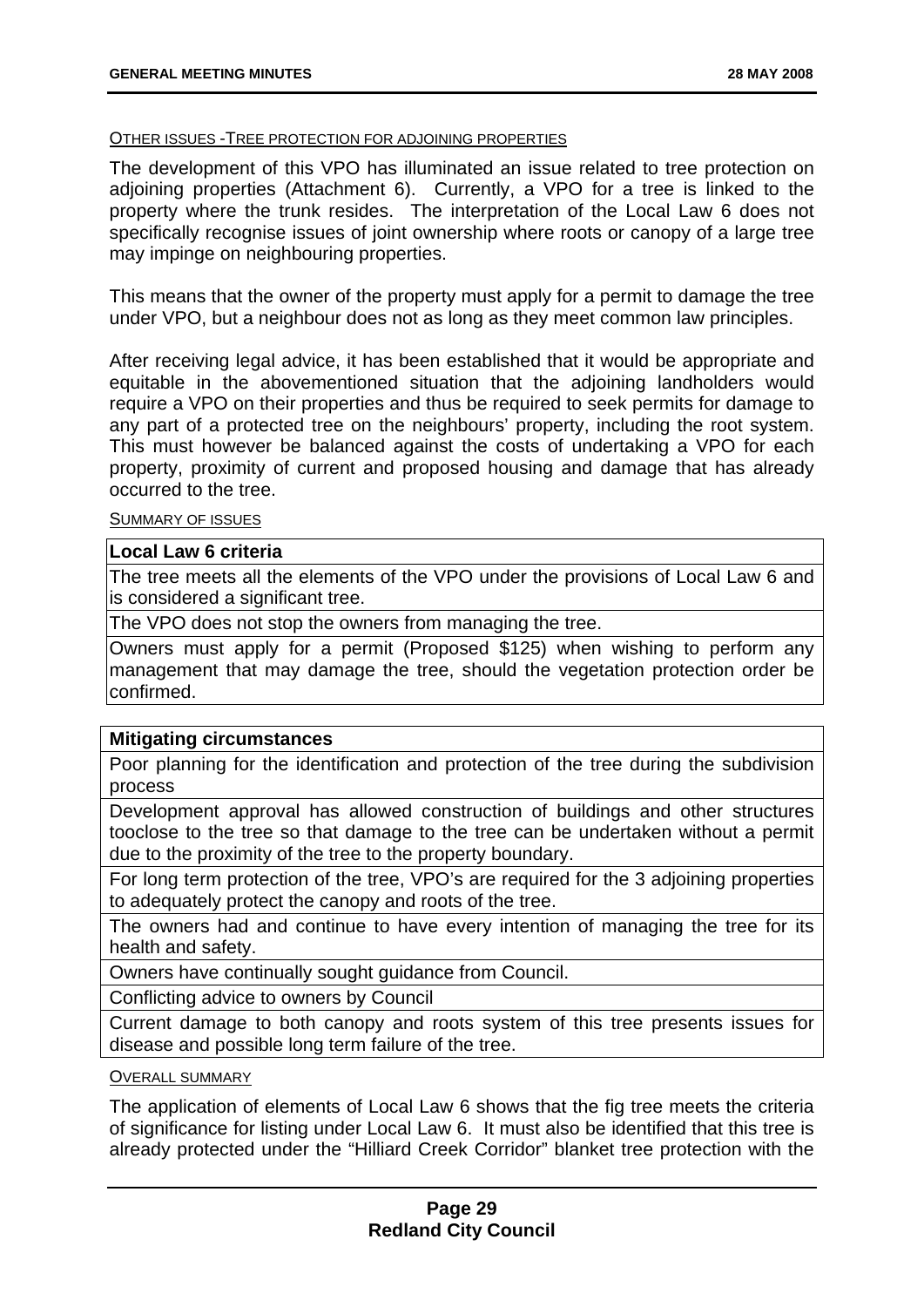OTHER ISSUES -TREE PROTECTION FOR ADJOINING PROPERTIES

The development of this VPO has illuminated an issue related to tree protection on adjoining properties (Attachment 6). Currently, a VPO for a tree is linked to the property where the trunk resides. The interpretation of the Local Law 6 does not specifically recognise issues of joint ownership where roots or canopy of a large tree may impinge on neighbouring properties.

This means that the owner of the property must apply for a permit to damage the tree under VPO, but a neighbour does not as long as they meet common law principles.

After receiving legal advice, it has been established that it would be appropriate and equitable in the abovementioned situation that the adjoining landholders would require a VPO on their properties and thus be required to seek permits for damage to any part of a protected tree on the neighbours' property, including the root system. This must however be balanced against the costs of undertaking a VPO for each property, proximity of current and proposed housing and damage that has already occurred to the tree.

SUMMARY OF ISSUES

| **Local Law 6 criteria** |
| --- |
| The tree meets all the elements of the VPO under the provisions of Local Law 6 and is considered a significant tree. |
| The VPO does not stop the owners from managing the tree. |
| Owners must apply for a permit (Proposed $125) when wishing to perform any management that may damage the tree, should the vegetation protection order be confirmed. |

| **Mitigating circumstances** |
| --- |
| Poor planning for the identification and protection of the tree during the subdivision process |
| Development approval has allowed construction of buildings and other structures tooclose to the tree so that damage to the tree can be undertaken without a permit due to the proximity of the tree to the property boundary. |
| For long term protection of the tree, VPO's are required for the 3 adjoining properties to adequately protect the canopy and roots of the tree. |
| The owners had and continue to have every intention of managing the tree for its health and safety. |
| Owners have continually sought guidance from Council. |
| Conflicting advice to owners by Council |
| Current damage to both canopy and roots system of this tree presents issues for disease and possible long term failure of the tree. |

OVERALL SUMMARY

The application of elements of Local Law 6 shows that the fig tree meets the criteria of significance for listing under Local Law 6. It must also be identified that this tree is already protected under the "Hilliard Creek Corridor" blanket tree protection with the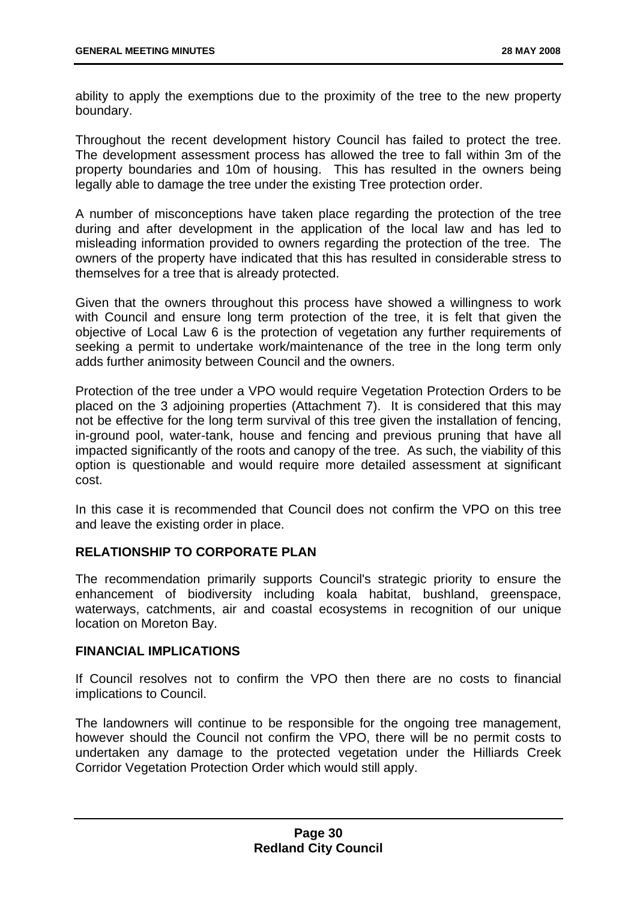ability to apply the exemptions due to the proximity of the tree to the new property boundary.

Throughout the recent development history Council has failed to protect the tree. The development assessment process has allowed the tree to fall within 3m of the property boundaries and 10m of housing. This has resulted in the owners being legally able to damage the tree under the existing Tree protection order.

A number of misconceptions have taken place regarding the protection of the tree during and after development in the application of the local law and has led to misleading information provided to owners regarding the protection of the tree. The owners of the property have indicated that this has resulted in considerable stress to themselves for a tree that is already protected.

Given that the owners throughout this process have showed a willingness to work with Council and ensure long term protection of the tree, it is felt that given the objective of Local Law 6 is the protection of vegetation any further requirements of seeking a permit to undertake work/maintenance of the tree in the long term only adds further animosity between Council and the owners.

Protection of the tree under a VPO would require Vegetation Protection Orders to be placed on the 3 adjoining properties (Attachment 7). It is considered that this may not be effective for the long term survival of this tree given the installation of fencing, in-ground pool, water-tank, house and fencing and previous pruning that have all impacted significantly of the roots and canopy of the tree. As such, the viability of this option is questionable and would require more detailed assessment at significant cost.

In this case it is recommended that Council does not confirm the VPO on this tree and leave the existing order in place.

## RELATIONSHIP TO CORPORATE PLAN

The recommendation primarily supports Council's strategic priority to ensure the enhancement of biodiversity including koala habitat, bushland, greenspace, waterways, catchments, air and coastal ecosystems in recognition of our unique location on Moreton Bay.

## FINANCIAL IMPLICATIONS

If Council resolves not to confirm the VPO then there are no costs to financial implications to Council.

The landowners will continue to be responsible for the ongoing tree management, however should the Council not confirm the VPO, there will be no permit costs to undertaken any damage to the protected vegetation under the Hilliards Creek Corridor Vegetation Protection Order which would still apply.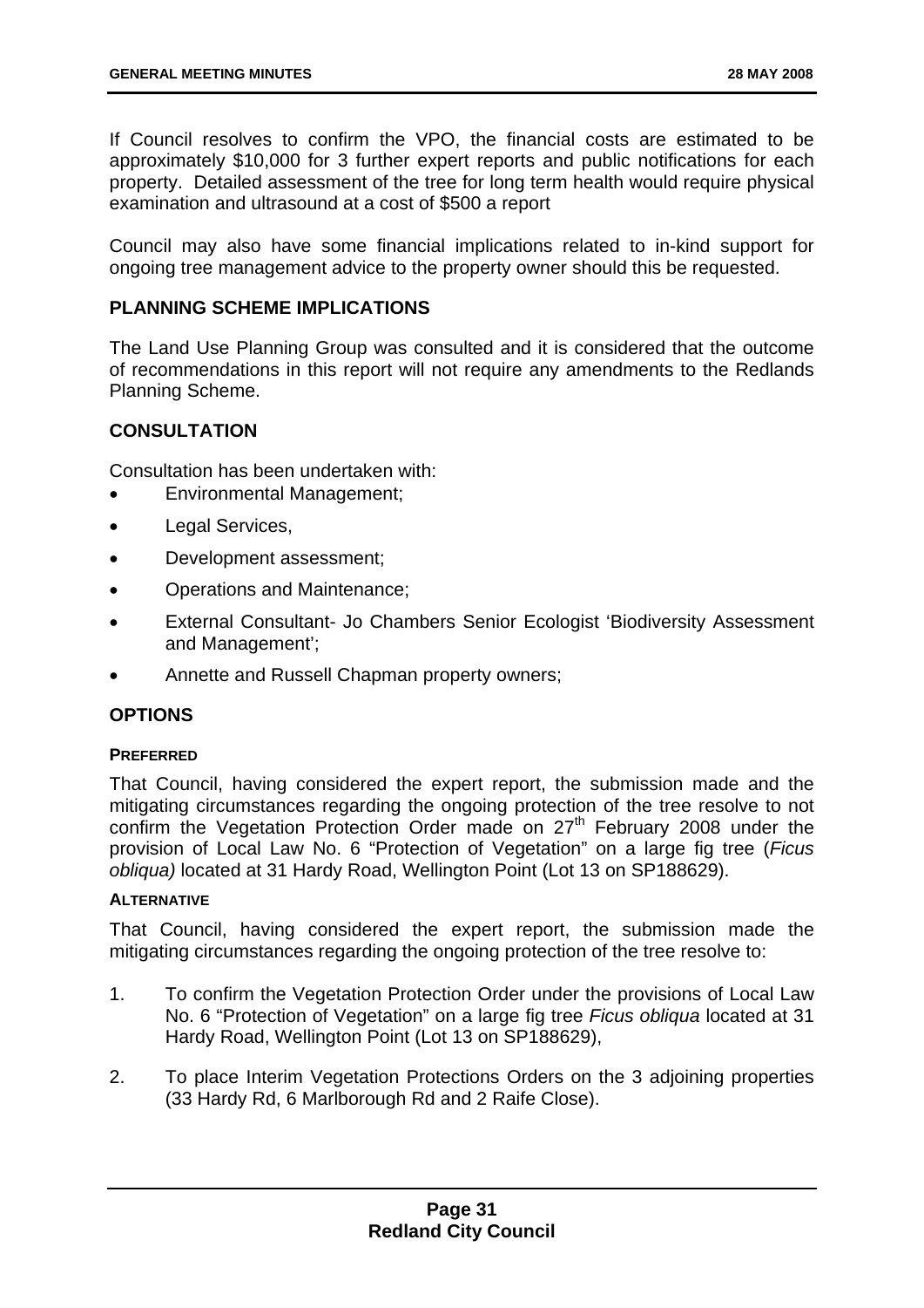If Council resolves to confirm the VPO, the financial costs are estimated to be approximately $10,000 for 3 further expert reports and public notifications for each property. Detailed assessment of the tree for long term health would require physical examination and ultrasound at a cost of $500 a report

Council may also have some financial implications related to in-kind support for ongoing tree management advice to the property owner should this be requested.

## PLANNING SCHEME IMPLICATIONS

The Land Use Planning Group was consulted and it is considered that the outcome of recommendations in this report will not require any amendments to the Redlands Planning Scheme.

## CONSULTATION

Consultation has been undertaken with:

- Environmental Management;
- Legal Services,
- Development assessment;
- Operations and Maintenance;
- External Consultant- Jo Chambers Senior Ecologist 'Biodiversity Assessment and Management';
- Annette and Russell Chapman property owners;

## OPTIONS

### PREFERRED

That Council, having considered the expert report, the submission made and the mitigating circumstances regarding the ongoing protection of the tree resolve to not confirm the Vegetation Protection Order made on 27th February 2008 under the provision of Local Law No. 6 "Protection of Vegetation" on a large fig tree (*Ficus obliqua)* located at 31 Hardy Road, Wellington Point (Lot 13 on SP188629).

### ALTERNATIVE

That Council, having considered the expert report, the submission made the mitigating circumstances regarding the ongoing protection of the tree resolve to:

1. To confirm the Vegetation Protection Order under the provisions of Local Law No. 6 "Protection of Vegetation" on a large fig tree *Ficus obliqua* located at 31 Hardy Road, Wellington Point (Lot 13 on SP188629),

2. To place Interim Vegetation Protections Orders on the 3 adjoining properties (33 Hardy Rd, 6 Marlborough Rd and 2 Raife Close).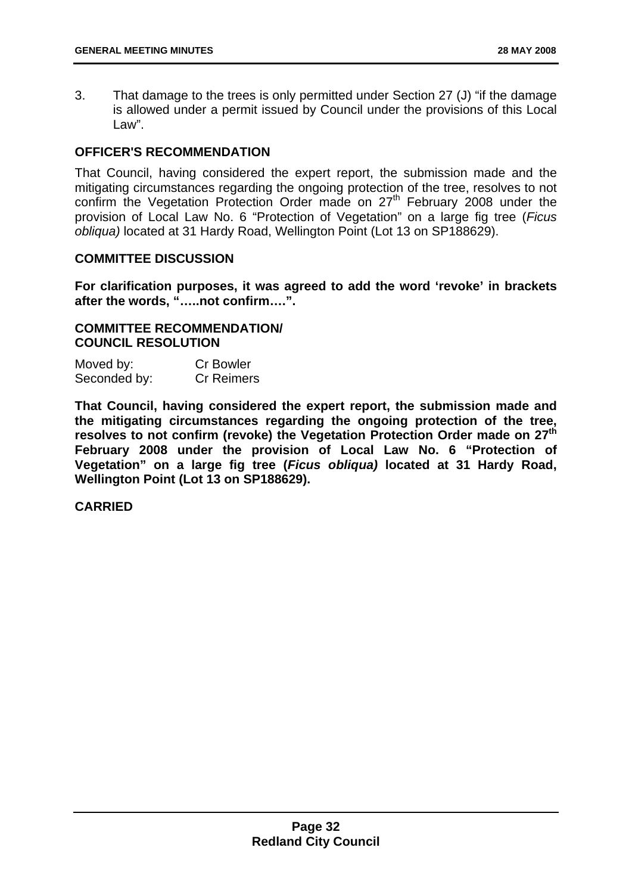3. That damage to the trees is only permitted under Section 27 (J) "if the damage is allowed under a permit issued by Council under the provisions of this Local Law".

**OFFICER'S RECOMMENDATION**

That Council, having considered the expert report, the submission made and the mitigating circumstances regarding the ongoing protection of the tree, resolves to not confirm the Vegetation Protection Order made on 27th February 2008 under the provision of Local Law No. 6 "Protection of Vegetation" on a large fig tree (*Ficus obliqua)* located at 31 Hardy Road, Wellington Point (Lot 13 on SP188629).

**COMMITTEE DISCUSSION**

**For clarification purposes, it was agreed to add the word 'revoke' in brackets after the words, "…..not confirm….".**

**COMMITTEE RECOMMENDATION/
COUNCIL RESOLUTION**

Moved by: Cr Bowler
Seconded by: Cr Reimers

**That Council, having considered the expert report, the submission made and the mitigating circumstances regarding the ongoing protection of the tree, resolves to not confirm (revoke) the Vegetation Protection Order made on 27th February 2008 under the provision of Local Law No. 6 "Protection of Vegetation" on a large fig tree (*Ficus obliqua)* located at 31 Hardy Road, Wellington Point (Lot 13 on SP188629).**

**CARRIED**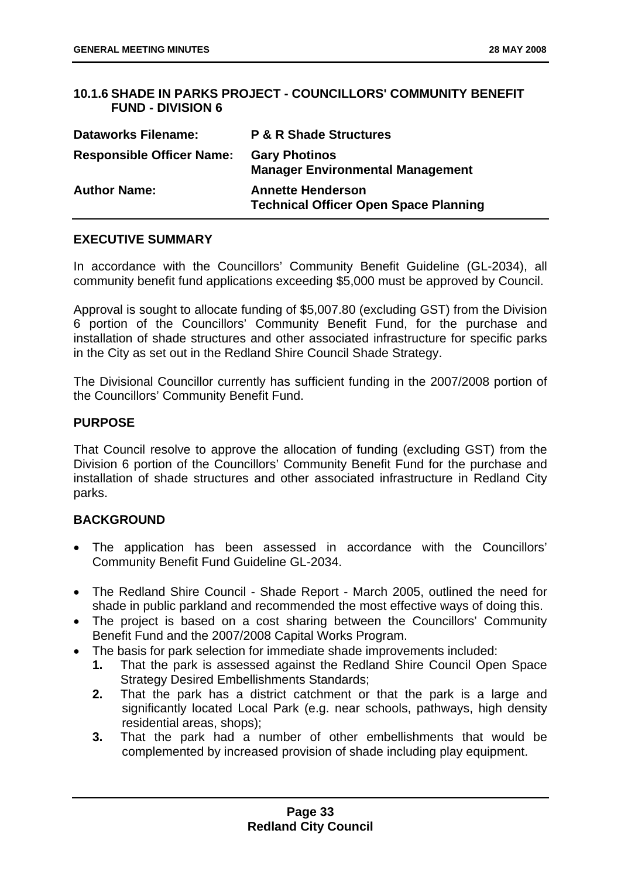## 10.1.6 SHADE IN PARKS PROJECT - COUNCILLORS' COMMUNITY BENEFIT FUND - DIVISION 6

| | |
|---|---|
| **Dataworks Filename:** | **P & R Shade Structures** |
| **Responsible Officer Name:** | **Gary Photinos**<br>**Manager Environmental Management** |
| **Author Name:** | **Annette Henderson**<br>**Technical Officer Open Space Planning** |

### EXECUTIVE SUMMARY

In accordance with the Councillors' Community Benefit Guideline (GL-2034), all community benefit fund applications exceeding $5,000 must be approved by Council.

Approval is sought to allocate funding of $5,007.80 (excluding GST) from the Division 6 portion of the Councillors' Community Benefit Fund, for the purchase and installation of shade structures and other associated infrastructure for specific parks in the City as set out in the Redland Shire Council Shade Strategy.

The Divisional Councillor currently has sufficient funding in the 2007/2008 portion of the Councillors' Community Benefit Fund.

### PURPOSE

That Council resolve to approve the allocation of funding (excluding GST) from the Division 6 portion of the Councillors' Community Benefit Fund for the purchase and installation of shade structures and other associated infrastructure in Redland City parks.

### BACKGROUND

- The application has been assessed in accordance with the Councillors' Community Benefit Fund Guideline GL-2034.
- The Redland Shire Council - Shade Report - March 2005, outlined the need for shade in public parkland and recommended the most effective ways of doing this.
- The project is based on a cost sharing between the Councillors' Community Benefit Fund and the 2007/2008 Capital Works Program.
- The basis for park selection for immediate shade improvements included:
  1. That the park is assessed against the Redland Shire Council Open Space Strategy Desired Embellishments Standards;
  2. That the park has a district catchment or that the park is a large and significantly located Local Park (e.g. near schools, pathways, high density residential areas, shops);
  3. That the park had a number of other embellishments that would be complemented by increased provision of shade including play equipment.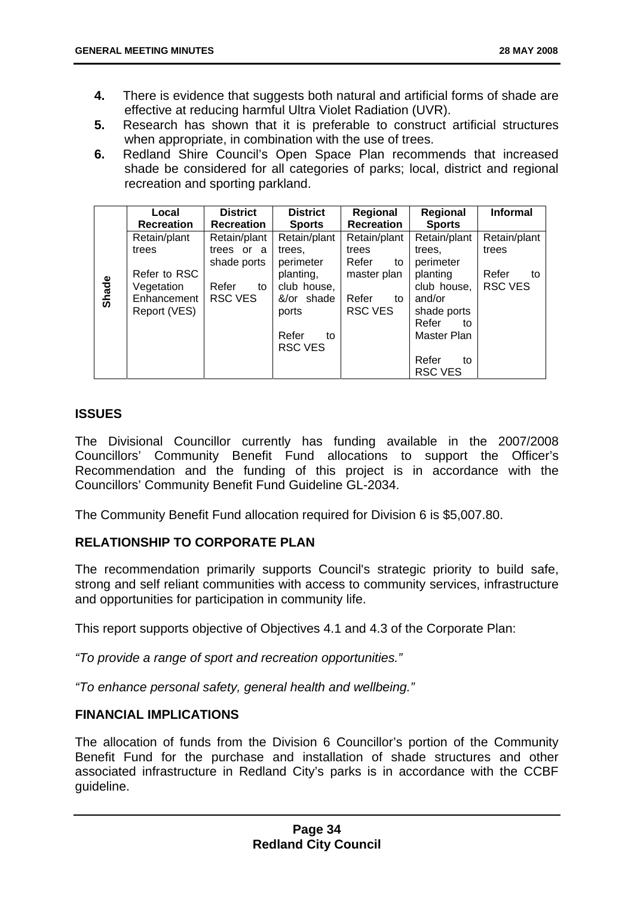4. There is evidence that suggests both natural and artificial forms of shade are effective at reducing harmful Ultra Violet Radiation (UVR).
5. Research has shown that it is preferable to construct artificial structures when appropriate, in combination with the use of trees.
6. Redland Shire Council's Open Space Plan recommends that increased shade be considered for all categories of parks; local, district and regional recreation and sporting parkland.

| | Local Recreation | District Recreation | District Sports | Regional Recreation | Regional Sports | Informal |
|---|---|---|---|---|---|---|
| Shade | Retain/plant trees<br><br>Refer to RSC Vegetation Enhancement Report (VES) | Retain/plant trees or a shade ports<br><br>Refer to RSC VES | Retain/plant trees, perimeter planting, club house, &/or shade ports<br><br>Refer to RSC VES | Retain/plant trees<br>Refer to master plan<br><br>Refer to RSC VES | Retain/plant trees, perimeter planting club house, and/or shade ports<br>Refer to Master Plan<br><br>Refer to RSC VES | Retain/plant trees<br><br>Refer to RSC VES |

## ISSUES

The Divisional Councillor currently has funding available in the 2007/2008 Councillors' Community Benefit Fund allocations to support the Officer's Recommendation and the funding of this project is in accordance with the Councillors' Community Benefit Fund Guideline GL-2034.

The Community Benefit Fund allocation required for Division 6 is $5,007.80.

## RELATIONSHIP TO CORPORATE PLAN

The recommendation primarily supports Council's strategic priority to build safe, strong and self reliant communities with access to community services, infrastructure and opportunities for participation in community life.

This report supports objective of Objectives 4.1 and 4.3 of the Corporate Plan:

*"To provide a range of sport and recreation opportunities."*

*"To enhance personal safety, general health and wellbeing."*

## FINANCIAL IMPLICATIONS

The allocation of funds from the Division 6 Councillor's portion of the Community Benefit Fund for the purchase and installation of shade structures and other associated infrastructure in Redland City's parks is in accordance with the CCBF guideline.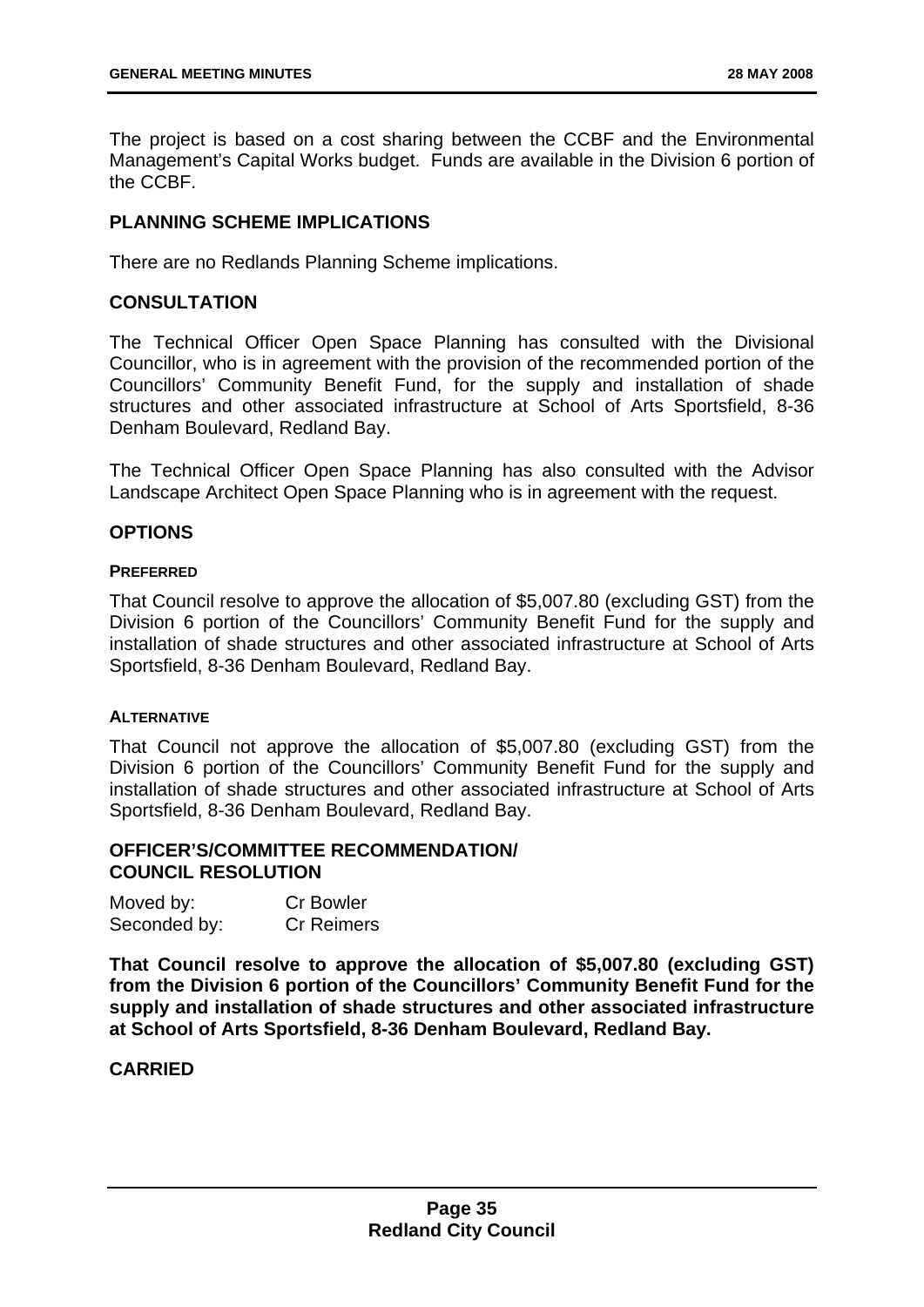The project is based on a cost sharing between the CCBF and the Environmental Management's Capital Works budget. Funds are available in the Division 6 portion of the CCBF.

## PLANNING SCHEME IMPLICATIONS

There are no Redlands Planning Scheme implications.

## CONSULTATION

The Technical Officer Open Space Planning has consulted with the Divisional Councillor, who is in agreement with the provision of the recommended portion of the Councillors' Community Benefit Fund, for the supply and installation of shade structures and other associated infrastructure at School of Arts Sportsfield, 8-36 Denham Boulevard, Redland Bay.

The Technical Officer Open Space Planning has also consulted with the Advisor Landscape Architect Open Space Planning who is in agreement with the request.

## OPTIONS

### PREFERRED

That Council resolve to approve the allocation of $5,007.80 (excluding GST) from the Division 6 portion of the Councillors' Community Benefit Fund for the supply and installation of shade structures and other associated infrastructure at School of Arts Sportsfield, 8-36 Denham Boulevard, Redland Bay.

### ALTERNATIVE

That Council not approve the allocation of $5,007.80 (excluding GST) from the Division 6 portion of the Councillors' Community Benefit Fund for the supply and installation of shade structures and other associated infrastructure at School of Arts Sportsfield, 8-36 Denham Boulevard, Redland Bay.

## OFFICER'S/COMMITTEE RECOMMENDATION/ COUNCIL RESOLUTION

Moved by: Cr Bowler
Seconded by: Cr Reimers

**That Council resolve to approve the allocation of $5,007.80 (excluding GST) from the Division 6 portion of the Councillors' Community Benefit Fund for the supply and installation of shade structures and other associated infrastructure at School of Arts Sportsfield, 8-36 Denham Boulevard, Redland Bay.**

**CARRIED**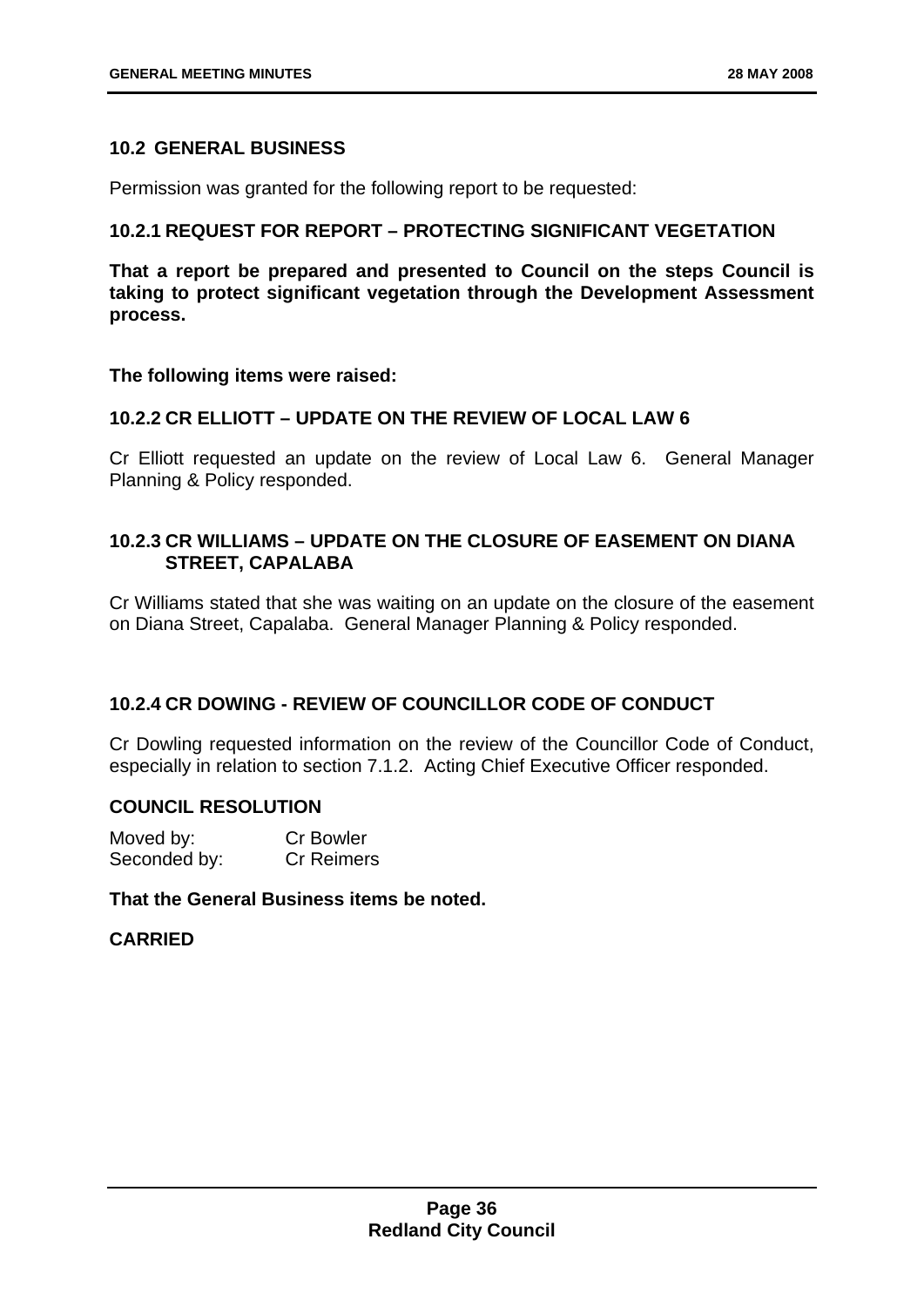## 10.2 GENERAL BUSINESS

Permission was granted for the following report to be requested:

### 10.2.1 REQUEST FOR REPORT – PROTECTING SIGNIFICANT VEGETATION

**That a report be prepared and presented to Council on the steps Council is taking to protect significant vegetation through the Development Assessment process.**

**The following items were raised:**

### 10.2.2 CR ELLIOTT – UPDATE ON THE REVIEW OF LOCAL LAW 6

Cr Elliott requested an update on the review of Local Law 6. General Manager Planning & Policy responded.

### 10.2.3 CR WILLIAMS – UPDATE ON THE CLOSURE OF EASEMENT ON DIANA STREET, CAPALABA

Cr Williams stated that she was waiting on an update on the closure of the easement on Diana Street, Capalaba. General Manager Planning & Policy responded.

### 10.2.4 CR DOWING - REVIEW OF COUNCILLOR CODE OF CONDUCT

Cr Dowling requested information on the review of the Councillor Code of Conduct, especially in relation to section 7.1.2. Acting Chief Executive Officer responded.

**COUNCIL RESOLUTION**

| | |
|---|---|
| Moved by: | Cr Bowler |
| Seconded by: | Cr Reimers |

**That the General Business items be noted.**

**CARRIED**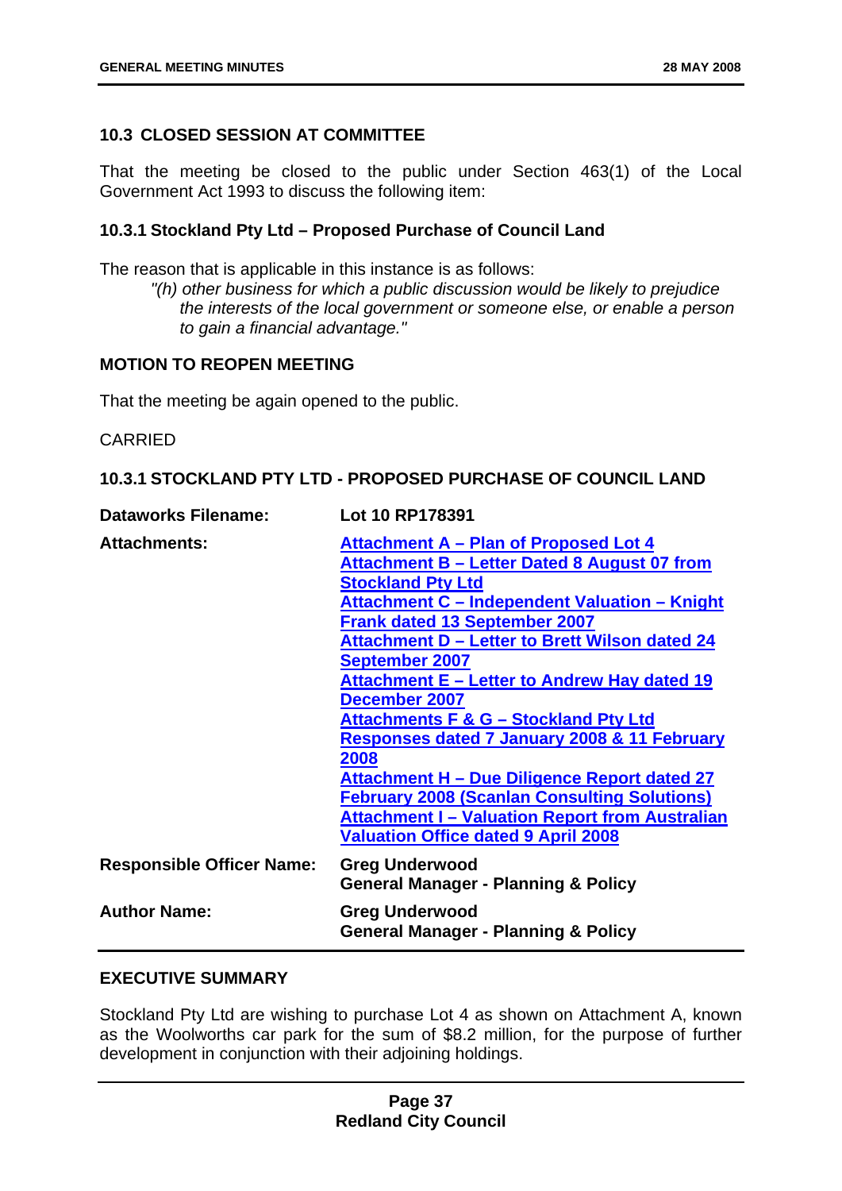### 10.3 CLOSED SESSION AT COMMITTEE

That the meeting be closed to the public under Section 463(1) of the Local Government Act 1993 to discuss the following item:

#### 10.3.1 Stockland Pty Ltd – Proposed Purchase of Council Land

The reason that is applicable in this instance is as follows:

> *"(h) other business for which a public discussion would be likely to prejudice the interests of the local government or someone else, or enable a person to gain a financial advantage."*

#### MOTION TO REOPEN MEETING

That the meeting be again opened to the public.

CARRIED

#### 10.3.1 STOCKLAND PTY LTD - PROPOSED PURCHASE OF COUNCIL LAND

| | |
|---|---|
| **Dataworks Filename:** | **Lot 10 RP178391** |
| **Attachments:** | **Attachment A – Plan of Proposed Lot 4**<br>**Attachment B – Letter Dated 8 August 07 from Stockland Pty Ltd**<br>**Attachment C – Independent Valuation – Knight Frank dated 13 September 2007**<br>**Attachment D – Letter to Brett Wilson dated 24 September 2007**<br>**Attachment E – Letter to Andrew Hay dated 19 December 2007**<br>**Attachments F & G – Stockland Pty Ltd Responses dated 7 January 2008 & 11 February 2008**<br>**Attachment H – Due Diligence Report dated 27 February 2008 (Scanlan Consulting Solutions)**<br>**Attachment I – Valuation Report from Australian Valuation Office dated 9 April 2008** |
| **Responsible Officer Name:** | **Greg Underwood**<br>**General Manager - Planning & Policy** |
| **Author Name:** | **Greg Underwood**<br>**General Manager - Planning & Policy** |

#### EXECUTIVE SUMMARY

Stockland Pty Ltd are wishing to purchase Lot 4 as shown on Attachment A, known as the Woolworths car park for the sum of $8.2 million, for the purpose of further development in conjunction with their adjoining holdings.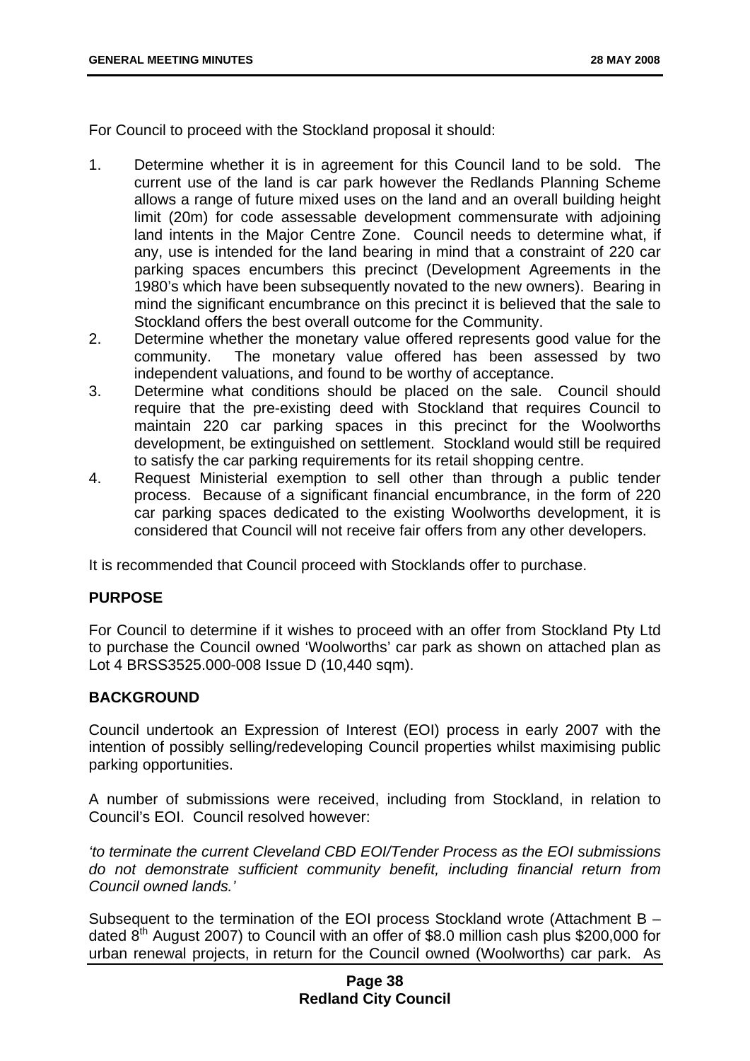For Council to proceed with the Stockland proposal it should:

1. Determine whether it is in agreement for this Council land to be sold. The current use of the land is car park however the Redlands Planning Scheme allows a range of future mixed uses on the land and an overall building height limit (20m) for code assessable development commensurate with adjoining land intents in the Major Centre Zone. Council needs to determine what, if any, use is intended for the land bearing in mind that a constraint of 220 car parking spaces encumbers this precinct (Development Agreements in the 1980's which have been subsequently novated to the new owners). Bearing in mind the significant encumbrance on this precinct it is believed that the sale to Stockland offers the best overall outcome for the Community.
2. Determine whether the monetary value offered represents good value for the community. The monetary value offered has been assessed by two independent valuations, and found to be worthy of acceptance.
3. Determine what conditions should be placed on the sale. Council should require that the pre-existing deed with Stockland that requires Council to maintain 220 car parking spaces in this precinct for the Woolworths development, be extinguished on settlement. Stockland would still be required to satisfy the car parking requirements for its retail shopping centre.
4. Request Ministerial exemption to sell other than through a public tender process. Because of a significant financial encumbrance, in the form of 220 car parking spaces dedicated to the existing Woolworths development, it is considered that Council will not receive fair offers from any other developers.

It is recommended that Council proceed with Stocklands offer to purchase.

**PURPOSE**

For Council to determine if it wishes to proceed with an offer from Stockland Pty Ltd to purchase the Council owned 'Woolworths' car park as shown on attached plan as Lot 4 BRSS3525.000-008 Issue D (10,440 sqm).

**BACKGROUND**

Council undertook an Expression of Interest (EOI) process in early 2007 with the intention of possibly selling/redeveloping Council properties whilst maximising public parking opportunities.

A number of submissions were received, including from Stockland, in relation to Council's EOI. Council resolved however:

*'to terminate the current Cleveland CBD EOI/Tender Process as the EOI submissions do not demonstrate sufficient community benefit, including financial return from Council owned lands.'*

Subsequent to the termination of the EOI process Stockland wrote (Attachment B – dated 8th August 2007) to Council with an offer of $8.0 million cash plus $200,000 for urban renewal projects, in return for the Council owned (Woolworths) car park. As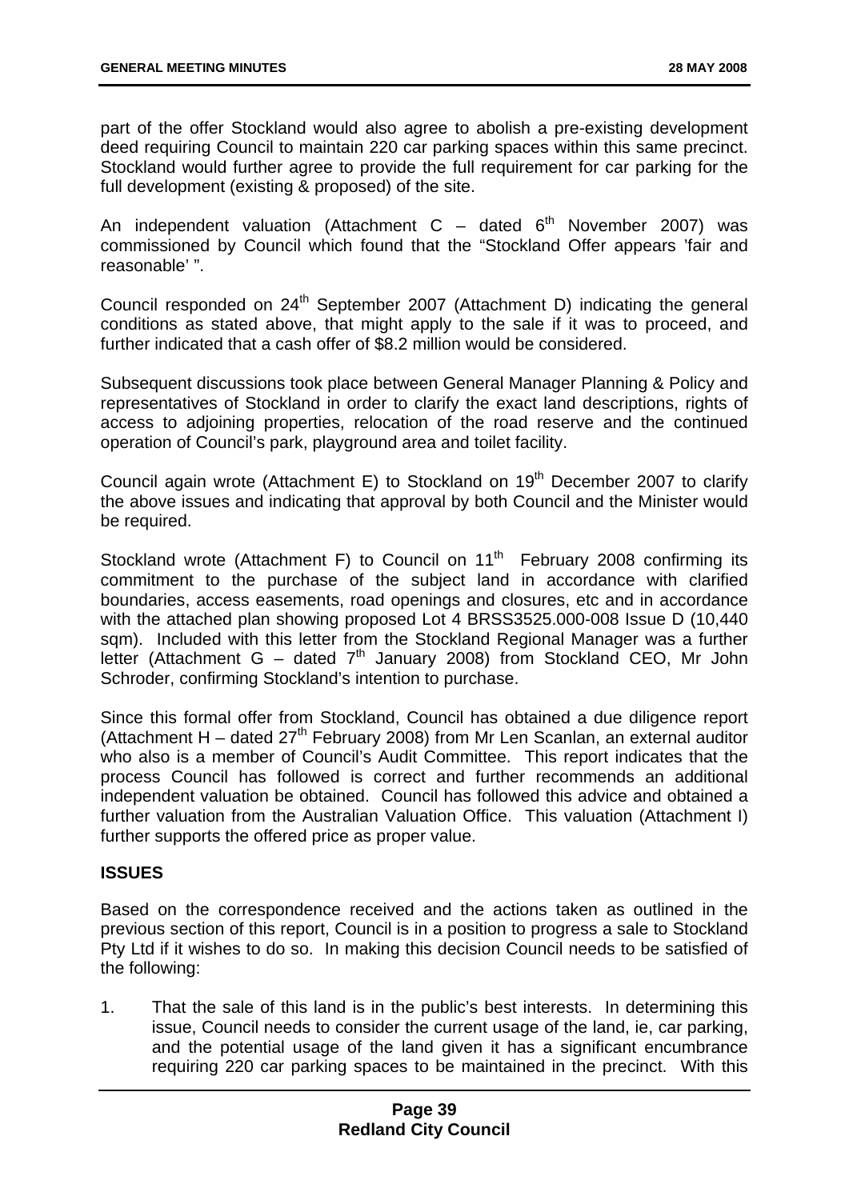part of the offer Stockland would also agree to abolish a pre-existing development deed requiring Council to maintain 220 car parking spaces within this same precinct. Stockland would further agree to provide the full requirement for car parking for the full development (existing & proposed) of the site.

An independent valuation (Attachment C – dated 6th November 2007) was commissioned by Council which found that the "Stockland Offer appears 'fair and reasonable' ".

Council responded on 24th September 2007 (Attachment D) indicating the general conditions as stated above, that might apply to the sale if it was to proceed, and further indicated that a cash offer of $8.2 million would be considered.

Subsequent discussions took place between General Manager Planning & Policy and representatives of Stockland in order to clarify the exact land descriptions, rights of access to adjoining properties, relocation of the road reserve and the continued operation of Council's park, playground area and toilet facility.

Council again wrote (Attachment E) to Stockland on 19th December 2007 to clarify the above issues and indicating that approval by both Council and the Minister would be required.

Stockland wrote (Attachment F) to Council on 11th February 2008 confirming its commitment to the purchase of the subject land in accordance with clarified boundaries, access easements, road openings and closures, etc and in accordance with the attached plan showing proposed Lot 4 BRSS3525.000-008 Issue D (10,440 sqm). Included with this letter from the Stockland Regional Manager was a further letter (Attachment G – dated 7th January 2008) from Stockland CEO, Mr John Schroder, confirming Stockland's intention to purchase.

Since this formal offer from Stockland, Council has obtained a due diligence report (Attachment H – dated 27th February 2008) from Mr Len Scanlan, an external auditor who also is a member of Council's Audit Committee. This report indicates that the process Council has followed is correct and further recommends an additional independent valuation be obtained. Council has followed this advice and obtained a further valuation from the Australian Valuation Office. This valuation (Attachment I) further supports the offered price as proper value.

## ISSUES

Based on the correspondence received and the actions taken as outlined in the previous section of this report, Council is in a position to progress a sale to Stockland Pty Ltd if it wishes to do so. In making this decision Council needs to be satisfied of the following:

1. That the sale of this land is in the public's best interests. In determining this issue, Council needs to consider the current usage of the land, ie, car parking, and the potential usage of the land given it has a significant encumbrance requiring 220 car parking spaces to be maintained in the precinct. With this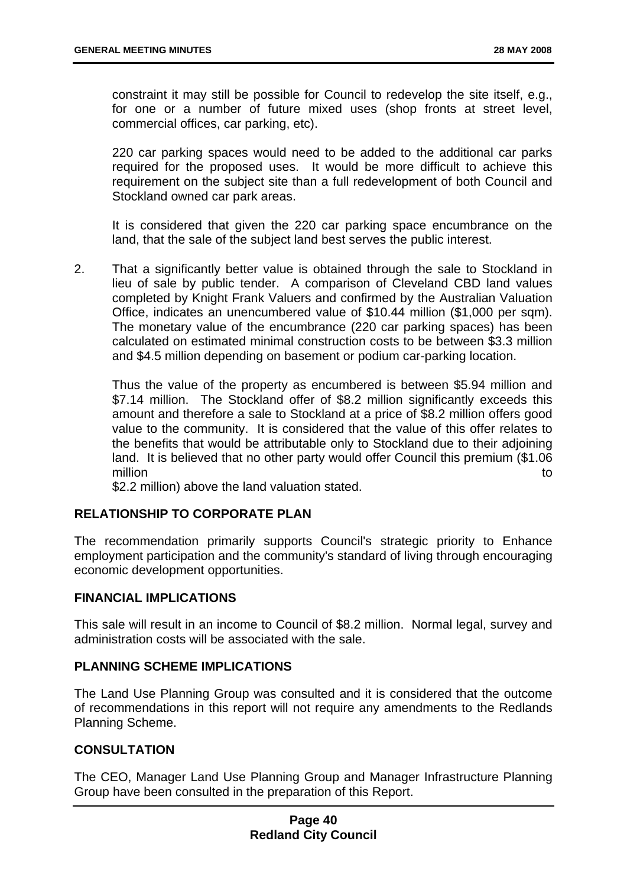constraint it may still be possible for Council to redevelop the site itself, e.g., for one or a number of future mixed uses (shop fronts at street level, commercial offices, car parking, etc).

220 car parking spaces would need to be added to the additional car parks required for the proposed uses. It would be more difficult to achieve this requirement on the subject site than a full redevelopment of both Council and Stockland owned car park areas.

It is considered that given the 220 car parking space encumbrance on the land, that the sale of the subject land best serves the public interest.

2. That a significantly better value is obtained through the sale to Stockland in lieu of sale by public tender. A comparison of Cleveland CBD land values completed by Knight Frank Valuers and confirmed by the Australian Valuation Office, indicates an unencumbered value of $10.44 million ($1,000 per sqm). The monetary value of the encumbrance (220 car parking spaces) has been calculated on estimated minimal construction costs to be between $3.3 million and $4.5 million depending on basement or podium car-parking location.

   Thus the value of the property as encumbered is between $5.94 million and $7.14 million. The Stockland offer of $8.2 million significantly exceeds this amount and therefore a sale to Stockland at a price of $8.2 million offers good value to the community. It is considered that the value of this offer relates to the benefits that would be attributable only to Stockland due to their adjoining land. It is believed that no other party would offer Council this premium ($1.06 million to $2.2 million) above the land valuation stated.

## RELATIONSHIP TO CORPORATE PLAN

The recommendation primarily supports Council's strategic priority to Enhance employment participation and the community's standard of living through encouraging economic development opportunities.

## FINANCIAL IMPLICATIONS

This sale will result in an income to Council of $8.2 million. Normal legal, survey and administration costs will be associated with the sale.

## PLANNING SCHEME IMPLICATIONS

The Land Use Planning Group was consulted and it is considered that the outcome of recommendations in this report will not require any amendments to the Redlands Planning Scheme.

## CONSULTATION

The CEO, Manager Land Use Planning Group and Manager Infrastructure Planning Group have been consulted in the preparation of this Report.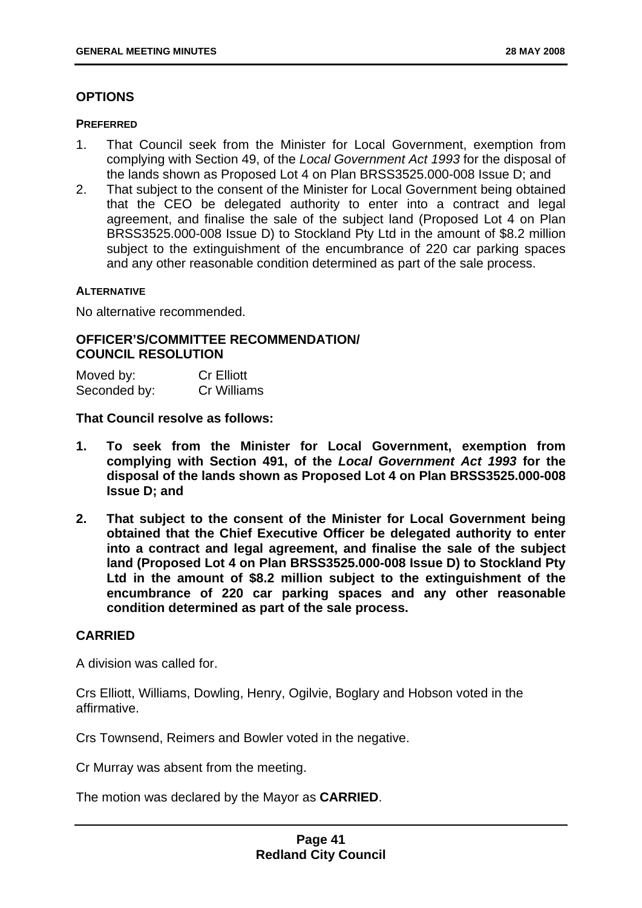## OPTIONS

### PREFERRED

1. That Council seek from the Minister for Local Government, exemption from complying with Section 49, of the *Local Government Act 1993* for the disposal of the lands shown as Proposed Lot 4 on Plan BRSS3525.000-008 Issue D; and
2. That subject to the consent of the Minister for Local Government being obtained that the CEO be delegated authority to enter into a contract and legal agreement, and finalise the sale of the subject land (Proposed Lot 4 on Plan BRSS3525.000-008 Issue D) to Stockland Pty Ltd in the amount of $8.2 million subject to the extinguishment of the encumbrance of 220 car parking spaces and any other reasonable condition determined as part of the sale process.

### ALTERNATIVE

No alternative recommended.

## OFFICER'S/COMMITTEE RECOMMENDATION/ COUNCIL RESOLUTION

Moved by: Cr Elliott
Seconded by: Cr Williams

**That Council resolve as follows:**

1. **To seek from the Minister for Local Government, exemption from complying with Section 491, of the *Local Government Act 1993* for the disposal of the lands shown as Proposed Lot 4 on Plan BRSS3525.000-008 Issue D; and**

2. **That subject to the consent of the Minister for Local Government being obtained that the Chief Executive Officer be delegated authority to enter into a contract and legal agreement, and finalise the sale of the subject land (Proposed Lot 4 on Plan BRSS3525.000-008 Issue D) to Stockland Pty Ltd in the amount of $8.2 million subject to the extinguishment of the encumbrance of 220 car parking spaces and any other reasonable condition determined as part of the sale process.**

**CARRIED**

A division was called for.

Crs Elliott, Williams, Dowling, Henry, Ogilvie, Boglary and Hobson voted in the affirmative.

Crs Townsend, Reimers and Bowler voted in the negative.

Cr Murray was absent from the meeting.

The motion was declared by the Mayor as **CARRIED**.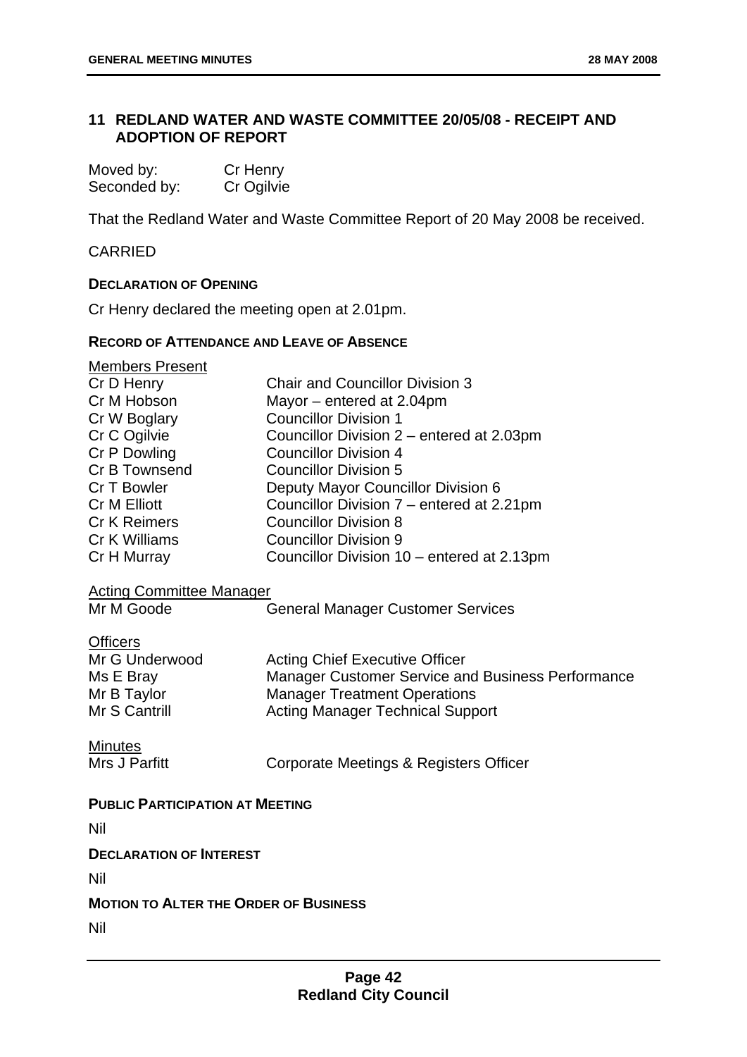## 11 REDLAND WATER AND WASTE COMMITTEE 20/05/08 - RECEIPT AND ADOPTION OF REPORT

| | |
|---|---|
| Moved by: | Cr Henry |
| Seconded by: | Cr Ogilvie |

That the Redland Water and Waste Committee Report of 20 May 2008 be received.

CARRIED

### DECLARATION OF OPENING

Cr Henry declared the meeting open at 2.01pm.

### RECORD OF ATTENDANCE AND LEAVE OF ABSENCE

Members Present

| | |
|---|---|
| Cr D Henry | Chair and Councillor Division 3 |
| Cr M Hobson | Mayor – entered at 2.04pm |
| Cr W Boglary | Councillor Division 1 |
| Cr C Ogilvie | Councillor Division 2 – entered at 2.03pm |
| Cr P Dowling | Councillor Division 4 |
| Cr B Townsend | Councillor Division 5 |
| Cr T Bowler | Deputy Mayor Councillor Division 6 |
| Cr M Elliott | Councillor Division 7 – entered at 2.21pm |
| Cr K Reimers | Councillor Division 8 |
| Cr K Williams | Councillor Division 9 |
| Cr H Murray | Councillor Division 10 – entered at 2.13pm |

Acting Committee Manager

| | |
|---|---|
| Mr M Goode | General Manager Customer Services |

Officers

| | |
|---|---|
| Mr G Underwood | Acting Chief Executive Officer |
| Ms E Bray | Manager Customer Service and Business Performance |
| Mr B Taylor | Manager Treatment Operations |
| Mr S Cantrill | Acting Manager Technical Support |

Minutes

| | |
|---|---|
| Mrs J Parfitt | Corporate Meetings & Registers Officer |

### PUBLIC PARTICIPATION AT MEETING

Nil

### DECLARATION OF INTEREST

Nil

### MOTION TO ALTER THE ORDER OF BUSINESS

Nil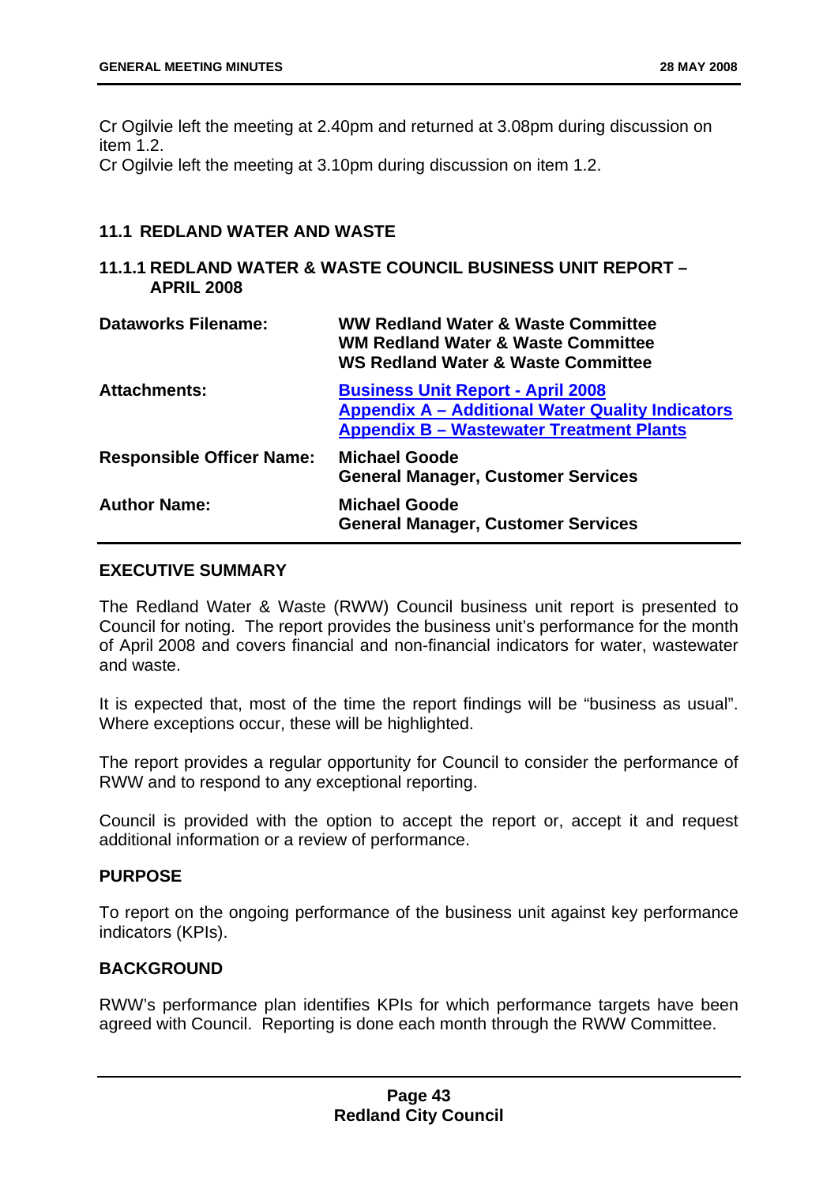Cr Ogilvie left the meeting at 2.40pm and returned at 3.08pm during discussion on item 1.2.
Cr Ogilvie left the meeting at 3.10pm during discussion on item 1.2.

## 11.1 REDLAND WATER AND WASTE

### 11.1.1 REDLAND WATER & WASTE COUNCIL BUSINESS UNIT REPORT – APRIL 2008

| | |
|---|---|
| **Dataworks Filename:** | **WW Redland Water & Waste Committee**<br>**WM Redland Water & Waste Committee**<br>**WS Redland Water & Waste Committee** |
| **Attachments:** | **Business Unit Report - April 2008**<br>**Appendix A – Additional Water Quality Indicators**<br>**Appendix B – Wastewater Treatment Plants** |
| **Responsible Officer Name:** | **Michael Goode**<br>**General Manager, Customer Services** |
| **Author Name:** | **Michael Goode**<br>**General Manager, Customer Services** |

#### EXECUTIVE SUMMARY

The Redland Water & Waste (RWW) Council business unit report is presented to Council for noting. The report provides the business unit's performance for the month of April 2008 and covers financial and non-financial indicators for water, wastewater and waste.

It is expected that, most of the time the report findings will be "business as usual". Where exceptions occur, these will be highlighted.

The report provides a regular opportunity for Council to consider the performance of RWW and to respond to any exceptional reporting.

Council is provided with the option to accept the report or, accept it and request additional information or a review of performance.

#### PURPOSE

To report on the ongoing performance of the business unit against key performance indicators (KPIs).

#### BACKGROUND

RWW's performance plan identifies KPIs for which performance targets have been agreed with Council. Reporting is done each month through the RWW Committee.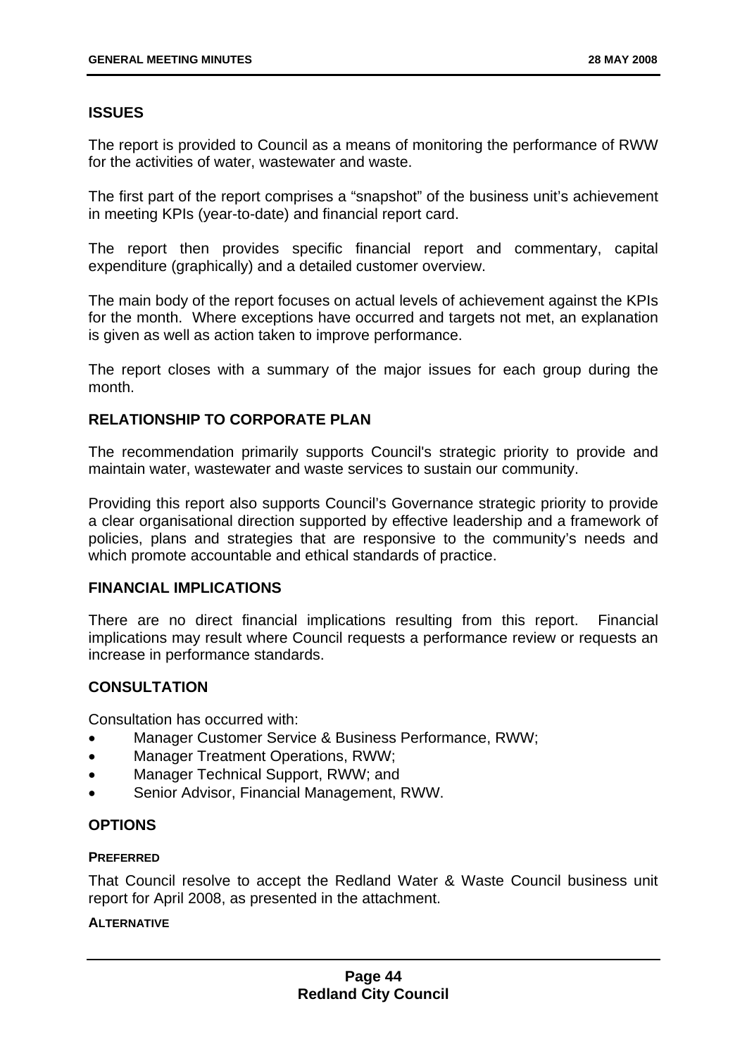### ISSUES

The report is provided to Council as a means of monitoring the performance of RWW for the activities of water, wastewater and waste.

The first part of the report comprises a "snapshot" of the business unit's achievement in meeting KPIs (year-to-date) and financial report card.

The report then provides specific financial report and commentary, capital expenditure (graphically) and a detailed customer overview.

The main body of the report focuses on actual levels of achievement against the KPIs for the month. Where exceptions have occurred and targets not met, an explanation is given as well as action taken to improve performance.

The report closes with a summary of the major issues for each group during the month.

### RELATIONSHIP TO CORPORATE PLAN

The recommendation primarily supports Council's strategic priority to provide and maintain water, wastewater and waste services to sustain our community.

Providing this report also supports Council's Governance strategic priority to provide a clear organisational direction supported by effective leadership and a framework of policies, plans and strategies that are responsive to the community's needs and which promote accountable and ethical standards of practice.

### FINANCIAL IMPLICATIONS

There are no direct financial implications resulting from this report. Financial implications may result where Council requests a performance review or requests an increase in performance standards.

### CONSULTATION

Consultation has occurred with:

- Manager Customer Service & Business Performance, RWW;
- Manager Treatment Operations, RWW;
- Manager Technical Support, RWW; and
- Senior Advisor, Financial Management, RWW.

### OPTIONS

#### PREFERRED

That Council resolve to accept the Redland Water & Waste Council business unit report for April 2008, as presented in the attachment.

#### ALTERNATIVE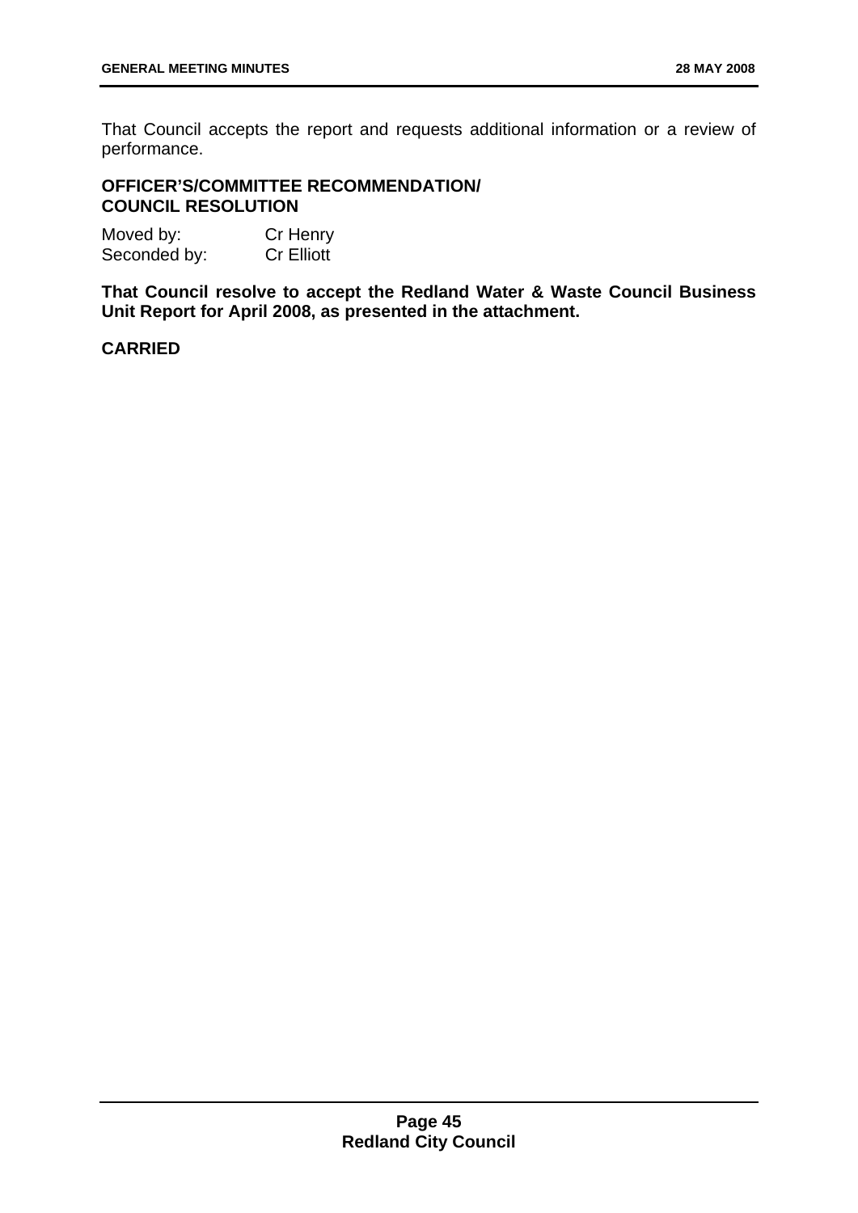That Council accepts the report and requests additional information or a review of performance.

**OFFICER'S/COMMITTEE RECOMMENDATION/ COUNCIL RESOLUTION**

Moved by: Cr Henry
Seconded by: Cr Elliott

**That Council resolve to accept the Redland Water & Waste Council Business Unit Report for April 2008, as presented in the attachment.**

**CARRIED**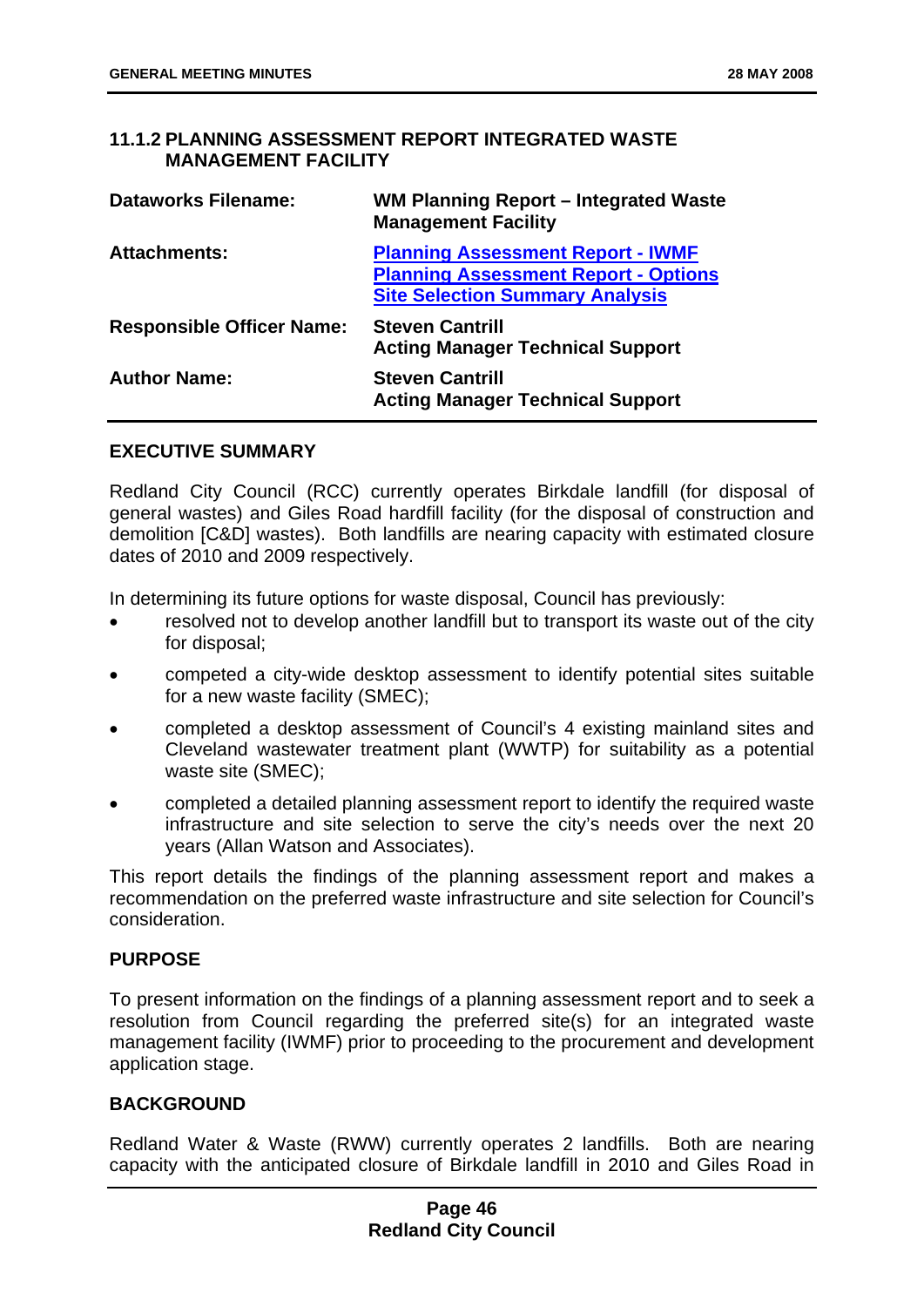### 11.1.2 PLANNING ASSESSMENT REPORT INTEGRATED WASTE MANAGEMENT FACILITY

| | |
|---|---|
| **Dataworks Filename:** | **WM Planning Report – Integrated Waste Management Facility** |
| **Attachments:** | **Planning Assessment Report - IWMF**<br>**Planning Assessment Report - Options**<br>**Site Selection Summary Analysis** |
| **Responsible Officer Name:** | **Steven Cantrill**<br>**Acting Manager Technical Support** |
| **Author Name:** | **Steven Cantrill**<br>**Acting Manager Technical Support** |

**EXECUTIVE SUMMARY**

Redland City Council (RCC) currently operates Birkdale landfill (for disposal of general wastes) and Giles Road hardfill facility (for the disposal of construction and demolition [C&D] wastes). Both landfills are nearing capacity with estimated closure dates of 2010 and 2009 respectively.

In determining its future options for waste disposal, Council has previously:

- resolved not to develop another landfill but to transport its waste out of the city for disposal;
- competed a city-wide desktop assessment to identify potential sites suitable for a new waste facility (SMEC);
- completed a desktop assessment of Council's 4 existing mainland sites and Cleveland wastewater treatment plant (WWTP) for suitability as a potential waste site (SMEC);
- completed a detailed planning assessment report to identify the required waste infrastructure and site selection to serve the city's needs over the next 20 years (Allan Watson and Associates).

This report details the findings of the planning assessment report and makes a recommendation on the preferred waste infrastructure and site selection for Council's consideration.

**PURPOSE**

To present information on the findings of a planning assessment report and to seek a resolution from Council regarding the preferred site(s) for an integrated waste management facility (IWMF) prior to proceeding to the procurement and development application stage.

**BACKGROUND**

Redland Water & Waste (RWW) currently operates 2 landfills. Both are nearing capacity with the anticipated closure of Birkdale landfill in 2010 and Giles Road in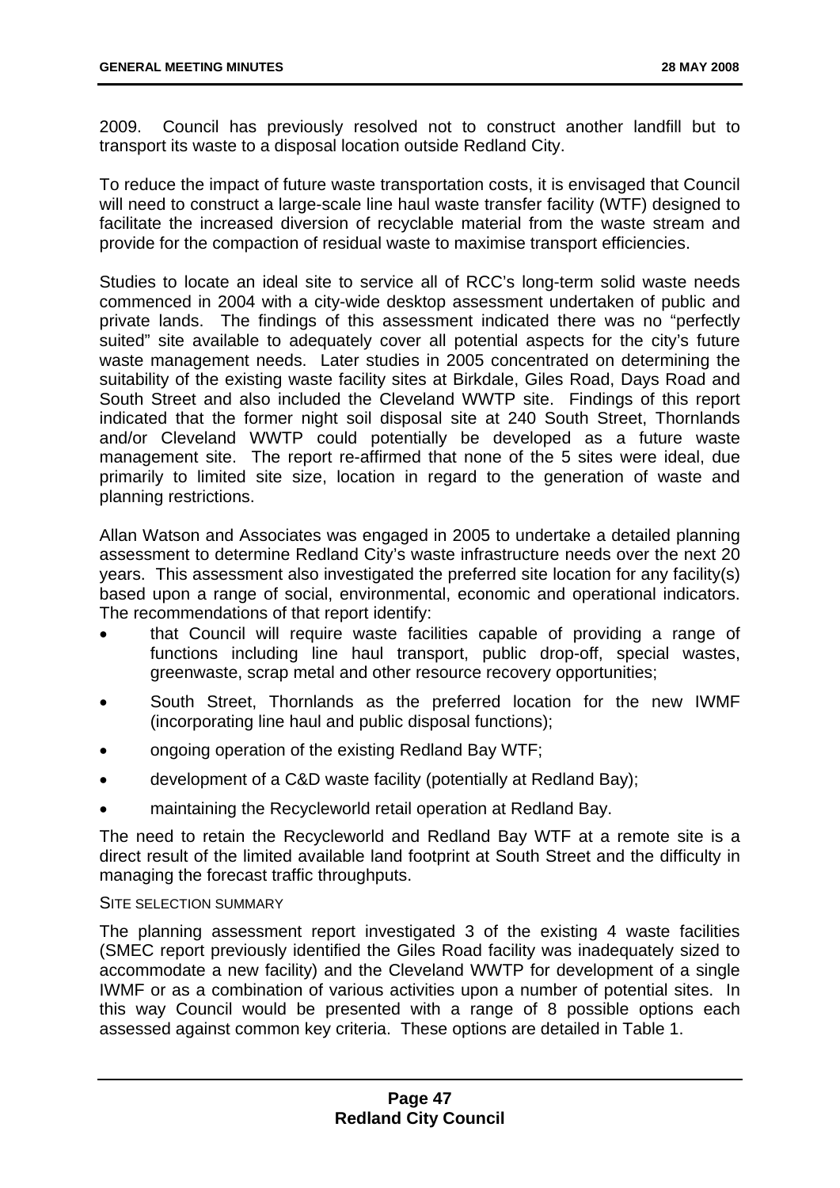2009. Council has previously resolved not to construct another landfill but to transport its waste to a disposal location outside Redland City.

To reduce the impact of future waste transportation costs, it is envisaged that Council will need to construct a large-scale line haul waste transfer facility (WTF) designed to facilitate the increased diversion of recyclable material from the waste stream and provide for the compaction of residual waste to maximise transport efficiencies.

Studies to locate an ideal site to service all of RCC's long-term solid waste needs commenced in 2004 with a city-wide desktop assessment undertaken of public and private lands. The findings of this assessment indicated there was no "perfectly suited" site available to adequately cover all potential aspects for the city's future waste management needs. Later studies in 2005 concentrated on determining the suitability of the existing waste facility sites at Birkdale, Giles Road, Days Road and South Street and also included the Cleveland WWTP site. Findings of this report indicated that the former night soil disposal site at 240 South Street, Thornlands and/or Cleveland WWTP could potentially be developed as a future waste management site. The report re-affirmed that none of the 5 sites were ideal, due primarily to limited site size, location in regard to the generation of waste and planning restrictions.

Allan Watson and Associates was engaged in 2005 to undertake a detailed planning assessment to determine Redland City's waste infrastructure needs over the next 20 years. This assessment also investigated the preferred site location for any facility(s) based upon a range of social, environmental, economic and operational indicators. The recommendations of that report identify:

- that Council will require waste facilities capable of providing a range of functions including line haul transport, public drop-off, special wastes, greenwaste, scrap metal and other resource recovery opportunities;
- South Street, Thornlands as the preferred location for the new IWMF (incorporating line haul and public disposal functions);
- ongoing operation of the existing Redland Bay WTF;
- development of a C&D waste facility (potentially at Redland Bay);
- maintaining the Recycleworld retail operation at Redland Bay.

The need to retain the Recycleworld and Redland Bay WTF at a remote site is a direct result of the limited available land footprint at South Street and the difficulty in managing the forecast traffic throughputs.

SITE SELECTION SUMMARY

The planning assessment report investigated 3 of the existing 4 waste facilities (SMEC report previously identified the Giles Road facility was inadequately sized to accommodate a new facility) and the Cleveland WWTP for development of a single IWMF or as a combination of various activities upon a number of potential sites. In this way Council would be presented with a range of 8 possible options each assessed against common key criteria. These options are detailed in Table 1.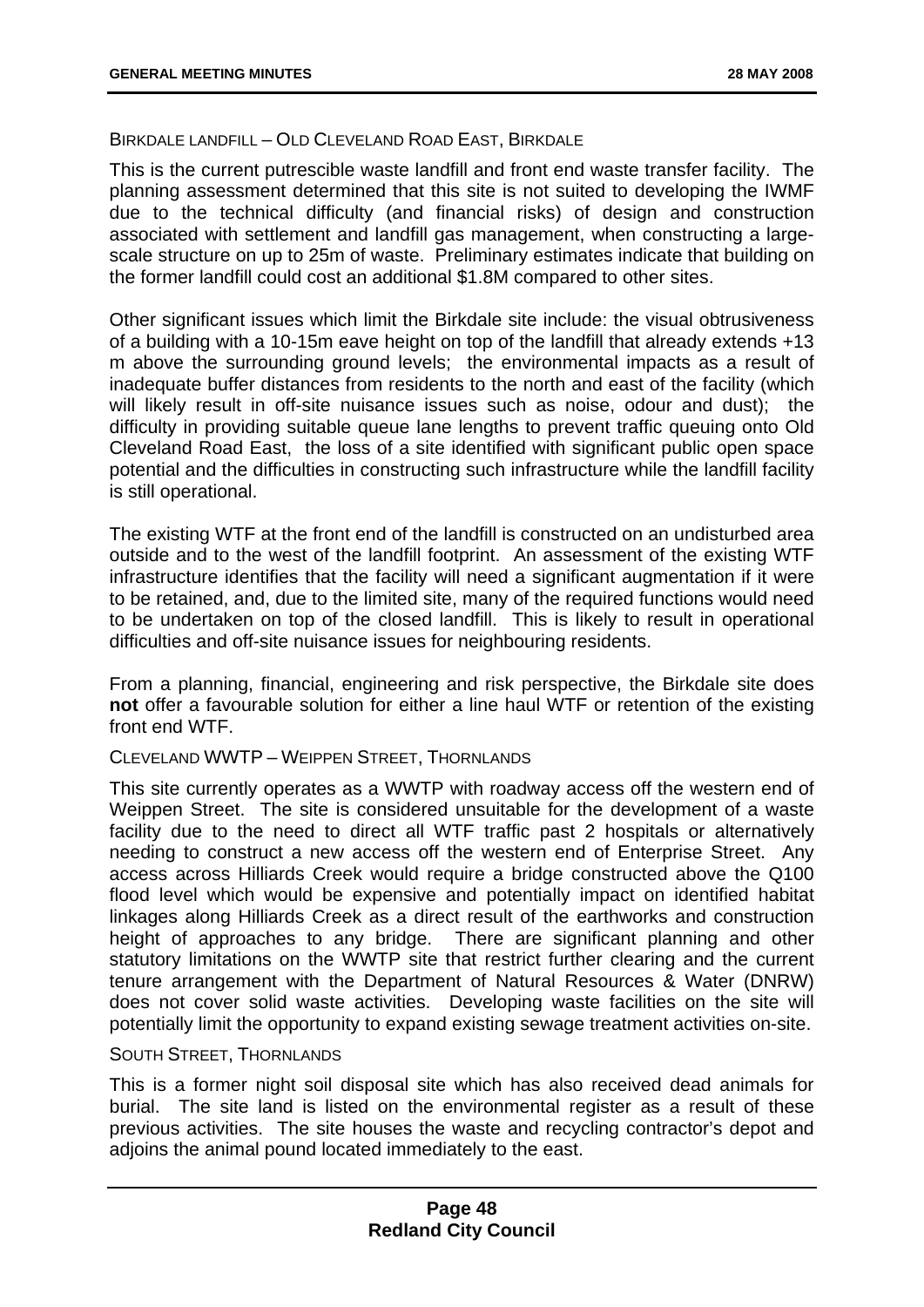BIRKDALE LANDFILL – OLD CLEVELAND ROAD EAST, BIRKDALE

This is the current putrescible waste landfill and front end waste transfer facility. The planning assessment determined that this site is not suited to developing the IWMF due to the technical difficulty (and financial risks) of design and construction associated with settlement and landfill gas management, when constructing a large-scale structure on up to 25m of waste. Preliminary estimates indicate that building on the former landfill could cost an additional $1.8M compared to other sites.

Other significant issues which limit the Birkdale site include: the visual obtrusiveness of a building with a 10-15m eave height on top of the landfill that already extends +13 m above the surrounding ground levels; the environmental impacts as a result of inadequate buffer distances from residents to the north and east of the facility (which will likely result in off-site nuisance issues such as noise, odour and dust); the difficulty in providing suitable queue lane lengths to prevent traffic queuing onto Old Cleveland Road East, the loss of a site identified with significant public open space potential and the difficulties in constructing such infrastructure while the landfill facility is still operational.

The existing WTF at the front end of the landfill is constructed on an undisturbed area outside and to the west of the landfill footprint. An assessment of the existing WTF infrastructure identifies that the facility will need a significant augmentation if it were to be retained, and, due to the limited site, many of the required functions would need to be undertaken on top of the closed landfill. This is likely to result in operational difficulties and off-site nuisance issues for neighbouring residents.

From a planning, financial, engineering and risk perspective, the Birkdale site does **not** offer a favourable solution for either a line haul WTF or retention of the existing front end WTF.

CLEVELAND WWTP – WEIPPEN STREET, THORNLANDS

This site currently operates as a WWTP with roadway access off the western end of Weippen Street. The site is considered unsuitable for the development of a waste facility due to the need to direct all WTF traffic past 2 hospitals or alternatively needing to construct a new access off the western end of Enterprise Street. Any access across Hilliards Creek would require a bridge constructed above the Q100 flood level which would be expensive and potentially impact on identified habitat linkages along Hilliards Creek as a direct result of the earthworks and construction height of approaches to any bridge. There are significant planning and other statutory limitations on the WWTP site that restrict further clearing and the current tenure arrangement with the Department of Natural Resources & Water (DNRW) does not cover solid waste activities. Developing waste facilities on the site will potentially limit the opportunity to expand existing sewage treatment activities on-site.

SOUTH STREET, THORNLANDS

This is a former night soil disposal site which has also received dead animals for burial. The site land is listed on the environmental register as a result of these previous activities. The site houses the waste and recycling contractor's depot and adjoins the animal pound located immediately to the east.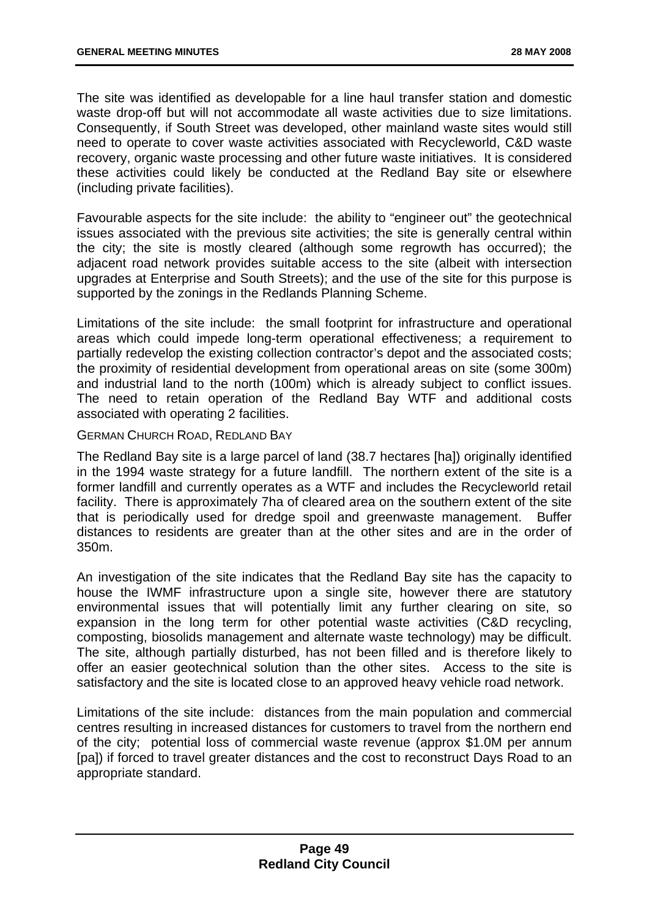The site was identified as developable for a line haul transfer station and domestic waste drop-off but will not accommodate all waste activities due to size limitations. Consequently, if South Street was developed, other mainland waste sites would still need to operate to cover waste activities associated with Recycleworld, C&D waste recovery, organic waste processing and other future waste initiatives. It is considered these activities could likely be conducted at the Redland Bay site or elsewhere (including private facilities).

Favourable aspects for the site include: the ability to "engineer out" the geotechnical issues associated with the previous site activities; the site is generally central within the city; the site is mostly cleared (although some regrowth has occurred); the adjacent road network provides suitable access to the site (albeit with intersection upgrades at Enterprise and South Streets); and the use of the site for this purpose is supported by the zonings in the Redlands Planning Scheme.

Limitations of the site include: the small footprint for infrastructure and operational areas which could impede long-term operational effectiveness; a requirement to partially redevelop the existing collection contractor's depot and the associated costs; the proximity of residential development from operational areas on site (some 300m) and industrial land to the north (100m) which is already subject to conflict issues. The need to retain operation of the Redland Bay WTF and additional costs associated with operating 2 facilities.

GERMAN CHURCH ROAD, REDLAND BAY

The Redland Bay site is a large parcel of land (38.7 hectares [ha]) originally identified in the 1994 waste strategy for a future landfill. The northern extent of the site is a former landfill and currently operates as a WTF and includes the Recycleworld retail facility. There is approximately 7ha of cleared area on the southern extent of the site that is periodically used for dredge spoil and greenwaste management. Buffer distances to residents are greater than at the other sites and are in the order of 350m.

An investigation of the site indicates that the Redland Bay site has the capacity to house the IWMF infrastructure upon a single site, however there are statutory environmental issues that will potentially limit any further clearing on site, so expansion in the long term for other potential waste activities (C&D recycling, composting, biosolids management and alternate waste technology) may be difficult. The site, although partially disturbed, has not been filled and is therefore likely to offer an easier geotechnical solution than the other sites. Access to the site is satisfactory and the site is located close to an approved heavy vehicle road network.

Limitations of the site include: distances from the main population and commercial centres resulting in increased distances for customers to travel from the northern end of the city; potential loss of commercial waste revenue (approx $1.0M per annum [pa]) if forced to travel greater distances and the cost to reconstruct Days Road to an appropriate standard.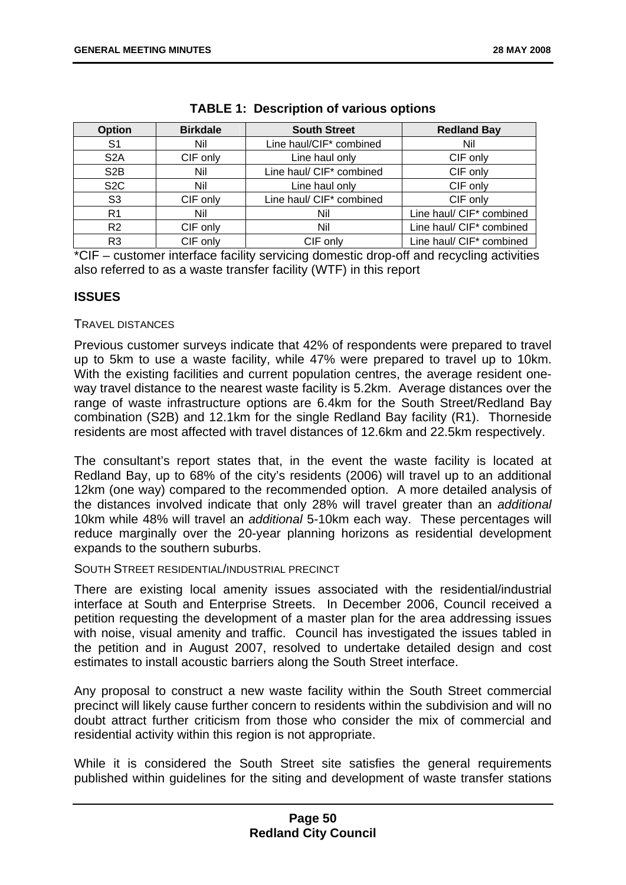**TABLE 1: Description of various options**

| Option | Birkdale | South Street | Redland Bay |
|---|---|---|---|
| S1 | Nil | Line haul/CIF* combined | Nil |
| S2A | CIF only | Line haul only | CIF only |
| S2B | Nil | Line haul/ CIF* combined | CIF only |
| S2C | Nil | Line haul only | CIF only |
| S3 | CIF only | Line haul/ CIF* combined | CIF only |
| R1 | Nil | Nil | Line haul/ CIF* combined |
| R2 | CIF only | Nil | Line haul/ CIF* combined |
| R3 | CIF only | CIF only | Line haul/ CIF* combined |

*CIF – customer interface facility servicing domestic drop-off and recycling activities also referred to as a waste transfer facility (WTF) in this report

## ISSUES

TRAVEL DISTANCES

Previous customer surveys indicate that 42% of respondents were prepared to travel up to 5km to use a waste facility, while 47% were prepared to travel up to 10km. With the existing facilities and current population centres, the average resident one-way travel distance to the nearest waste facility is 5.2km. Average distances over the range of waste infrastructure options are 6.4km for the South Street/Redland Bay combination (S2B) and 12.1km for the single Redland Bay facility (R1). Thorneside residents are most affected with travel distances of 12.6km and 22.5km respectively.

The consultant's report states that, in the event the waste facility is located at Redland Bay, up to 68% of the city's residents (2006) will travel up to an additional 12km (one way) compared to the recommended option. A more detailed analysis of the distances involved indicate that only 28% will travel greater than an *additional* 10km while 48% will travel an *additional* 5-10km each way. These percentages will reduce marginally over the 20-year planning horizons as residential development expands to the southern suburbs.

SOUTH STREET RESIDENTIAL/INDUSTRIAL PRECINCT

There are existing local amenity issues associated with the residential/industrial interface at South and Enterprise Streets. In December 2006, Council received a petition requesting the development of a master plan for the area addressing issues with noise, visual amenity and traffic. Council has investigated the issues tabled in the petition and in August 2007, resolved to undertake detailed design and cost estimates to install acoustic barriers along the South Street interface.

Any proposal to construct a new waste facility within the South Street commercial precinct will likely cause further concern to residents within the subdivision and will no doubt attract further criticism from those who consider the mix of commercial and residential activity within this region is not appropriate.

While it is considered the South Street site satisfies the general requirements published within guidelines for the siting and development of waste transfer stations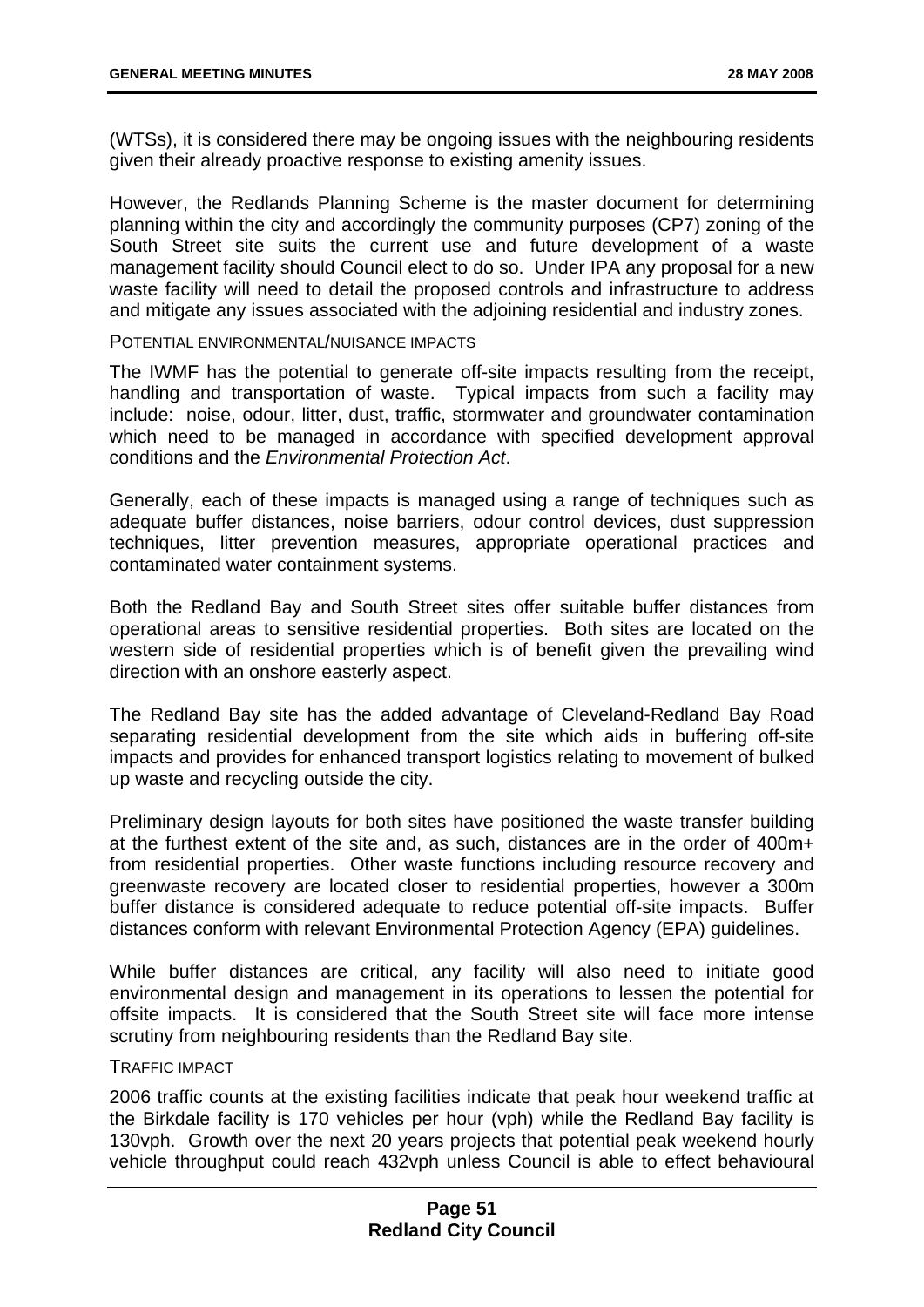(WTSs), it is considered there may be ongoing issues with the neighbouring residents given their already proactive response to existing amenity issues.

However, the Redlands Planning Scheme is the master document for determining planning within the city and accordingly the community purposes (CP7) zoning of the South Street site suits the current use and future development of a waste management facility should Council elect to do so. Under IPA any proposal for a new waste facility will need to detail the proposed controls and infrastructure to address and mitigate any issues associated with the adjoining residential and industry zones.

POTENTIAL ENVIRONMENTAL/NUISANCE IMPACTS

The IWMF has the potential to generate off-site impacts resulting from the receipt, handling and transportation of waste. Typical impacts from such a facility may include: noise, odour, litter, dust, traffic, stormwater and groundwater contamination which need to be managed in accordance with specified development approval conditions and the *Environmental Protection Act*.

Generally, each of these impacts is managed using a range of techniques such as adequate buffer distances, noise barriers, odour control devices, dust suppression techniques, litter prevention measures, appropriate operational practices and contaminated water containment systems.

Both the Redland Bay and South Street sites offer suitable buffer distances from operational areas to sensitive residential properties. Both sites are located on the western side of residential properties which is of benefit given the prevailing wind direction with an onshore easterly aspect.

The Redland Bay site has the added advantage of Cleveland-Redland Bay Road separating residential development from the site which aids in buffering off-site impacts and provides for enhanced transport logistics relating to movement of bulked up waste and recycling outside the city.

Preliminary design layouts for both sites have positioned the waste transfer building at the furthest extent of the site and, as such, distances are in the order of 400m+ from residential properties. Other waste functions including resource recovery and greenwaste recovery are located closer to residential properties, however a 300m buffer distance is considered adequate to reduce potential off-site impacts. Buffer distances conform with relevant Environmental Protection Agency (EPA) guidelines.

While buffer distances are critical, any facility will also need to initiate good environmental design and management in its operations to lessen the potential for offsite impacts. It is considered that the South Street site will face more intense scrutiny from neighbouring residents than the Redland Bay site.

TRAFFIC IMPACT

2006 traffic counts at the existing facilities indicate that peak hour weekend traffic at the Birkdale facility is 170 vehicles per hour (vph) while the Redland Bay facility is 130vph. Growth over the next 20 years projects that potential peak weekend hourly vehicle throughput could reach 432vph unless Council is able to effect behavioural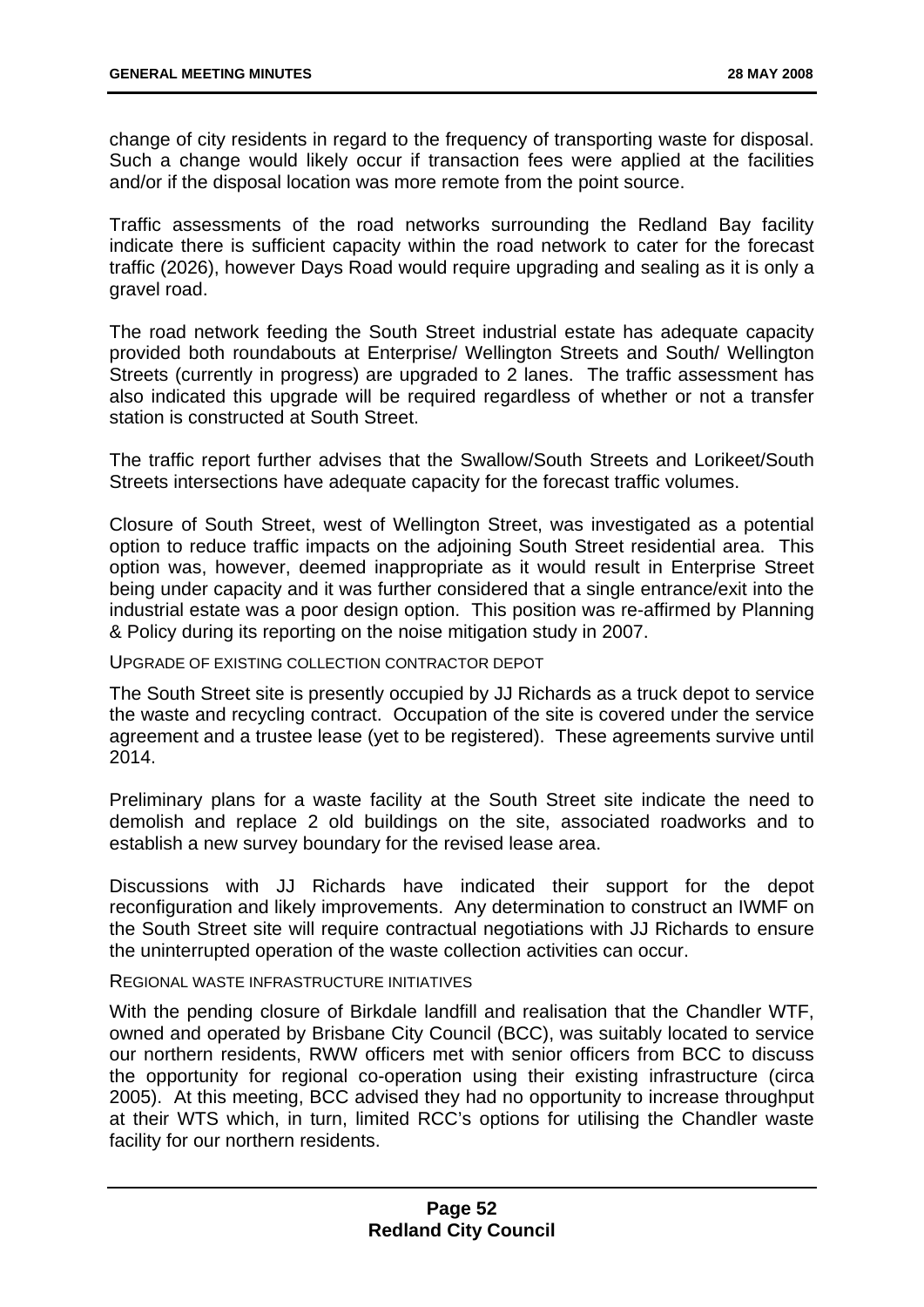change of city residents in regard to the frequency of transporting waste for disposal. Such a change would likely occur if transaction fees were applied at the facilities and/or if the disposal location was more remote from the point source.

Traffic assessments of the road networks surrounding the Redland Bay facility indicate there is sufficient capacity within the road network to cater for the forecast traffic (2026), however Days Road would require upgrading and sealing as it is only a gravel road.

The road network feeding the South Street industrial estate has adequate capacity provided both roundabouts at Enterprise/ Wellington Streets and South/ Wellington Streets (currently in progress) are upgraded to 2 lanes. The traffic assessment has also indicated this upgrade will be required regardless of whether or not a transfer station is constructed at South Street.

The traffic report further advises that the Swallow/South Streets and Lorikeet/South Streets intersections have adequate capacity for the forecast traffic volumes.

Closure of South Street, west of Wellington Street, was investigated as a potential option to reduce traffic impacts on the adjoining South Street residential area. This option was, however, deemed inappropriate as it would result in Enterprise Street being under capacity and it was further considered that a single entrance/exit into the industrial estate was a poor design option. This position was re-affirmed by Planning & Policy during its reporting on the noise mitigation study in 2007.

UPGRADE OF EXISTING COLLECTION CONTRACTOR DEPOT

The South Street site is presently occupied by JJ Richards as a truck depot to service the waste and recycling contract. Occupation of the site is covered under the service agreement and a trustee lease (yet to be registered). These agreements survive until 2014.

Preliminary plans for a waste facility at the South Street site indicate the need to demolish and replace 2 old buildings on the site, associated roadworks and to establish a new survey boundary for the revised lease area.

Discussions with JJ Richards have indicated their support for the depot reconfiguration and likely improvements. Any determination to construct an IWMF on the South Street site will require contractual negotiations with JJ Richards to ensure the uninterrupted operation of the waste collection activities can occur.

REGIONAL WASTE INFRASTRUCTURE INITIATIVES

With the pending closure of Birkdale landfill and realisation that the Chandler WTF, owned and operated by Brisbane City Council (BCC), was suitably located to service our northern residents, RWW officers met with senior officers from BCC to discuss the opportunity for regional co-operation using their existing infrastructure (circa 2005). At this meeting, BCC advised they had no opportunity to increase throughput at their WTS which, in turn, limited RCC's options for utilising the Chandler waste facility for our northern residents.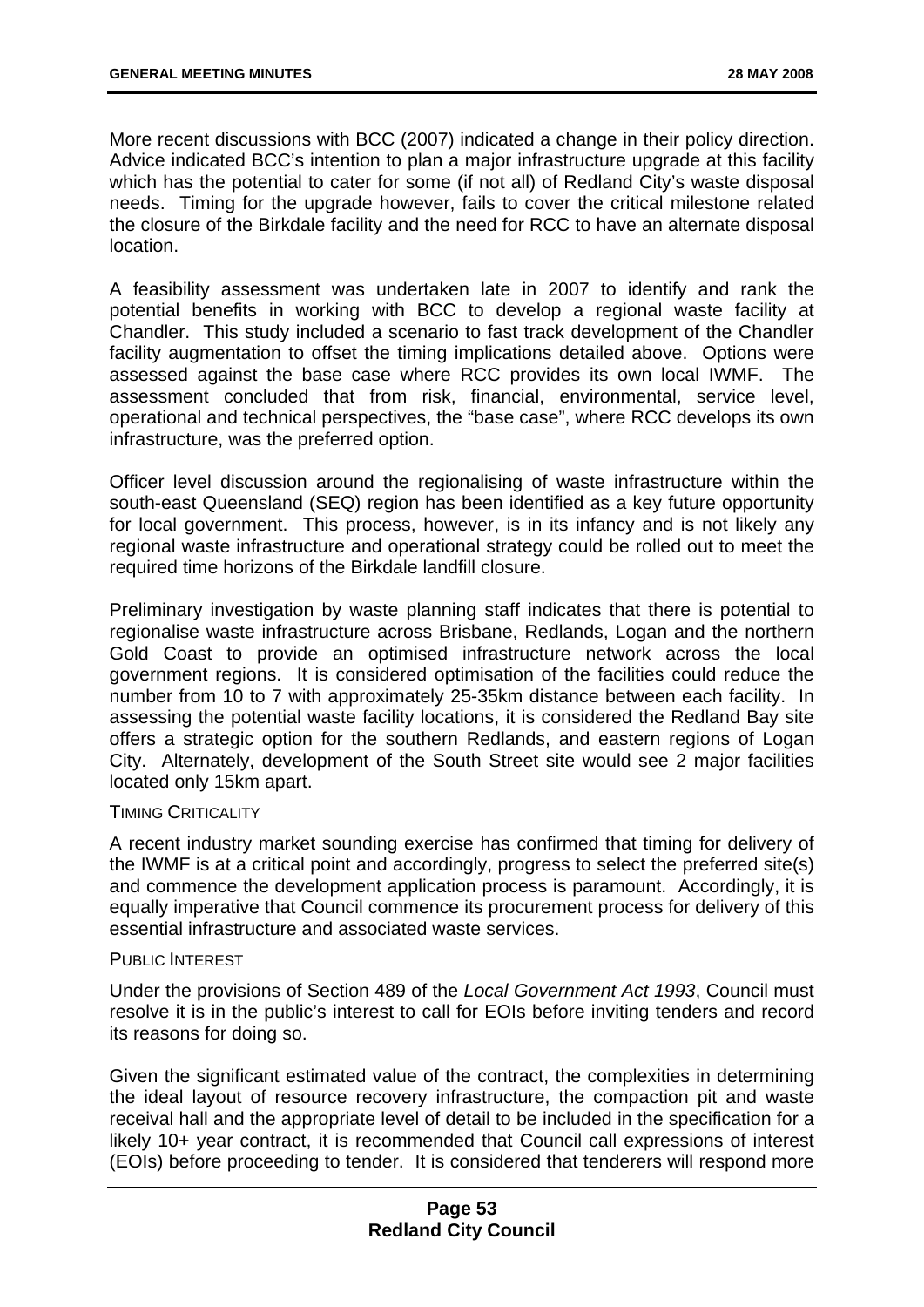More recent discussions with BCC (2007) indicated a change in their policy direction. Advice indicated BCC's intention to plan a major infrastructure upgrade at this facility which has the potential to cater for some (if not all) of Redland City's waste disposal needs. Timing for the upgrade however, fails to cover the critical milestone related the closure of the Birkdale facility and the need for RCC to have an alternate disposal location.

A feasibility assessment was undertaken late in 2007 to identify and rank the potential benefits in working with BCC to develop a regional waste facility at Chandler. This study included a scenario to fast track development of the Chandler facility augmentation to offset the timing implications detailed above. Options were assessed against the base case where RCC provides its own local IWMF. The assessment concluded that from risk, financial, environmental, service level, operational and technical perspectives, the "base case", where RCC develops its own infrastructure, was the preferred option.

Officer level discussion around the regionalising of waste infrastructure within the south-east Queensland (SEQ) region has been identified as a key future opportunity for local government. This process, however, is in its infancy and is not likely any regional waste infrastructure and operational strategy could be rolled out to meet the required time horizons of the Birkdale landfill closure.

Preliminary investigation by waste planning staff indicates that there is potential to regionalise waste infrastructure across Brisbane, Redlands, Logan and the northern Gold Coast to provide an optimised infrastructure network across the local government regions. It is considered optimisation of the facilities could reduce the number from 10 to 7 with approximately 25-35km distance between each facility. In assessing the potential waste facility locations, it is considered the Redland Bay site offers a strategic option for the southern Redlands, and eastern regions of Logan City. Alternately, development of the South Street site would see 2 major facilities located only 15km apart.

TIMING CRITICALITY

A recent industry market sounding exercise has confirmed that timing for delivery of the IWMF is at a critical point and accordingly, progress to select the preferred site(s) and commence the development application process is paramount. Accordingly, it is equally imperative that Council commence its procurement process for delivery of this essential infrastructure and associated waste services.

PUBLIC INTEREST

Under the provisions of Section 489 of the *Local Government Act 1993*, Council must resolve it is in the public's interest to call for EOIs before inviting tenders and record its reasons for doing so.

Given the significant estimated value of the contract, the complexities in determining the ideal layout of resource recovery infrastructure, the compaction pit and waste receival hall and the appropriate level of detail to be included in the specification for a likely 10+ year contract, it is recommended that Council call expressions of interest (EOIs) before proceeding to tender. It is considered that tenderers will respond more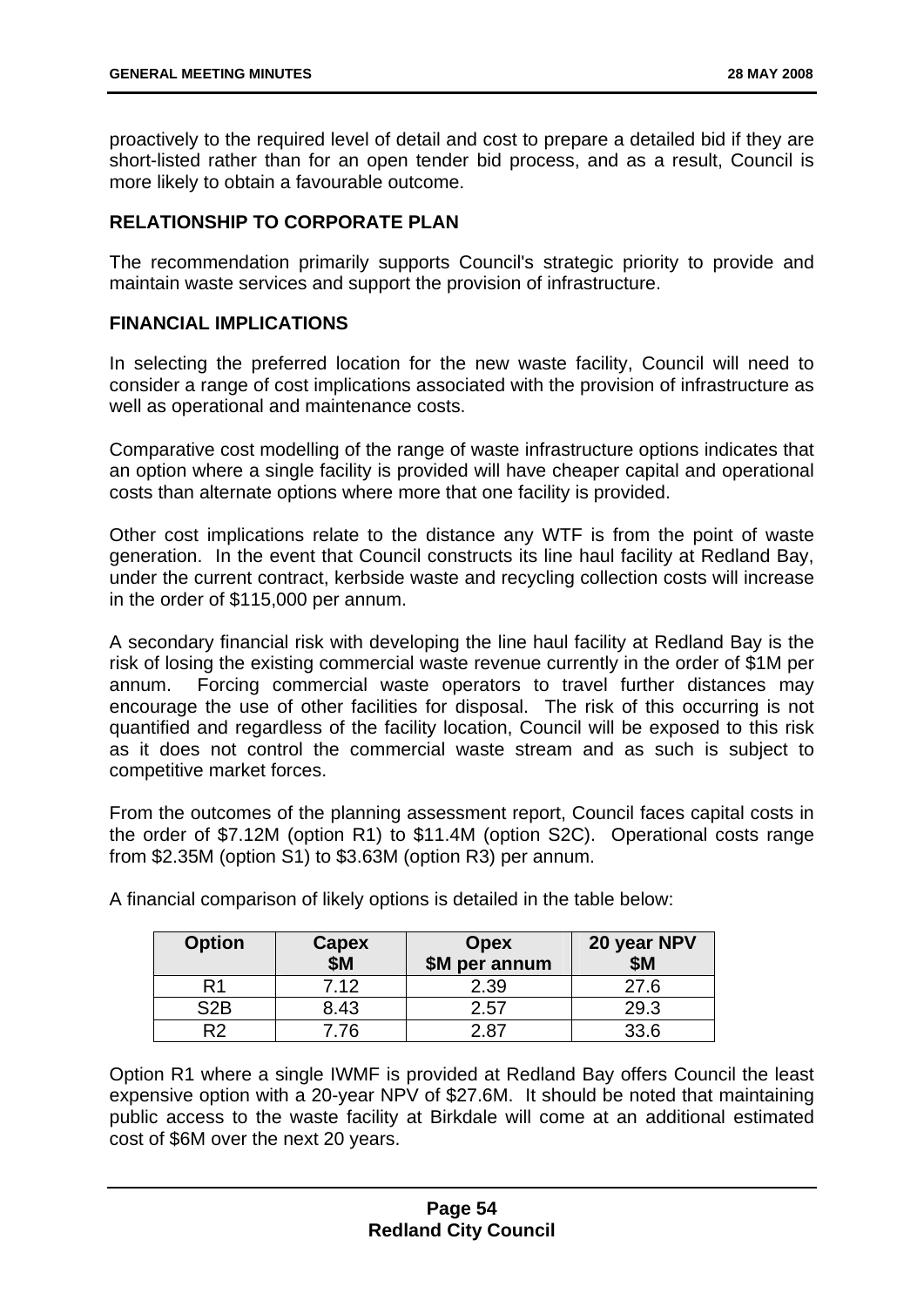proactively to the required level of detail and cost to prepare a detailed bid if they are short-listed rather than for an open tender bid process, and as a result, Council is more likely to obtain a favourable outcome.

**RELATIONSHIP TO CORPORATE PLAN**

The recommendation primarily supports Council's strategic priority to provide and maintain waste services and support the provision of infrastructure.

**FINANCIAL IMPLICATIONS**

In selecting the preferred location for the new waste facility, Council will need to consider a range of cost implications associated with the provision of infrastructure as well as operational and maintenance costs.

Comparative cost modelling of the range of waste infrastructure options indicates that an option where a single facility is provided will have cheaper capital and operational costs than alternate options where more that one facility is provided.

Other cost implications relate to the distance any WTF is from the point of waste generation. In the event that Council constructs its line haul facility at Redland Bay, under the current contract, kerbside waste and recycling collection costs will increase in the order of $115,000 per annum.

A secondary financial risk with developing the line haul facility at Redland Bay is the risk of losing the existing commercial waste revenue currently in the order of $1M per annum. Forcing commercial waste operators to travel further distances may encourage the use of other facilities for disposal. The risk of this occurring is not quantified and regardless of the facility location, Council will be exposed to this risk as it does not control the commercial waste stream and as such is subject to competitive market forces.

From the outcomes of the planning assessment report, Council faces capital costs in the order of $7.12M (option R1) to $11.4M (option S2C). Operational costs range from $2.35M (option S1) to $3.63M (option R3) per annum.

A financial comparison of likely options is detailed in the table below:

| Option | Capex $M | Opex $M per annum | 20 year NPV $M |
|---|---|---|---|
| R1 | 7.12 | 2.39 | 27.6 |
| S2B | 8.43 | 2.57 | 29.3 |
| R2 | 7.76 | 2.87 | 33.6 |

Option R1 where a single IWMF is provided at Redland Bay offers Council the least expensive option with a 20-year NPV of $27.6M. It should be noted that maintaining public access to the waste facility at Birkdale will come at an additional estimated cost of $6M over the next 20 years.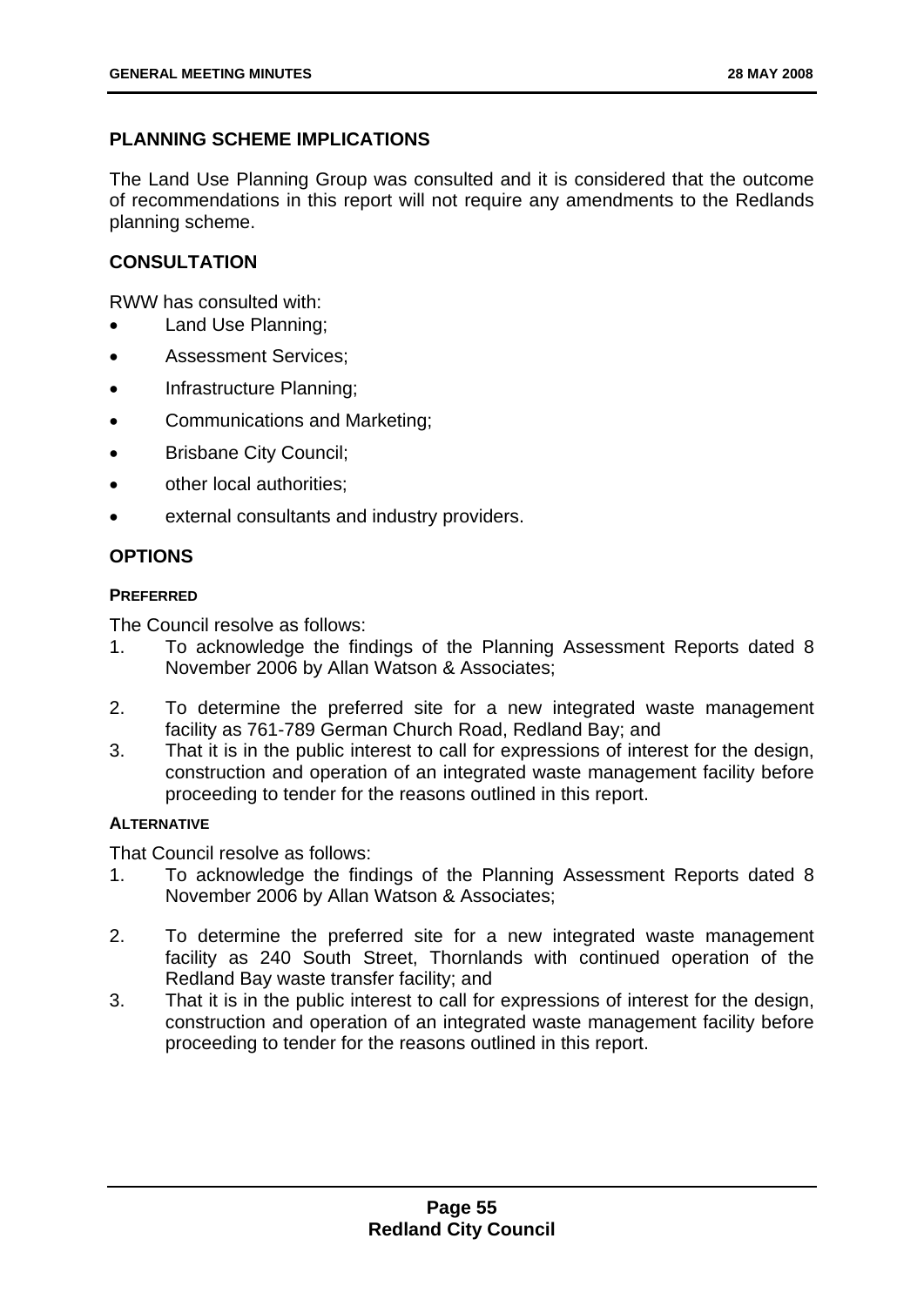## PLANNING SCHEME IMPLICATIONS

The Land Use Planning Group was consulted and it is considered that the outcome of recommendations in this report will not require any amendments to the Redlands planning scheme.

## CONSULTATION

RWW has consulted with:

- Land Use Planning;
- Assessment Services;
- Infrastructure Planning;
- Communications and Marketing;
- Brisbane City Council;
- other local authorities;
- external consultants and industry providers.

## OPTIONS

### PREFERRED

The Council resolve as follows:

1. To acknowledge the findings of the Planning Assessment Reports dated 8 November 2006 by Allan Watson & Associates;
2. To determine the preferred site for a new integrated waste management facility as 761-789 German Church Road, Redland Bay; and
3. That it is in the public interest to call for expressions of interest for the design, construction and operation of an integrated waste management facility before proceeding to tender for the reasons outlined in this report.

### ALTERNATIVE

That Council resolve as follows:

1. To acknowledge the findings of the Planning Assessment Reports dated 8 November 2006 by Allan Watson & Associates;
2. To determine the preferred site for a new integrated waste management facility as 240 South Street, Thornlands with continued operation of the Redland Bay waste transfer facility; and
3. That it is in the public interest to call for expressions of interest for the design, construction and operation of an integrated waste management facility before proceeding to tender for the reasons outlined in this report.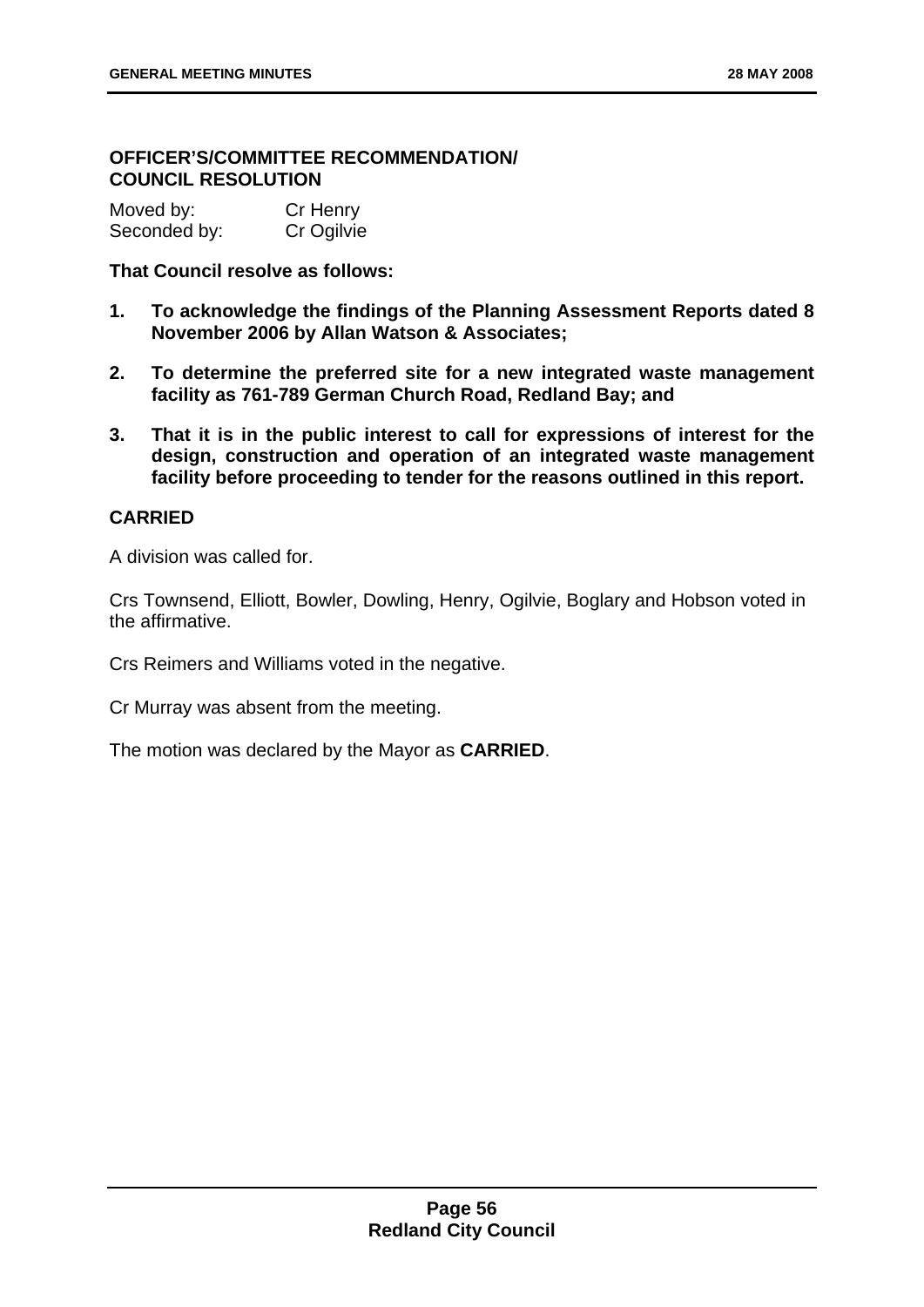**OFFICER'S/COMMITTEE RECOMMENDATION/
COUNCIL RESOLUTION**

| | |
|---|---|
| Moved by: | Cr Henry |
| Seconded by: | Cr Ogilvie |

**That Council resolve as follows:**

1. **To acknowledge the findings of the Planning Assessment Reports dated 8 November 2006 by Allan Watson & Associates;**
2. **To determine the preferred site for a new integrated waste management facility as 761-789 German Church Road, Redland Bay; and**
3. **That it is in the public interest to call for expressions of interest for the design, construction and operation of an integrated waste management facility before proceeding to tender for the reasons outlined in this report.**

**CARRIED**

A division was called for.

Crs Townsend, Elliott, Bowler, Dowling, Henry, Ogilvie, Boglary and Hobson voted in the affirmative.

Crs Reimers and Williams voted in the negative.

Cr Murray was absent from the meeting.

The motion was declared by the Mayor as **CARRIED**.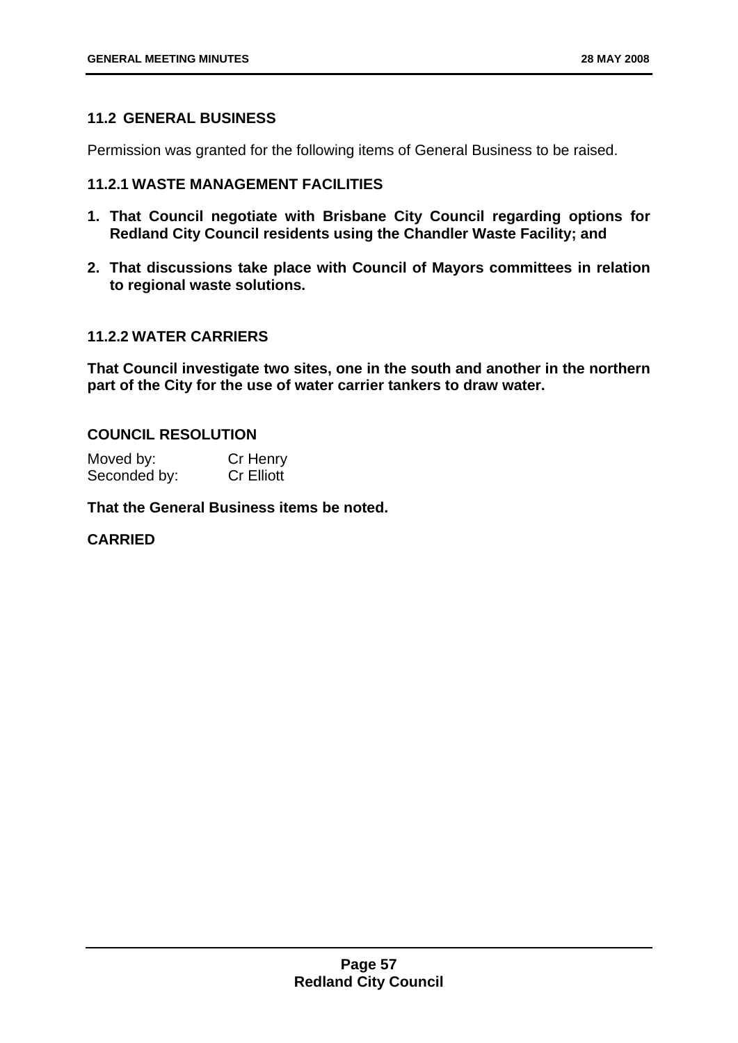## 11.2 GENERAL BUSINESS

Permission was granted for the following items of General Business to be raised.

### 11.2.1 WASTE MANAGEMENT FACILITIES

1. **That Council negotiate with Brisbane City Council regarding options for Redland City Council residents using the Chandler Waste Facility; and**
2. **That discussions take place with Council of Mayors committees in relation to regional waste solutions.**

### 11.2.2 WATER CARRIERS

**That Council investigate two sites, one in the south and another in the northern part of the City for the use of water carrier tankers to draw water.**

**COUNCIL RESOLUTION**

| | |
|---|---|
| Moved by: | Cr Henry |
| Seconded by: | Cr Elliott |

**That the General Business items be noted.**

**CARRIED**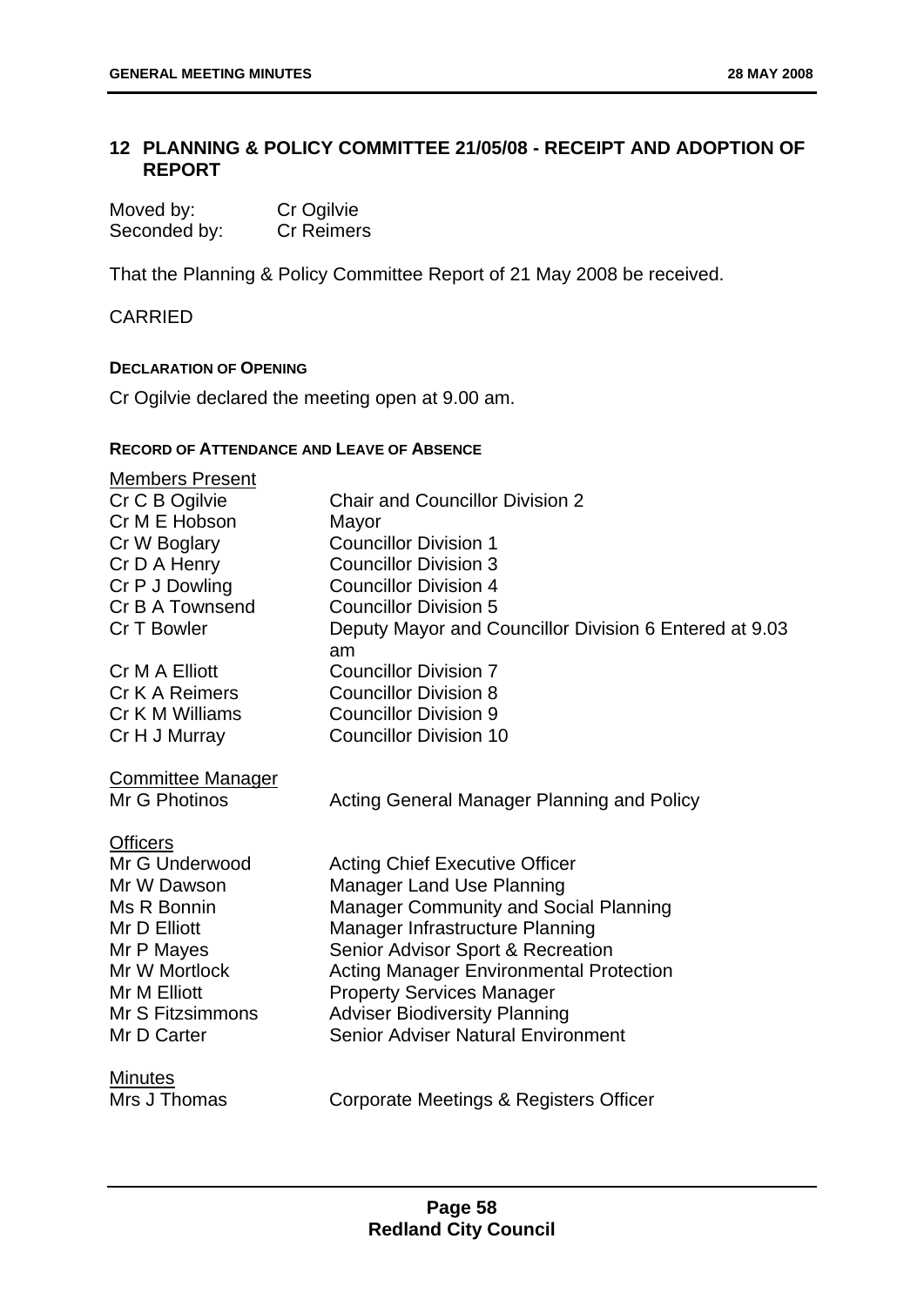## 12 PLANNING & POLICY COMMITTEE 21/05/08 - RECEIPT AND ADOPTION OF REPORT

| | |
|---|---|
| Moved by: | Cr Ogilvie |
| Seconded by: | Cr Reimers |

That the Planning & Policy Committee Report of 21 May 2008 be received.

CARRIED

**DECLARATION OF OPENING**

Cr Ogilvie declared the meeting open at 9.00 am.

**RECORD OF ATTENDANCE AND LEAVE OF ABSENCE**

Members Present

| | |
|---|---|
| Cr C B Ogilvie | Chair and Councillor Division 2 |
| Cr M E Hobson | Mayor |
| Cr W Boglary | Councillor Division 1 |
| Cr D A Henry | Councillor Division 3 |
| Cr P J Dowling | Councillor Division 4 |
| Cr B A Townsend | Councillor Division 5 |
| Cr T Bowler | Deputy Mayor and Councillor Division 6 Entered at 9.03 am |
| Cr M A Elliott | Councillor Division 7 |
| Cr K A Reimers | Councillor Division 8 |
| Cr K M Williams | Councillor Division 9 |
| Cr H J Murray | Councillor Division 10 |

Committee Manager

| | |
|---|---|
| Mr G Photinos | Acting General Manager Planning and Policy |

Officers

| | |
|---|---|
| Mr G Underwood | Acting Chief Executive Officer |
| Mr W Dawson | Manager Land Use Planning |
| Ms R Bonnin | Manager Community and Social Planning |
| Mr D Elliott | Manager Infrastructure Planning |
| Mr P Mayes | Senior Advisor Sport & Recreation |
| Mr W Mortlock | Acting Manager Environmental Protection |
| Mr M Elliott | Property Services Manager |
| Mr S Fitzsimmons | Adviser Biodiversity Planning |
| Mr D Carter | Senior Adviser Natural Environment |

Minutes

| | |
|---|---|
| Mrs J Thomas | Corporate Meetings & Registers Officer |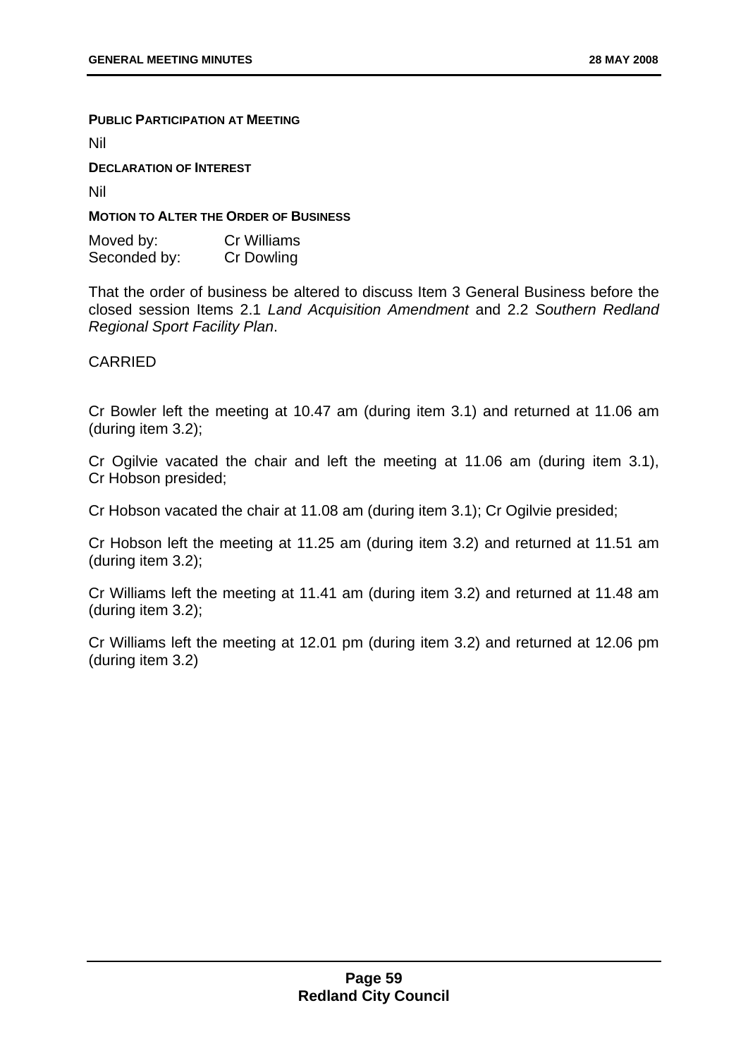**PUBLIC PARTICIPATION AT MEETING**

Nil

**DECLARATION OF INTEREST**

Nil

**MOTION TO ALTER THE ORDER OF BUSINESS**

| | |
|---|---|
| Moved by: | Cr Williams |
| Seconded by: | Cr Dowling |

That the order of business be altered to discuss Item 3 General Business before the closed session Items 2.1 *Land Acquisition Amendment* and 2.2 *Southern Redland Regional Sport Facility Plan*.

CARRIED

Cr Bowler left the meeting at 10.47 am (during item 3.1) and returned at 11.06 am (during item 3.2);

Cr Ogilvie vacated the chair and left the meeting at 11.06 am (during item 3.1), Cr Hobson presided;

Cr Hobson vacated the chair at 11.08 am (during item 3.1); Cr Ogilvie presided;

Cr Hobson left the meeting at 11.25 am (during item 3.2) and returned at 11.51 am (during item 3.2);

Cr Williams left the meeting at 11.41 am (during item 3.2) and returned at 11.48 am (during item 3.2);

Cr Williams left the meeting at 12.01 pm (during item 3.2) and returned at 12.06 pm (during item 3.2)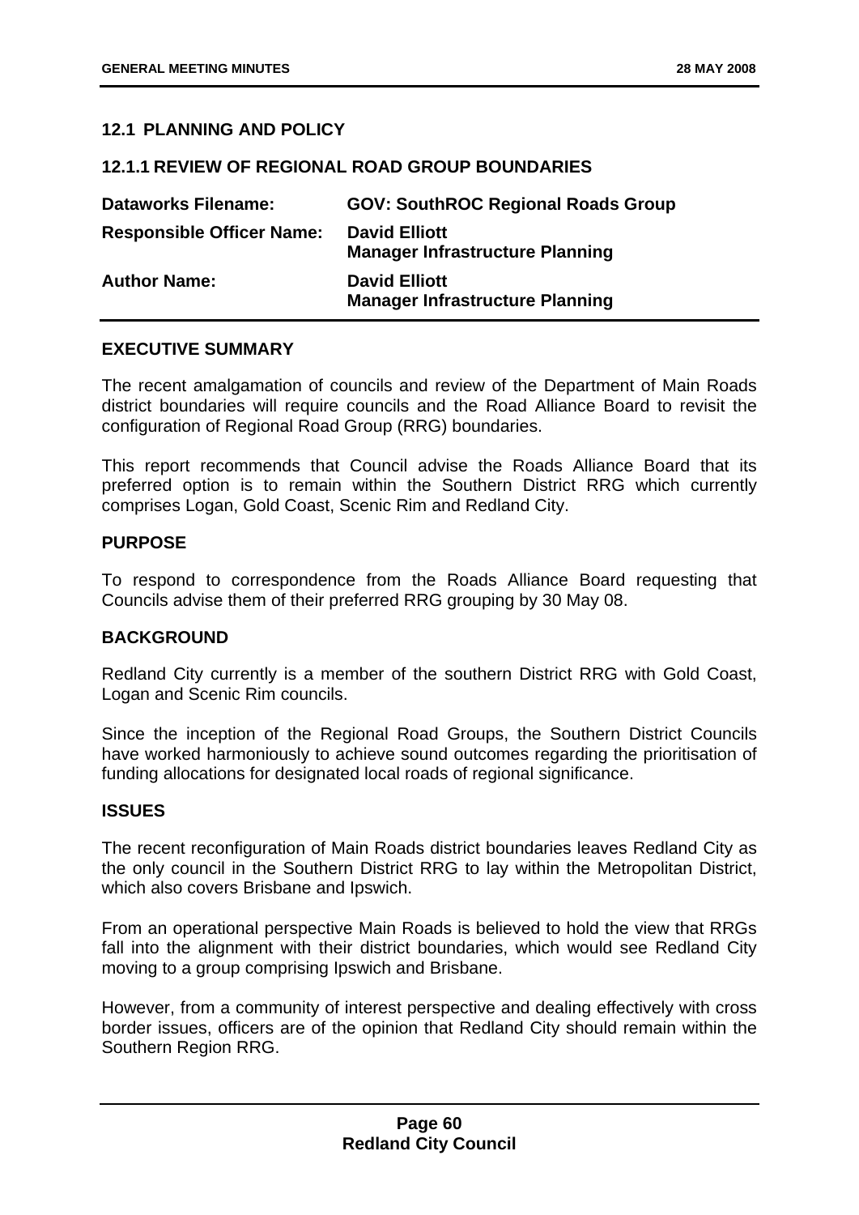## 12.1 PLANNING AND POLICY

### 12.1.1 REVIEW OF REGIONAL ROAD GROUP BOUNDARIES

| | |
|---|---|
| **Dataworks Filename:** | **GOV: SouthROC Regional Roads Group** |
| **Responsible Officer Name:** | **David Elliott**<br>**Manager Infrastructure Planning** |
| **Author Name:** | **David Elliott**<br>**Manager Infrastructure Planning** |

#### EXECUTIVE SUMMARY

The recent amalgamation of councils and review of the Department of Main Roads district boundaries will require councils and the Road Alliance Board to revisit the configuration of Regional Road Group (RRG) boundaries.

This report recommends that Council advise the Roads Alliance Board that its preferred option is to remain within the Southern District RRG which currently comprises Logan, Gold Coast, Scenic Rim and Redland City.

#### PURPOSE

To respond to correspondence from the Roads Alliance Board requesting that Councils advise them of their preferred RRG grouping by 30 May 08.

#### BACKGROUND

Redland City currently is a member of the southern District RRG with Gold Coast, Logan and Scenic Rim councils.

Since the inception of the Regional Road Groups, the Southern District Councils have worked harmoniously to achieve sound outcomes regarding the prioritisation of funding allocations for designated local roads of regional significance.

#### ISSUES

The recent reconfiguration of Main Roads district boundaries leaves Redland City as the only council in the Southern District RRG to lay within the Metropolitan District, which also covers Brisbane and Ipswich.

From an operational perspective Main Roads is believed to hold the view that RRGs fall into the alignment with their district boundaries, which would see Redland City moving to a group comprising Ipswich and Brisbane.

However, from a community of interest perspective and dealing effectively with cross border issues, officers are of the opinion that Redland City should remain within the Southern Region RRG.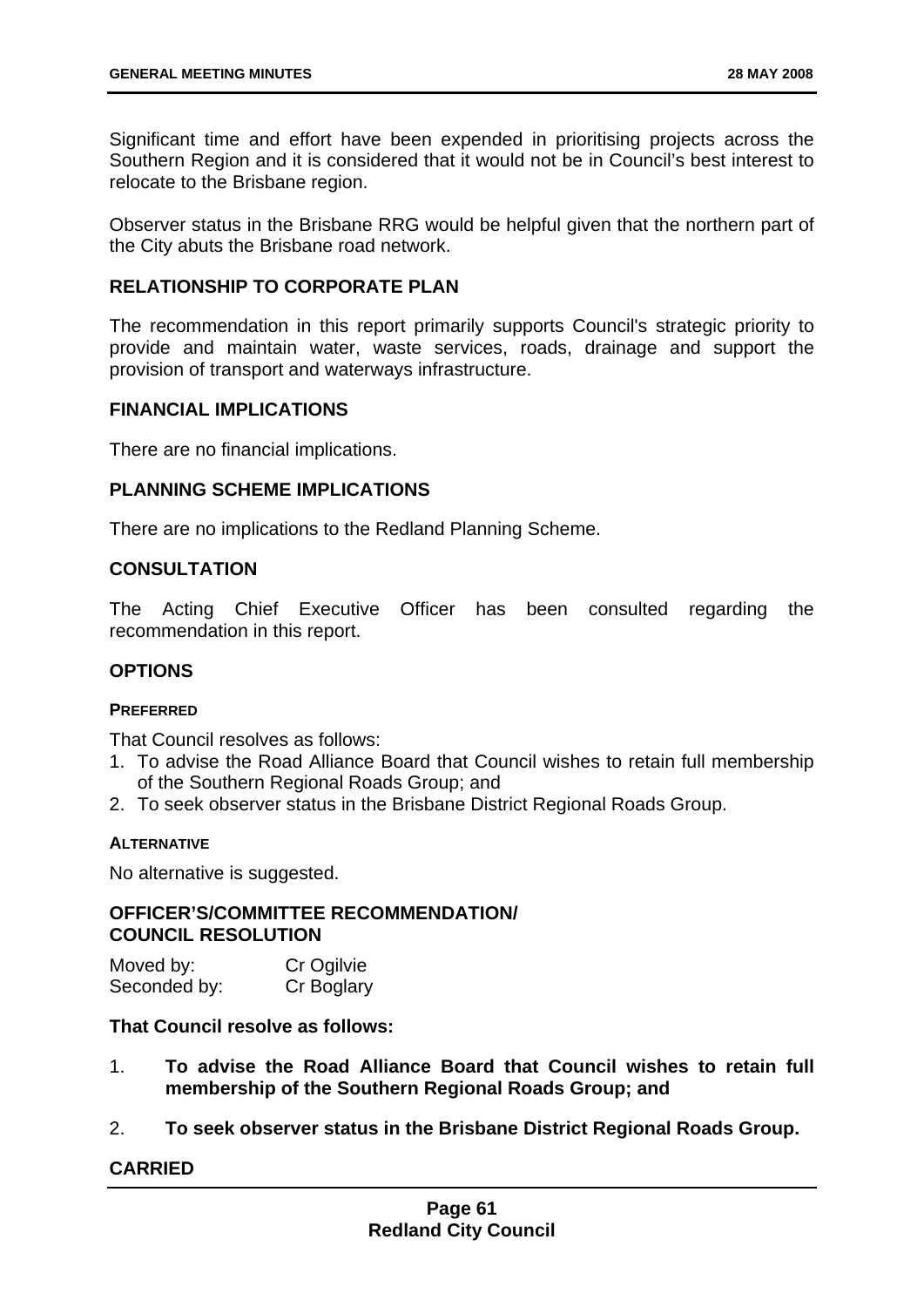Significant time and effort have been expended in prioritising projects across the Southern Region and it is considered that it would not be in Council's best interest to relocate to the Brisbane region.

Observer status in the Brisbane RRG would be helpful given that the northern part of the City abuts the Brisbane road network.

## RELATIONSHIP TO CORPORATE PLAN

The recommendation in this report primarily supports Council's strategic priority to provide and maintain water, waste services, roads, drainage and support the provision of transport and waterways infrastructure.

## FINANCIAL IMPLICATIONS

There are no financial implications.

## PLANNING SCHEME IMPLICATIONS

There are no implications to the Redland Planning Scheme.

## CONSULTATION

The Acting Chief Executive Officer has been consulted regarding the recommendation in this report.

## OPTIONS

### PREFERRED

That Council resolves as follows:

1. To advise the Road Alliance Board that Council wishes to retain full membership of the Southern Regional Roads Group; and
2. To seek observer status in the Brisbane District Regional Roads Group.

### ALTERNATIVE

No alternative is suggested.

## OFFICER'S/COMMITTEE RECOMMENDATION/ COUNCIL RESOLUTION

Moved by: Cr Ogilvie
Seconded by: Cr Boglary

**That Council resolve as follows:**

1. **To advise the Road Alliance Board that Council wishes to retain full membership of the Southern Regional Roads Group; and**
2. **To seek observer status in the Brisbane District Regional Roads Group.**

**CARRIED**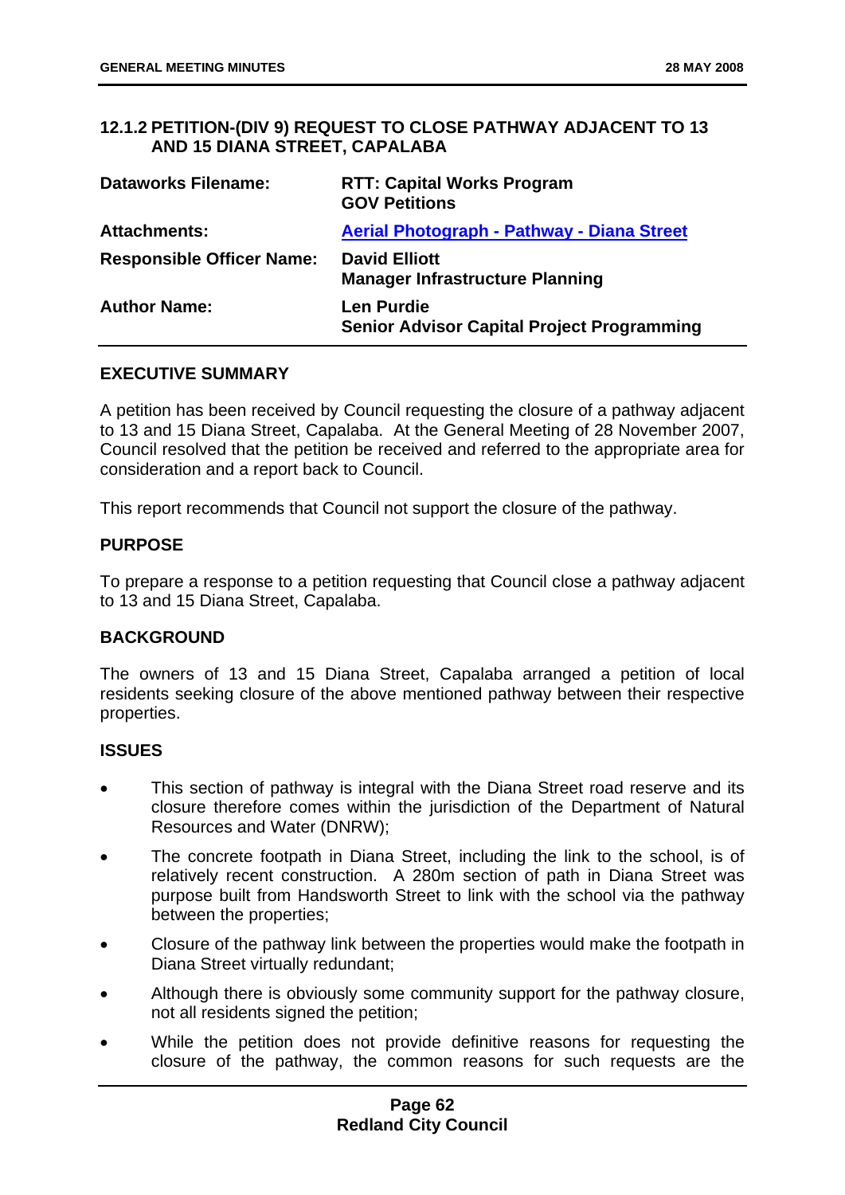## 12.1.2 PETITION-(DIV 9) REQUEST TO CLOSE PATHWAY ADJACENT TO 13 AND 15 DIANA STREET, CAPALABA

| | |
|---|---|
| **Dataworks Filename:** | **RTT: Capital Works Program**<br>**GOV Petitions** |
| **Attachments:** | **Aerial Photograph - Pathway - Diana Street** |
| **Responsible Officer Name:** | **David Elliott**<br>**Manager Infrastructure Planning** |
| **Author Name:** | **Len Purdie**<br>**Senior Advisor Capital Project Programming** |

### EXECUTIVE SUMMARY

A petition has been received by Council requesting the closure of a pathway adjacent to 13 and 15 Diana Street, Capalaba. At the General Meeting of 28 November 2007, Council resolved that the petition be received and referred to the appropriate area for consideration and a report back to Council.

This report recommends that Council not support the closure of the pathway.

### PURPOSE

To prepare a response to a petition requesting that Council close a pathway adjacent to 13 and 15 Diana Street, Capalaba.

### BACKGROUND

The owners of 13 and 15 Diana Street, Capalaba arranged a petition of local residents seeking closure of the above mentioned pathway between their respective properties.

### ISSUES

- This section of pathway is integral with the Diana Street road reserve and its closure therefore comes within the jurisdiction of the Department of Natural Resources and Water (DNRW);
- The concrete footpath in Diana Street, including the link to the school, is of relatively recent construction. A 280m section of path in Diana Street was purpose built from Handsworth Street to link with the school via the pathway between the properties;
- Closure of the pathway link between the properties would make the footpath in Diana Street virtually redundant;
- Although there is obviously some community support for the pathway closure, not all residents signed the petition;
- While the petition does not provide definitive reasons for requesting the closure of the pathway, the common reasons for such requests are the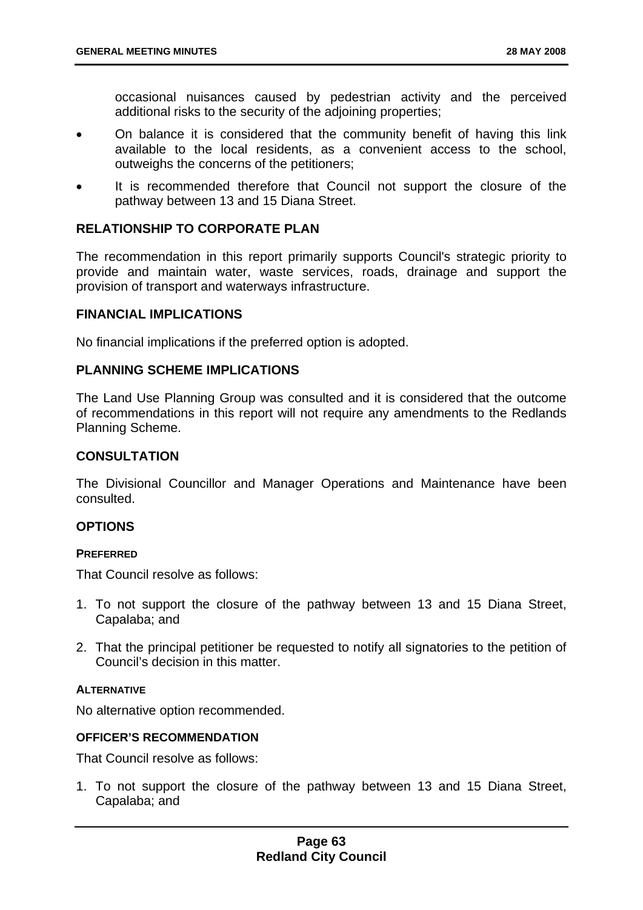occasional nuisances caused by pedestrian activity and the perceived additional risks to the security of the adjoining properties;

- On balance it is considered that the community benefit of having this link available to the local residents, as a convenient access to the school, outweighs the concerns of the petitioners;
- It is recommended therefore that Council not support the closure of the pathway between 13 and 15 Diana Street.

## RELATIONSHIP TO CORPORATE PLAN

The recommendation in this report primarily supports Council's strategic priority to provide and maintain water, waste services, roads, drainage and support the provision of transport and waterways infrastructure.

## FINANCIAL IMPLICATIONS

No financial implications if the preferred option is adopted.

## PLANNING SCHEME IMPLICATIONS

The Land Use Planning Group was consulted and it is considered that the outcome of recommendations in this report will not require any amendments to the Redlands Planning Scheme.

## CONSULTATION

The Divisional Councillor and Manager Operations and Maintenance have been consulted.

## OPTIONS

#### PREFERRED

That Council resolve as follows:

1. To not support the closure of the pathway between 13 and 15 Diana Street, Capalaba; and
2. That the principal petitioner be requested to notify all signatories to the petition of Council's decision in this matter.

#### ALTERNATIVE

No alternative option recommended.

#### OFFICER'S RECOMMENDATION

That Council resolve as follows:

1. To not support the closure of the pathway between 13 and 15 Diana Street, Capalaba; and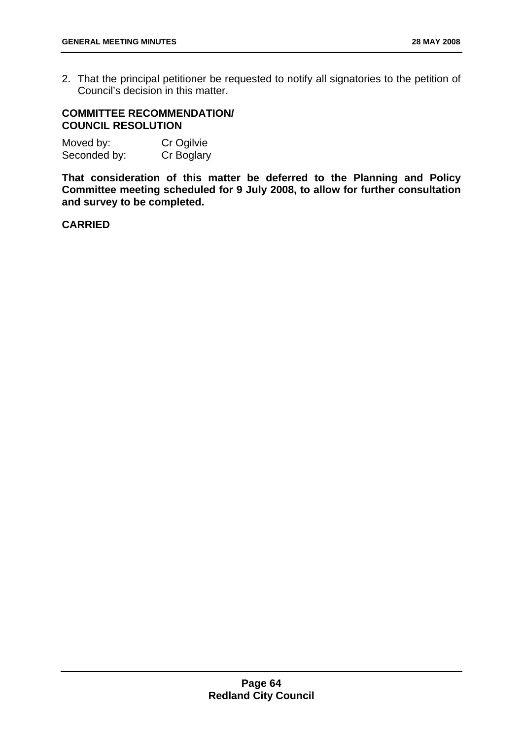2. That the principal petitioner be requested to notify all signatories to the petition of Council's decision in this matter.

**COMMITTEE RECOMMENDATION/ COUNCIL RESOLUTION**

Moved by: Cr Ogilvie
Seconded by: Cr Boglary

**That consideration of this matter be deferred to the Planning and Policy Committee meeting scheduled for 9 July 2008, to allow for further consultation and survey to be completed.**

**CARRIED**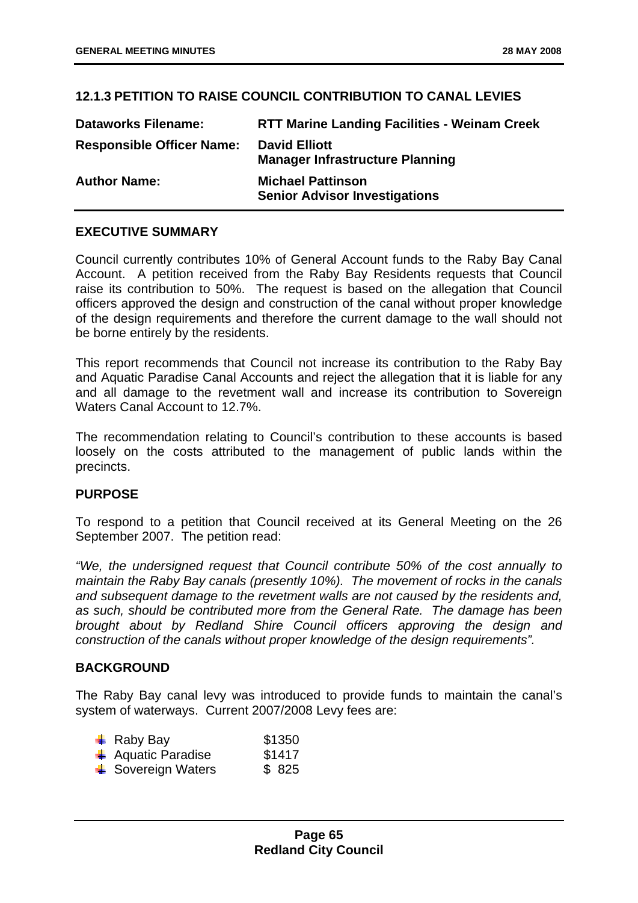## 12.1.3 PETITION TO RAISE COUNCIL CONTRIBUTION TO CANAL LEVIES

| | |
|---|---|
| **Dataworks Filename:** | **RTT Marine Landing Facilities - Weinam Creek** |
| **Responsible Officer Name:** | **David Elliott**<br>**Manager Infrastructure Planning** |
| **Author Name:** | **Michael Pattinson**<br>**Senior Advisor Investigations** |

### EXECUTIVE SUMMARY

Council currently contributes 10% of General Account funds to the Raby Bay Canal Account. A petition received from the Raby Bay Residents requests that Council raise its contribution to 50%. The request is based on the allegation that Council officers approved the design and construction of the canal without proper knowledge of the design requirements and therefore the current damage to the wall should not be borne entirely by the residents.

This report recommends that Council not increase its contribution to the Raby Bay and Aquatic Paradise Canal Accounts and reject the allegation that it is liable for any and all damage to the revetment wall and increase its contribution to Sovereign Waters Canal Account to 12.7%.

The recommendation relating to Council's contribution to these accounts is based loosely on the costs attributed to the management of public lands within the precincts.

### PURPOSE

To respond to a petition that Council received at its General Meeting on the 26 September 2007. The petition read:

*"We, the undersigned request that Council contribute 50% of the cost annually to maintain the Raby Bay canals (presently 10%). The movement of rocks in the canals and subsequent damage to the revetment walls are not caused by the residents and, as such, should be contributed more from the General Rate. The damage has been brought about by Redland Shire Council officers approving the design and construction of the canals without proper knowledge of the design requirements".*

### BACKGROUND

The Raby Bay canal levy was introduced to provide funds to maintain the canal's system of waterways. Current 2007/2008 Levy fees are:

- Raby Bay $1350
- Aquatic Paradise $1417
- Sovereign Waters $ 825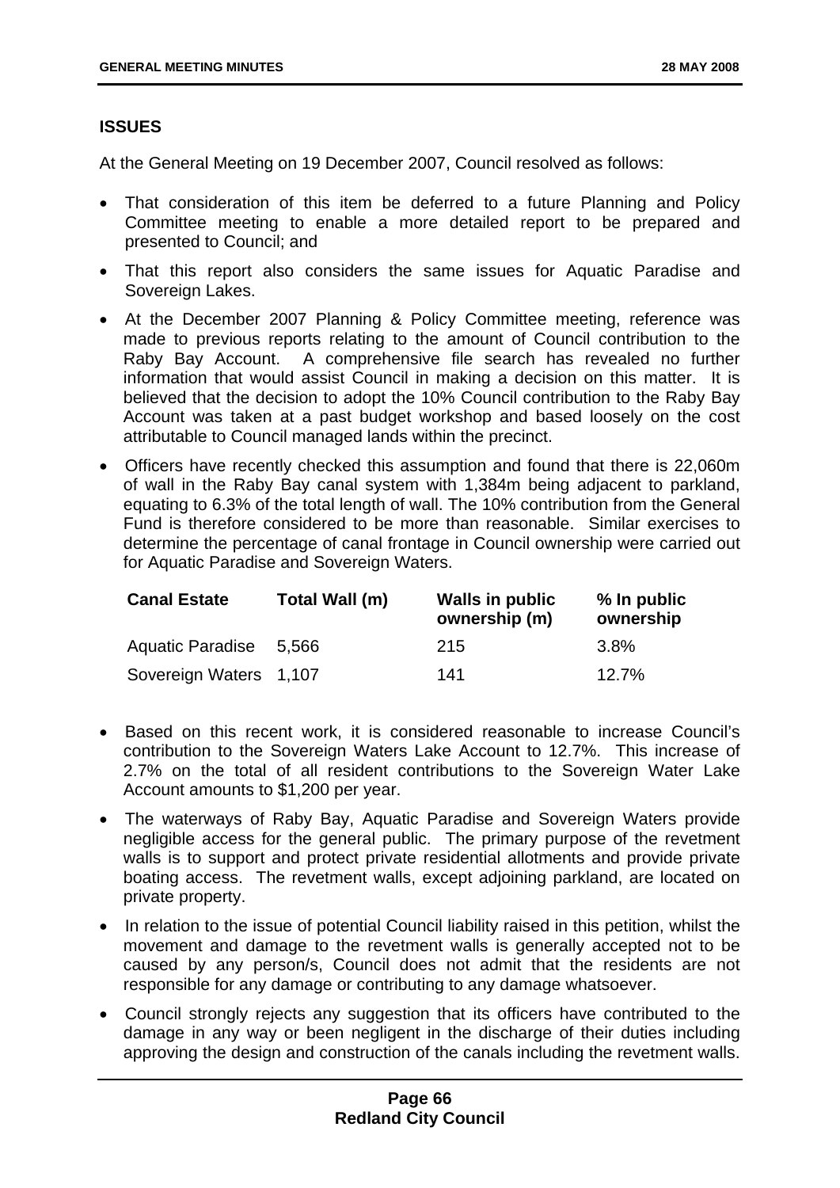## ISSUES

At the General Meeting on 19 December 2007, Council resolved as follows:

- That consideration of this item be deferred to a future Planning and Policy Committee meeting to enable a more detailed report to be prepared and presented to Council; and
- That this report also considers the same issues for Aquatic Paradise and Sovereign Lakes.
- At the December 2007 Planning & Policy Committee meeting, reference was made to previous reports relating to the amount of Council contribution to the Raby Bay Account. A comprehensive file search has revealed no further information that would assist Council in making a decision on this matter. It is believed that the decision to adopt the 10% Council contribution to the Raby Bay Account was taken at a past budget workshop and based loosely on the cost attributable to Council managed lands within the precinct.
- Officers have recently checked this assumption and found that there is 22,060m of wall in the Raby Bay canal system with 1,384m being adjacent to parkland, equating to 6.3% of the total length of wall. The 10% contribution from the General Fund is therefore considered to be more than reasonable. Similar exercises to determine the percentage of canal frontage in Council ownership were carried out for Aquatic Paradise and Sovereign Waters.

| Canal Estate | Total Wall (m) | Walls in public ownership (m) | % In public ownership |
|---|---|---|---|
| Aquatic Paradise | 5,566 | 215 | 3.8% |
| Sovereign Waters | 1,107 | 141 | 12.7% |

- Based on this recent work, it is considered reasonable to increase Council's contribution to the Sovereign Waters Lake Account to 12.7%. This increase of 2.7% on the total of all resident contributions to the Sovereign Water Lake Account amounts to $1,200 per year.
- The waterways of Raby Bay, Aquatic Paradise and Sovereign Waters provide negligible access for the general public. The primary purpose of the revetment walls is to support and protect private residential allotments and provide private boating access. The revetment walls, except adjoining parkland, are located on private property.
- In relation to the issue of potential Council liability raised in this petition, whilst the movement and damage to the revetment walls is generally accepted not to be caused by any person/s, Council does not admit that the residents are not responsible for any damage or contributing to any damage whatsoever.
- Council strongly rejects any suggestion that its officers have contributed to the damage in any way or been negligent in the discharge of their duties including approving the design and construction of the canals including the revetment walls.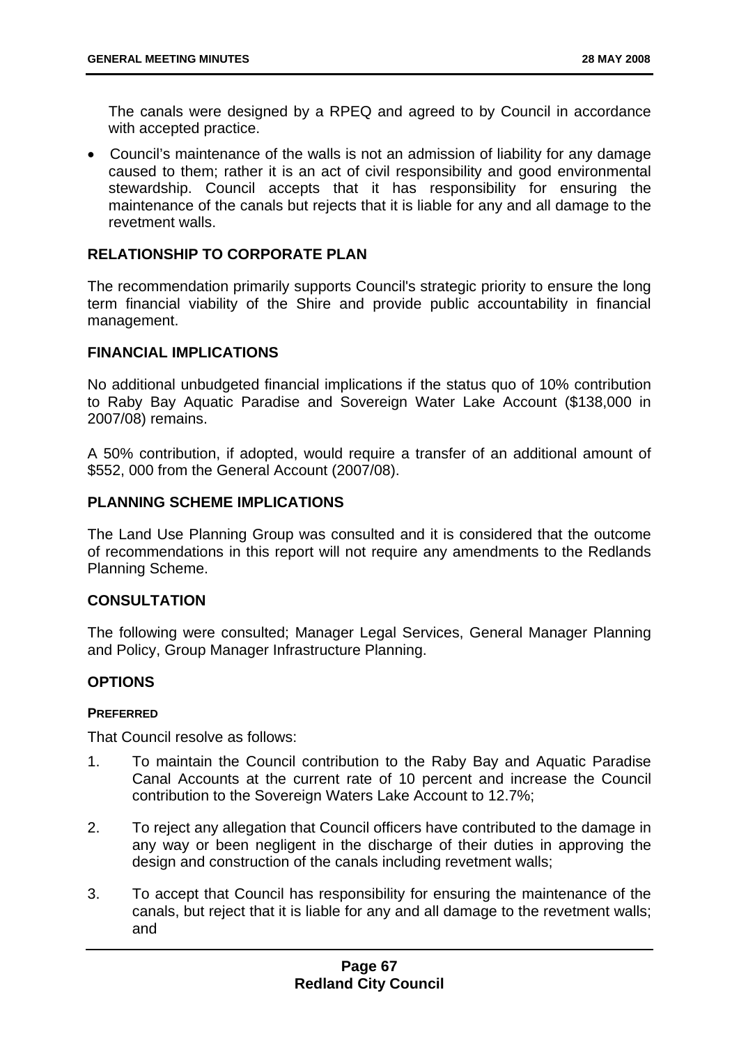The canals were designed by a RPEQ and agreed to by Council in accordance with accepted practice.

- Council's maintenance of the walls is not an admission of liability for any damage caused to them; rather it is an act of civil responsibility and good environmental stewardship. Council accepts that it has responsibility for ensuring the maintenance of the canals but rejects that it is liable for any and all damage to the revetment walls.

## RELATIONSHIP TO CORPORATE PLAN

The recommendation primarily supports Council's strategic priority to ensure the long term financial viability of the Shire and provide public accountability in financial management.

## FINANCIAL IMPLICATIONS

No additional unbudgeted financial implications if the status quo of 10% contribution to Raby Bay Aquatic Paradise and Sovereign Water Lake Account ($138,000 in 2007/08) remains.

A 50% contribution, if adopted, would require a transfer of an additional amount of $552, 000 from the General Account (2007/08).

## PLANNING SCHEME IMPLICATIONS

The Land Use Planning Group was consulted and it is considered that the outcome of recommendations in this report will not require any amendments to the Redlands Planning Scheme.

## CONSULTATION

The following were consulted; Manager Legal Services, General Manager Planning and Policy, Group Manager Infrastructure Planning.

## OPTIONS

### PREFERRED

That Council resolve as follows:

1. To maintain the Council contribution to the Raby Bay and Aquatic Paradise Canal Accounts at the current rate of 10 percent and increase the Council contribution to the Sovereign Waters Lake Account to 12.7%;
2. To reject any allegation that Council officers have contributed to the damage in any way or been negligent in the discharge of their duties in approving the design and construction of the canals including revetment walls;
3. To accept that Council has responsibility for ensuring the maintenance of the canals, but reject that it is liable for any and all damage to the revetment walls; and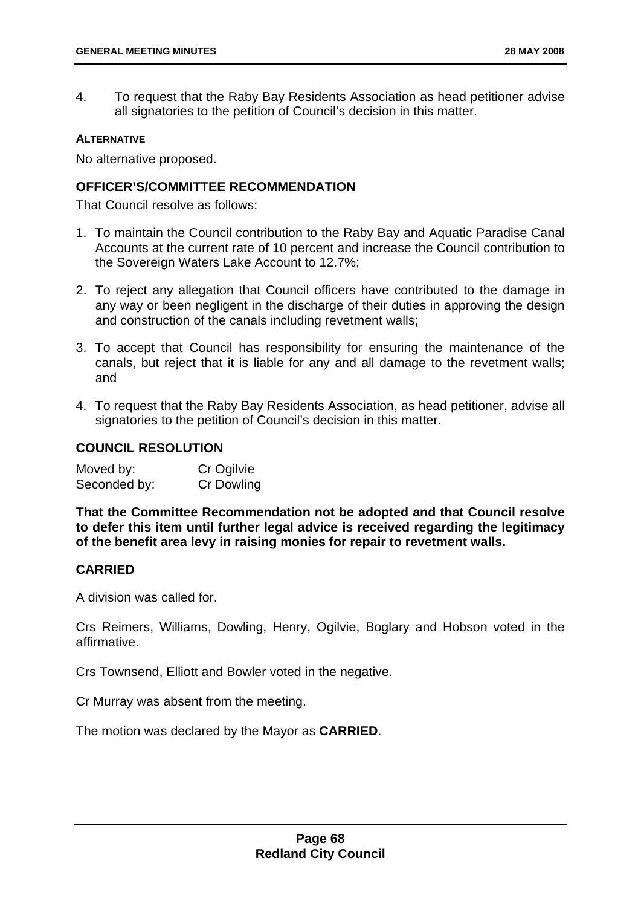4. To request that the Raby Bay Residents Association as head petitioner advise all signatories to the petition of Council's decision in this matter.

**ALTERNATIVE**

No alternative proposed.

### OFFICER'S/COMMITTEE RECOMMENDATION

That Council resolve as follows:

1. To maintain the Council contribution to the Raby Bay and Aquatic Paradise Canal Accounts at the current rate of 10 percent and increase the Council contribution to the Sovereign Waters Lake Account to 12.7%;

2. To reject any allegation that Council officers have contributed to the damage in any way or been negligent in the discharge of their duties in approving the design and construction of the canals including revetment walls;

3. To accept that Council has responsibility for ensuring the maintenance of the canals, but reject that it is liable for any and all damage to the revetment walls; and

4. To request that the Raby Bay Residents Association, as head petitioner, advise all signatories to the petition of Council's decision in this matter.

### COUNCIL RESOLUTION

| | |
|---|---|
| Moved by: | Cr Ogilvie |
| Seconded by: | Cr Dowling |

**That the Committee Recommendation not be adopted and that Council resolve to defer this item until further legal advice is received regarding the legitimacy of the benefit area levy in raising monies for repair to revetment walls.**

**CARRIED**

A division was called for.

Crs Reimers, Williams, Dowling, Henry, Ogilvie, Boglary and Hobson voted in the affirmative.

Crs Townsend, Elliott and Bowler voted in the negative.

Cr Murray was absent from the meeting.

The motion was declared by the Mayor as **CARRIED**.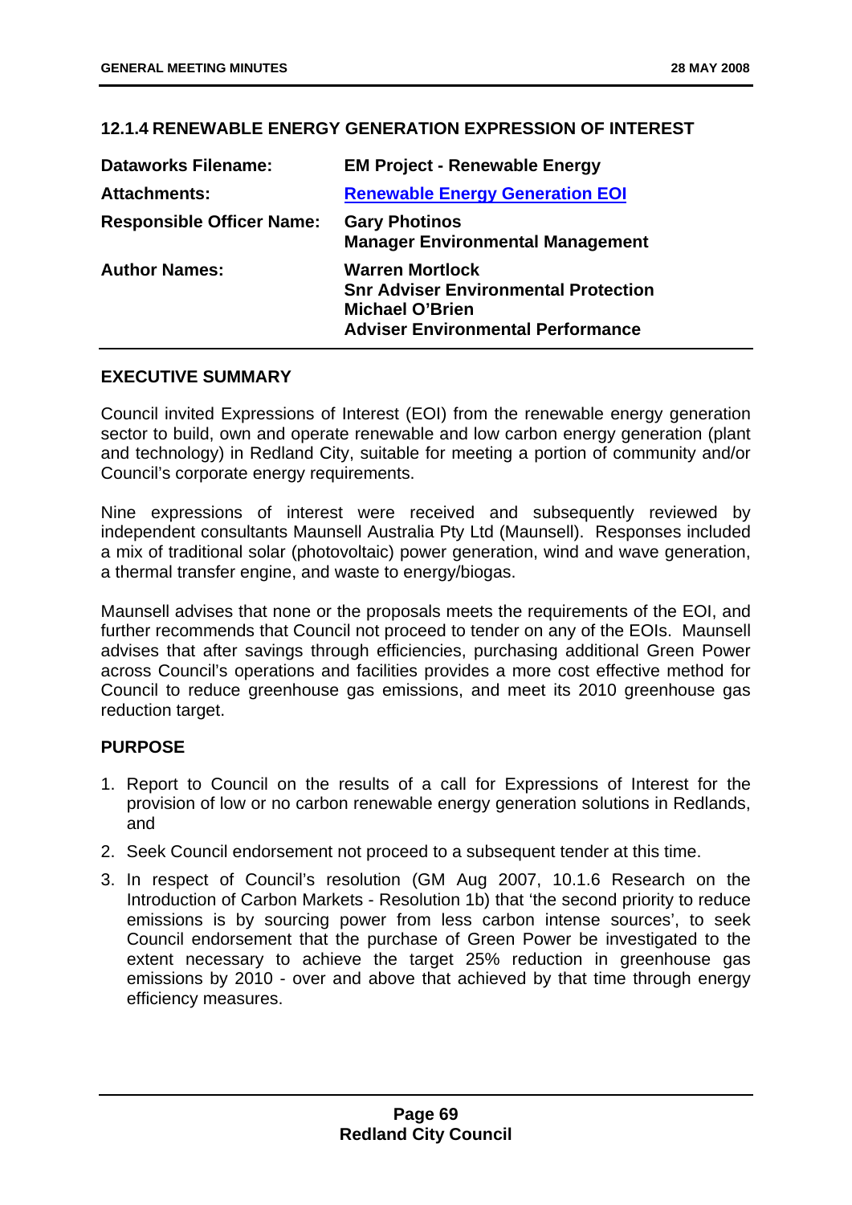## 12.1.4 RENEWABLE ENERGY GENERATION EXPRESSION OF INTEREST

| | |
|---|---|
| **Dataworks Filename:** | **EM Project - Renewable Energy** |
| **Attachments:** | **Renewable Energy Generation EOI** |
| **Responsible Officer Name:** | **Gary Photinos**<br>**Manager Environmental Management** |
| **Author Names:** | **Warren Mortlock**<br>**Snr Adviser Environmental Protection**<br>**Michael O'Brien**<br>**Adviser Environmental Performance** |

### EXECUTIVE SUMMARY

Council invited Expressions of Interest (EOI) from the renewable energy generation sector to build, own and operate renewable and low carbon energy generation (plant and technology) in Redland City, suitable for meeting a portion of community and/or Council's corporate energy requirements.

Nine expressions of interest were received and subsequently reviewed by independent consultants Maunsell Australia Pty Ltd (Maunsell). Responses included a mix of traditional solar (photovoltaic) power generation, wind and wave generation, a thermal transfer engine, and waste to energy/biogas.

Maunsell advises that none or the proposals meets the requirements of the EOI, and further recommends that Council not proceed to tender on any of the EOIs. Maunsell advises that after savings through efficiencies, purchasing additional Green Power across Council's operations and facilities provides a more cost effective method for Council to reduce greenhouse gas emissions, and meet its 2010 greenhouse gas reduction target.

### PURPOSE

1. Report to Council on the results of a call for Expressions of Interest for the provision of low or no carbon renewable energy generation solutions in Redlands, and
2. Seek Council endorsement not proceed to a subsequent tender at this time.
3. In respect of Council's resolution (GM Aug 2007, 10.1.6 Research on the Introduction of Carbon Markets - Resolution 1b) that 'the second priority to reduce emissions is by sourcing power from less carbon intense sources', to seek Council endorsement that the purchase of Green Power be investigated to the extent necessary to achieve the target 25% reduction in greenhouse gas emissions by 2010 - over and above that achieved by that time through energy efficiency measures.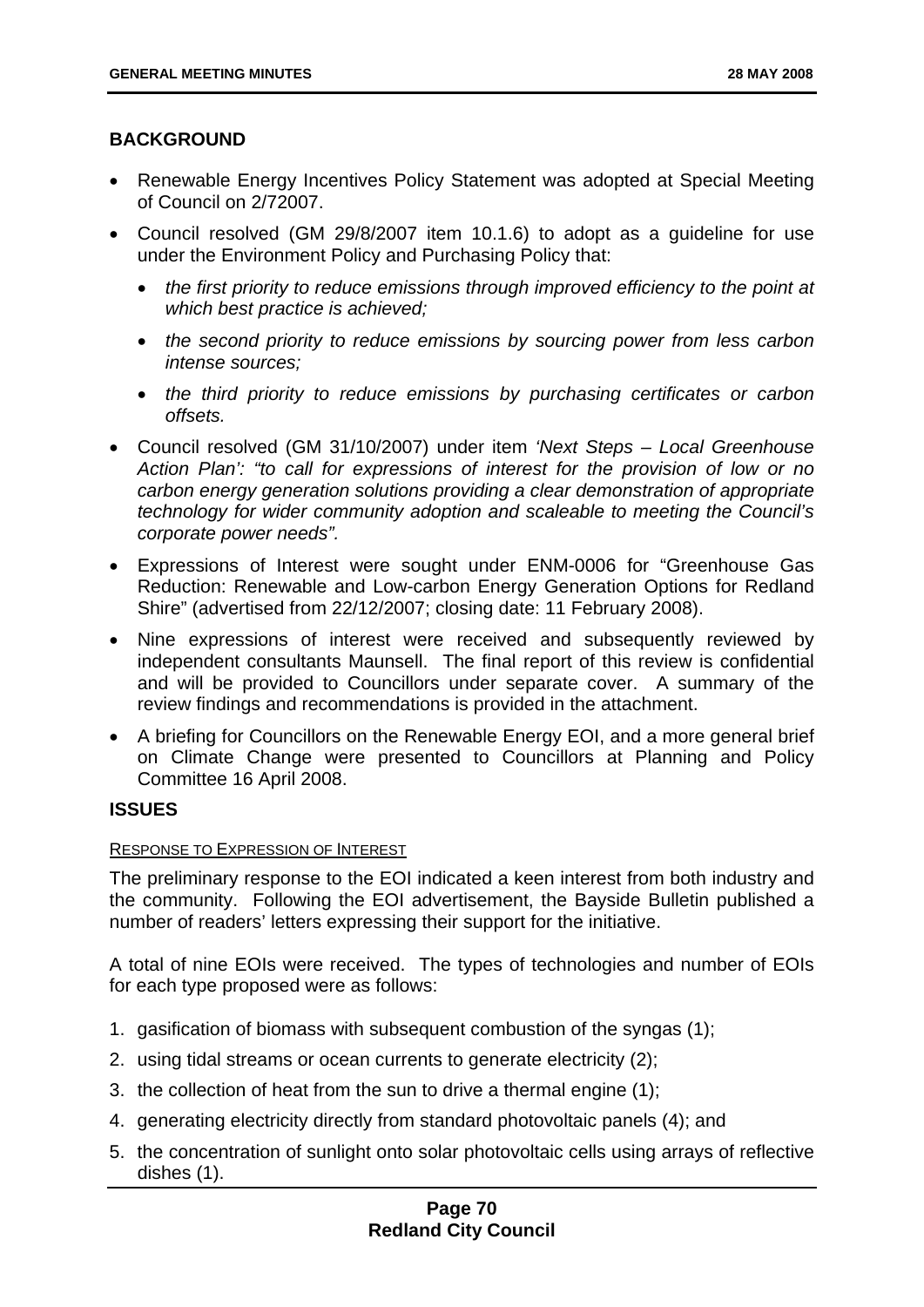## BACKGROUND

- Renewable Energy Incentives Policy Statement was adopted at Special Meeting of Council on 2/72007.
- Council resolved (GM 29/8/2007 item 10.1.6) to adopt as a guideline for use under the Environment Policy and Purchasing Policy that:
    - *the first priority to reduce emissions through improved efficiency to the point at which best practice is achieved;*
    - *the second priority to reduce emissions by sourcing power from less carbon intense sources;*
    - *the third priority to reduce emissions by purchasing certificates or carbon offsets.*
- Council resolved (GM 31/10/2007) under item *'Next Steps – Local Greenhouse Action Plan': "to call for expressions of interest for the provision of low or no carbon energy generation solutions providing a clear demonstration of appropriate technology for wider community adoption and scaleable to meeting the Council's corporate power needs".*
- Expressions of Interest were sought under ENM-0006 for "Greenhouse Gas Reduction: Renewable and Low-carbon Energy Generation Options for Redland Shire" (advertised from 22/12/2007; closing date: 11 February 2008).
- Nine expressions of interest were received and subsequently reviewed by independent consultants Maunsell. The final report of this review is confidential and will be provided to Councillors under separate cover. A summary of the review findings and recommendations is provided in the attachment.
- A briefing for Councillors on the Renewable Energy EOI, and a more general brief on Climate Change were presented to Councillors at Planning and Policy Committee 16 April 2008.

## ISSUES

RESPONSE TO EXPRESSION OF INTEREST

The preliminary response to the EOI indicated a keen interest from both industry and the community. Following the EOI advertisement, the Bayside Bulletin published a number of readers' letters expressing their support for the initiative.

A total of nine EOIs were received. The types of technologies and number of EOIs for each type proposed were as follows:

1. gasification of biomass with subsequent combustion of the syngas (1);
2. using tidal streams or ocean currents to generate electricity (2);
3. the collection of heat from the sun to drive a thermal engine (1);
4. generating electricity directly from standard photovoltaic panels (4); and
5. the concentration of sunlight onto solar photovoltaic cells using arrays of reflective dishes (1).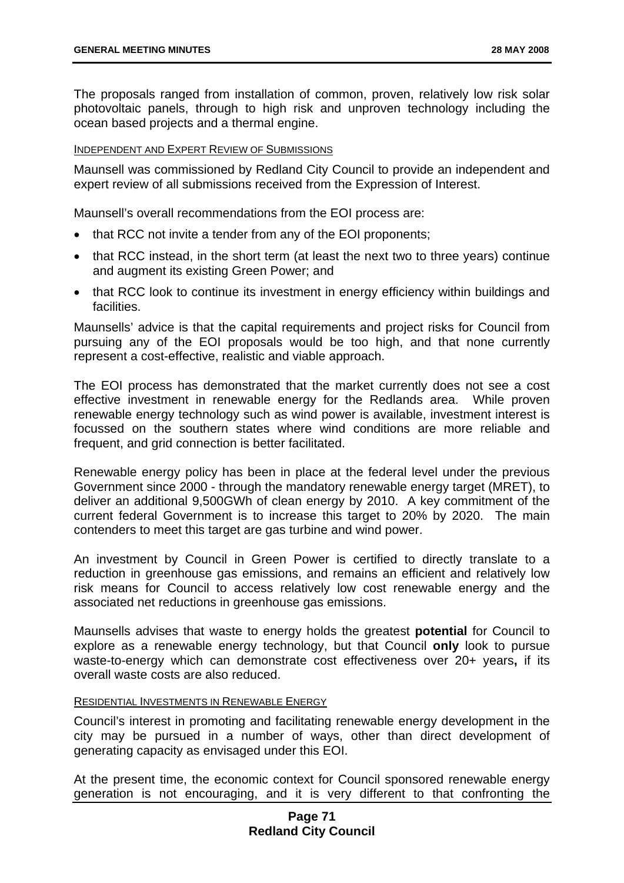The proposals ranged from installation of common, proven, relatively low risk solar photovoltaic panels, through to high risk and unproven technology including the ocean based projects and a thermal engine.

INDEPENDENT AND EXPERT REVIEW OF SUBMISSIONS

Maunsell was commissioned by Redland City Council to provide an independent and expert review of all submissions received from the Expression of Interest.

Maunsell's overall recommendations from the EOI process are:

- that RCC not invite a tender from any of the EOI proponents;
- that RCC instead, in the short term (at least the next two to three years) continue and augment its existing Green Power; and
- that RCC look to continue its investment in energy efficiency within buildings and facilities.

Maunsells' advice is that the capital requirements and project risks for Council from pursuing any of the EOI proposals would be too high, and that none currently represent a cost-effective, realistic and viable approach.

The EOI process has demonstrated that the market currently does not see a cost effective investment in renewable energy for the Redlands area. While proven renewable energy technology such as wind power is available, investment interest is focussed on the southern states where wind conditions are more reliable and frequent, and grid connection is better facilitated.

Renewable energy policy has been in place at the federal level under the previous Government since 2000 - through the mandatory renewable energy target (MRET), to deliver an additional 9,500GWh of clean energy by 2010. A key commitment of the current federal Government is to increase this target to 20% by 2020. The main contenders to meet this target are gas turbine and wind power.

An investment by Council in Green Power is certified to directly translate to a reduction in greenhouse gas emissions, and remains an efficient and relatively low risk means for Council to access relatively low cost renewable energy and the associated net reductions in greenhouse gas emissions.

Maunsells advises that waste to energy holds the greatest **potential** for Council to explore as a renewable energy technology, but that Council **only** look to pursue waste-to-energy which can demonstrate cost effectiveness over 20+ years**,** if its overall waste costs are also reduced.

RESIDENTIAL INVESTMENTS IN RENEWABLE ENERGY

Council's interest in promoting and facilitating renewable energy development in the city may be pursued in a number of ways, other than direct development of generating capacity as envisaged under this EOI.

At the present time, the economic context for Council sponsored renewable energy generation is not encouraging, and it is very different to that confronting the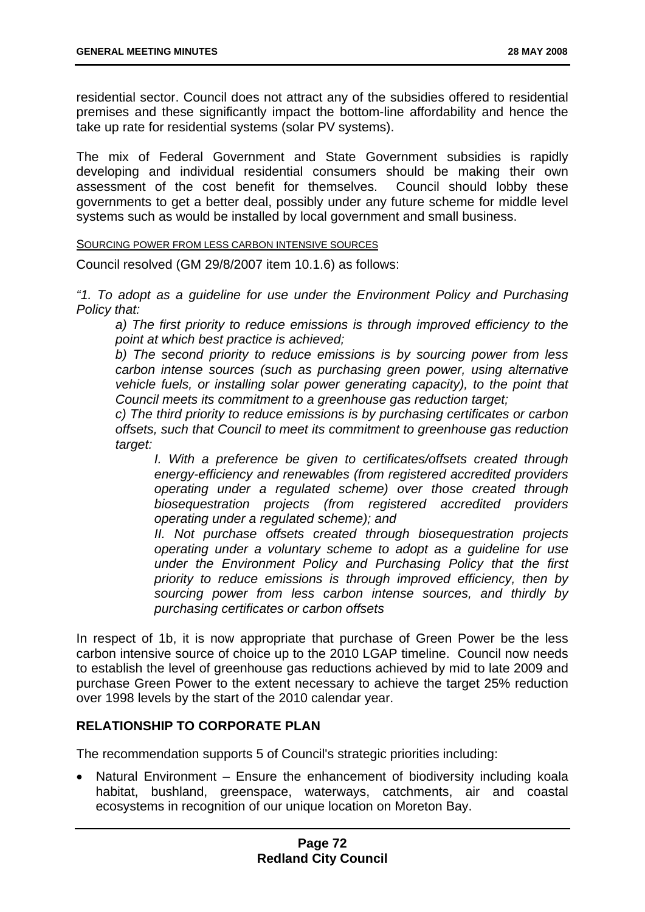residential sector. Council does not attract any of the subsidies offered to residential premises and these significantly impact the bottom-line affordability and hence the take up rate for residential systems (solar PV systems).

The mix of Federal Government and State Government subsidies is rapidly developing and individual residential consumers should be making their own assessment of the cost benefit for themselves. Council should lobby these governments to get a better deal, possibly under any future scheme for middle level systems such as would be installed by local government and small business.

SOURCING POWER FROM LESS CARBON INTENSIVE SOURCES

Council resolved (GM 29/8/2007 item 10.1.6) as follows:

*"1. To adopt as a guideline for use under the Environment Policy and Purchasing Policy that:*

> *a) The first priority to reduce emissions is through improved efficiency to the point at which best practice is achieved;*
>
> *b) The second priority to reduce emissions is by sourcing power from less carbon intense sources (such as purchasing green power, using alternative vehicle fuels, or installing solar power generating capacity), to the point that Council meets its commitment to a greenhouse gas reduction target;*
>
> *c) The third priority to reduce emissions is by purchasing certificates or carbon offsets, such that Council to meet its commitment to greenhouse gas reduction target:*
>
> > *I. With a preference be given to certificates/offsets created through energy-efficiency and renewables (from registered accredited providers operating under a regulated scheme) over those created through biosequestration projects (from registered accredited providers operating under a regulated scheme); and*
> >
> > *II. Not purchase offsets created through biosequestration projects operating under a voluntary scheme to adopt as a guideline for use under the Environment Policy and Purchasing Policy that the first priority to reduce emissions is through improved efficiency, then by sourcing power from less carbon intense sources, and thirdly by purchasing certificates or carbon offsets*

In respect of 1b, it is now appropriate that purchase of Green Power be the less carbon intensive source of choice up to the 2010 LGAP timeline. Council now needs to establish the level of greenhouse gas reductions achieved by mid to late 2009 and purchase Green Power to the extent necessary to achieve the target 25% reduction over 1998 levels by the start of the 2010 calendar year.

## RELATIONSHIP TO CORPORATE PLAN

The recommendation supports 5 of Council's strategic priorities including:

- Natural Environment – Ensure the enhancement of biodiversity including koala habitat, bushland, greenspace, waterways, catchments, air and coastal ecosystems in recognition of our unique location on Moreton Bay.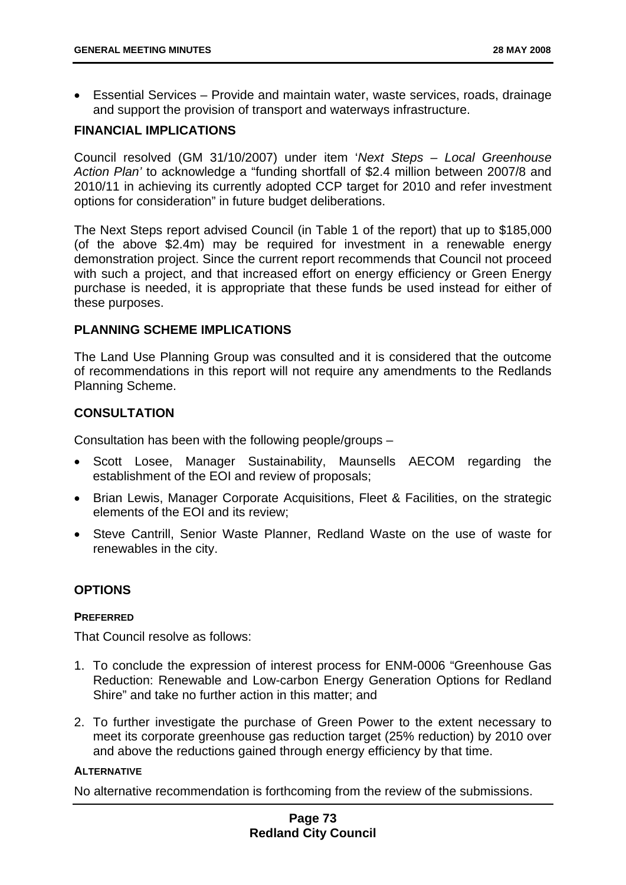- Essential Services – Provide and maintain water, waste services, roads, drainage and support the provision of transport and waterways infrastructure.

**FINANCIAL IMPLICATIONS**

Council resolved (GM 31/10/2007) under item '*Next Steps – Local Greenhouse Action Plan'* to acknowledge a "funding shortfall of $2.4 million between 2007/8 and 2010/11 in achieving its currently adopted CCP target for 2010 and refer investment options for consideration" in future budget deliberations.

The Next Steps report advised Council (in Table 1 of the report) that up to $185,000 (of the above $2.4m) may be required for investment in a renewable energy demonstration project. Since the current report recommends that Council not proceed with such a project, and that increased effort on energy efficiency or Green Energy purchase is needed, it is appropriate that these funds be used instead for either of these purposes.

**PLANNING SCHEME IMPLICATIONS**

The Land Use Planning Group was consulted and it is considered that the outcome of recommendations in this report will not require any amendments to the Redlands Planning Scheme.

**CONSULTATION**

Consultation has been with the following people/groups –

- Scott Losee, Manager Sustainability, Maunsells AECOM regarding the establishment of the EOI and review of proposals;
- Brian Lewis, Manager Corporate Acquisitions, Fleet & Facilities, on the strategic elements of the EOI and its review;
- Steve Cantrill, Senior Waste Planner, Redland Waste on the use of waste for renewables in the city.

**OPTIONS**

**PREFERRED**

That Council resolve as follows:

1. To conclude the expression of interest process for ENM-0006 "Greenhouse Gas Reduction: Renewable and Low-carbon Energy Generation Options for Redland Shire" and take no further action in this matter; and
2. To further investigate the purchase of Green Power to the extent necessary to meet its corporate greenhouse gas reduction target (25% reduction) by 2010 over and above the reductions gained through energy efficiency by that time.

**ALTERNATIVE**

No alternative recommendation is forthcoming from the review of the submissions.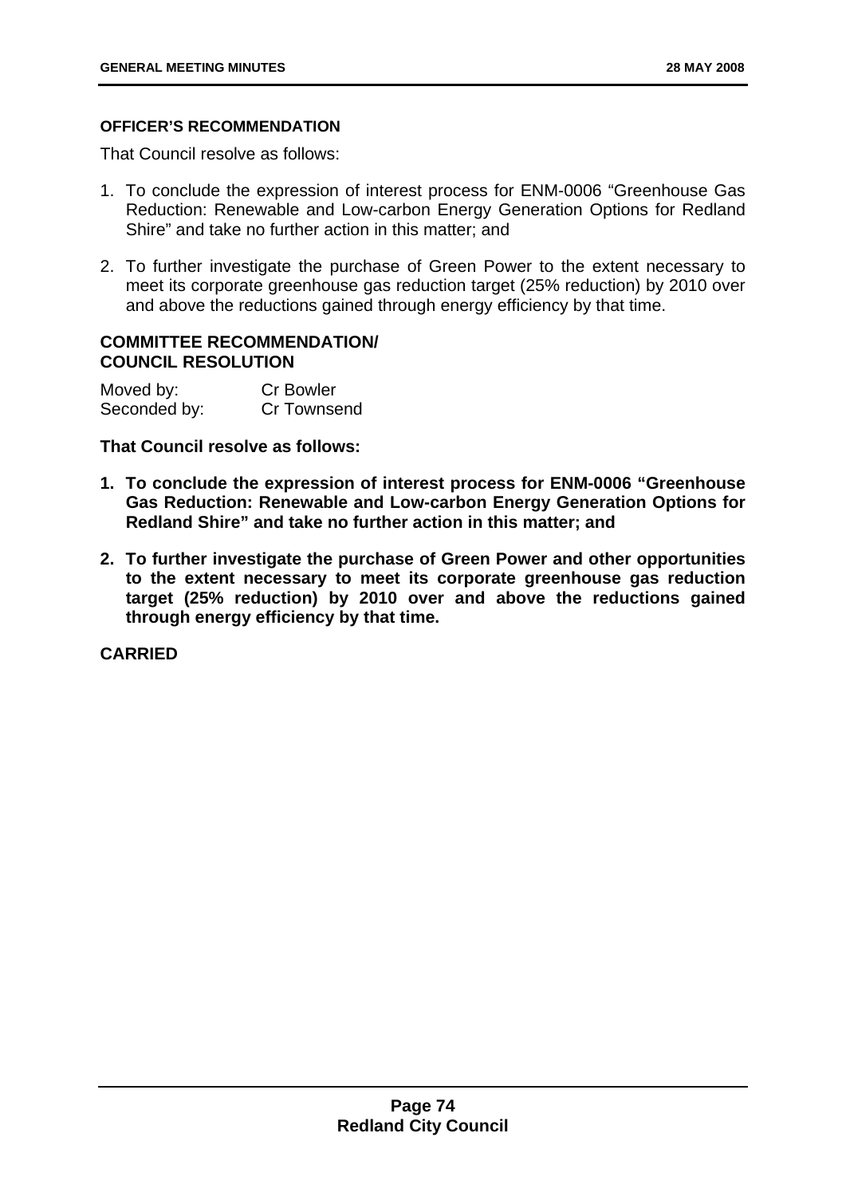**OFFICER'S RECOMMENDATION**

That Council resolve as follows:

1. To conclude the expression of interest process for ENM-0006 "Greenhouse Gas Reduction: Renewable and Low-carbon Energy Generation Options for Redland Shire" and take no further action in this matter; and
2. To further investigate the purchase of Green Power to the extent necessary to meet its corporate greenhouse gas reduction target (25% reduction) by 2010 over and above the reductions gained through energy efficiency by that time.

**COMMITTEE RECOMMENDATION/**
**COUNCIL RESOLUTION**

| Moved by: | Cr Bowler |
|---|---|
| Seconded by: | Cr Townsend |

**That Council resolve as follows:**

1. **To conclude the expression of interest process for ENM-0006 "Greenhouse Gas Reduction: Renewable and Low-carbon Energy Generation Options for Redland Shire" and take no further action in this matter; and**
2. **To further investigate the purchase of Green Power and other opportunities to the extent necessary to meet its corporate greenhouse gas reduction target (25% reduction) by 2010 over and above the reductions gained through energy efficiency by that time.**

**CARRIED**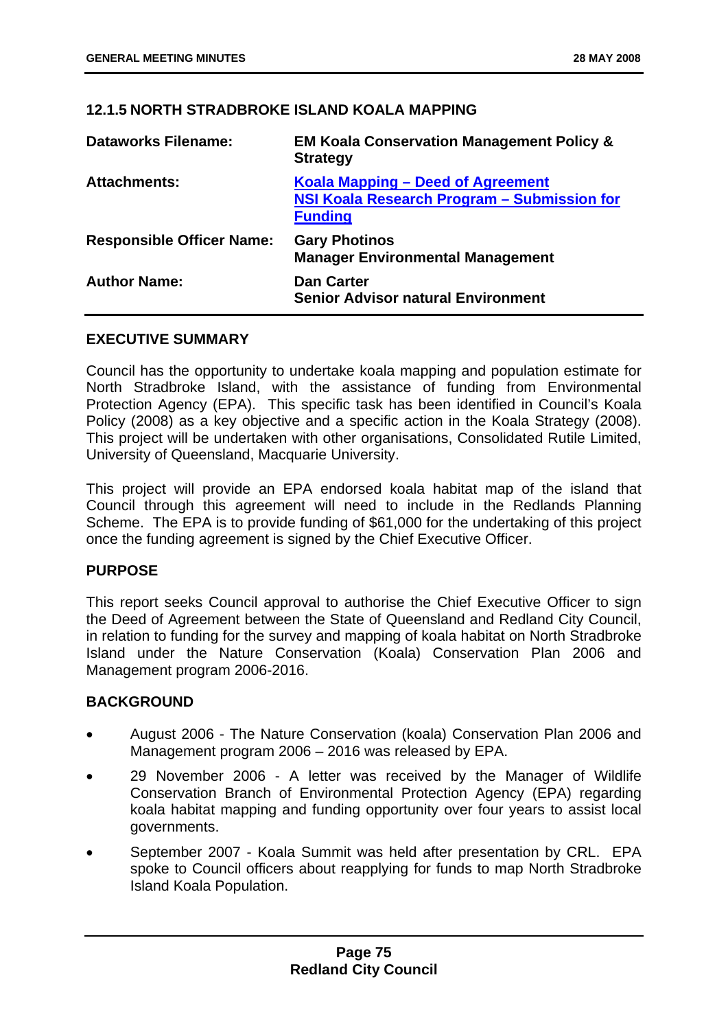### 12.1.5 NORTH STRADBROKE ISLAND KOALA MAPPING

| | |
|---|---|
| **Dataworks Filename:** | **EM Koala Conservation Management Policy & Strategy** |
| **Attachments:** | **Koala Mapping – Deed of Agreement**<br>**NSI Koala Research Program – Submission for Funding** |
| **Responsible Officer Name:** | **Gary Photinos**<br>**Manager Environmental Management** |
| **Author Name:** | **Dan Carter**<br>**Senior Advisor natural Environment** |

#### EXECUTIVE SUMMARY

Council has the opportunity to undertake koala mapping and population estimate for North Stradbroke Island, with the assistance of funding from Environmental Protection Agency (EPA). This specific task has been identified in Council's Koala Policy (2008) as a key objective and a specific action in the Koala Strategy (2008). This project will be undertaken with other organisations, Consolidated Rutile Limited, University of Queensland, Macquarie University.

This project will provide an EPA endorsed koala habitat map of the island that Council through this agreement will need to include in the Redlands Planning Scheme. The EPA is to provide funding of $61,000 for the undertaking of this project once the funding agreement is signed by the Chief Executive Officer.

#### PURPOSE

This report seeks Council approval to authorise the Chief Executive Officer to sign the Deed of Agreement between the State of Queensland and Redland City Council, in relation to funding for the survey and mapping of koala habitat on North Stradbroke Island under the Nature Conservation (Koala) Conservation Plan 2006 and Management program 2006-2016.

#### BACKGROUND

- August 2006 - The Nature Conservation (koala) Conservation Plan 2006 and Management program 2006 – 2016 was released by EPA.
- 29 November 2006 - A letter was received by the Manager of Wildlife Conservation Branch of Environmental Protection Agency (EPA) regarding koala habitat mapping and funding opportunity over four years to assist local governments.
- September 2007 - Koala Summit was held after presentation by CRL. EPA spoke to Council officers about reapplying for funds to map North Stradbroke Island Koala Population.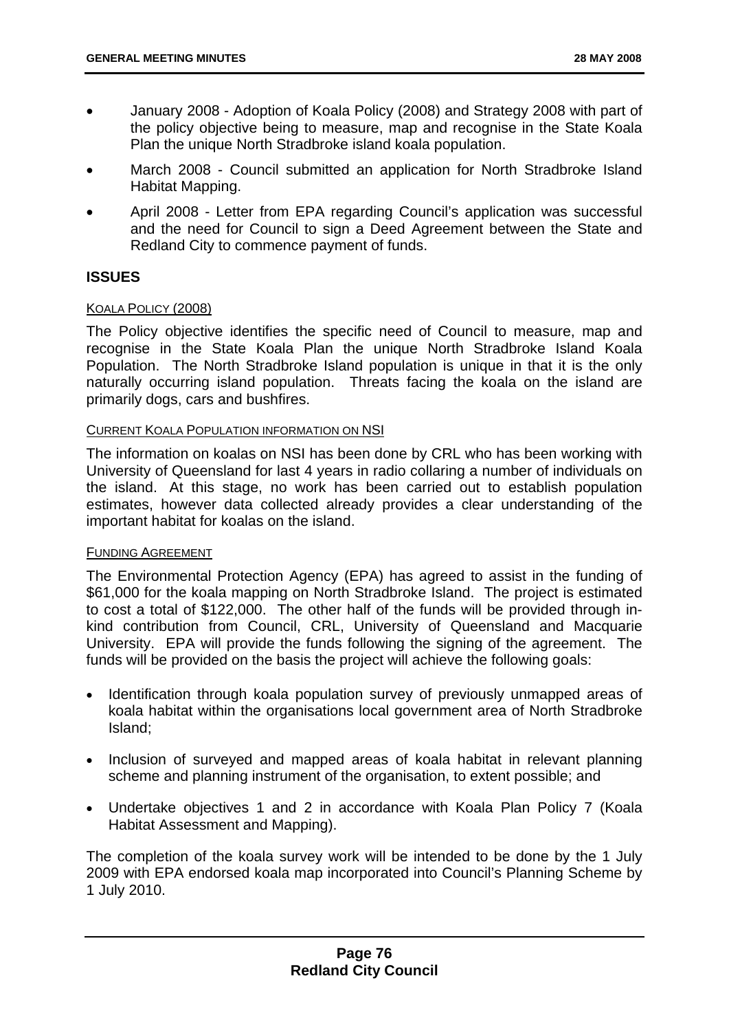- January 2008 - Adoption of Koala Policy (2008) and Strategy 2008 with part of the policy objective being to measure, map and recognise in the State Koala Plan the unique North Stradbroke island koala population.
- March 2008 - Council submitted an application for North Stradbroke Island Habitat Mapping.
- April 2008 - Letter from EPA regarding Council's application was successful and the need for Council to sign a Deed Agreement between the State and Redland City to commence payment of funds.

## ISSUES

### KOALA POLICY (2008)

The Policy objective identifies the specific need of Council to measure, map and recognise in the State Koala Plan the unique North Stradbroke Island Koala Population. The North Stradbroke Island population is unique in that it is the only naturally occurring island population. Threats facing the koala on the island are primarily dogs, cars and bushfires.

### CURRENT KOALA POPULATION INFORMATION ON NSI

The information on koalas on NSI has been done by CRL who has been working with University of Queensland for last 4 years in radio collaring a number of individuals on the island. At this stage, no work has been carried out to establish population estimates, however data collected already provides a clear understanding of the important habitat for koalas on the island.

### FUNDING AGREEMENT

The Environmental Protection Agency (EPA) has agreed to assist in the funding of $61,000 for the koala mapping on North Stradbroke Island. The project is estimated to cost a total of $122,000. The other half of the funds will be provided through in-kind contribution from Council, CRL, University of Queensland and Macquarie University. EPA will provide the funds following the signing of the agreement. The funds will be provided on the basis the project will achieve the following goals:

- Identification through koala population survey of previously unmapped areas of koala habitat within the organisations local government area of North Stradbroke Island;
- Inclusion of surveyed and mapped areas of koala habitat in relevant planning scheme and planning instrument of the organisation, to extent possible; and
- Undertake objectives 1 and 2 in accordance with Koala Plan Policy 7 (Koala Habitat Assessment and Mapping).

The completion of the koala survey work will be intended to be done by the 1 July 2009 with EPA endorsed koala map incorporated into Council's Planning Scheme by 1 July 2010.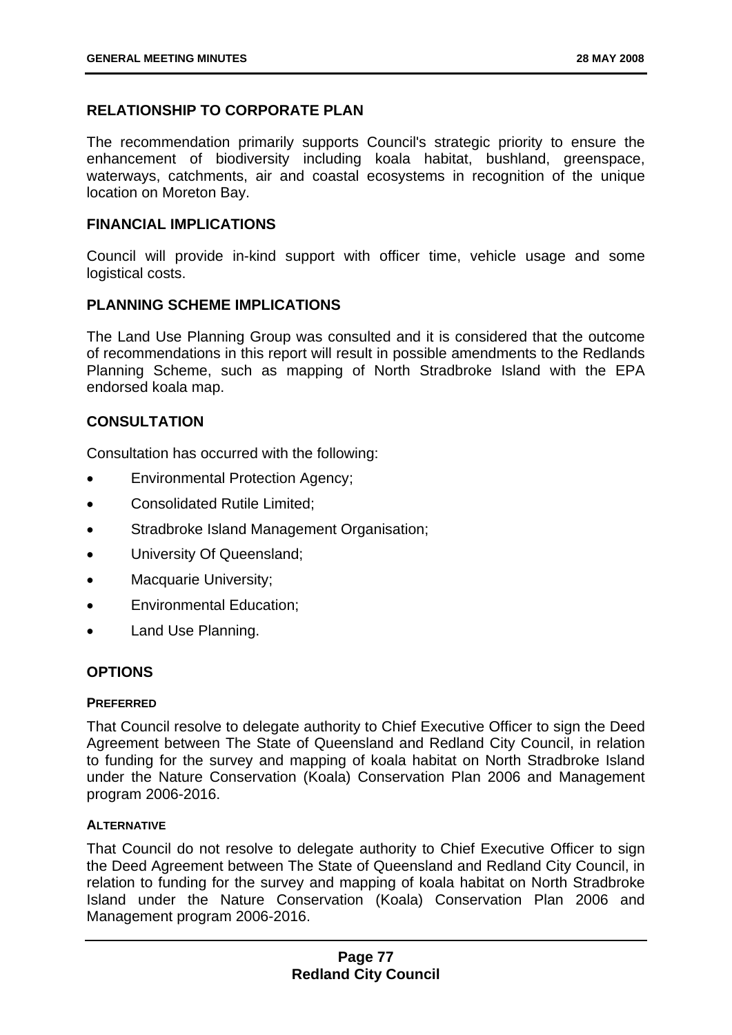## RELATIONSHIP TO CORPORATE PLAN

The recommendation primarily supports Council's strategic priority to ensure the enhancement of biodiversity including koala habitat, bushland, greenspace, waterways, catchments, air and coastal ecosystems in recognition of the unique location on Moreton Bay.

## FINANCIAL IMPLICATIONS

Council will provide in-kind support with officer time, vehicle usage and some logistical costs.

## PLANNING SCHEME IMPLICATIONS

The Land Use Planning Group was consulted and it is considered that the outcome of recommendations in this report will result in possible amendments to the Redlands Planning Scheme, such as mapping of North Stradbroke Island with the EPA endorsed koala map.

## CONSULTATION

Consultation has occurred with the following:

- Environmental Protection Agency;
- Consolidated Rutile Limited;
- Stradbroke Island Management Organisation;
- University Of Queensland;
- Macquarie University;
- Environmental Education;
- Land Use Planning.

## OPTIONS

### PREFERRED

That Council resolve to delegate authority to Chief Executive Officer to sign the Deed Agreement between The State of Queensland and Redland City Council, in relation to funding for the survey and mapping of koala habitat on North Stradbroke Island under the Nature Conservation (Koala) Conservation Plan 2006 and Management program 2006-2016.

### ALTERNATIVE

That Council do not resolve to delegate authority to Chief Executive Officer to sign the Deed Agreement between The State of Queensland and Redland City Council, in relation to funding for the survey and mapping of koala habitat on North Stradbroke Island under the Nature Conservation (Koala) Conservation Plan 2006 and Management program 2006-2016.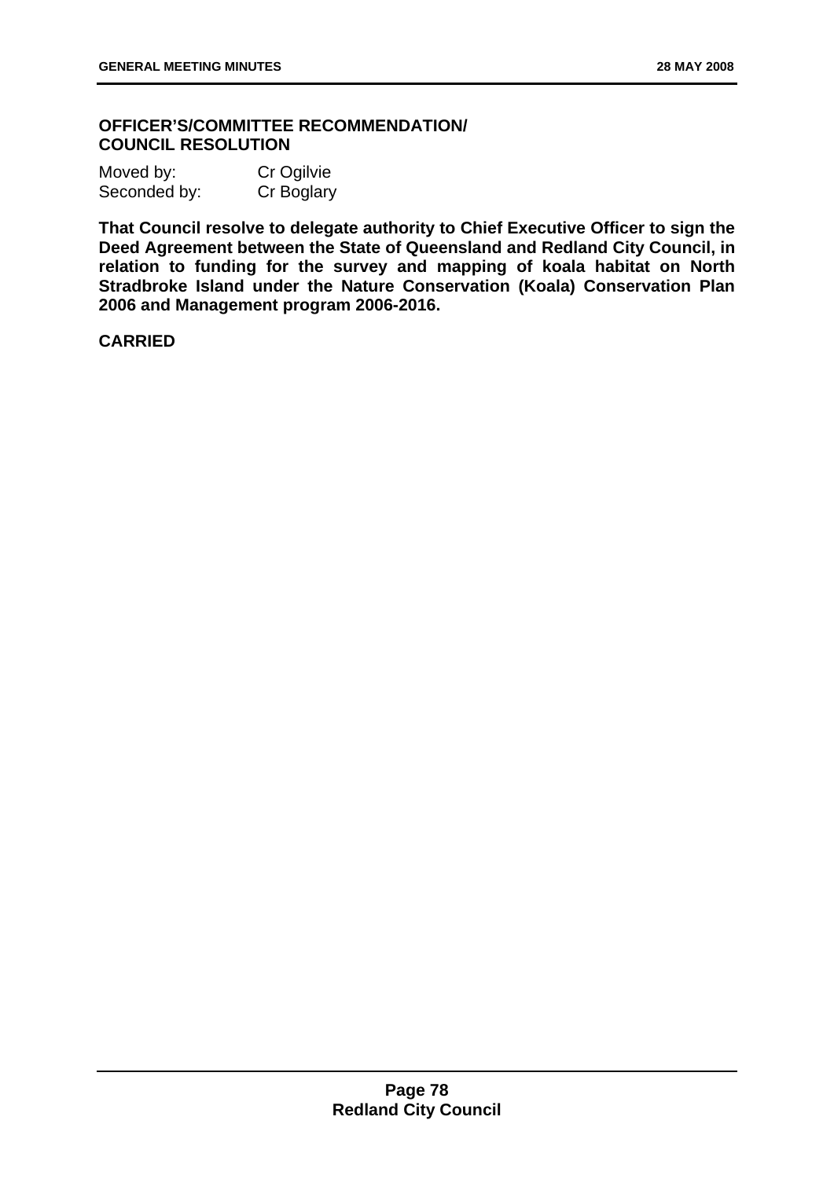**OFFICER'S/COMMITTEE RECOMMENDATION/ COUNCIL RESOLUTION**

| | |
|---|---|
| Moved by: | Cr Ogilvie |
| Seconded by: | Cr Boglary |

**That Council resolve to delegate authority to Chief Executive Officer to sign the Deed Agreement between the State of Queensland and Redland City Council, in relation to funding for the survey and mapping of koala habitat on North Stradbroke Island under the Nature Conservation (Koala) Conservation Plan 2006 and Management program 2006-2016.**

**CARRIED**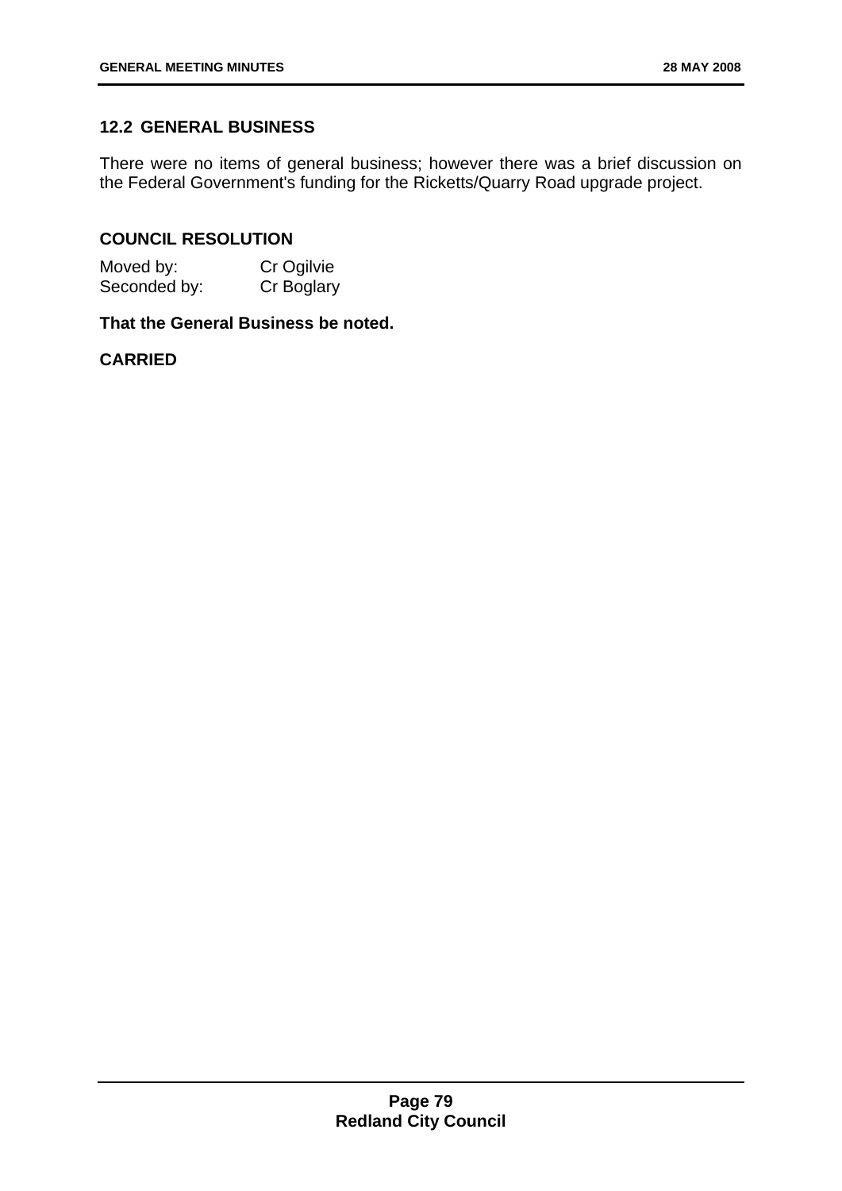## 12.2 GENERAL BUSINESS

There were no items of general business; however there was a brief discussion on the Federal Government's funding for the Ricketts/Quarry Road upgrade project.

### COUNCIL RESOLUTION

| | |
|---|---|
| Moved by: | Cr Ogilvie |
| Seconded by: | Cr Boglary |

**That the General Business be noted.**

**CARRIED**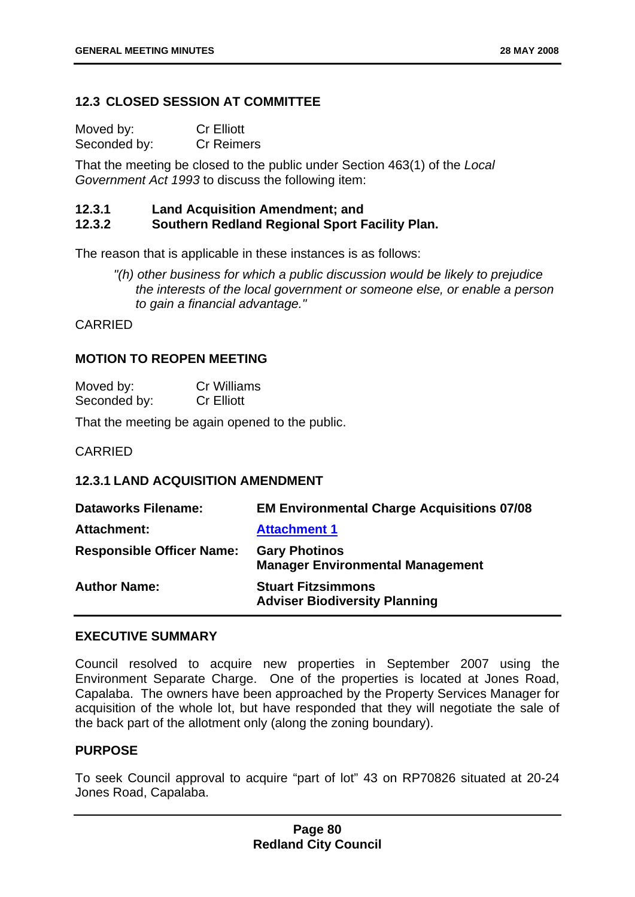## 12.3 CLOSED SESSION AT COMMITTEE

Moved by: Cr Elliott
Seconded by: Cr Reimers

That the meeting be closed to the public under Section 463(1) of the *Local Government Act 1993* to discuss the following item:

**12.3.1 Land Acquisition Amendment; and**
**12.3.2 Southern Redland Regional Sport Facility Plan.**

The reason that is applicable in these instances is as follows:

> *"(h) other business for which a public discussion would be likely to prejudice the interests of the local government or someone else, or enable a person to gain a financial advantage."*

CARRIED

## MOTION TO REOPEN MEETING

Moved by: Cr Williams
Seconded by: Cr Elliott

That the meeting be again opened to the public.

CARRIED

## 12.3.1 LAND ACQUISITION AMENDMENT

| | |
|---|---|
| **Dataworks Filename:** | **EM Environmental Charge Acquisitions 07/08** |
| **Attachment:** | **Attachment 1** |
| **Responsible Officer Name:** | **Gary Photinos**<br>**Manager Environmental Management** |
| **Author Name:** | **Stuart Fitzsimmons**<br>**Adviser Biodiversity Planning** |

## EXECUTIVE SUMMARY

Council resolved to acquire new properties in September 2007 using the Environment Separate Charge. One of the properties is located at Jones Road, Capalaba. The owners have been approached by the Property Services Manager for acquisition of the whole lot, but have responded that they will negotiate the sale of the back part of the allotment only (along the zoning boundary).

## PURPOSE

To seek Council approval to acquire "part of lot" 43 on RP70826 situated at 20-24 Jones Road, Capalaba.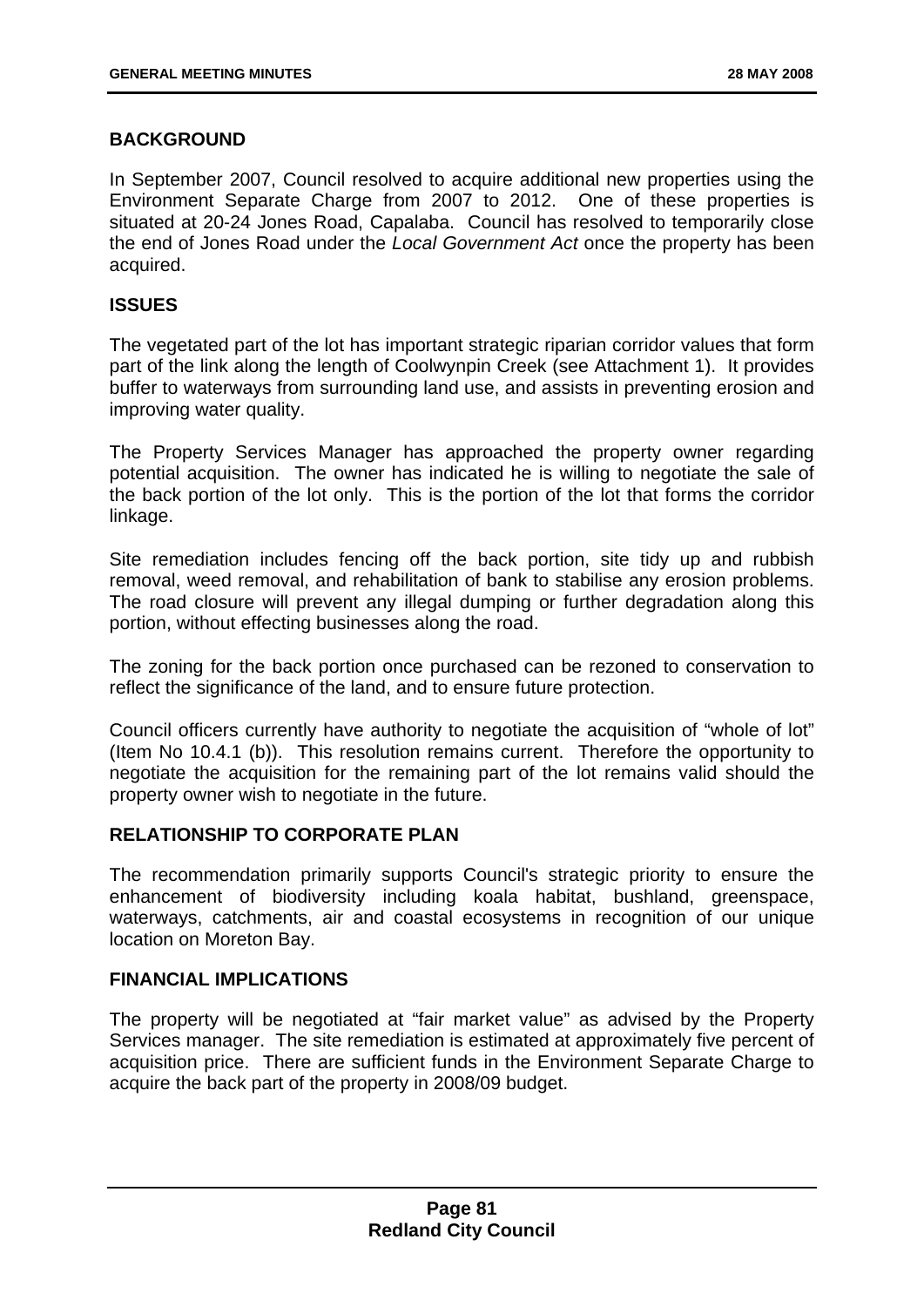## BACKGROUND

In September 2007, Council resolved to acquire additional new properties using the Environment Separate Charge from 2007 to 2012. One of these properties is situated at 20-24 Jones Road, Capalaba. Council has resolved to temporarily close the end of Jones Road under the *Local Government Act* once the property has been acquired.

## ISSUES

The vegetated part of the lot has important strategic riparian corridor values that form part of the link along the length of Coolwynpin Creek (see Attachment 1). It provides buffer to waterways from surrounding land use, and assists in preventing erosion and improving water quality.

The Property Services Manager has approached the property owner regarding potential acquisition. The owner has indicated he is willing to negotiate the sale of the back portion of the lot only. This is the portion of the lot that forms the corridor linkage.

Site remediation includes fencing off the back portion, site tidy up and rubbish removal, weed removal, and rehabilitation of bank to stabilise any erosion problems. The road closure will prevent any illegal dumping or further degradation along this portion, without effecting businesses along the road.

The zoning for the back portion once purchased can be rezoned to conservation to reflect the significance of the land, and to ensure future protection.

Council officers currently have authority to negotiate the acquisition of "whole of lot" (Item No 10.4.1 (b)). This resolution remains current. Therefore the opportunity to negotiate the acquisition for the remaining part of the lot remains valid should the property owner wish to negotiate in the future.

## RELATIONSHIP TO CORPORATE PLAN

The recommendation primarily supports Council's strategic priority to ensure the enhancement of biodiversity including koala habitat, bushland, greenspace, waterways, catchments, air and coastal ecosystems in recognition of our unique location on Moreton Bay.

## FINANCIAL IMPLICATIONS

The property will be negotiated at "fair market value" as advised by the Property Services manager. The site remediation is estimated at approximately five percent of acquisition price. There are sufficient funds in the Environment Separate Charge to acquire the back part of the property in 2008/09 budget.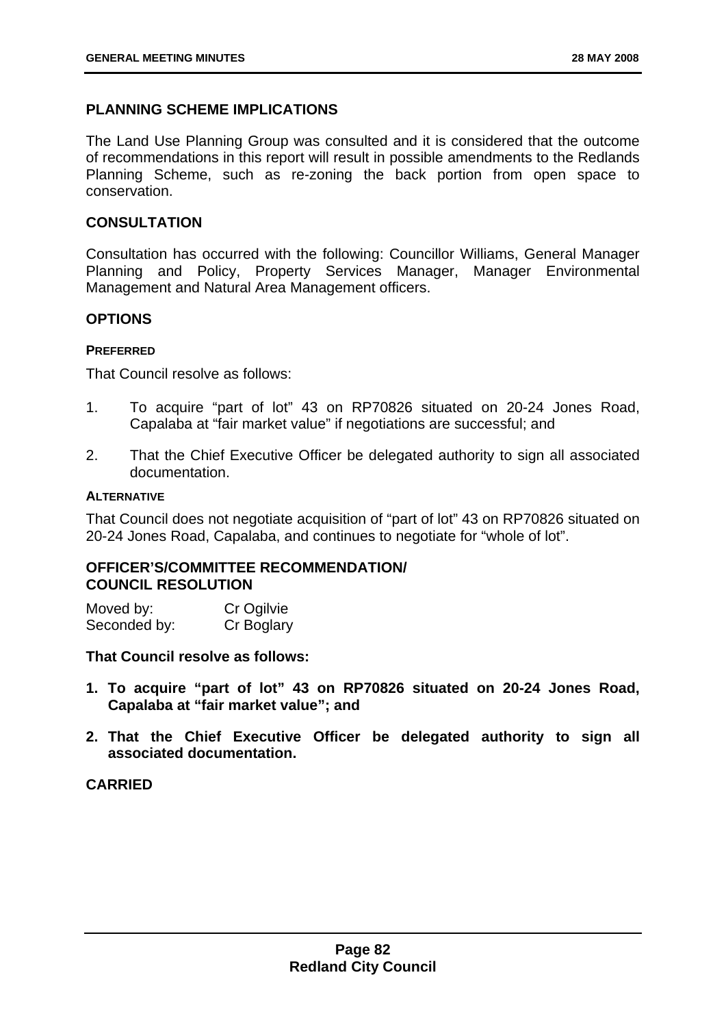## PLANNING SCHEME IMPLICATIONS

The Land Use Planning Group was consulted and it is considered that the outcome of recommendations in this report will result in possible amendments to the Redlands Planning Scheme, such as re-zoning the back portion from open space to conservation.

## CONSULTATION

Consultation has occurred with the following: Councillor Williams, General Manager Planning and Policy, Property Services Manager, Manager Environmental Management and Natural Area Management officers.

## OPTIONS

### PREFERRED

That Council resolve as follows:

1. To acquire "part of lot" 43 on RP70826 situated on 20-24 Jones Road, Capalaba at "fair market value" if negotiations are successful; and
2. That the Chief Executive Officer be delegated authority to sign all associated documentation.

### ALTERNATIVE

That Council does not negotiate acquisition of "part of lot" 43 on RP70826 situated on 20-24 Jones Road, Capalaba, and continues to negotiate for "whole of lot".

## OFFICER'S/COMMITTEE RECOMMENDATION/ COUNCIL RESOLUTION

Moved by: Cr Ogilvie
Seconded by: Cr Boglary

**That Council resolve as follows:**

1. **To acquire "part of lot" 43 on RP70826 situated on 20-24 Jones Road, Capalaba at "fair market value"; and**
2. **That the Chief Executive Officer be delegated authority to sign all associated documentation.**

**CARRIED**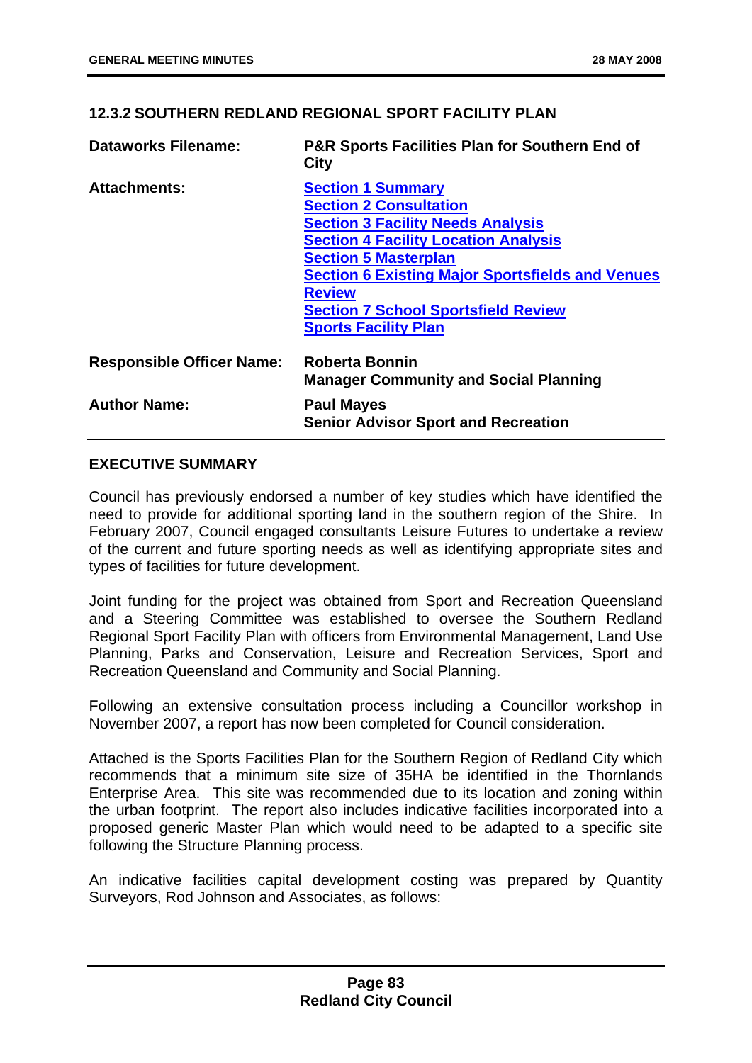## 12.3.2 SOUTHERN REDLAND REGIONAL SPORT FACILITY PLAN

| | |
|---|---|
| **Dataworks Filename:** | **P&R Sports Facilities Plan for Southern End of City** |
| **Attachments:** | **Section 1 Summary**<br>**Section 2 Consultation**<br>**Section 3 Facility Needs Analysis**<br>**Section 4 Facility Location Analysis**<br>**Section 5 Masterplan**<br>**Section 6 Existing Major Sportsfields and Venues Review**<br>**Section 7 School Sportsfield Review**<br>**Sports Facility Plan** |
| **Responsible Officer Name:** | **Roberta Bonnin**<br>**Manager Community and Social Planning** |
| **Author Name:** | **Paul Mayes**<br>**Senior Advisor Sport and Recreation** |

### EXECUTIVE SUMMARY

Council has previously endorsed a number of key studies which have identified the need to provide for additional sporting land in the southern region of the Shire. In February 2007, Council engaged consultants Leisure Futures to undertake a review of the current and future sporting needs as well as identifying appropriate sites and types of facilities for future development.

Joint funding for the project was obtained from Sport and Recreation Queensland and a Steering Committee was established to oversee the Southern Redland Regional Sport Facility Plan with officers from Environmental Management, Land Use Planning, Parks and Conservation, Leisure and Recreation Services, Sport and Recreation Queensland and Community and Social Planning.

Following an extensive consultation process including a Councillor workshop in November 2007, a report has now been completed for Council consideration.

Attached is the Sports Facilities Plan for the Southern Region of Redland City which recommends that a minimum site size of 35HA be identified in the Thornlands Enterprise Area. This site was recommended due to its location and zoning within the urban footprint. The report also includes indicative facilities incorporated into a proposed generic Master Plan which would need to be adapted to a specific site following the Structure Planning process.

An indicative facilities capital development costing was prepared by Quantity Surveyors, Rod Johnson and Associates, as follows: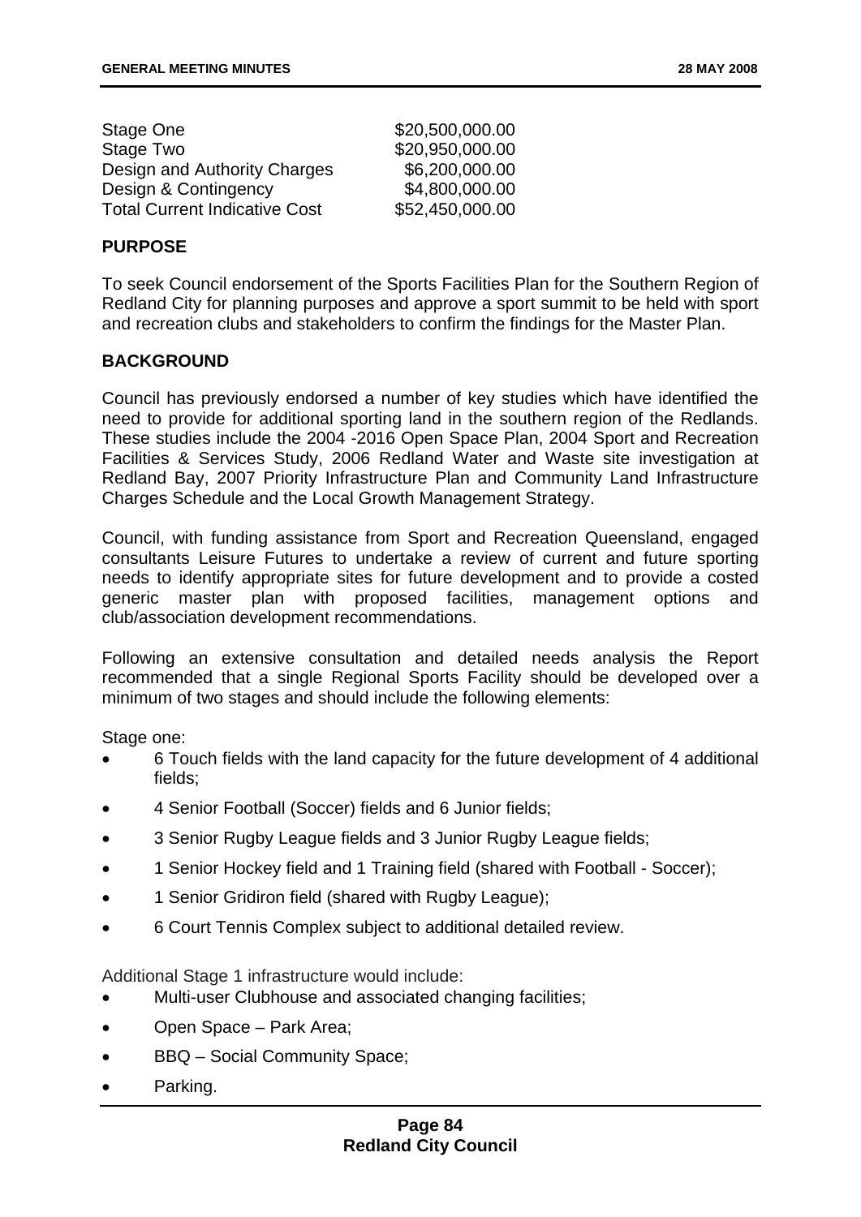| | |
|---|---|
| Stage One | \$20,500,000.00 |
| Stage Two | \$20,950,000.00 |
| Design and Authority Charges | \$6,200,000.00 |
| Design & Contingency | \$4,800,000.00 |
| Total Current Indicative Cost | \$52,450,000.00 |

## PURPOSE

To seek Council endorsement of the Sports Facilities Plan for the Southern Region of Redland City for planning purposes and approve a sport summit to be held with sport and recreation clubs and stakeholders to confirm the findings for the Master Plan.

## BACKGROUND

Council has previously endorsed a number of key studies which have identified the need to provide for additional sporting land in the southern region of the Redlands. These studies include the 2004 -2016 Open Space Plan, 2004 Sport and Recreation Facilities & Services Study, 2006 Redland Water and Waste site investigation at Redland Bay, 2007 Priority Infrastructure Plan and Community Land Infrastructure Charges Schedule and the Local Growth Management Strategy.

Council, with funding assistance from Sport and Recreation Queensland, engaged consultants Leisure Futures to undertake a review of current and future sporting needs to identify appropriate sites for future development and to provide a costed generic master plan with proposed facilities, management options and club/association development recommendations.

Following an extensive consultation and detailed needs analysis the Report recommended that a single Regional Sports Facility should be developed over a minimum of two stages and should include the following elements:

Stage one:

- 6 Touch fields with the land capacity for the future development of 4 additional fields;
- 4 Senior Football (Soccer) fields and 6 Junior fields;
- 3 Senior Rugby League fields and 3 Junior Rugby League fields;
- 1 Senior Hockey field and 1 Training field (shared with Football - Soccer);
- 1 Senior Gridiron field (shared with Rugby League);
- 6 Court Tennis Complex subject to additional detailed review.

Additional Stage 1 infrastructure would include:

- Multi-user Clubhouse and associated changing facilities;
- Open Space – Park Area;
- BBQ – Social Community Space;
- Parking.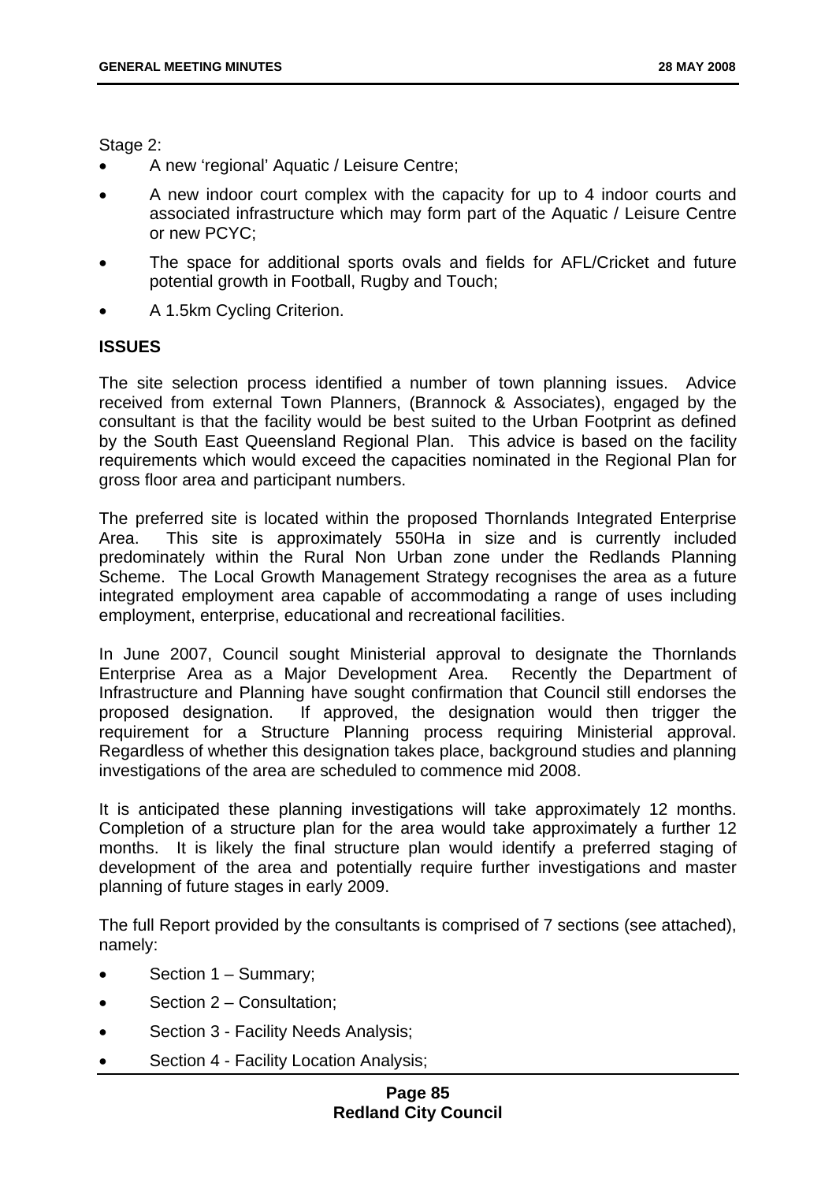Stage 2:

- A new 'regional' Aquatic / Leisure Centre;
- A new indoor court complex with the capacity for up to 4 indoor courts and associated infrastructure which may form part of the Aquatic / Leisure Centre or new PCYC;
- The space for additional sports ovals and fields for AFL/Cricket and future potential growth in Football, Rugby and Touch;
- A 1.5km Cycling Criterion.

**ISSUES**

The site selection process identified a number of town planning issues. Advice received from external Town Planners, (Brannock & Associates), engaged by the consultant is that the facility would be best suited to the Urban Footprint as defined by the South East Queensland Regional Plan. This advice is based on the facility requirements which would exceed the capacities nominated in the Regional Plan for gross floor area and participant numbers.

The preferred site is located within the proposed Thornlands Integrated Enterprise Area. This site is approximately 550Ha in size and is currently included predominately within the Rural Non Urban zone under the Redlands Planning Scheme. The Local Growth Management Strategy recognises the area as a future integrated employment area capable of accommodating a range of uses including employment, enterprise, educational and recreational facilities.

In June 2007, Council sought Ministerial approval to designate the Thornlands Enterprise Area as a Major Development Area. Recently the Department of Infrastructure and Planning have sought confirmation that Council still endorses the proposed designation. If approved, the designation would then trigger the requirement for a Structure Planning process requiring Ministerial approval. Regardless of whether this designation takes place, background studies and planning investigations of the area are scheduled to commence mid 2008.

It is anticipated these planning investigations will take approximately 12 months. Completion of a structure plan for the area would take approximately a further 12 months. It is likely the final structure plan would identify a preferred staging of development of the area and potentially require further investigations and master planning of future stages in early 2009.

The full Report provided by the consultants is comprised of 7 sections (see attached), namely:

- Section 1 – Summary;
- Section 2 – Consultation;
- Section 3 - Facility Needs Analysis;
- Section 4 - Facility Location Analysis;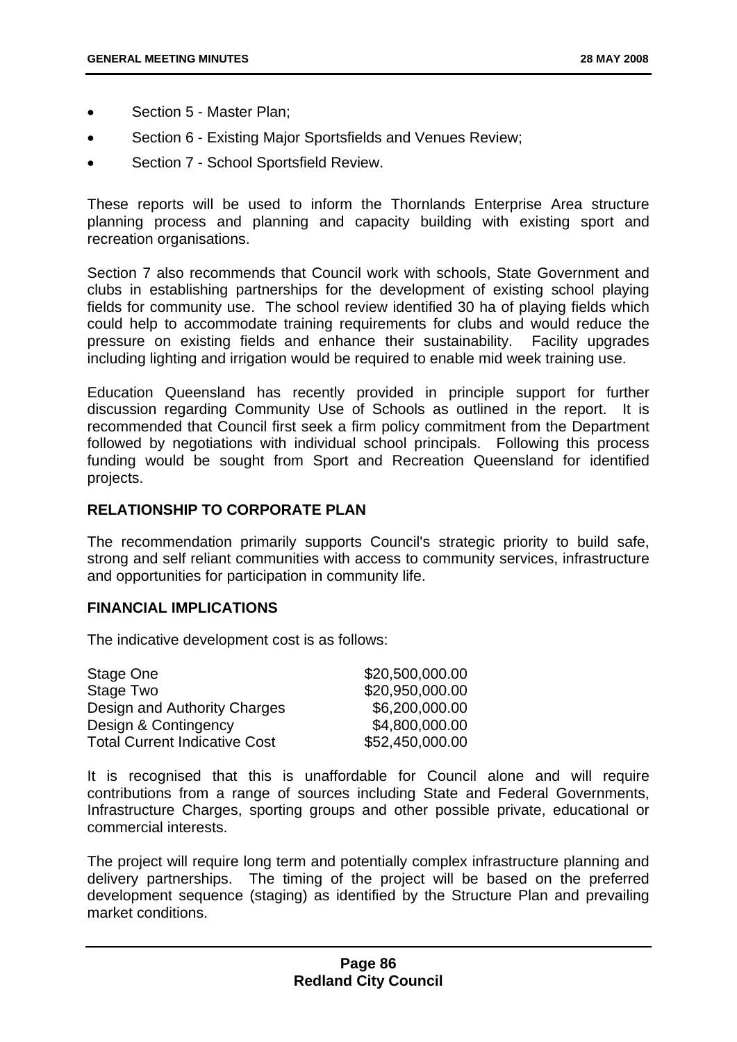- Section 5 - Master Plan;
- Section 6 - Existing Major Sportsfields and Venues Review;
- Section 7 - School Sportsfield Review.

These reports will be used to inform the Thornlands Enterprise Area structure planning process and planning and capacity building with existing sport and recreation organisations.

Section 7 also recommends that Council work with schools, State Government and clubs in establishing partnerships for the development of existing school playing fields for community use. The school review identified 30 ha of playing fields which could help to accommodate training requirements for clubs and would reduce the pressure on existing fields and enhance their sustainability. Facility upgrades including lighting and irrigation would be required to enable mid week training use.

Education Queensland has recently provided in principle support for further discussion regarding Community Use of Schools as outlined in the report. It is recommended that Council first seek a firm policy commitment from the Department followed by negotiations with individual school principals. Following this process funding would be sought from Sport and Recreation Queensland for identified projects.

## RELATIONSHIP TO CORPORATE PLAN

The recommendation primarily supports Council's strategic priority to build safe, strong and self reliant communities with access to community services, infrastructure and opportunities for participation in community life.

## FINANCIAL IMPLICATIONS

The indicative development cost is as follows:

| | |
|---|---|
| Stage One | \$20,500,000.00 |
| Stage Two | \$20,950,000.00 |
| Design and Authority Charges | \$6,200,000.00 |
| Design & Contingency | \$4,800,000.00 |
| Total Current Indicative Cost | \$52,450,000.00 |

It is recognised that this is unaffordable for Council alone and will require contributions from a range of sources including State and Federal Governments, Infrastructure Charges, sporting groups and other possible private, educational or commercial interests.

The project will require long term and potentially complex infrastructure planning and delivery partnerships. The timing of the project will be based on the preferred development sequence (staging) as identified by the Structure Plan and prevailing market conditions.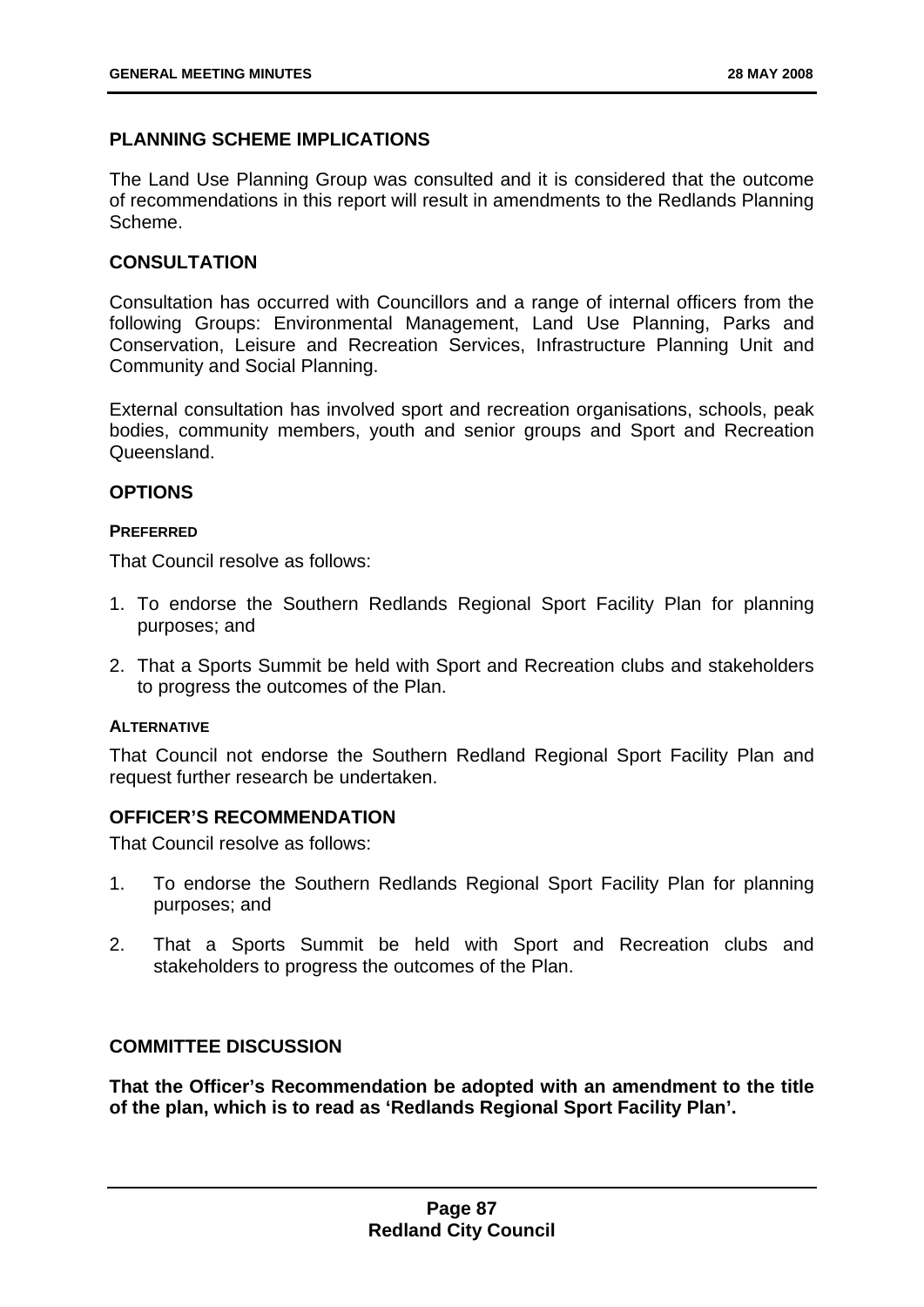## PLANNING SCHEME IMPLICATIONS

The Land Use Planning Group was consulted and it is considered that the outcome of recommendations in this report will result in amendments to the Redlands Planning Scheme.

## CONSULTATION

Consultation has occurred with Councillors and a range of internal officers from the following Groups: Environmental Management, Land Use Planning, Parks and Conservation, Leisure and Recreation Services, Infrastructure Planning Unit and Community and Social Planning.

External consultation has involved sport and recreation organisations, schools, peak bodies, community members, youth and senior groups and Sport and Recreation Queensland.

## OPTIONS

### PREFERRED

That Council resolve as follows:

1. To endorse the Southern Redlands Regional Sport Facility Plan for planning purposes; and
2. That a Sports Summit be held with Sport and Recreation clubs and stakeholders to progress the outcomes of the Plan.

### ALTERNATIVE

That Council not endorse the Southern Redland Regional Sport Facility Plan and request further research be undertaken.

## OFFICER'S RECOMMENDATION

That Council resolve as follows:

1. To endorse the Southern Redlands Regional Sport Facility Plan for planning purposes; and
2. That a Sports Summit be held with Sport and Recreation clubs and stakeholders to progress the outcomes of the Plan.

## COMMITTEE DISCUSSION

**That the Officer's Recommendation be adopted with an amendment to the title of the plan, which is to read as 'Redlands Regional Sport Facility Plan'.**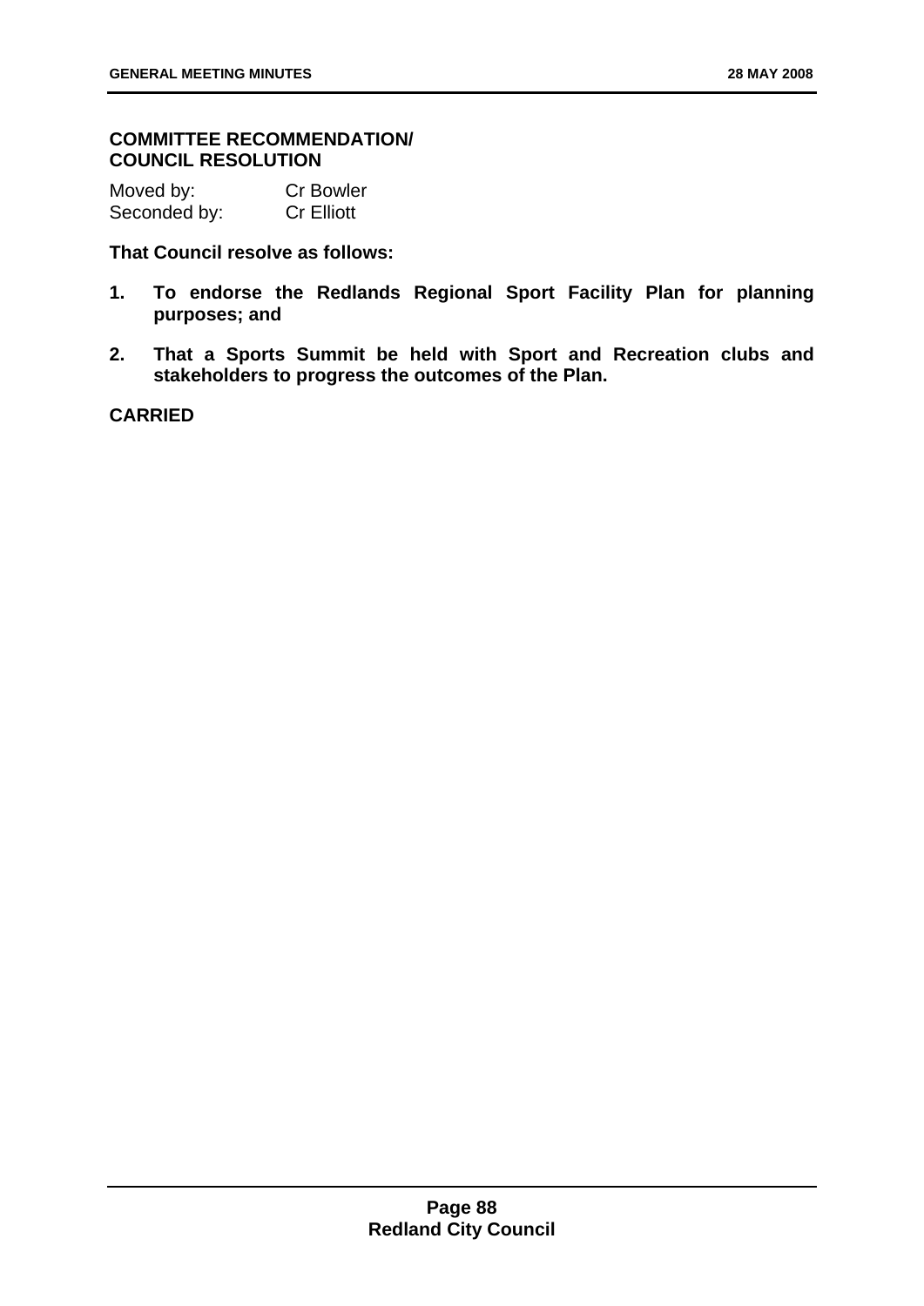**COMMITTEE RECOMMENDATION/ COUNCIL RESOLUTION**

Moved by: Cr Bowler
Seconded by: Cr Elliott

**That Council resolve as follows:**

1. **To endorse the Redlands Regional Sport Facility Plan for planning purposes; and**
2. **That a Sports Summit be held with Sport and Recreation clubs and stakeholders to progress the outcomes of the Plan.**

**CARRIED**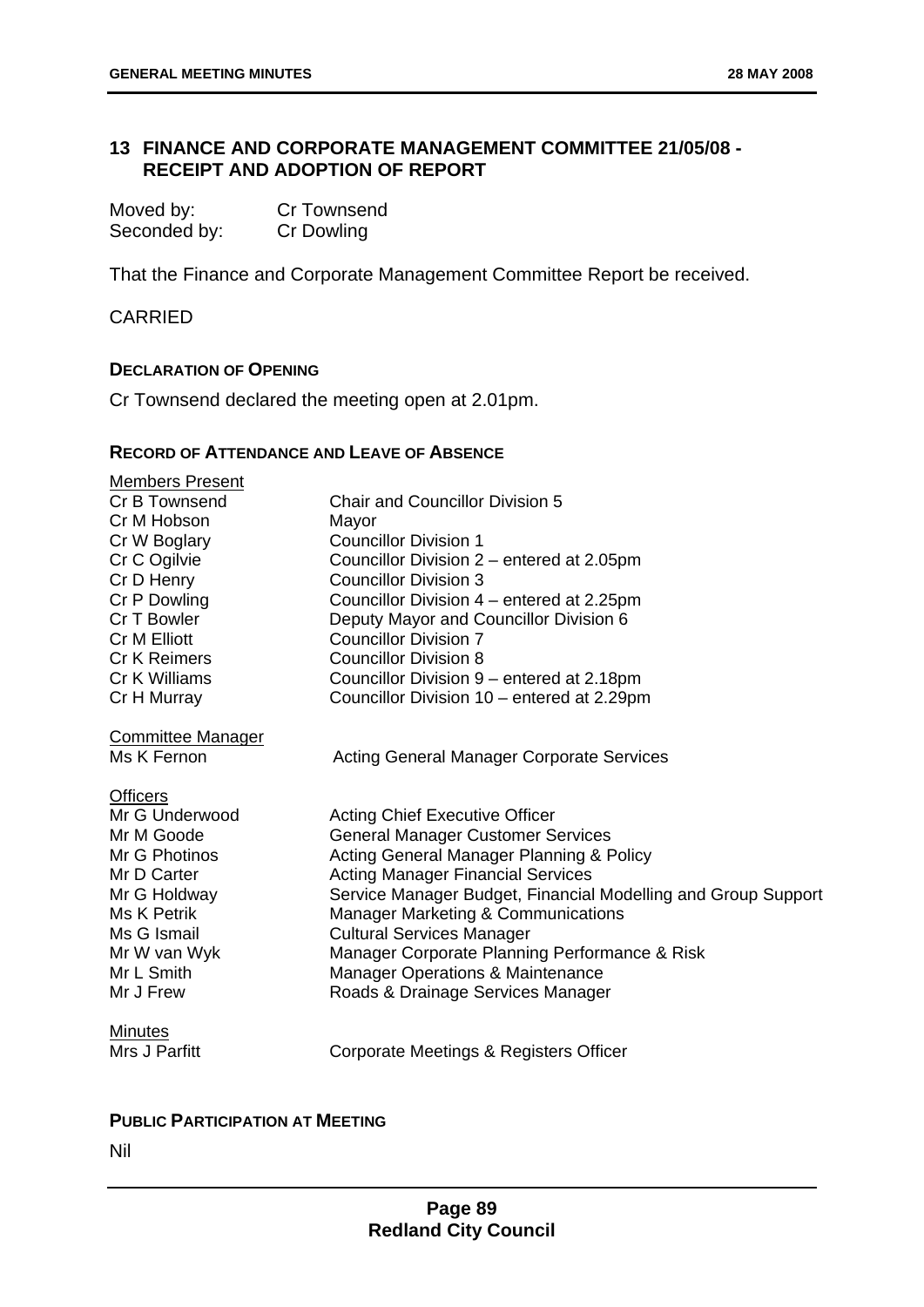## 13 FINANCE AND CORPORATE MANAGEMENT COMMITTEE 21/05/08 - RECEIPT AND ADOPTION OF REPORT

| | |
|---|---|
| Moved by: | Cr Townsend |
| Seconded by: | Cr Dowling |

That the Finance and Corporate Management Committee Report be received.

CARRIED

### DECLARATION OF OPENING

Cr Townsend declared the meeting open at 2.01pm.

### RECORD OF ATTENDANCE AND LEAVE OF ABSENCE

| | |
|---|---|
| Members Present | |
| Cr B Townsend | Chair and Councillor Division 5 |
| Cr M Hobson | Mayor |
| Cr W Boglary | Councillor Division 1 |
| Cr C Ogilvie | Councillor Division 2 – entered at 2.05pm |
| Cr D Henry | Councillor Division 3 |
| Cr P Dowling | Councillor Division 4 – entered at 2.25pm |
| Cr T Bowler | Deputy Mayor and Councillor Division 6 |
| Cr M Elliott | Councillor Division 7 |
| Cr K Reimers | Councillor Division 8 |
| Cr K Williams | Councillor Division 9 – entered at 2.18pm |
| Cr H Murray | Councillor Division 10 – entered at 2.29pm |
| Committee Manager | |
| Ms K Fernon | Acting General Manager Corporate Services |
| Officers | |
| Mr G Underwood | Acting Chief Executive Officer |
| Mr M Goode | General Manager Customer Services |
| Mr G Photinos | Acting General Manager Planning & Policy |
| Mr D Carter | Acting Manager Financial Services |
| Mr G Holdway | Service Manager Budget, Financial Modelling and Group Support |
| Ms K Petrik | Manager Marketing & Communications |
| Ms G Ismail | Cultural Services Manager |
| Mr W van Wyk | Manager Corporate Planning Performance & Risk |
| Mr L Smith | Manager Operations & Maintenance |
| Mr J Frew | Roads & Drainage Services Manager |
| Minutes | |
| Mrs J Parfitt | Corporate Meetings & Registers Officer |

### PUBLIC PARTICIPATION AT MEETING

Nil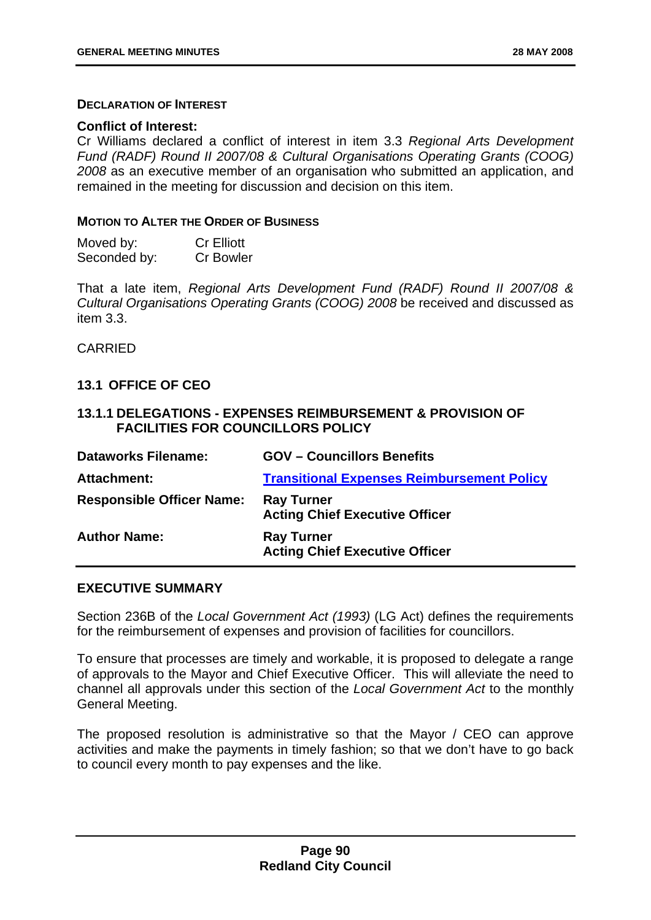**DECLARATION OF INTEREST**

**Conflict of Interest:**

Cr Williams declared a conflict of interest in item 3.3 *Regional Arts Development Fund (RADF) Round II 2007/08 & Cultural Organisations Operating Grants (COOG) 2008* as an executive member of an organisation who submitted an application, and remained in the meeting for discussion and decision on this item.

**MOTION TO ALTER THE ORDER OF BUSINESS**

| | |
|---|---|
| Moved by: | Cr Elliott |
| Seconded by: | Cr Bowler |

That a late item, *Regional Arts Development Fund (RADF) Round II 2007/08 & Cultural Organisations Operating Grants (COOG) 2008* be received and discussed as item 3.3.

CARRIED

## 13.1 OFFICE OF CEO

### 13.1.1 DELEGATIONS - EXPENSES REIMBURSEMENT & PROVISION OF FACILITIES FOR COUNCILLORS POLICY

| | |
|---|---|
| **Dataworks Filename:** | **GOV – Councillors Benefits** |
| **Attachment:** | **Transitional Expenses Reimbursement Policy** |
| **Responsible Officer Name:** | **Ray Turner**<br>**Acting Chief Executive Officer** |
| **Author Name:** | **Ray Turner**<br>**Acting Chief Executive Officer** |

## EXECUTIVE SUMMARY

Section 236B of the *Local Government Act (1993)* (LG Act) defines the requirements for the reimbursement of expenses and provision of facilities for councillors.

To ensure that processes are timely and workable, it is proposed to delegate a range of approvals to the Mayor and Chief Executive Officer. This will alleviate the need to channel all approvals under this section of the *Local Government Act* to the monthly General Meeting.

The proposed resolution is administrative so that the Mayor / CEO can approve activities and make the payments in timely fashion; so that we don't have to go back to council every month to pay expenses and the like.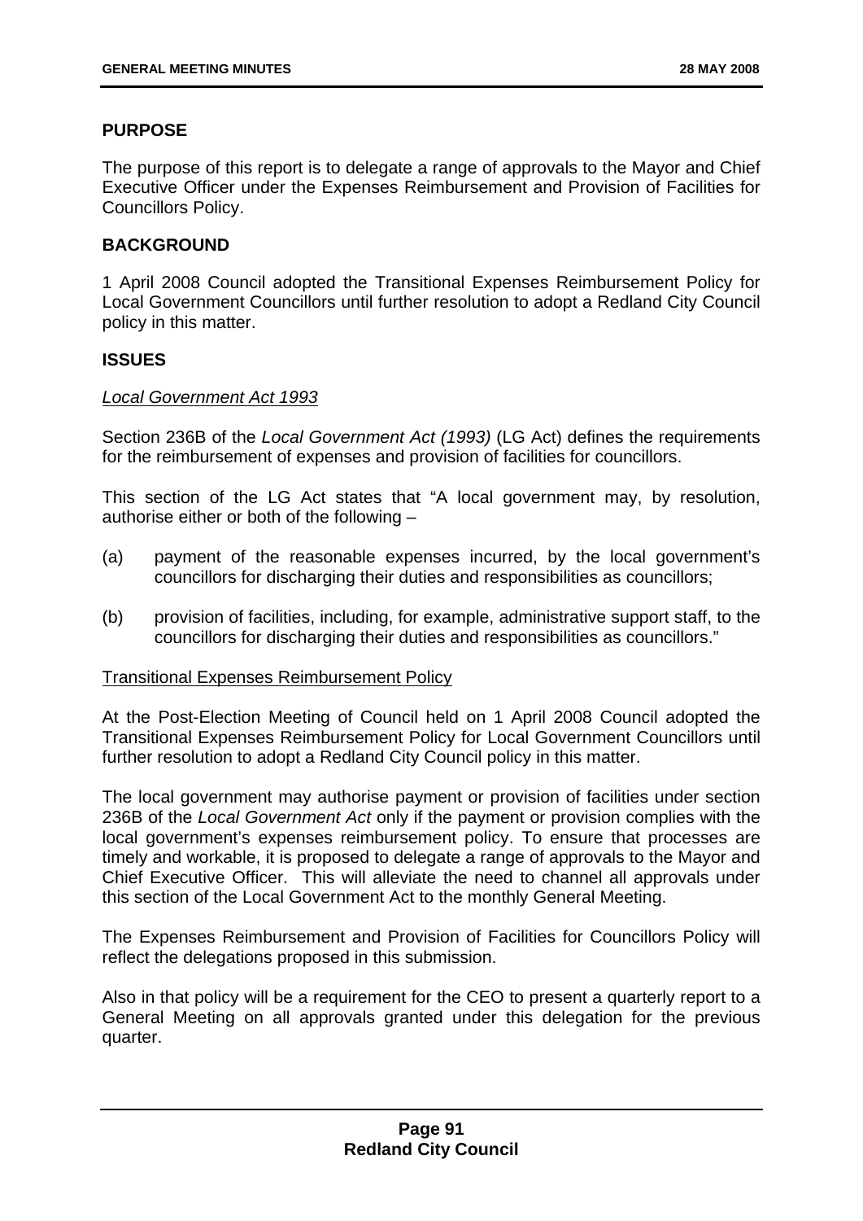## PURPOSE

The purpose of this report is to delegate a range of approvals to the Mayor and Chief Executive Officer under the Expenses Reimbursement and Provision of Facilities for Councillors Policy.

## BACKGROUND

1 April 2008 Council adopted the Transitional Expenses Reimbursement Policy for Local Government Councillors until further resolution to adopt a Redland City Council policy in this matter.

## ISSUES

*Local Government Act 1993*

Section 236B of the *Local Government Act (1993)* (LG Act) defines the requirements for the reimbursement of expenses and provision of facilities for councillors.

This section of the LG Act states that "A local government may, by resolution, authorise either or both of the following –

(a) payment of the reasonable expenses incurred, by the local government's councillors for discharging their duties and responsibilities as councillors;

(b) provision of facilities, including, for example, administrative support staff, to the councillors for discharging their duties and responsibilities as councillors."

Transitional Expenses Reimbursement Policy

At the Post-Election Meeting of Council held on 1 April 2008 Council adopted the Transitional Expenses Reimbursement Policy for Local Government Councillors until further resolution to adopt a Redland City Council policy in this matter.

The local government may authorise payment or provision of facilities under section 236B of the *Local Government Act* only if the payment or provision complies with the local government's expenses reimbursement policy. To ensure that processes are timely and workable, it is proposed to delegate a range of approvals to the Mayor and Chief Executive Officer. This will alleviate the need to channel all approvals under this section of the Local Government Act to the monthly General Meeting.

The Expenses Reimbursement and Provision of Facilities for Councillors Policy will reflect the delegations proposed in this submission.

Also in that policy will be a requirement for the CEO to present a quarterly report to a General Meeting on all approvals granted under this delegation for the previous quarter.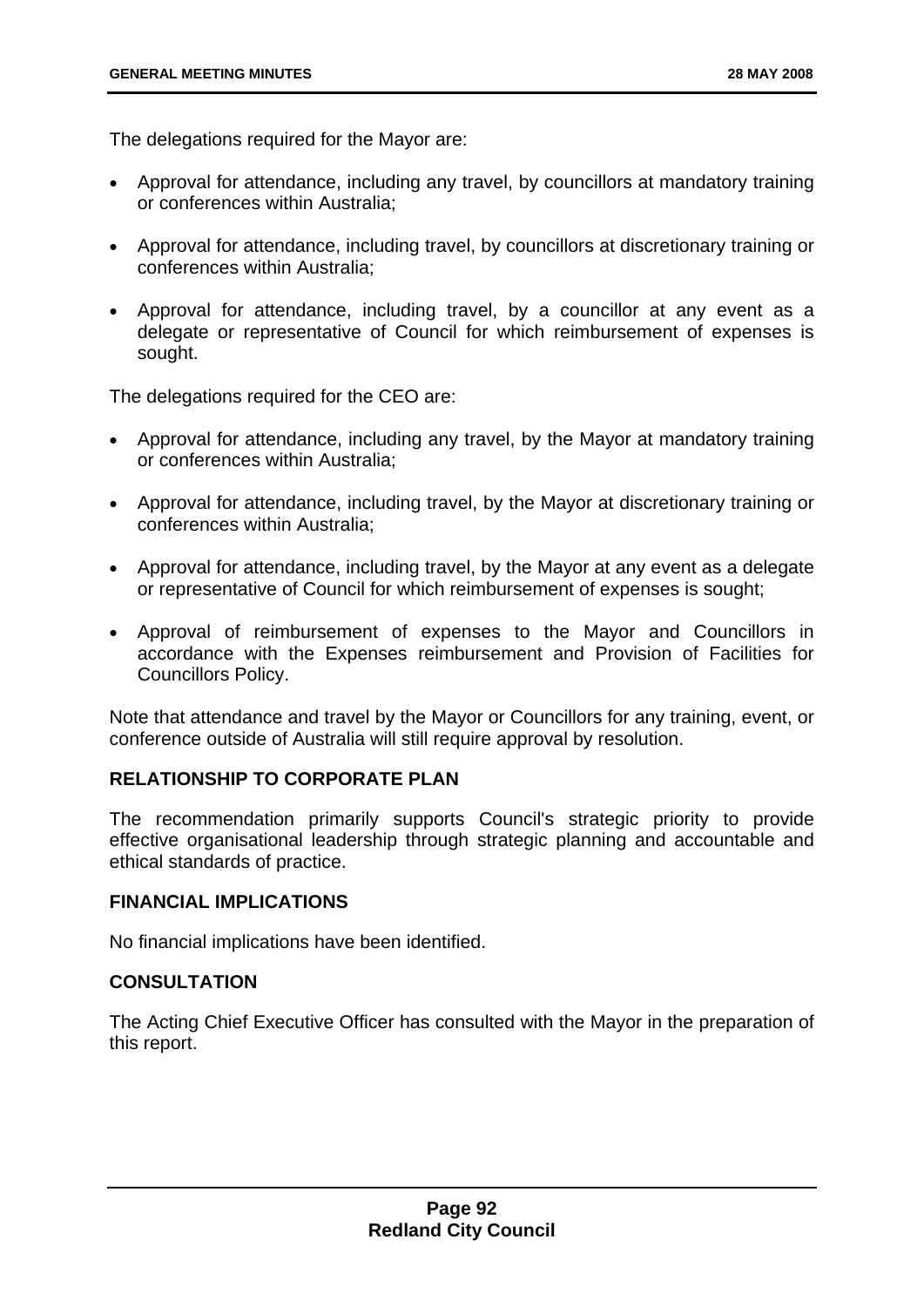The delegations required for the Mayor are:

- Approval for attendance, including any travel, by councillors at mandatory training or conferences within Australia;
- Approval for attendance, including travel, by councillors at discretionary training or conferences within Australia;
- Approval for attendance, including travel, by a councillor at any event as a delegate or representative of Council for which reimbursement of expenses is sought.

The delegations required for the CEO are:

- Approval for attendance, including any travel, by the Mayor at mandatory training or conferences within Australia;
- Approval for attendance, including travel, by the Mayor at discretionary training or conferences within Australia;
- Approval for attendance, including travel, by the Mayor at any event as a delegate or representative of Council for which reimbursement of expenses is sought;
- Approval of reimbursement of expenses to the Mayor and Councillors in accordance with the Expenses reimbursement and Provision of Facilities for Councillors Policy.

Note that attendance and travel by the Mayor or Councillors for any training, event, or conference outside of Australia will still require approval by resolution.

## RELATIONSHIP TO CORPORATE PLAN

The recommendation primarily supports Council's strategic priority to provide effective organisational leadership through strategic planning and accountable and ethical standards of practice.

## FINANCIAL IMPLICATIONS

No financial implications have been identified.

## CONSULTATION

The Acting Chief Executive Officer has consulted with the Mayor in the preparation of this report.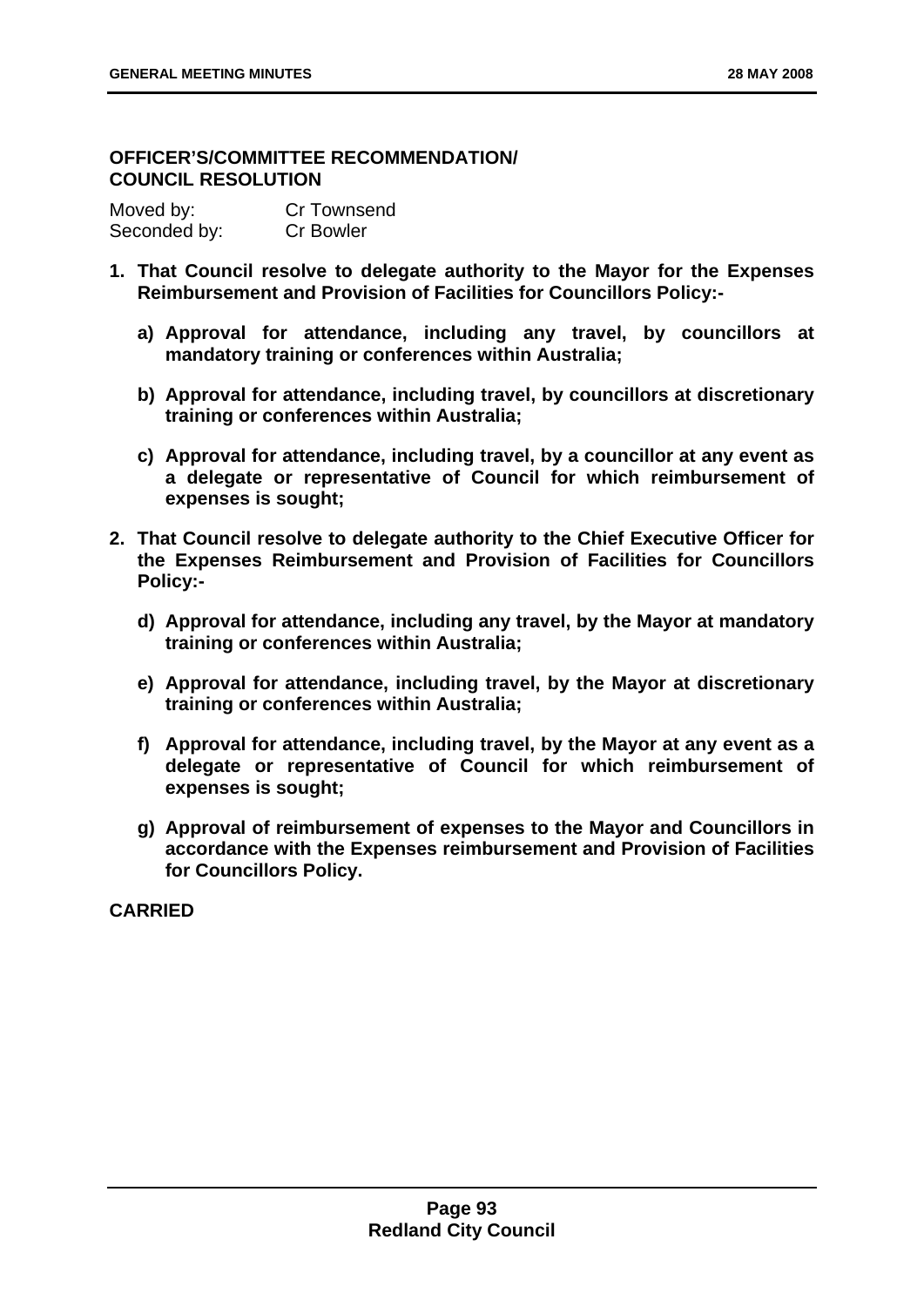**OFFICER'S/COMMITTEE RECOMMENDATION/ COUNCIL RESOLUTION**

Moved by: Cr Townsend
Seconded by: Cr Bowler

**1. That Council resolve to delegate authority to the Mayor for the Expenses Reimbursement and Provision of Facilities for Councillors Policy:-**

**a) Approval for attendance, including any travel, by councillors at mandatory training or conferences within Australia;**

**b) Approval for attendance, including travel, by councillors at discretionary training or conferences within Australia;**

**c) Approval for attendance, including travel, by a councillor at any event as a delegate or representative of Council for which reimbursement of expenses is sought;**

**2. That Council resolve to delegate authority to the Chief Executive Officer for the Expenses Reimbursement and Provision of Facilities for Councillors Policy:-**

**d) Approval for attendance, including any travel, by the Mayor at mandatory training or conferences within Australia;**

**e) Approval for attendance, including travel, by the Mayor at discretionary training or conferences within Australia;**

**f) Approval for attendance, including travel, by the Mayor at any event as a delegate or representative of Council for which reimbursement of expenses is sought;**

**g) Approval of reimbursement of expenses to the Mayor and Councillors in accordance with the Expenses reimbursement and Provision of Facilities for Councillors Policy.**

**CARRIED**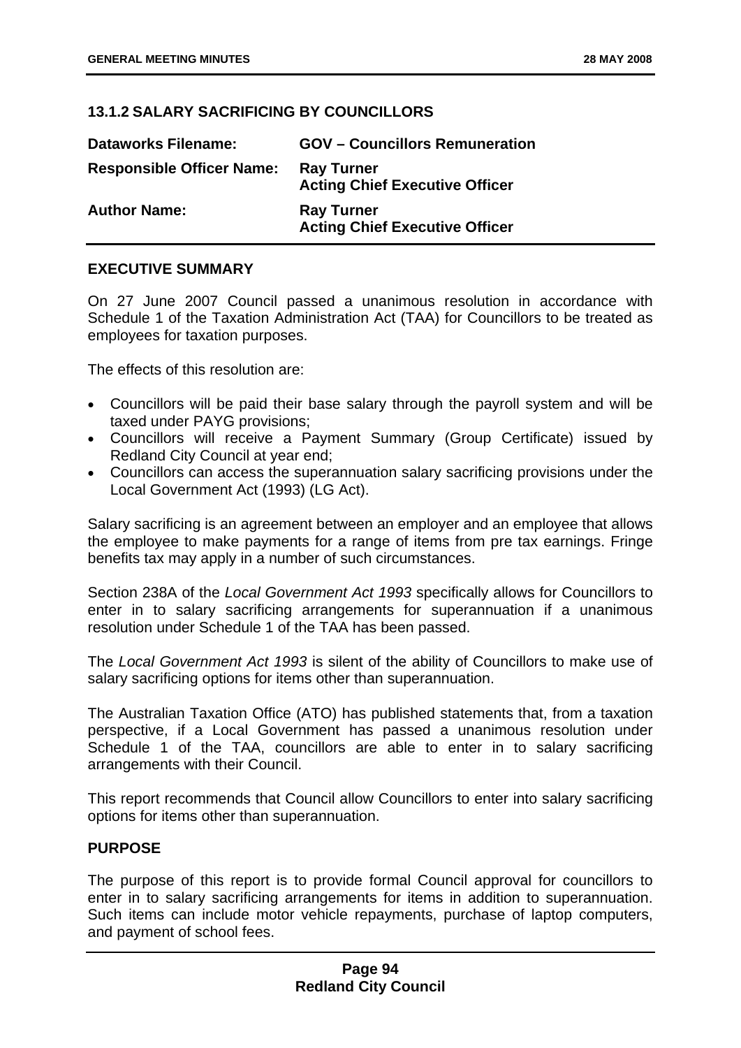## 13.1.2 SALARY SACRIFICING BY COUNCILLORS

| | |
|---|---|
| **Dataworks Filename:** | **GOV – Councillors Remuneration** |
| **Responsible Officer Name:** | **Ray Turner**<br>**Acting Chief Executive Officer** |
| **Author Name:** | **Ray Turner**<br>**Acting Chief Executive Officer** |

### EXECUTIVE SUMMARY

On 27 June 2007 Council passed a unanimous resolution in accordance with Schedule 1 of the Taxation Administration Act (TAA) for Councillors to be treated as employees for taxation purposes.

The effects of this resolution are:

- Councillors will be paid their base salary through the payroll system and will be taxed under PAYG provisions;
- Councillors will receive a Payment Summary (Group Certificate) issued by Redland City Council at year end;
- Councillors can access the superannuation salary sacrificing provisions under the Local Government Act (1993) (LG Act).

Salary sacrificing is an agreement between an employer and an employee that allows the employee to make payments for a range of items from pre tax earnings. Fringe benefits tax may apply in a number of such circumstances.

Section 238A of the *Local Government Act 1993* specifically allows for Councillors to enter in to salary sacrificing arrangements for superannuation if a unanimous resolution under Schedule 1 of the TAA has been passed.

The *Local Government Act 1993* is silent of the ability of Councillors to make use of salary sacrificing options for items other than superannuation.

The Australian Taxation Office (ATO) has published statements that, from a taxation perspective, if a Local Government has passed a unanimous resolution under Schedule 1 of the TAA, councillors are able to enter in to salary sacrificing arrangements with their Council.

This report recommends that Council allow Councillors to enter into salary sacrificing options for items other than superannuation.

### PURPOSE

The purpose of this report is to provide formal Council approval for councillors to enter in to salary sacrificing arrangements for items in addition to superannuation. Such items can include motor vehicle repayments, purchase of laptop computers, and payment of school fees.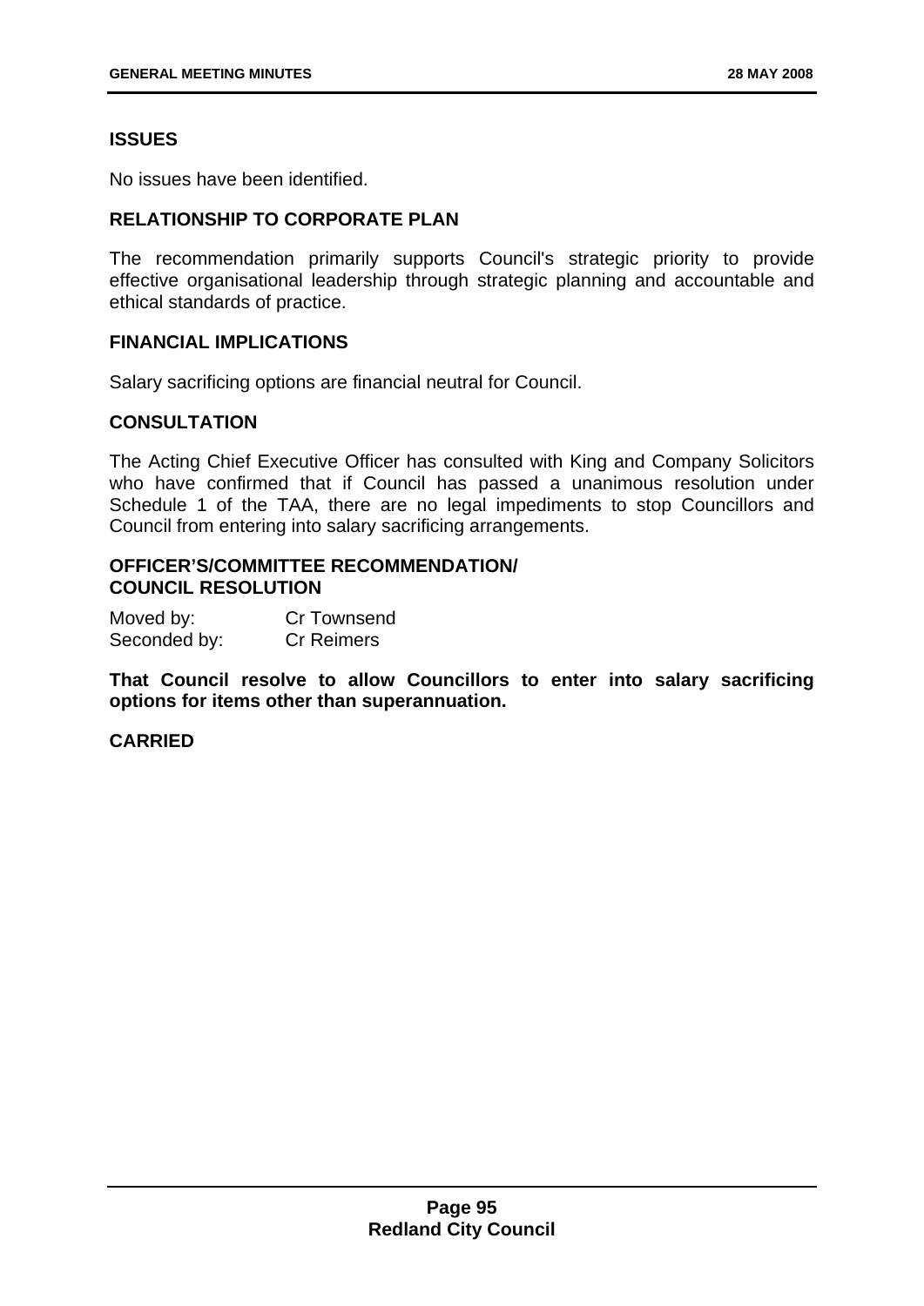## ISSUES

No issues have been identified.

## RELATIONSHIP TO CORPORATE PLAN

The recommendation primarily supports Council's strategic priority to provide effective organisational leadership through strategic planning and accountable and ethical standards of practice.

## FINANCIAL IMPLICATIONS

Salary sacrificing options are financial neutral for Council.

## CONSULTATION

The Acting Chief Executive Officer has consulted with King and Company Solicitors who have confirmed that if Council has passed a unanimous resolution under Schedule 1 of the TAA, there are no legal impediments to stop Councillors and Council from entering into salary sacrificing arrangements.

## OFFICER'S/COMMITTEE RECOMMENDATION/ COUNCIL RESOLUTION

Moved by: Cr Townsend
Seconded by: Cr Reimers

**That Council resolve to allow Councillors to enter into salary sacrificing options for items other than superannuation.**

**CARRIED**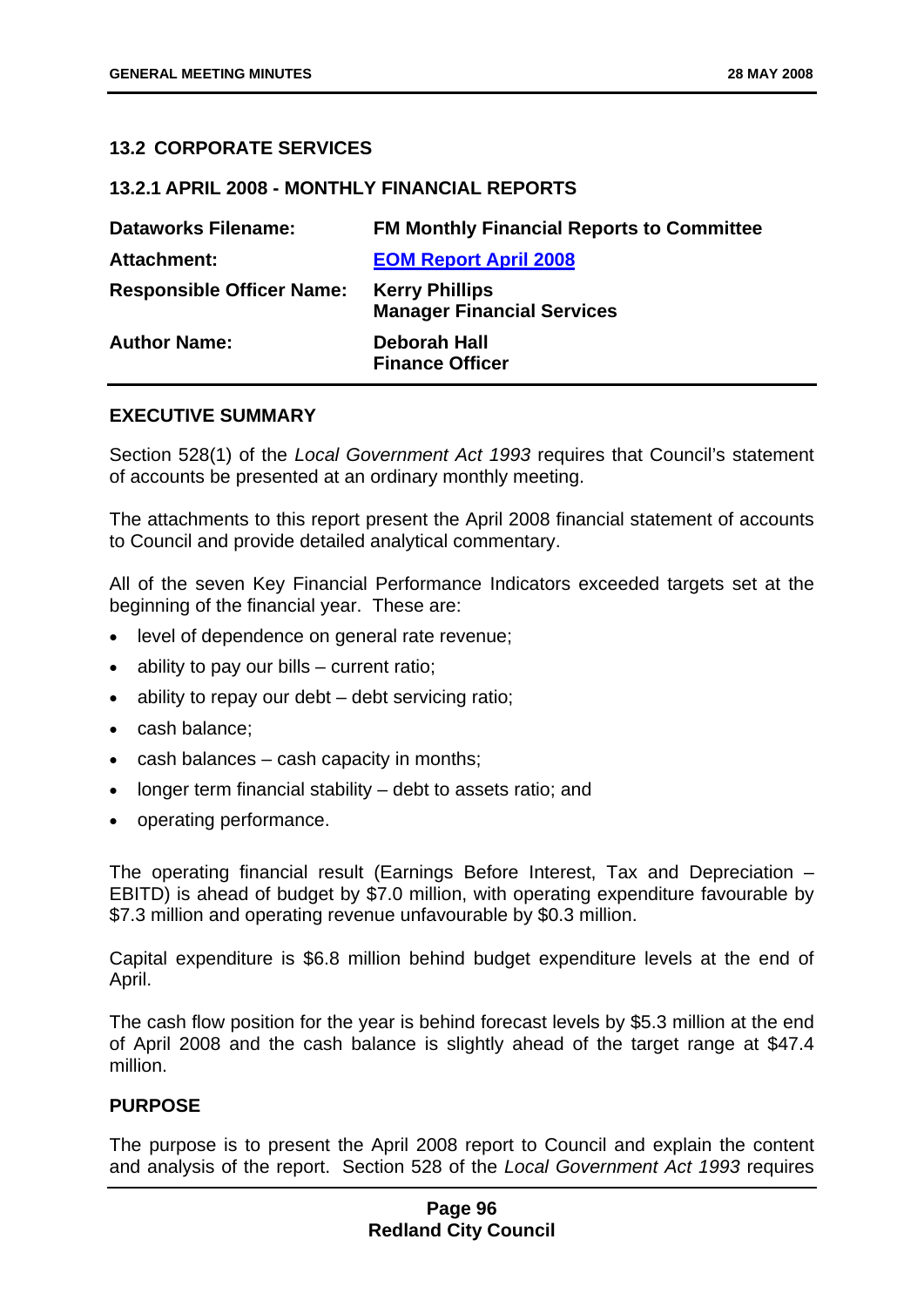## 13.2 CORPORATE SERVICES

### 13.2.1 APRIL 2008 - MONTHLY FINANCIAL REPORTS

| | |
|---|---|
| **Dataworks Filename:** | **FM Monthly Financial Reports to Committee** |
| **Attachment:** | **EOM Report April 2008** |
| **Responsible Officer Name:** | **Kerry Phillips**<br>**Manager Financial Services** |
| **Author Name:** | **Deborah Hall**<br>**Finance Officer** |

#### EXECUTIVE SUMMARY

Section 528(1) of the *Local Government Act 1993* requires that Council's statement of accounts be presented at an ordinary monthly meeting.

The attachments to this report present the April 2008 financial statement of accounts to Council and provide detailed analytical commentary.

All of the seven Key Financial Performance Indicators exceeded targets set at the beginning of the financial year. These are:

- level of dependence on general rate revenue;
- ability to pay our bills – current ratio;
- ability to repay our debt – debt servicing ratio;
- cash balance;
- cash balances – cash capacity in months;
- longer term financial stability – debt to assets ratio; and
- operating performance.

The operating financial result (Earnings Before Interest, Tax and Depreciation – EBITD) is ahead of budget by $7.0 million, with operating expenditure favourable by $7.3 million and operating revenue unfavourable by $0.3 million.

Capital expenditure is $6.8 million behind budget expenditure levels at the end of April.

The cash flow position for the year is behind forecast levels by $5.3 million at the end of April 2008 and the cash balance is slightly ahead of the target range at $47.4 million.

#### PURPOSE

The purpose is to present the April 2008 report to Council and explain the content and analysis of the report. Section 528 of the *Local Government Act 1993* requires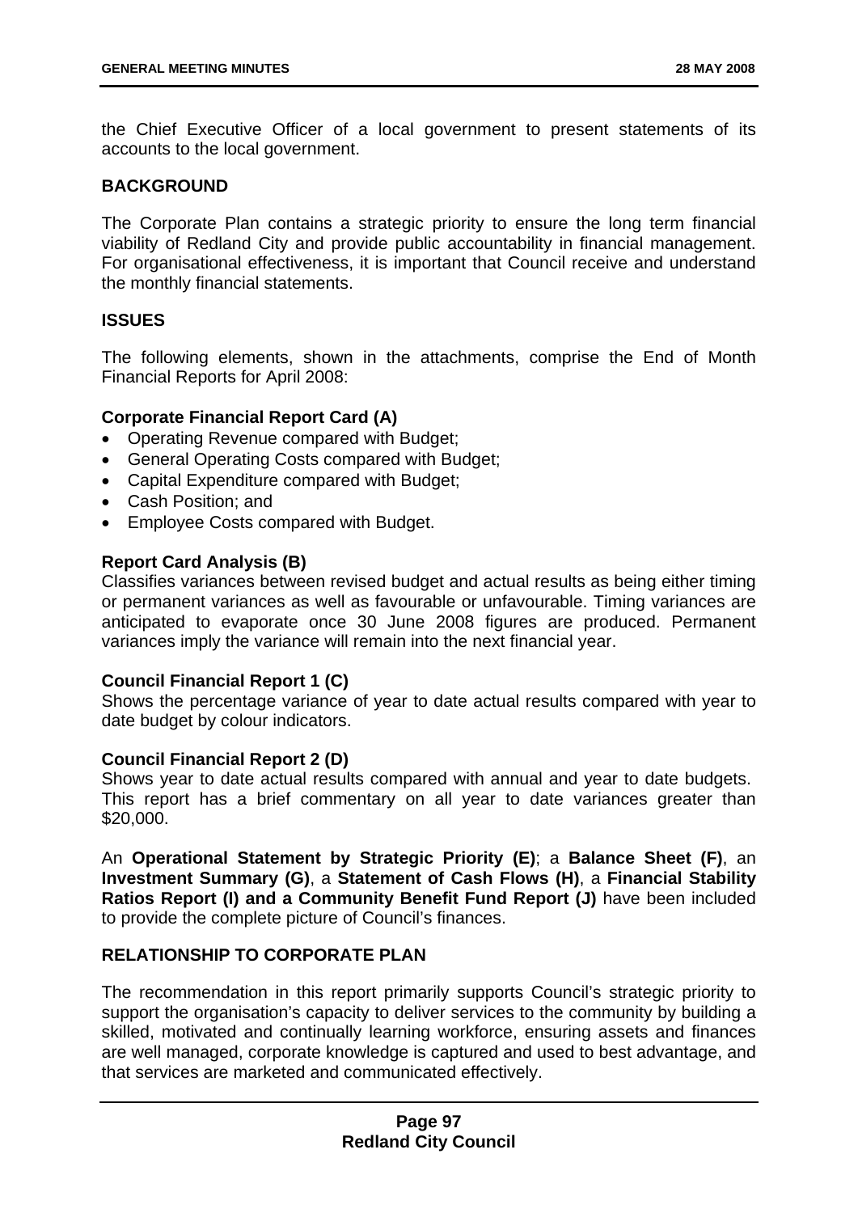the Chief Executive Officer of a local government to present statements of its accounts to the local government.

## BACKGROUND

The Corporate Plan contains a strategic priority to ensure the long term financial viability of Redland City and provide public accountability in financial management. For organisational effectiveness, it is important that Council receive and understand the monthly financial statements.

## ISSUES

The following elements, shown in the attachments, comprise the End of Month Financial Reports for April 2008:

### Corporate Financial Report Card (A)

- Operating Revenue compared with Budget;
- General Operating Costs compared with Budget;
- Capital Expenditure compared with Budget;
- Cash Position; and
- Employee Costs compared with Budget.

### Report Card Analysis (B)

Classifies variances between revised budget and actual results as being either timing or permanent variances as well as favourable or unfavourable. Timing variances are anticipated to evaporate once 30 June 2008 figures are produced. Permanent variances imply the variance will remain into the next financial year.

### Council Financial Report 1 (C)

Shows the percentage variance of year to date actual results compared with year to date budget by colour indicators.

### Council Financial Report 2 (D)

Shows year to date actual results compared with annual and year to date budgets. This report has a brief commentary on all year to date variances greater than $20,000.

An **Operational Statement by Strategic Priority (E)**; a **Balance Sheet (F)**, an **Investment Summary (G)**, a **Statement of Cash Flows (H)**, a **Financial Stability Ratios Report (I) and a Community Benefit Fund Report (J)** have been included to provide the complete picture of Council's finances.

## RELATIONSHIP TO CORPORATE PLAN

The recommendation in this report primarily supports Council's strategic priority to support the organisation's capacity to deliver services to the community by building a skilled, motivated and continually learning workforce, ensuring assets and finances are well managed, corporate knowledge is captured and used to best advantage, and that services are marketed and communicated effectively.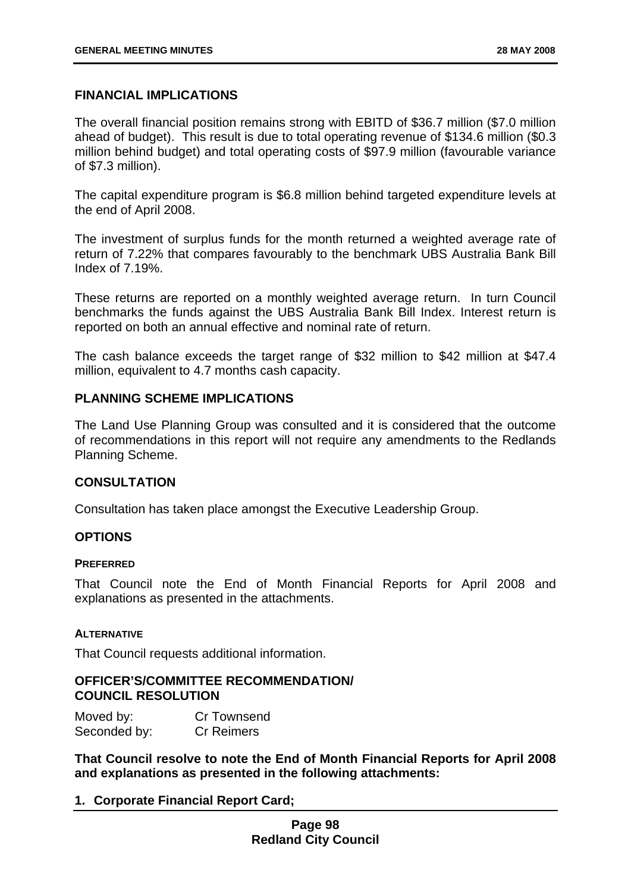## FINANCIAL IMPLICATIONS

The overall financial position remains strong with EBITD of $36.7 million ($7.0 million ahead of budget). This result is due to total operating revenue of $134.6 million ($0.3 million behind budget) and total operating costs of $97.9 million (favourable variance of $7.3 million).

The capital expenditure program is $6.8 million behind targeted expenditure levels at the end of April 2008.

The investment of surplus funds for the month returned a weighted average rate of return of 7.22% that compares favourably to the benchmark UBS Australia Bank Bill Index of 7.19%.

These returns are reported on a monthly weighted average return. In turn Council benchmarks the funds against the UBS Australia Bank Bill Index. Interest return is reported on both an annual effective and nominal rate of return.

The cash balance exceeds the target range of $32 million to $42 million at $47.4 million, equivalent to 4.7 months cash capacity.

## PLANNING SCHEME IMPLICATIONS

The Land Use Planning Group was consulted and it is considered that the outcome of recommendations in this report will not require any amendments to the Redlands Planning Scheme.

## CONSULTATION

Consultation has taken place amongst the Executive Leadership Group.

## OPTIONS

#### PREFERRED

That Council note the End of Month Financial Reports for April 2008 and explanations as presented in the attachments.

#### ALTERNATIVE

That Council requests additional information.

## OFFICER'S/COMMITTEE RECOMMENDATION/ COUNCIL RESOLUTION

Moved by: Cr Townsend
Seconded by: Cr Reimers

**That Council resolve to note the End of Month Financial Reports for April 2008 and explanations as presented in the following attachments:**

**1. Corporate Financial Report Card;**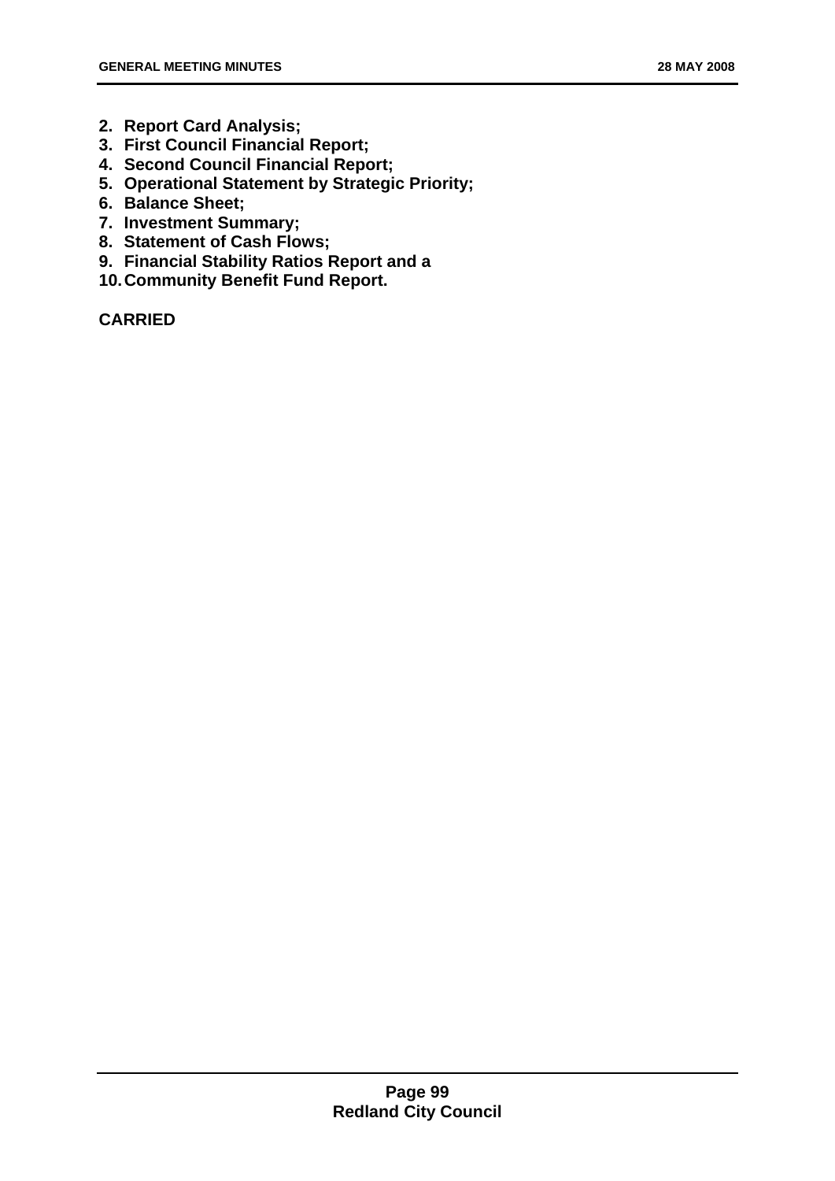2. **Report Card Analysis;**
3. **First Council Financial Report;**
4. **Second Council Financial Report;**
5. **Operational Statement by Strategic Priority;**
6. **Balance Sheet;**
7. **Investment Summary;**
8. **Statement of Cash Flows;**
9. **Financial Stability Ratios Report and a**
10. **Community Benefit Fund Report.**

**CARRIED**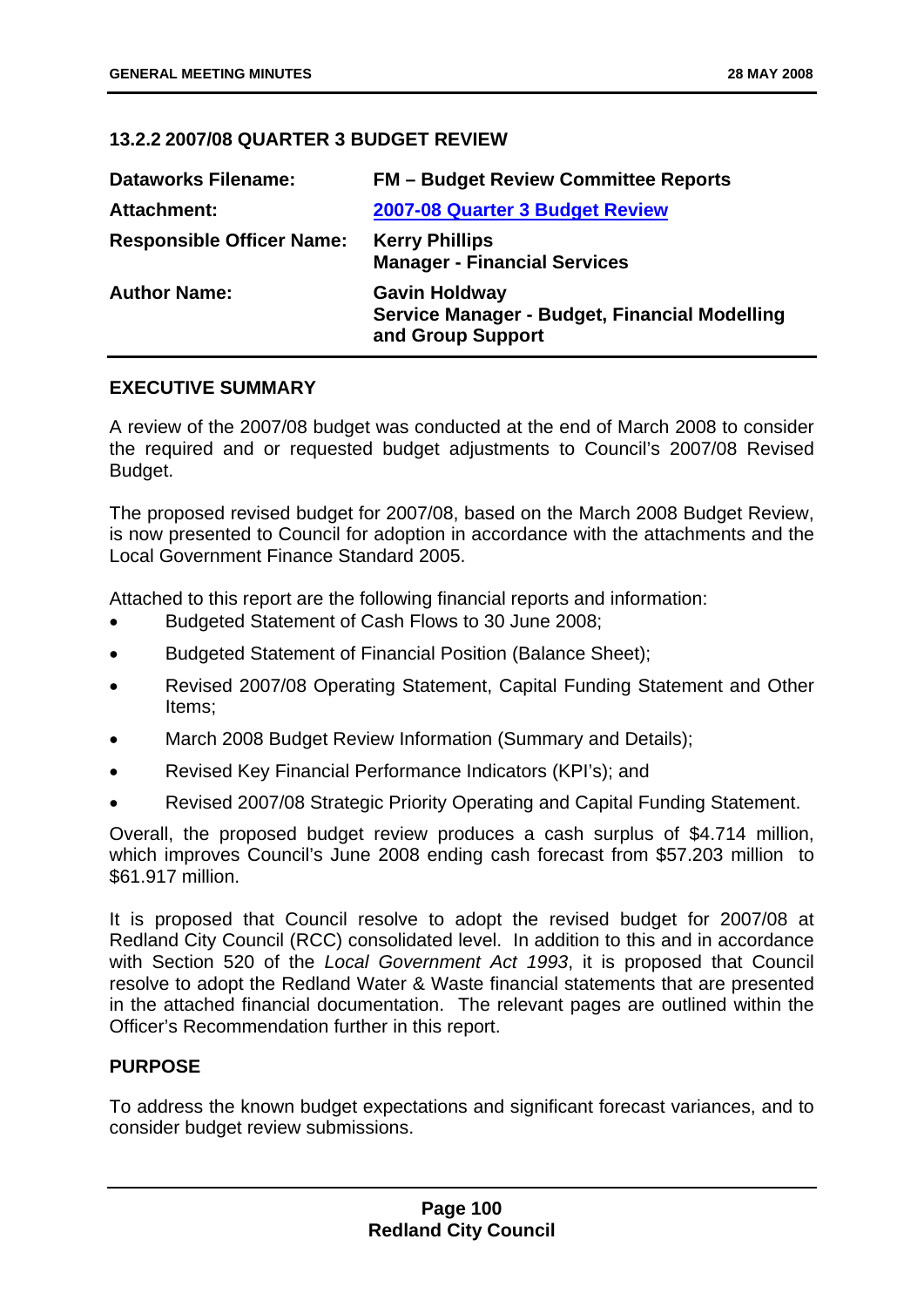### 13.2.2 2007/08 QUARTER 3 BUDGET REVIEW

| | |
|---|---|
| **Dataworks Filename:** | **FM – Budget Review Committee Reports** |
| **Attachment:** | **2007-08 Quarter 3 Budget Review** |
| **Responsible Officer Name:** | **Kerry Phillips**<br>**Manager - Financial Services** |
| **Author Name:** | **Gavin Holdway**<br>**Service Manager - Budget, Financial Modelling and Group Support** |

#### EXECUTIVE SUMMARY

A review of the 2007/08 budget was conducted at the end of March 2008 to consider the required and or requested budget adjustments to Council's 2007/08 Revised Budget.

The proposed revised budget for 2007/08, based on the March 2008 Budget Review, is now presented to Council for adoption in accordance with the attachments and the Local Government Finance Standard 2005.

Attached to this report are the following financial reports and information:

- Budgeted Statement of Cash Flows to 30 June 2008;
- Budgeted Statement of Financial Position (Balance Sheet);
- Revised 2007/08 Operating Statement, Capital Funding Statement and Other Items;
- March 2008 Budget Review Information (Summary and Details);
- Revised Key Financial Performance Indicators (KPI's); and
- Revised 2007/08 Strategic Priority Operating and Capital Funding Statement.

Overall, the proposed budget review produces a cash surplus of $4.714 million, which improves Council's June 2008 ending cash forecast from $57.203 million to $61.917 million.

It is proposed that Council resolve to adopt the revised budget for 2007/08 at Redland City Council (RCC) consolidated level. In addition to this and in accordance with Section 520 of the *Local Government Act 1993*, it is proposed that Council resolve to adopt the Redland Water & Waste financial statements that are presented in the attached financial documentation. The relevant pages are outlined within the Officer's Recommendation further in this report.

#### PURPOSE

To address the known budget expectations and significant forecast variances, and to consider budget review submissions.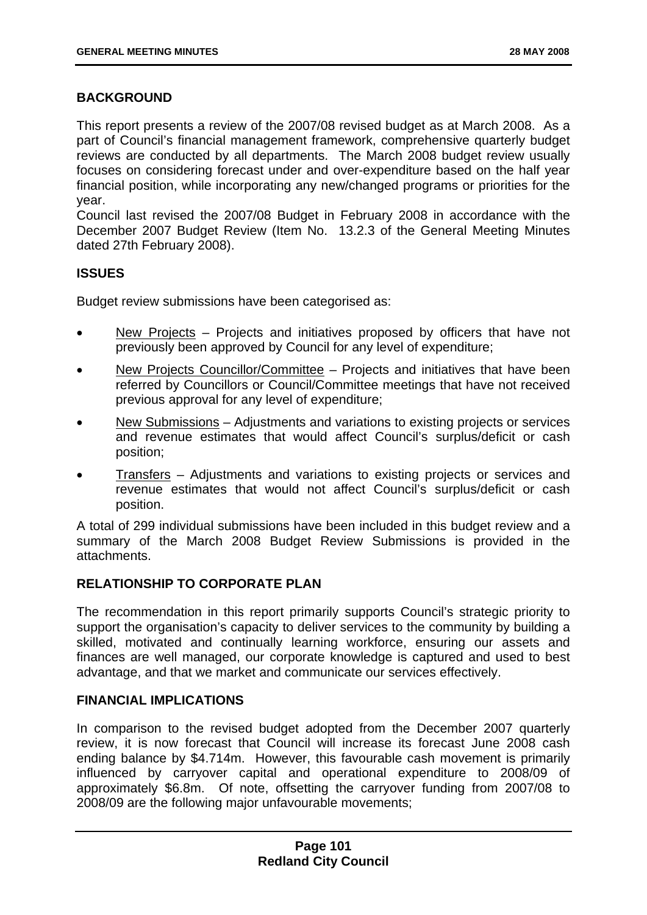## BACKGROUND

This report presents a review of the 2007/08 revised budget as at March 2008. As a part of Council's financial management framework, comprehensive quarterly budget reviews are conducted by all departments. The March 2008 budget review usually focuses on considering forecast under and over-expenditure based on the half year financial position, while incorporating any new/changed programs or priorities for the year.

Council last revised the 2007/08 Budget in February 2008 in accordance with the December 2007 Budget Review (Item No. 13.2.3 of the General Meeting Minutes dated 27th February 2008).

## ISSUES

Budget review submissions have been categorised as:

- New Projects – Projects and initiatives proposed by officers that have not previously been approved by Council for any level of expenditure;
- New Projects Councillor/Committee – Projects and initiatives that have been referred by Councillors or Council/Committee meetings that have not received previous approval for any level of expenditure;
- New Submissions – Adjustments and variations to existing projects or services and revenue estimates that would affect Council's surplus/deficit or cash position;
- Transfers – Adjustments and variations to existing projects or services and revenue estimates that would not affect Council's surplus/deficit or cash position.

A total of 299 individual submissions have been included in this budget review and a summary of the March 2008 Budget Review Submissions is provided in the attachments.

## RELATIONSHIP TO CORPORATE PLAN

The recommendation in this report primarily supports Council's strategic priority to support the organisation's capacity to deliver services to the community by building a skilled, motivated and continually learning workforce, ensuring our assets and finances are well managed, our corporate knowledge is captured and used to best advantage, and that we market and communicate our services effectively.

## FINANCIAL IMPLICATIONS

In comparison to the revised budget adopted from the December 2007 quarterly review, it is now forecast that Council will increase its forecast June 2008 cash ending balance by $4.714m. However, this favourable cash movement is primarily influenced by carryover capital and operational expenditure to 2008/09 of approximately $6.8m. Of note, offsetting the carryover funding from 2007/08 to 2008/09 are the following major unfavourable movements;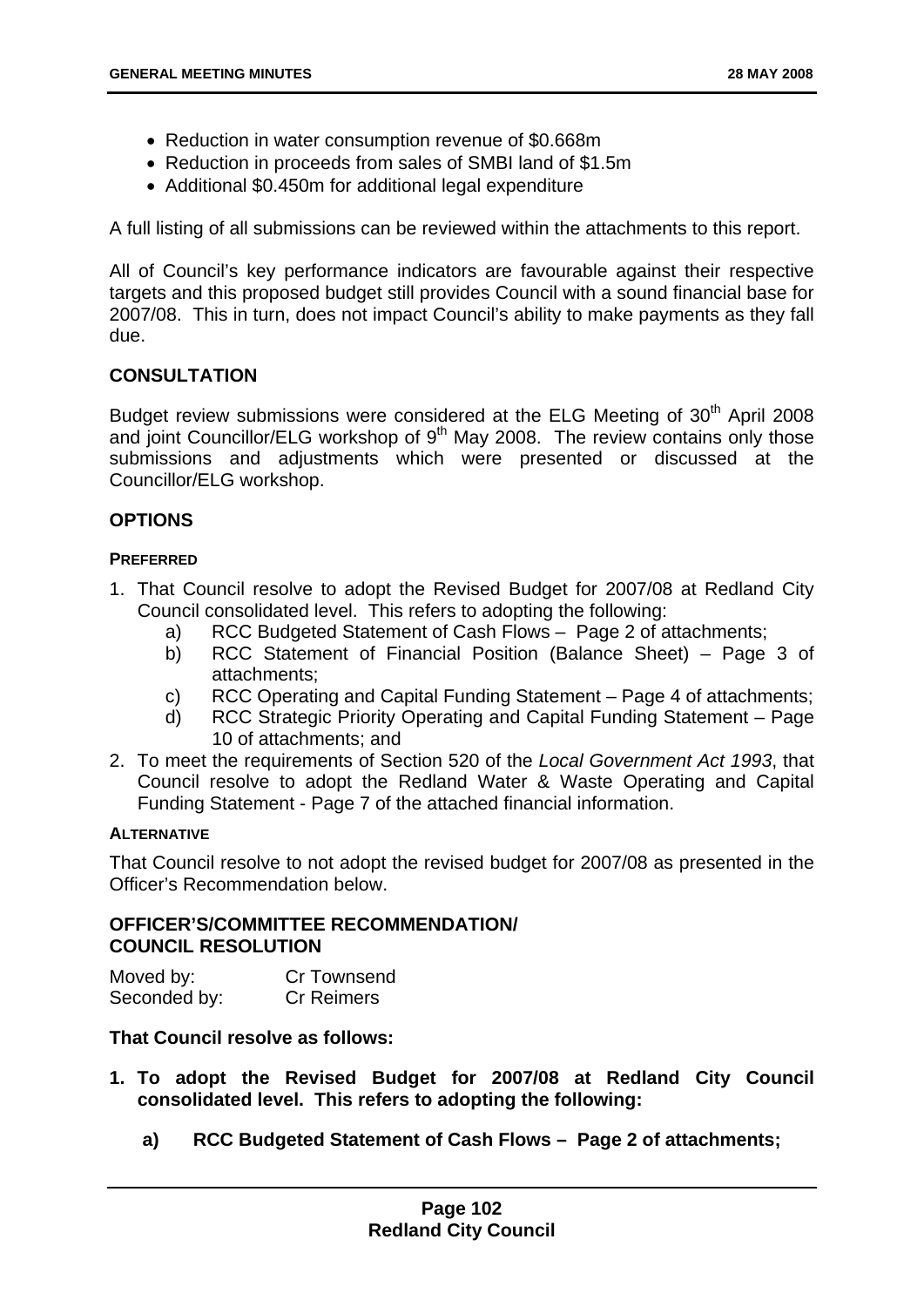- Reduction in water consumption revenue of \$0.668m
- Reduction in proceeds from sales of SMBI land of \$1.5m
- Additional \$0.450m for additional legal expenditure

A full listing of all submissions can be reviewed within the attachments to this report.

All of Council's key performance indicators are favourable against their respective targets and this proposed budget still provides Council with a sound financial base for 2007/08. This in turn, does not impact Council's ability to make payments as they fall due.

## CONSULTATION

Budget review submissions were considered at the ELG Meeting of 30th April 2008 and joint Councillor/ELG workshop of 9th May 2008. The review contains only those submissions and adjustments which were presented or discussed at the Councillor/ELG workshop.

## OPTIONS

#### PREFERRED

1. That Council resolve to adopt the Revised Budget for 2007/08 at Redland City Council consolidated level. This refers to adopting the following:
   a) RCC Budgeted Statement of Cash Flows – Page 2 of attachments;
   b) RCC Statement of Financial Position (Balance Sheet) – Page 3 of attachments;
   c) RCC Operating and Capital Funding Statement – Page 4 of attachments;
   d) RCC Strategic Priority Operating and Capital Funding Statement – Page 10 of attachments; and
2. To meet the requirements of Section 520 of the *Local Government Act 1993*, that Council resolve to adopt the Redland Water & Waste Operating and Capital Funding Statement - Page 7 of the attached financial information.

#### ALTERNATIVE

That Council resolve to not adopt the revised budget for 2007/08 as presented in the Officer's Recommendation below.

## OFFICER'S/COMMITTEE RECOMMENDATION/ COUNCIL RESOLUTION

Moved by: Cr Townsend
Seconded by: Cr Reimers

**That Council resolve as follows:**

**1. To adopt the Revised Budget for 2007/08 at Redland City Council consolidated level. This refers to adopting the following:**

   **a) RCC Budgeted Statement of Cash Flows – Page 2 of attachments;**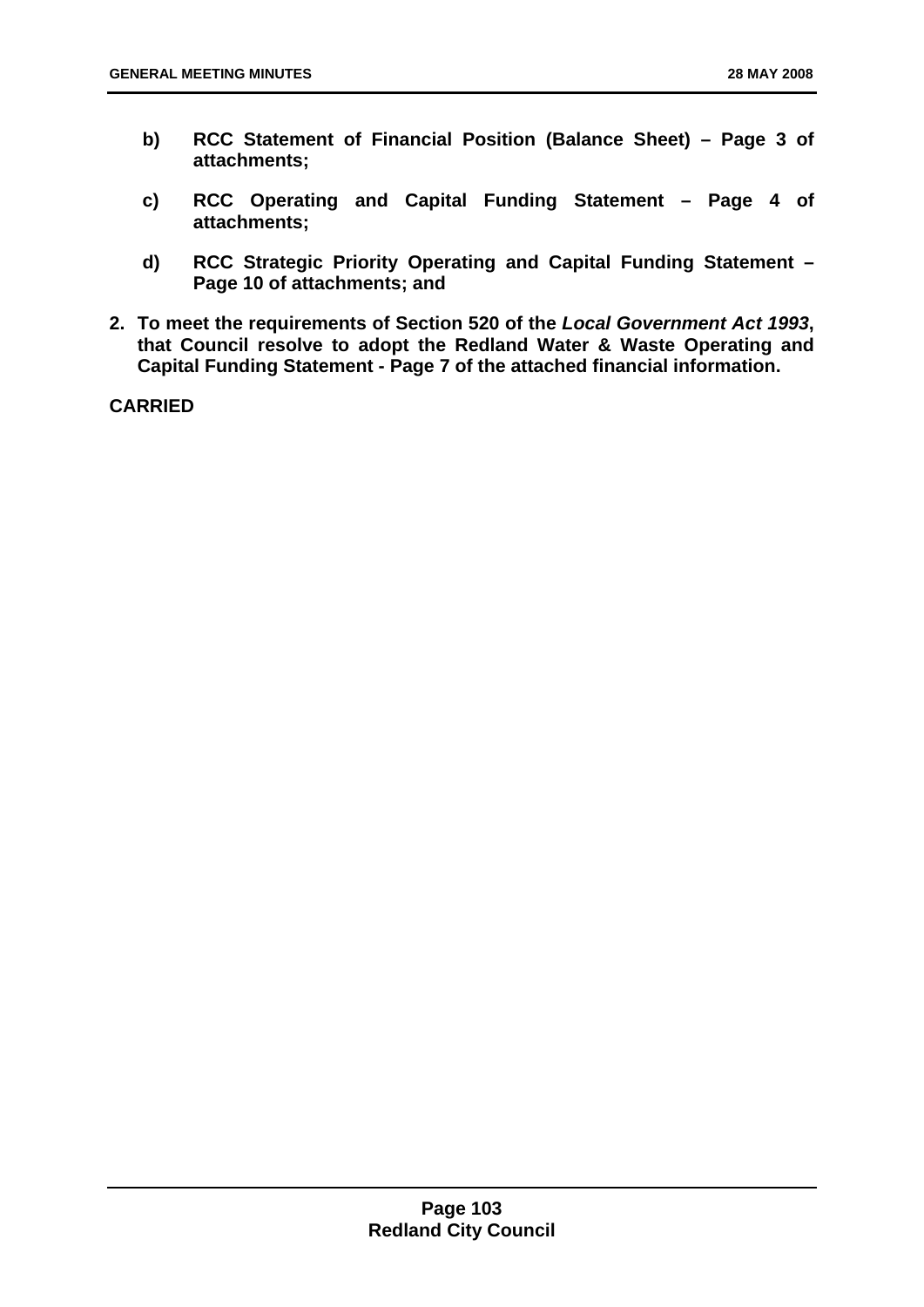**b) RCC Statement of Financial Position (Balance Sheet) – Page 3 of attachments;**

**c) RCC Operating and Capital Funding Statement – Page 4 of attachments;**

**d) RCC Strategic Priority Operating and Capital Funding Statement – Page 10 of attachments; and**

**2. To meet the requirements of Section 520 of the *Local Government Act 1993*, that Council resolve to adopt the Redland Water & Waste Operating and Capital Funding Statement - Page 7 of the attached financial information.**

**CARRIED**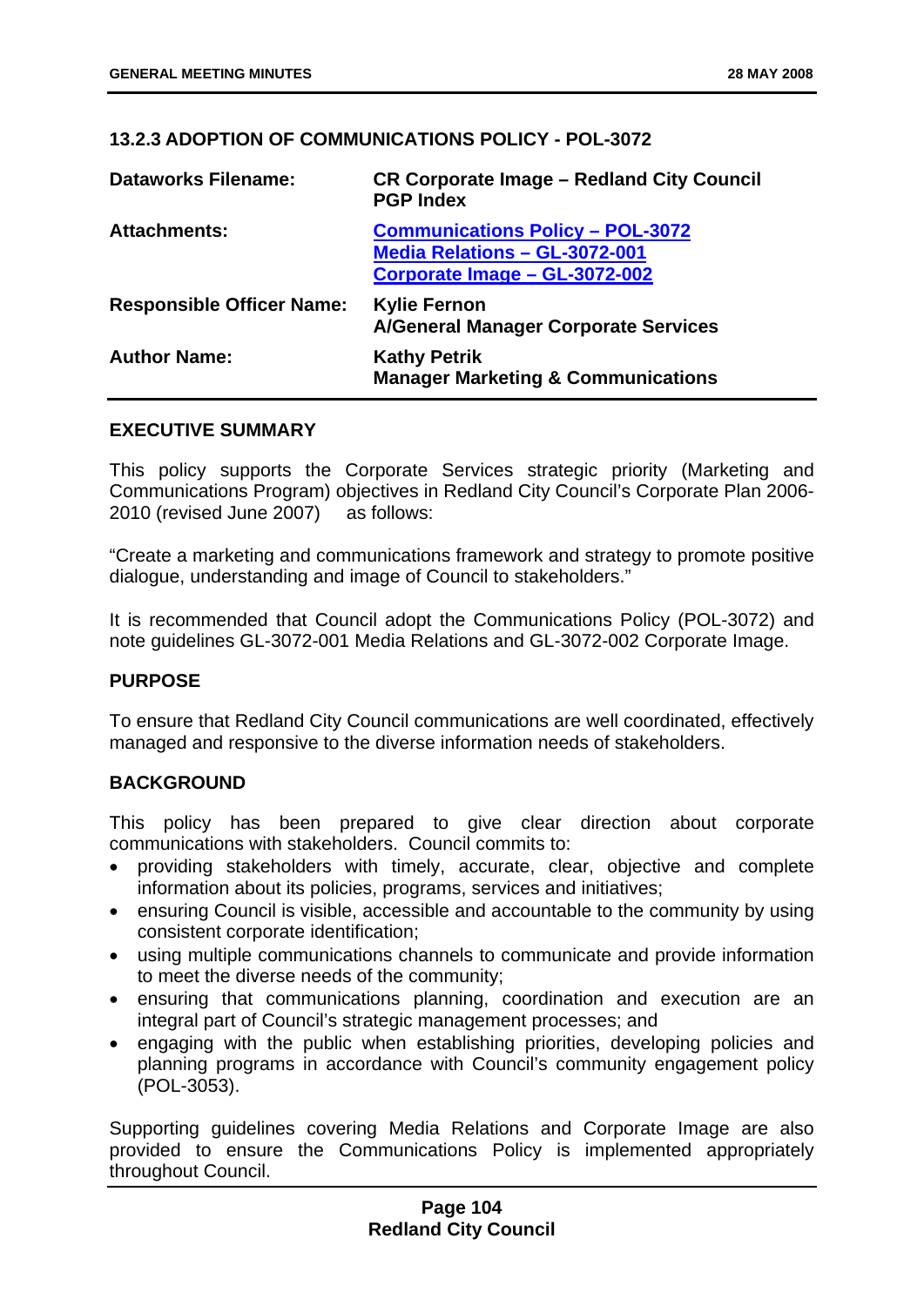### 13.2.3 ADOPTION OF COMMUNICATIONS POLICY - POL-3072

| | |
|---|---|
| **Dataworks Filename:** | **CR Corporate Image – Redland City Council PGP Index** |
| **Attachments:** | **Communications Policy – POL-3072**<br>**Media Relations – GL-3072-001**<br>**Corporate Image – GL-3072-002** |
| **Responsible Officer Name:** | **Kylie Fernon**<br>**A/General Manager Corporate Services** |
| **Author Name:** | **Kathy Petrik**<br>**Manager Marketing & Communications** |

#### EXECUTIVE SUMMARY

This policy supports the Corporate Services strategic priority (Marketing and Communications Program) objectives in Redland City Council's Corporate Plan 2006-2010 (revised June 2007) as follows:

"Create a marketing and communications framework and strategy to promote positive dialogue, understanding and image of Council to stakeholders."

It is recommended that Council adopt the Communications Policy (POL-3072) and note guidelines GL-3072-001 Media Relations and GL-3072-002 Corporate Image.

#### PURPOSE

To ensure that Redland City Council communications are well coordinated, effectively managed and responsive to the diverse information needs of stakeholders.

#### BACKGROUND

This policy has been prepared to give clear direction about corporate communications with stakeholders. Council commits to:

- providing stakeholders with timely, accurate, clear, objective and complete information about its policies, programs, services and initiatives;
- ensuring Council is visible, accessible and accountable to the community by using consistent corporate identification;
- using multiple communications channels to communicate and provide information to meet the diverse needs of the community;
- ensuring that communications planning, coordination and execution are an integral part of Council's strategic management processes; and
- engaging with the public when establishing priorities, developing policies and planning programs in accordance with Council's community engagement policy (POL-3053).

Supporting guidelines covering Media Relations and Corporate Image are also provided to ensure the Communications Policy is implemented appropriately throughout Council.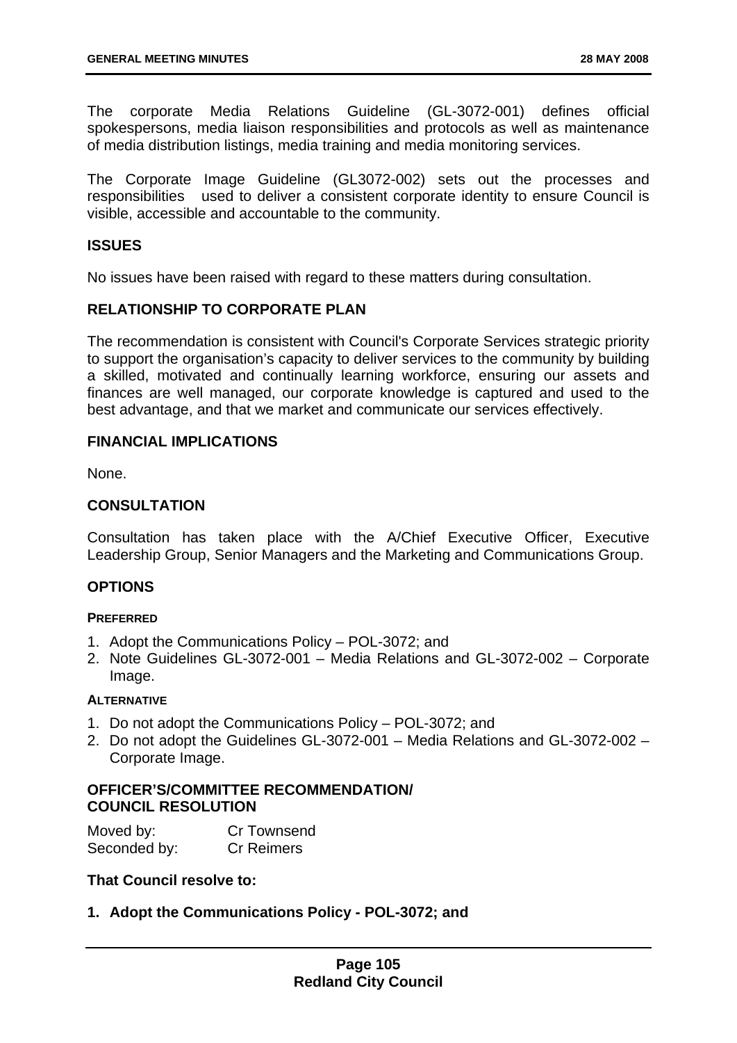The corporate Media Relations Guideline (GL-3072-001) defines official spokespersons, media liaison responsibilities and protocols as well as maintenance of media distribution listings, media training and media monitoring services.

The Corporate Image Guideline (GL3072-002) sets out the processes and responsibilities used to deliver a consistent corporate identity to ensure Council is visible, accessible and accountable to the community.

### ISSUES

No issues have been raised with regard to these matters during consultation.

### RELATIONSHIP TO CORPORATE PLAN

The recommendation is consistent with Council's Corporate Services strategic priority to support the organisation's capacity to deliver services to the community by building a skilled, motivated and continually learning workforce, ensuring our assets and finances are well managed, our corporate knowledge is captured and used to the best advantage, and that we market and communicate our services effectively.

### FINANCIAL IMPLICATIONS

None.

### CONSULTATION

Consultation has taken place with the A/Chief Executive Officer, Executive Leadership Group, Senior Managers and the Marketing and Communications Group.

### OPTIONS

#### PREFERRED

1. Adopt the Communications Policy – POL-3072; and
2. Note Guidelines GL-3072-001 – Media Relations and GL-3072-002 – Corporate Image.

#### ALTERNATIVE

1. Do not adopt the Communications Policy – POL-3072; and
2. Do not adopt the Guidelines GL-3072-001 – Media Relations and GL-3072-002 – Corporate Image.

### OFFICER'S/COMMITTEE RECOMMENDATION/ COUNCIL RESOLUTION

Moved by: Cr Townsend
Seconded by: Cr Reimers

**That Council resolve to:**

**1. Adopt the Communications Policy - POL-3072; and**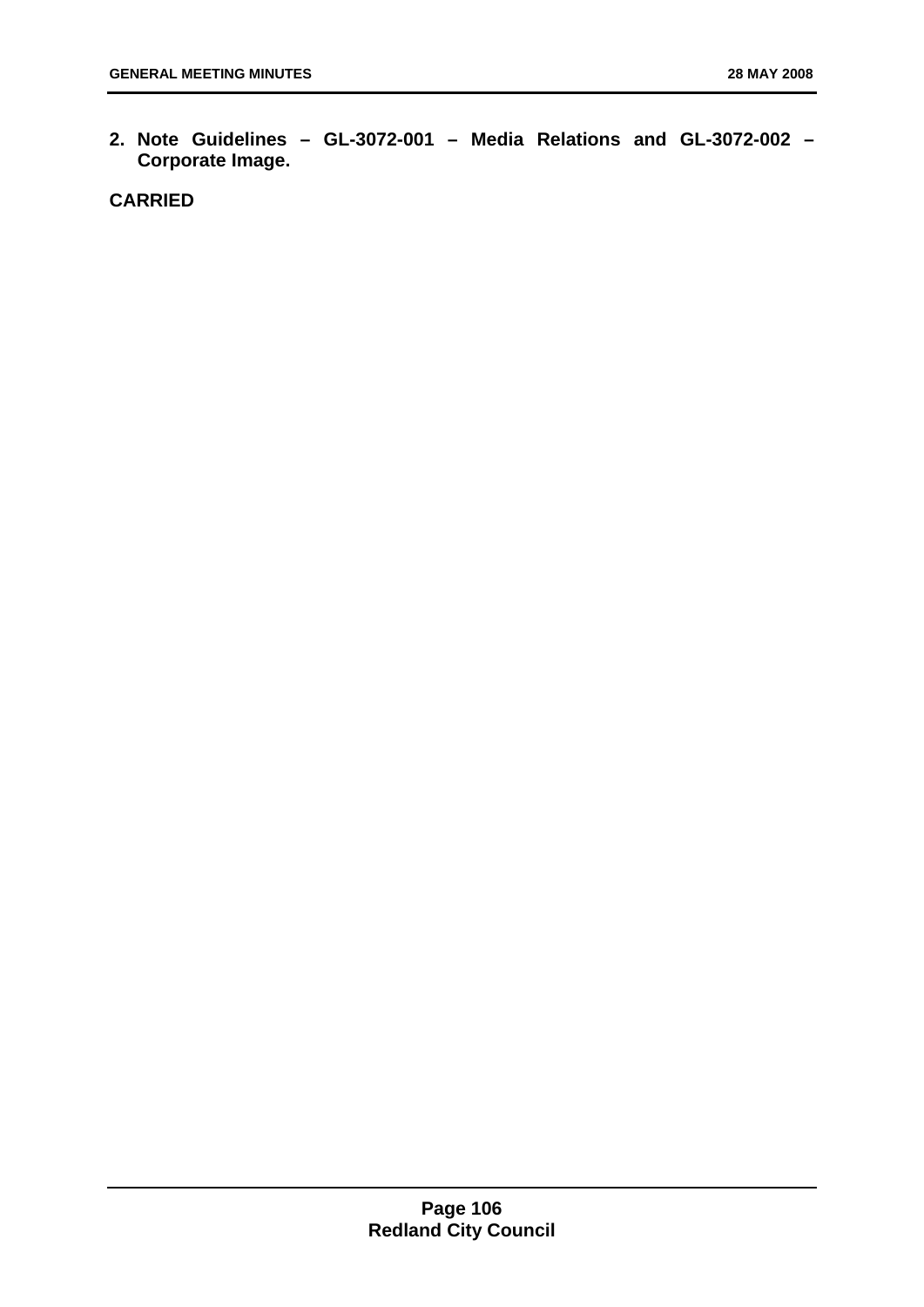2. **Note Guidelines – GL-3072-001 – Media Relations and GL-3072-002 – Corporate Image.**

**CARRIED**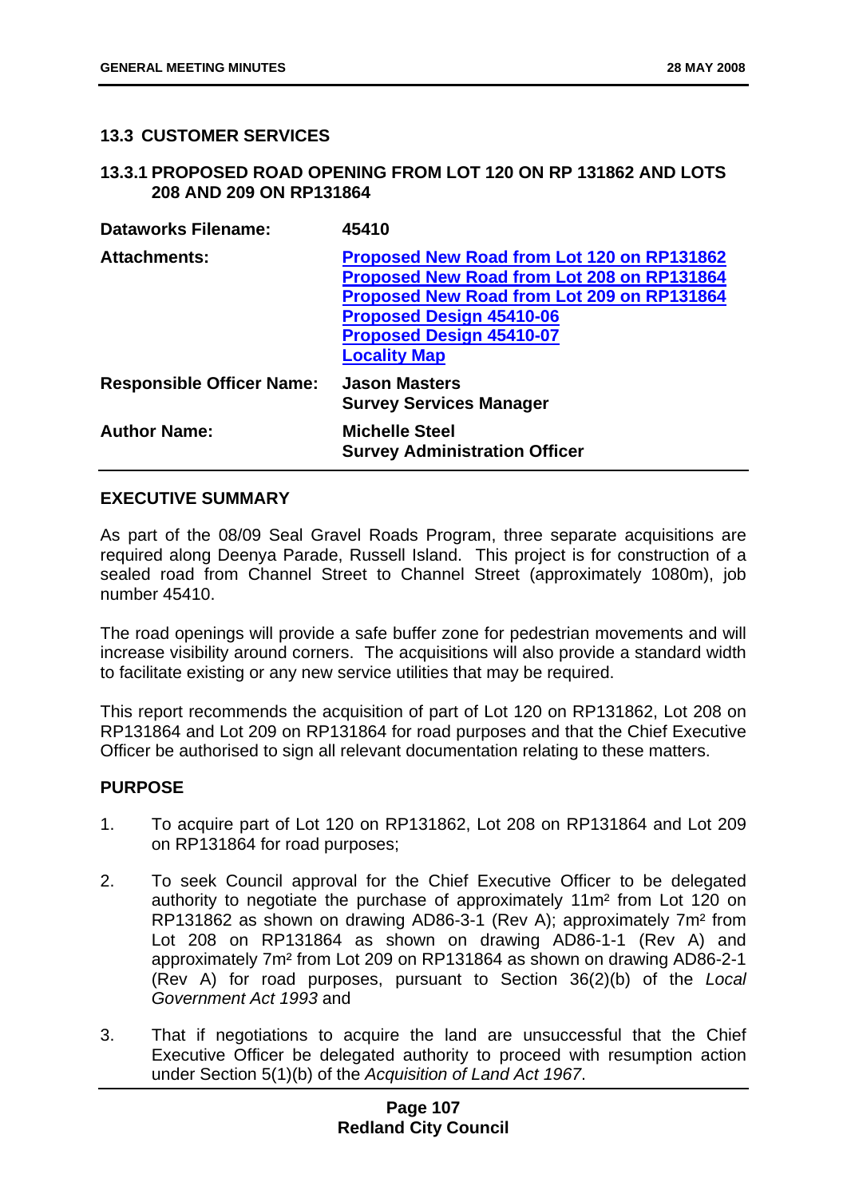## 13.3 CUSTOMER SERVICES

### 13.3.1 PROPOSED ROAD OPENING FROM LOT 120 ON RP 131862 AND LOTS 208 AND 209 ON RP131864

| | |
|---|---|
| **Dataworks Filename:** | **45410** |
| **Attachments:** | **Proposed New Road from Lot 120 on RP131862**<br>**Proposed New Road from Lot 208 on RP131864**<br>**Proposed New Road from Lot 209 on RP131864**<br>**Proposed Design 45410-06**<br>**Proposed Design 45410-07**<br>**Locality Map** |
| **Responsible Officer Name:** | **Jason Masters**<br>**Survey Services Manager** |
| **Author Name:** | **Michelle Steel**<br>**Survey Administration Officer** |

#### EXECUTIVE SUMMARY

As part of the 08/09 Seal Gravel Roads Program, three separate acquisitions are required along Deenya Parade, Russell Island. This project is for construction of a sealed road from Channel Street to Channel Street (approximately 1080m), job number 45410.

The road openings will provide a safe buffer zone for pedestrian movements and will increase visibility around corners. The acquisitions will also provide a standard width to facilitate existing or any new service utilities that may be required.

This report recommends the acquisition of part of Lot 120 on RP131862, Lot 208 on RP131864 and Lot 209 on RP131864 for road purposes and that the Chief Executive Officer be authorised to sign all relevant documentation relating to these matters.

#### PURPOSE

1. To acquire part of Lot 120 on RP131862, Lot 208 on RP131864 and Lot 209 on RP131864 for road purposes;

2. To seek Council approval for the Chief Executive Officer to be delegated authority to negotiate the purchase of approximately 11m² from Lot 120 on RP131862 as shown on drawing AD86-3-1 (Rev A); approximately 7m² from Lot 208 on RP131864 as shown on drawing AD86-1-1 (Rev A) and approximately 7m² from Lot 209 on RP131864 as shown on drawing AD86-2-1 (Rev A) for road purposes, pursuant to Section 36(2)(b) of the *Local Government Act 1993* and

3. That if negotiations to acquire the land are unsuccessful that the Chief Executive Officer be delegated authority to proceed with resumption action under Section 5(1)(b) of the *Acquisition of Land Act 1967*.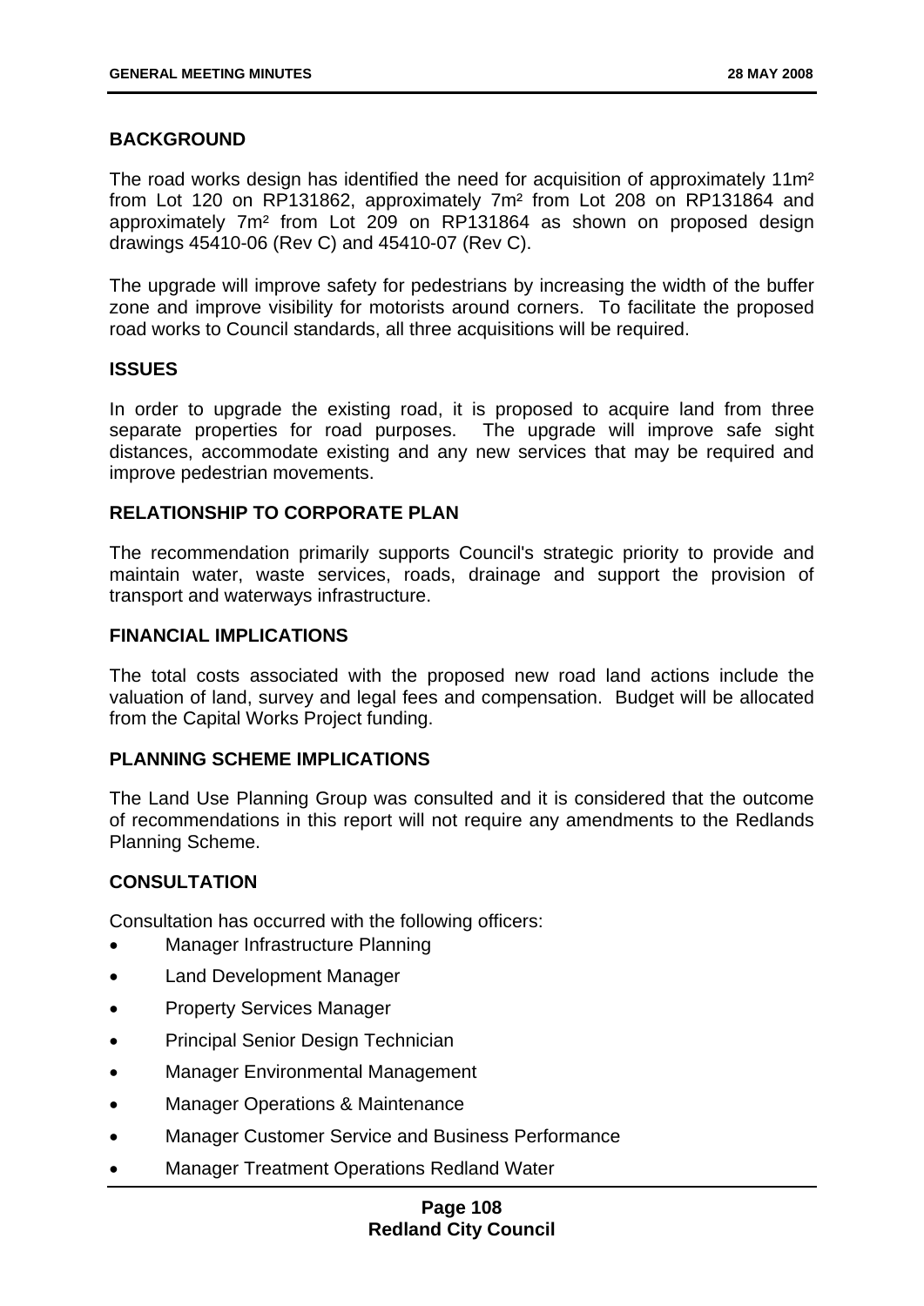## BACKGROUND

The road works design has identified the need for acquisition of approximately $11m^2$ from Lot 120 on RP131862, approximately $7m^2$ from Lot 208 on RP131864 and approximately $7m^2$ from Lot 209 on RP131864 as shown on proposed design drawings 45410-06 (Rev C) and 45410-07 (Rev C).

The upgrade will improve safety for pedestrians by increasing the width of the buffer zone and improve visibility for motorists around corners. To facilitate the proposed road works to Council standards, all three acquisitions will be required.

## ISSUES

In order to upgrade the existing road, it is proposed to acquire land from three separate properties for road purposes. The upgrade will improve safe sight distances, accommodate existing and any new services that may be required and improve pedestrian movements.

## RELATIONSHIP TO CORPORATE PLAN

The recommendation primarily supports Council's strategic priority to provide and maintain water, waste services, roads, drainage and support the provision of transport and waterways infrastructure.

## FINANCIAL IMPLICATIONS

The total costs associated with the proposed new road land actions include the valuation of land, survey and legal fees and compensation. Budget will be allocated from the Capital Works Project funding.

## PLANNING SCHEME IMPLICATIONS

The Land Use Planning Group was consulted and it is considered that the outcome of recommendations in this report will not require any amendments to the Redlands Planning Scheme.

## CONSULTATION

Consultation has occurred with the following officers:

- Manager Infrastructure Planning
- Land Development Manager
- Property Services Manager
- Principal Senior Design Technician
- Manager Environmental Management
- Manager Operations & Maintenance
- Manager Customer Service and Business Performance
- Manager Treatment Operations Redland Water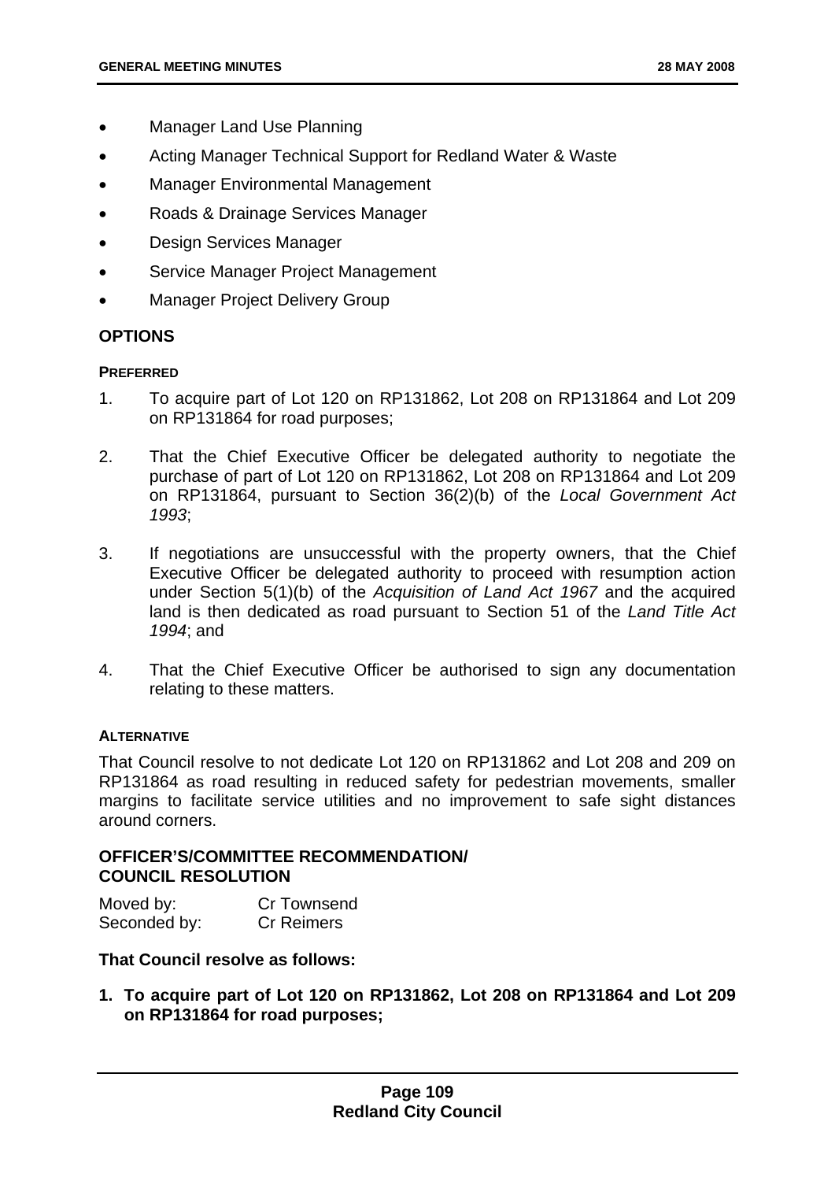- Manager Land Use Planning
- Acting Manager Technical Support for Redland Water & Waste
- Manager Environmental Management
- Roads & Drainage Services Manager
- Design Services Manager
- Service Manager Project Management
- Manager Project Delivery Group

## OPTIONS

#### PREFERRED

1. To acquire part of Lot 120 on RP131862, Lot 208 on RP131864 and Lot 209 on RP131864 for road purposes;

2. That the Chief Executive Officer be delegated authority to negotiate the purchase of part of Lot 120 on RP131862, Lot 208 on RP131864 and Lot 209 on RP131864, pursuant to Section 36(2)(b) of the *Local Government Act 1993*;

3. If negotiations are unsuccessful with the property owners, that the Chief Executive Officer be delegated authority to proceed with resumption action under Section 5(1)(b) of the *Acquisition of Land Act 1967* and the acquired land is then dedicated as road pursuant to Section 51 of the *Land Title Act 1994*; and

4. That the Chief Executive Officer be authorised to sign any documentation relating to these matters.

#### ALTERNATIVE

That Council resolve to not dedicate Lot 120 on RP131862 and Lot 208 and 209 on RP131864 as road resulting in reduced safety for pedestrian movements, smaller margins to facilitate service utilities and no improvement to safe sight distances around corners.

## OFFICER'S/COMMITTEE RECOMMENDATION/ COUNCIL RESOLUTION

Moved by: Cr Townsend
Seconded by: Cr Reimers

**That Council resolve as follows:**

1. **To acquire part of Lot 120 on RP131862, Lot 208 on RP131864 and Lot 209 on RP131864 for road purposes;**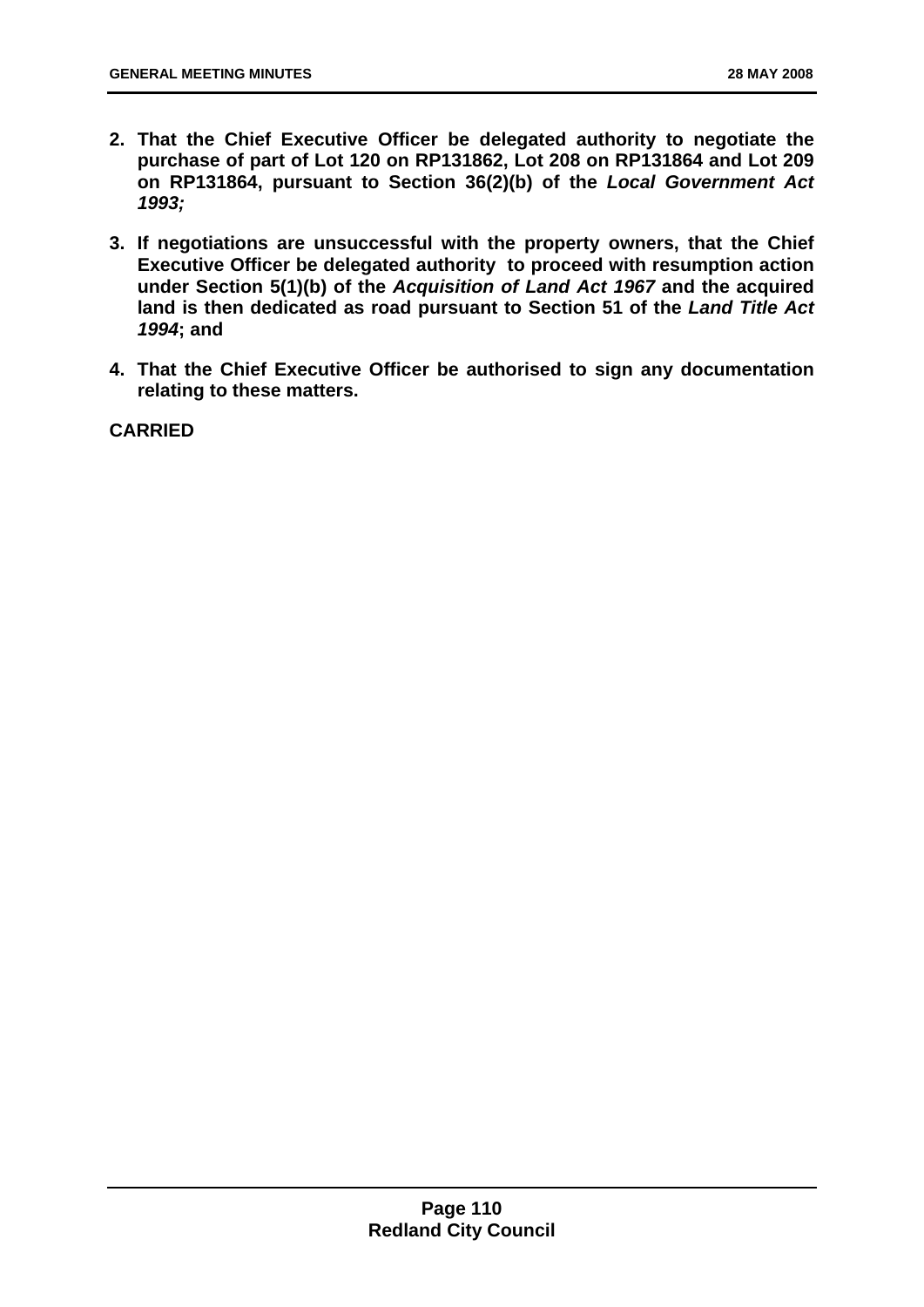2. **That the Chief Executive Officer be delegated authority to negotiate the purchase of part of Lot 120 on RP131862, Lot 208 on RP131864 and Lot 209 on RP131864, pursuant to Section 36(2)(b) of the *Local Government Act 1993;***

3. **If negotiations are unsuccessful with the property owners, that the Chief Executive Officer be delegated authority to proceed with resumption action under Section 5(1)(b) of the *Acquisition of Land Act 1967* and the acquired land is then dedicated as road pursuant to Section 51 of the *Land Title Act 1994*; and**

4. **That the Chief Executive Officer be authorised to sign any documentation relating to these matters.**

**CARRIED**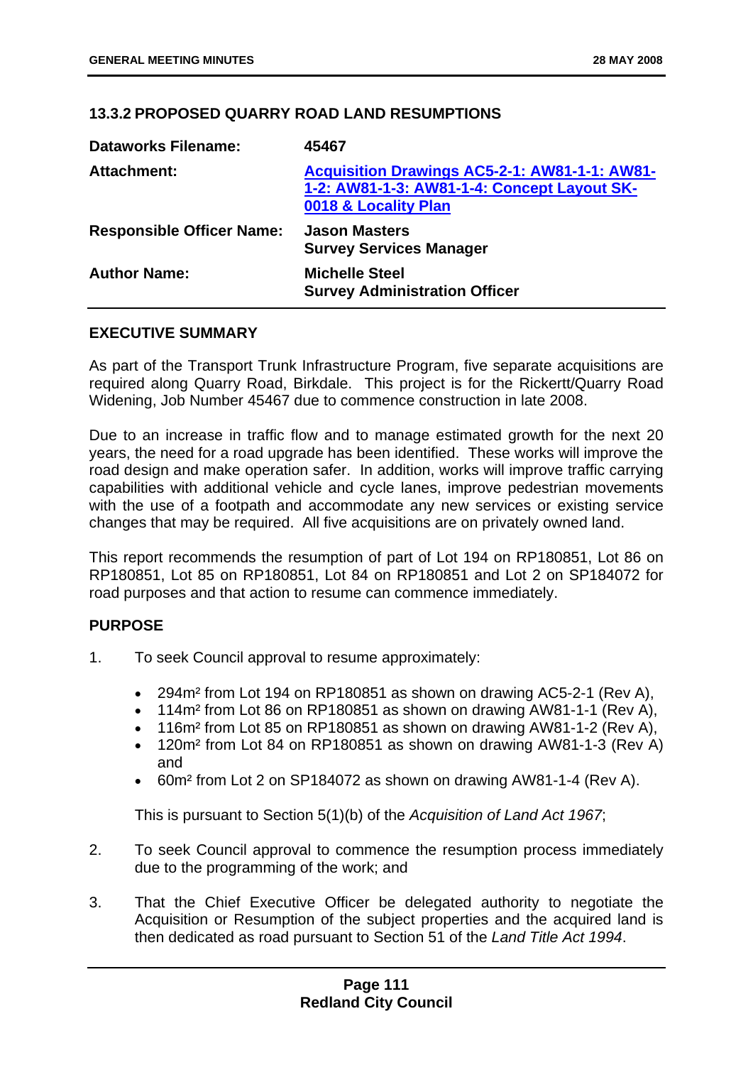### 13.3.2 PROPOSED QUARRY ROAD LAND RESUMPTIONS

| | |
|---|---|
| **Dataworks Filename:** | **45467** |
| **Attachment:** | **Acquisition Drawings AC5-2-1: AW81-1-1: AW81-1-2: AW81-1-3: AW81-1-4: Concept Layout SK-0018 & Locality Plan** |
| **Responsible Officer Name:** | **Jason Masters**<br>**Survey Services Manager** |
| **Author Name:** | **Michelle Steel**<br>**Survey Administration Officer** |

#### EXECUTIVE SUMMARY

As part of the Transport Trunk Infrastructure Program, five separate acquisitions are required along Quarry Road, Birkdale. This project is for the Rickertt/Quarry Road Widening, Job Number 45467 due to commence construction in late 2008.

Due to an increase in traffic flow and to manage estimated growth for the next 20 years, the need for a road upgrade has been identified. These works will improve the road design and make operation safer. In addition, works will improve traffic carrying capabilities with additional vehicle and cycle lanes, improve pedestrian movements with the use of a footpath and accommodate any new services or existing service changes that may be required. All five acquisitions are on privately owned land.

This report recommends the resumption of part of Lot 194 on RP180851, Lot 86 on RP180851, Lot 85 on RP180851, Lot 84 on RP180851 and Lot 2 on SP184072 for road purposes and that action to resume can commence immediately.

#### PURPOSE

1. To seek Council approval to resume approximately:

   - 294m² from Lot 194 on RP180851 as shown on drawing AC5-2-1 (Rev A),
   - 114m² from Lot 86 on RP180851 as shown on drawing AW81-1-1 (Rev A),
   - 116m² from Lot 85 on RP180851 as shown on drawing AW81-1-2 (Rev A),
   - 120m² from Lot 84 on RP180851 as shown on drawing AW81-1-3 (Rev A) and
   - 60m² from Lot 2 on SP184072 as shown on drawing AW81-1-4 (Rev A).

   This is pursuant to Section 5(1)(b) of the *Acquisition of Land Act 1967*;

2. To seek Council approval to commence the resumption process immediately due to the programming of the work; and

3. That the Chief Executive Officer be delegated authority to negotiate the Acquisition or Resumption of the subject properties and the acquired land is then dedicated as road pursuant to Section 51 of the *Land Title Act 1994*.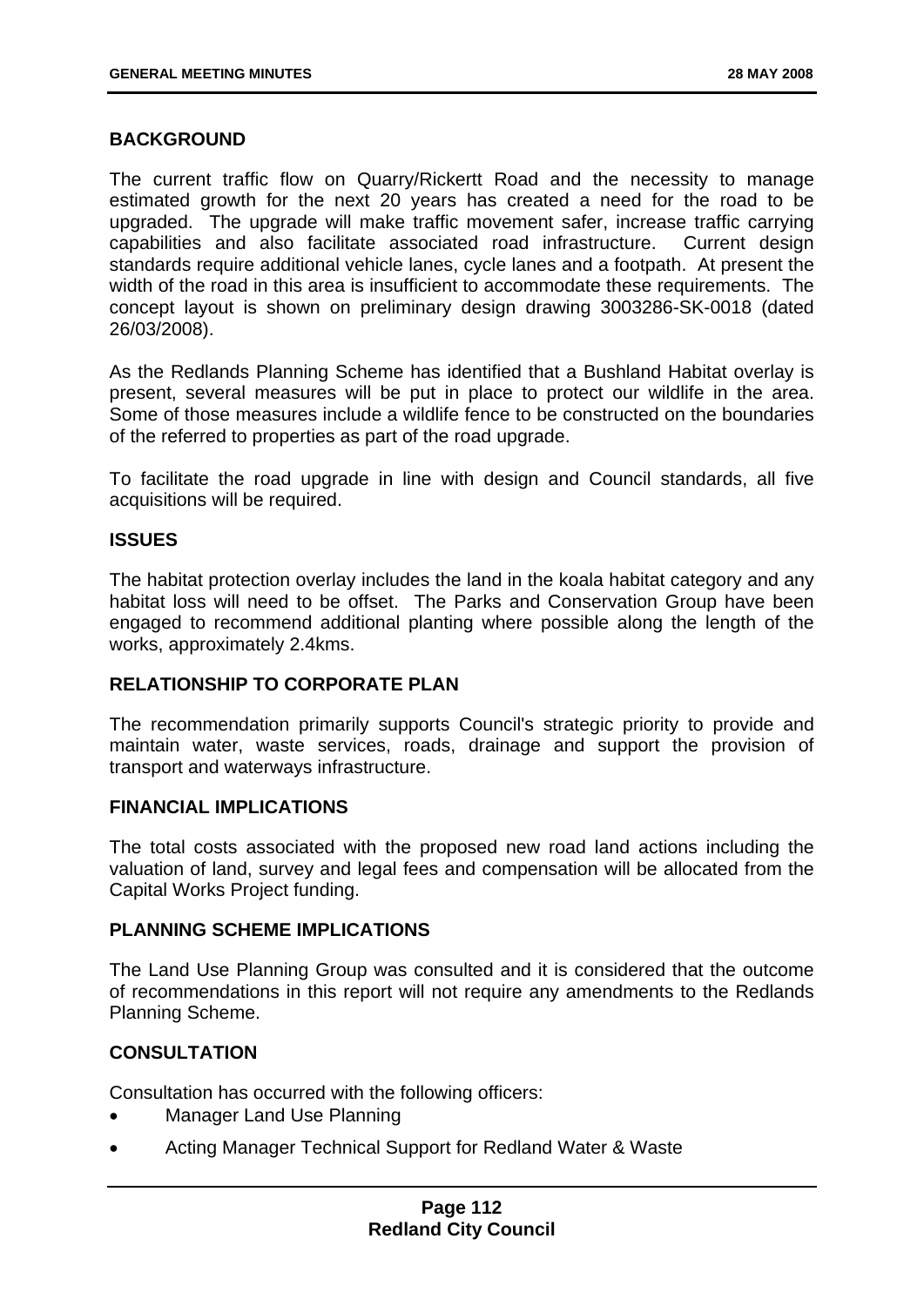## BACKGROUND

The current traffic flow on Quarry/Rickertt Road and the necessity to manage estimated growth for the next 20 years has created a need for the road to be upgraded. The upgrade will make traffic movement safer, increase traffic carrying capabilities and also facilitate associated road infrastructure. Current design standards require additional vehicle lanes, cycle lanes and a footpath. At present the width of the road in this area is insufficient to accommodate these requirements. The concept layout is shown on preliminary design drawing 3003286-SK-0018 (dated 26/03/2008).

As the Redlands Planning Scheme has identified that a Bushland Habitat overlay is present, several measures will be put in place to protect our wildlife in the area. Some of those measures include a wildlife fence to be constructed on the boundaries of the referred to properties as part of the road upgrade.

To facilitate the road upgrade in line with design and Council standards, all five acquisitions will be required.

## ISSUES

The habitat protection overlay includes the land in the koala habitat category and any habitat loss will need to be offset. The Parks and Conservation Group have been engaged to recommend additional planting where possible along the length of the works, approximately 2.4kms.

## RELATIONSHIP TO CORPORATE PLAN

The recommendation primarily supports Council's strategic priority to provide and maintain water, waste services, roads, drainage and support the provision of transport and waterways infrastructure.

## FINANCIAL IMPLICATIONS

The total costs associated with the proposed new road land actions including the valuation of land, survey and legal fees and compensation will be allocated from the Capital Works Project funding.

## PLANNING SCHEME IMPLICATIONS

The Land Use Planning Group was consulted and it is considered that the outcome of recommendations in this report will not require any amendments to the Redlands Planning Scheme.

## CONSULTATION

Consultation has occurred with the following officers:

- Manager Land Use Planning
- Acting Manager Technical Support for Redland Water & Waste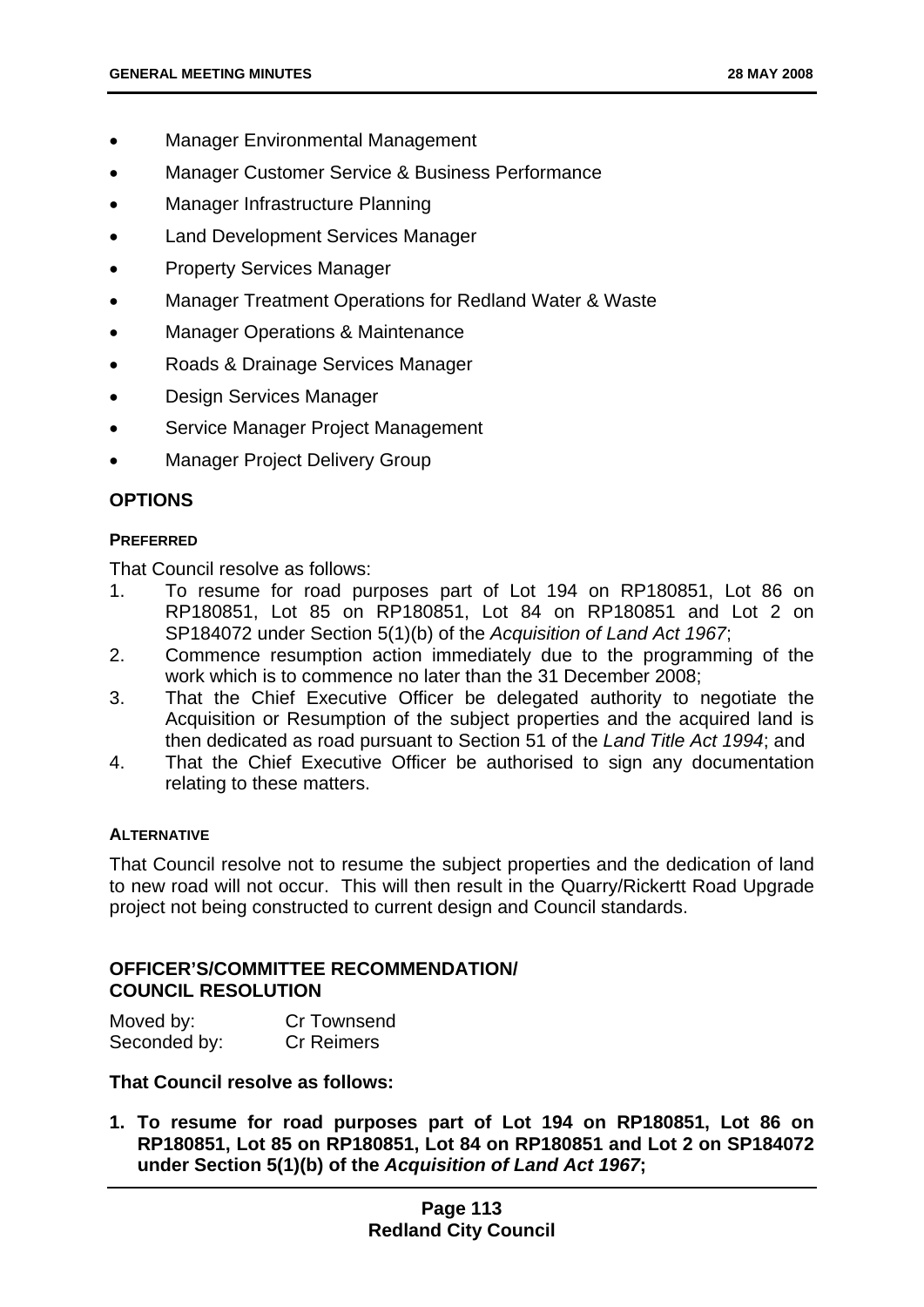- Manager Environmental Management
- Manager Customer Service & Business Performance
- Manager Infrastructure Planning
- Land Development Services Manager
- Property Services Manager
- Manager Treatment Operations for Redland Water & Waste
- Manager Operations & Maintenance
- Roads & Drainage Services Manager
- Design Services Manager
- Service Manager Project Management
- Manager Project Delivery Group

## OPTIONS

### PREFERRED

That Council resolve as follows:

1. To resume for road purposes part of Lot 194 on RP180851, Lot 86 on RP180851, Lot 85 on RP180851, Lot 84 on RP180851 and Lot 2 on SP184072 under Section 5(1)(b) of the *Acquisition of Land Act 1967*;
2. Commence resumption action immediately due to the programming of the work which is to commence no later than the 31 December 2008;
3. That the Chief Executive Officer be delegated authority to negotiate the Acquisition or Resumption of the subject properties and the acquired land is then dedicated as road pursuant to Section 51 of the *Land Title Act 1994*; and
4. That the Chief Executive Officer be authorised to sign any documentation relating to these matters.

### ALTERNATIVE

That Council resolve not to resume the subject properties and the dedication of land to new road will not occur. This will then result in the Quarry/Rickertt Road Upgrade project not being constructed to current design and Council standards.

## OFFICER'S/COMMITTEE RECOMMENDATION/ COUNCIL RESOLUTION

Moved by: Cr Townsend
Seconded by: Cr Reimers

**That Council resolve as follows:**

1. **To resume for road purposes part of Lot 194 on RP180851, Lot 86 on RP180851, Lot 85 on RP180851, Lot 84 on RP180851 and Lot 2 on SP184072 under Section 5(1)(b) of the *Acquisition of Land Act 1967*;**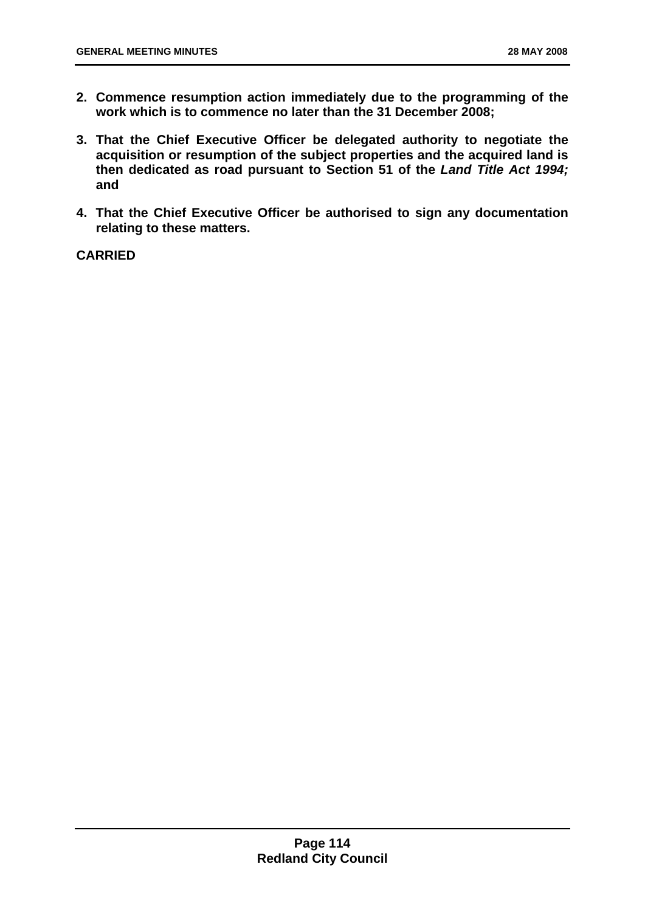2. **Commence resumption action immediately due to the programming of the work which is to commence no later than the 31 December 2008;**

3. **That the Chief Executive Officer be delegated authority to negotiate the acquisition or resumption of the subject properties and the acquired land is then dedicated as road pursuant to Section 51 of the *Land Title Act 1994;* and**

4. **That the Chief Executive Officer be authorised to sign any documentation relating to these matters.**

**CARRIED**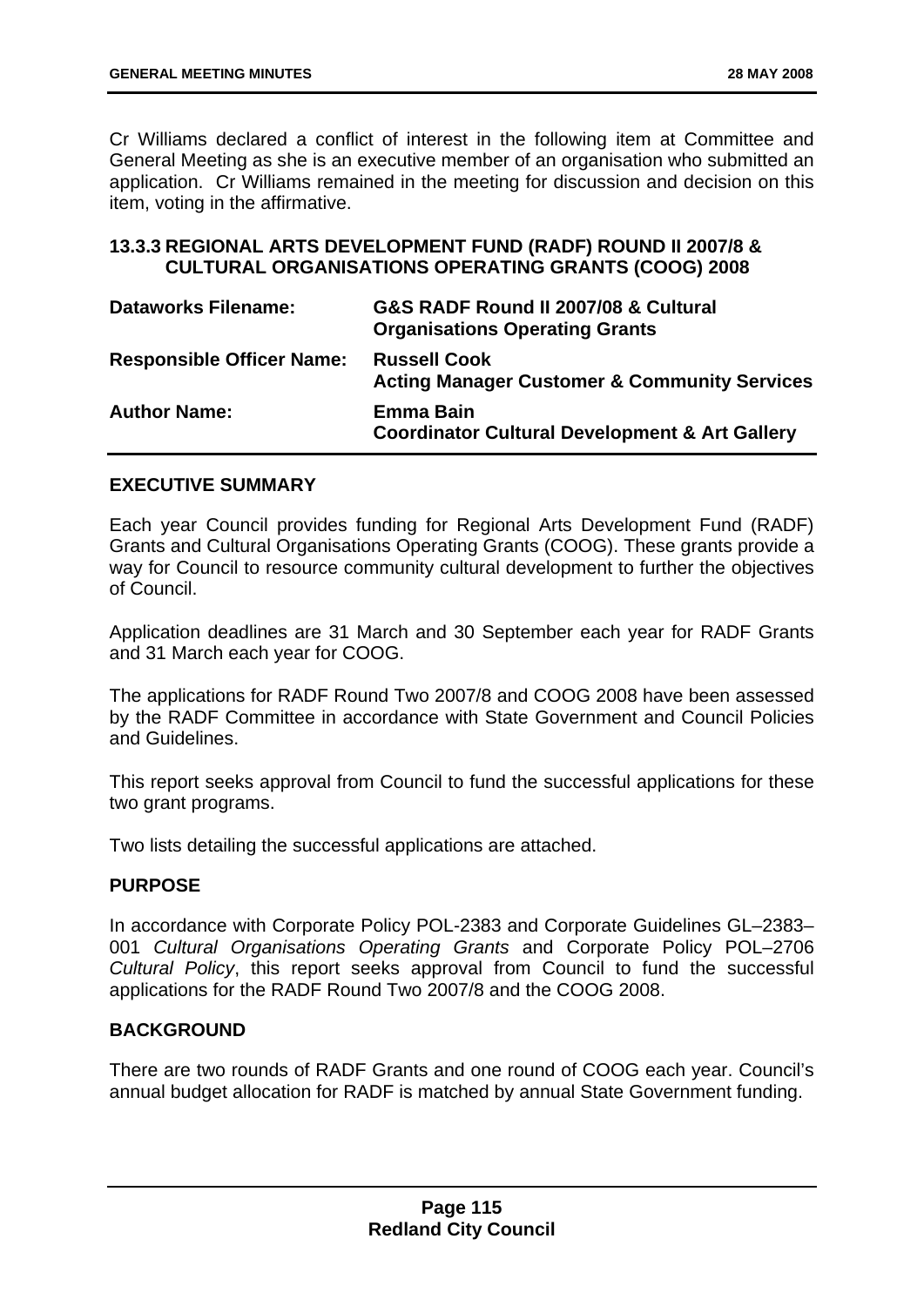Cr Williams declared a conflict of interest in the following item at Committee and General Meeting as she is an executive member of an organisation who submitted an application. Cr Williams remained in the meeting for discussion and decision on this item, voting in the affirmative.

### 13.3.3 REGIONAL ARTS DEVELOPMENT FUND (RADF) ROUND II 2007/8 & CULTURAL ORGANISATIONS OPERATING GRANTS (COOG) 2008

| | |
|---|---|
| **Dataworks Filename:** | **G&S RADF Round II 2007/08 & Cultural Organisations Operating Grants** |
| **Responsible Officer Name:** | **Russell Cook**<br>**Acting Manager Customer & Community Services** |
| **Author Name:** | **Emma Bain**<br>**Coordinator Cultural Development & Art Gallery** |

#### EXECUTIVE SUMMARY

Each year Council provides funding for Regional Arts Development Fund (RADF) Grants and Cultural Organisations Operating Grants (COOG). These grants provide a way for Council to resource community cultural development to further the objectives of Council.

Application deadlines are 31 March and 30 September each year for RADF Grants and 31 March each year for COOG.

The applications for RADF Round Two 2007/8 and COOG 2008 have been assessed by the RADF Committee in accordance with State Government and Council Policies and Guidelines.

This report seeks approval from Council to fund the successful applications for these two grant programs.

Two lists detailing the successful applications are attached.

#### PURPOSE

In accordance with Corporate Policy POL-2383 and Corporate Guidelines GL–2383–001 *Cultural Organisations Operating Grants* and Corporate Policy POL–2706 *Cultural Policy*, this report seeks approval from Council to fund the successful applications for the RADF Round Two 2007/8 and the COOG 2008.

#### BACKGROUND

There are two rounds of RADF Grants and one round of COOG each year. Council's annual budget allocation for RADF is matched by annual State Government funding.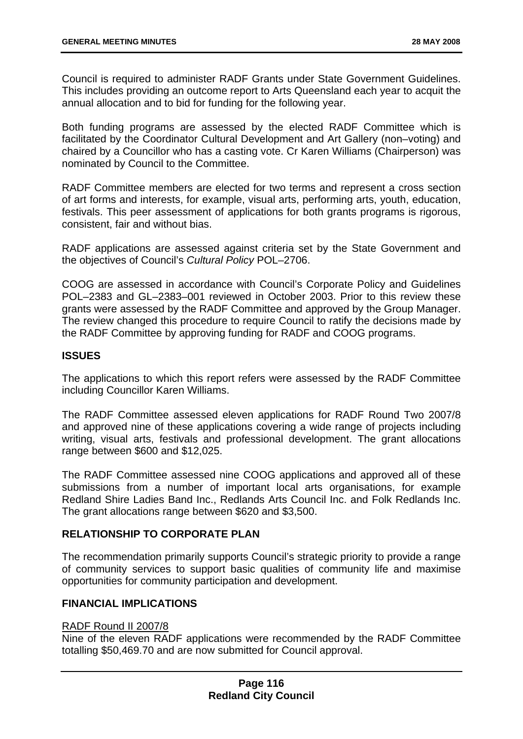Council is required to administer RADF Grants under State Government Guidelines. This includes providing an outcome report to Arts Queensland each year to acquit the annual allocation and to bid for funding for the following year.

Both funding programs are assessed by the elected RADF Committee which is facilitated by the Coordinator Cultural Development and Art Gallery (non–voting) and chaired by a Councillor who has a casting vote. Cr Karen Williams (Chairperson) was nominated by Council to the Committee.

RADF Committee members are elected for two terms and represent a cross section of art forms and interests, for example, visual arts, performing arts, youth, education, festivals. This peer assessment of applications for both grants programs is rigorous, consistent, fair and without bias.

RADF applications are assessed against criteria set by the State Government and the objectives of Council's *Cultural Policy* POL–2706.

COOG are assessed in accordance with Council's Corporate Policy and Guidelines POL–2383 and GL–2383–001 reviewed in October 2003. Prior to this review these grants were assessed by the RADF Committee and approved by the Group Manager. The review changed this procedure to require Council to ratify the decisions made by the RADF Committee by approving funding for RADF and COOG programs.

## ISSUES

The applications to which this report refers were assessed by the RADF Committee including Councillor Karen Williams.

The RADF Committee assessed eleven applications for RADF Round Two 2007/8 and approved nine of these applications covering a wide range of projects including writing, visual arts, festivals and professional development. The grant allocations range between $600 and $12,025.

The RADF Committee assessed nine COOG applications and approved all of these submissions from a number of important local arts organisations, for example Redland Shire Ladies Band Inc., Redlands Arts Council Inc. and Folk Redlands Inc. The grant allocations range between $620 and $3,500.

## RELATIONSHIP TO CORPORATE PLAN

The recommendation primarily supports Council's strategic priority to provide a range of community services to support basic qualities of community life and maximise opportunities for community participation and development.

## FINANCIAL IMPLICATIONS

<u>RADF Round II 2007/8</u>
Nine of the eleven RADF applications were recommended by the RADF Committee totalling $50,469.70 and are now submitted for Council approval.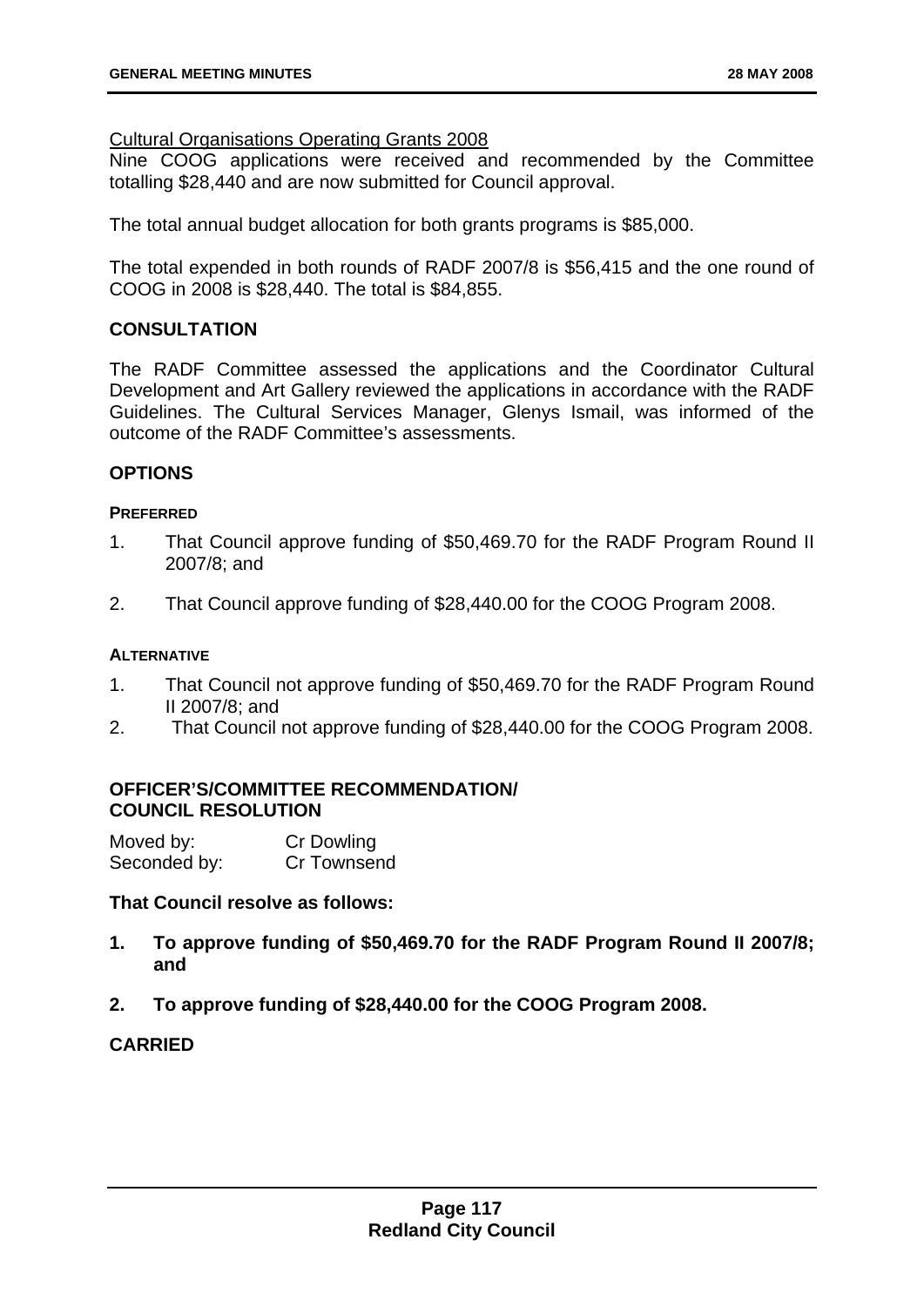Cultural Organisations Operating Grants 2008

Nine COOG applications were received and recommended by the Committee totalling $28,440 and are now submitted for Council approval.

The total annual budget allocation for both grants programs is $85,000.

The total expended in both rounds of RADF 2007/8 is $56,415 and the one round of COOG in 2008 is $28,440. The total is $84,855.

## CONSULTATION

The RADF Committee assessed the applications and the Coordinator Cultural Development and Art Gallery reviewed the applications in accordance with the RADF Guidelines. The Cultural Services Manager, Glenys Ismail, was informed of the outcome of the RADF Committee's assessments.

## OPTIONS

### PREFERRED

1. That Council approve funding of $50,469.70 for the RADF Program Round II 2007/8; and

2. That Council approve funding of $28,440.00 for the COOG Program 2008.

### ALTERNATIVE

1. That Council not approve funding of $50,469.70 for the RADF Program Round II 2007/8; and
2. That Council not approve funding of $28,440.00 for the COOG Program 2008.

## OFFICER'S/COMMITTEE RECOMMENDATION/ COUNCIL RESOLUTION

| | |
|---|---|
| Moved by: | Cr Dowling |
| Seconded by: | Cr Townsend |

**That Council resolve as follows:**

1. **To approve funding of $50,469.70 for the RADF Program Round II 2007/8; and**

2. **To approve funding of $28,440.00 for the COOG Program 2008.**

**CARRIED**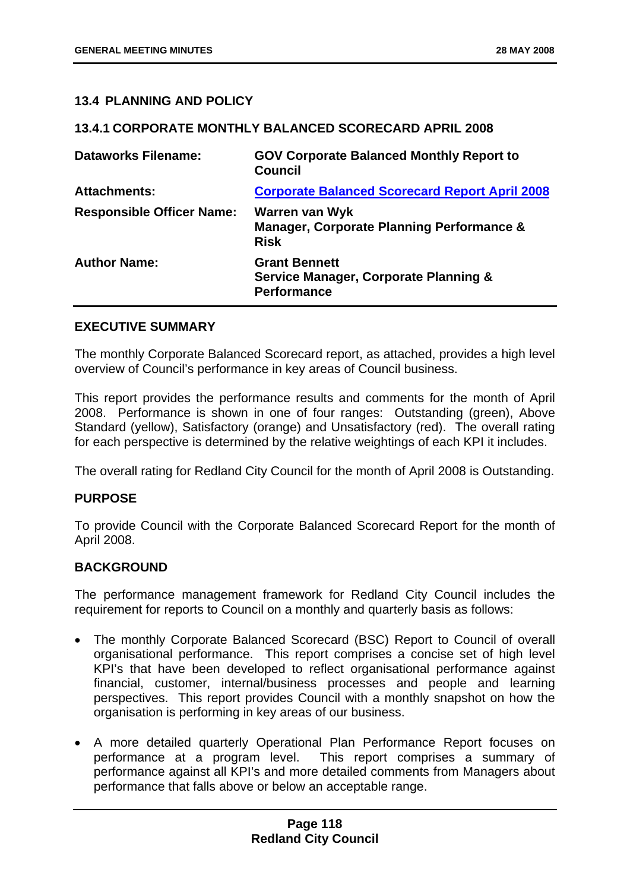## 13.4 PLANNING AND POLICY

### 13.4.1 CORPORATE MONTHLY BALANCED SCORECARD APRIL 2008

| | |
|---|---|
| **Dataworks Filename:** | **GOV Corporate Balanced Monthly Report to Council** |
| **Attachments:** | **Corporate Balanced Scorecard Report April 2008** |
| **Responsible Officer Name:** | **Warren van Wyk**<br>**Manager, Corporate Planning Performance & Risk** |
| **Author Name:** | **Grant Bennett**<br>**Service Manager, Corporate Planning & Performance** |

**EXECUTIVE SUMMARY**

The monthly Corporate Balanced Scorecard report, as attached, provides a high level overview of Council's performance in key areas of Council business.

This report provides the performance results and comments for the month of April 2008. Performance is shown in one of four ranges: Outstanding (green), Above Standard (yellow), Satisfactory (orange) and Unsatisfactory (red). The overall rating for each perspective is determined by the relative weightings of each KPI it includes.

The overall rating for Redland City Council for the month of April 2008 is Outstanding.

**PURPOSE**

To provide Council with the Corporate Balanced Scorecard Report for the month of April 2008.

**BACKGROUND**

The performance management framework for Redland City Council includes the requirement for reports to Council on a monthly and quarterly basis as follows:

- The monthly Corporate Balanced Scorecard (BSC) Report to Council of overall organisational performance. This report comprises a concise set of high level KPI's that have been developed to reflect organisational performance against financial, customer, internal/business processes and people and learning perspectives. This report provides Council with a monthly snapshot on how the organisation is performing in key areas of our business.

- A more detailed quarterly Operational Plan Performance Report focuses on performance at a program level. This report comprises a summary of performance against all KPI's and more detailed comments from Managers about performance that falls above or below an acceptable range.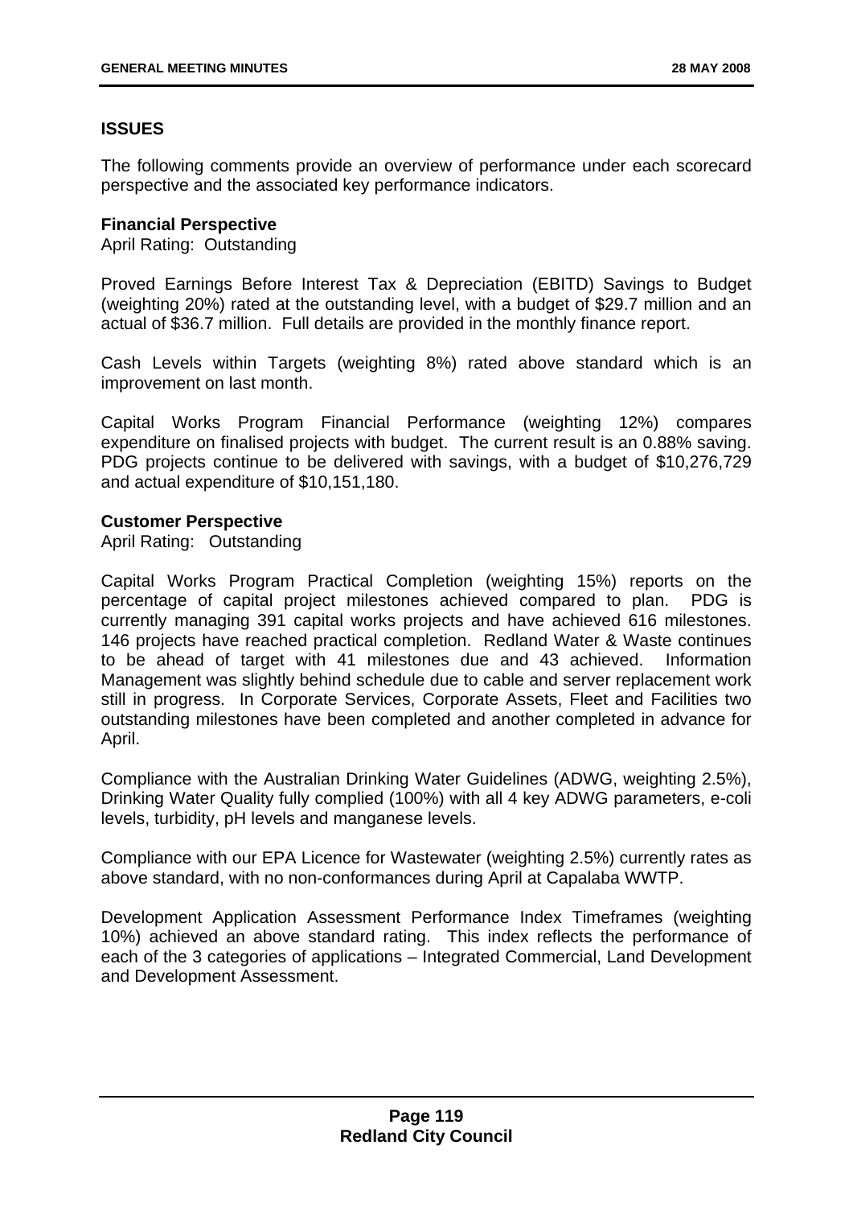## ISSUES

The following comments provide an overview of performance under each scorecard perspective and the associated key performance indicators.

**Financial Perspective**
April Rating: Outstanding

Proved Earnings Before Interest Tax & Depreciation (EBITD) Savings to Budget (weighting 20%) rated at the outstanding level, with a budget of $29.7 million and an actual of $36.7 million. Full details are provided in the monthly finance report.

Cash Levels within Targets (weighting 8%) rated above standard which is an improvement on last month.

Capital Works Program Financial Performance (weighting 12%) compares expenditure on finalised projects with budget. The current result is an 0.88% saving. PDG projects continue to be delivered with savings, with a budget of $10,276,729 and actual expenditure of $10,151,180.

**Customer Perspective**
April Rating: Outstanding

Capital Works Program Practical Completion (weighting 15%) reports on the percentage of capital project milestones achieved compared to plan. PDG is currently managing 391 capital works projects and have achieved 616 milestones. 146 projects have reached practical completion. Redland Water & Waste continues to be ahead of target with 41 milestones due and 43 achieved. Information Management was slightly behind schedule due to cable and server replacement work still in progress. In Corporate Services, Corporate Assets, Fleet and Facilities two outstanding milestones have been completed and another completed in advance for April.

Compliance with the Australian Drinking Water Guidelines (ADWG, weighting 2.5%), Drinking Water Quality fully complied (100%) with all 4 key ADWG parameters, e-coli levels, turbidity, pH levels and manganese levels.

Compliance with our EPA Licence for Wastewater (weighting 2.5%) currently rates as above standard, with no non-conformances during April at Capalaba WWTP.

Development Application Assessment Performance Index Timeframes (weighting 10%) achieved an above standard rating. This index reflects the performance of each of the 3 categories of applications – Integrated Commercial, Land Development and Development Assessment.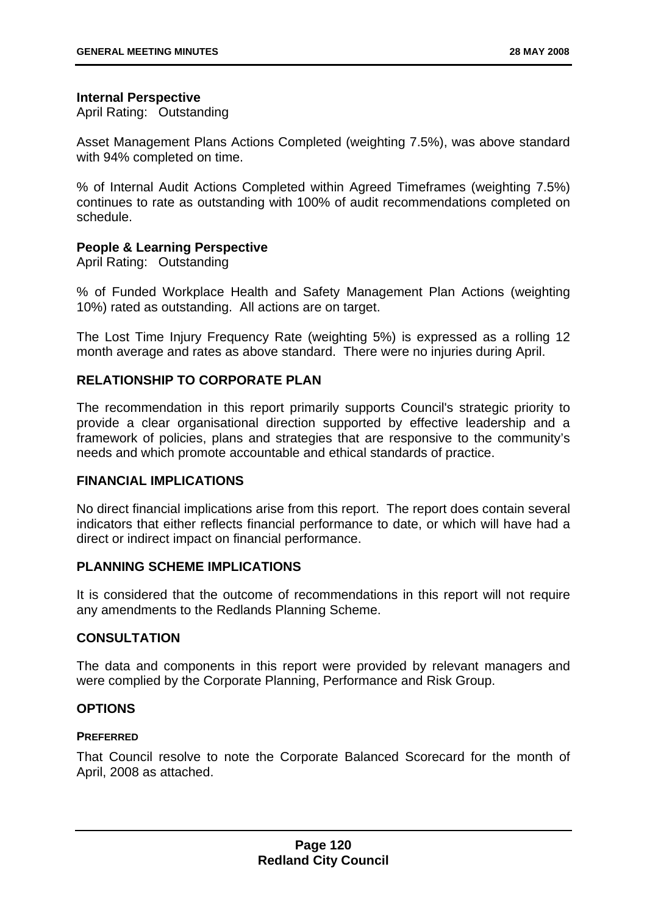**Internal Perspective**
April Rating: Outstanding

Asset Management Plans Actions Completed (weighting 7.5%), was above standard with 94% completed on time.

% of Internal Audit Actions Completed within Agreed Timeframes (weighting 7.5%) continues to rate as outstanding with 100% of audit recommendations completed on schedule.

**People & Learning Perspective**
April Rating: Outstanding

% of Funded Workplace Health and Safety Management Plan Actions (weighting 10%) rated as outstanding. All actions are on target.

The Lost Time Injury Frequency Rate (weighting 5%) is expressed as a rolling 12 month average and rates as above standard. There were no injuries during April.

## RELATIONSHIP TO CORPORATE PLAN

The recommendation in this report primarily supports Council's strategic priority to provide a clear organisational direction supported by effective leadership and a framework of policies, plans and strategies that are responsive to the community's needs and which promote accountable and ethical standards of practice.

## FINANCIAL IMPLICATIONS

No direct financial implications arise from this report. The report does contain several indicators that either reflects financial performance to date, or which will have had a direct or indirect impact on financial performance.

## PLANNING SCHEME IMPLICATIONS

It is considered that the outcome of recommendations in this report will not require any amendments to the Redlands Planning Scheme.

## CONSULTATION

The data and components in this report were provided by relevant managers and were complied by the Corporate Planning, Performance and Risk Group.

## OPTIONS

### PREFERRED

That Council resolve to note the Corporate Balanced Scorecard for the month of April, 2008 as attached.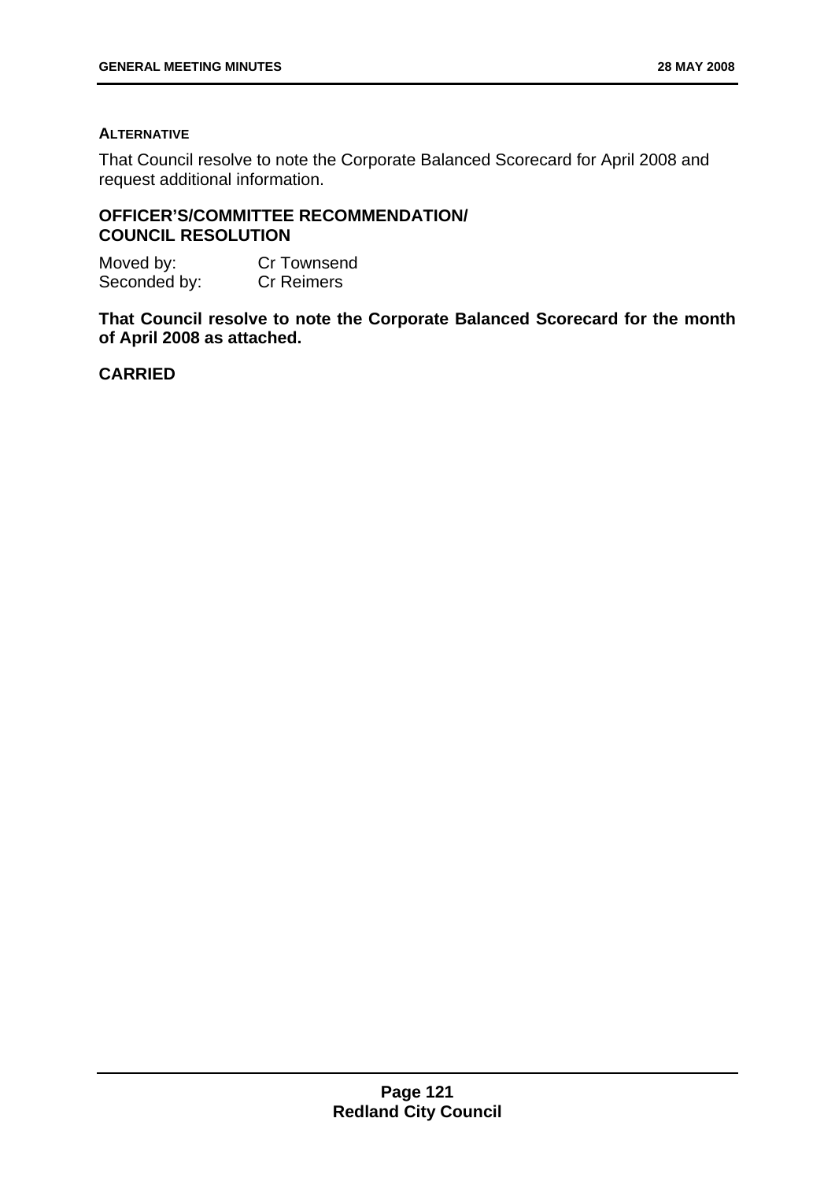#### ALTERNATIVE

That Council resolve to note the Corporate Balanced Scorecard for April 2008 and request additional information.

### OFFICER'S/COMMITTEE RECOMMENDATION/ COUNCIL RESOLUTION

Moved by: Cr Townsend
Seconded by: Cr Reimers

**That Council resolve to note the Corporate Balanced Scorecard for the month of April 2008 as attached.**

**CARRIED**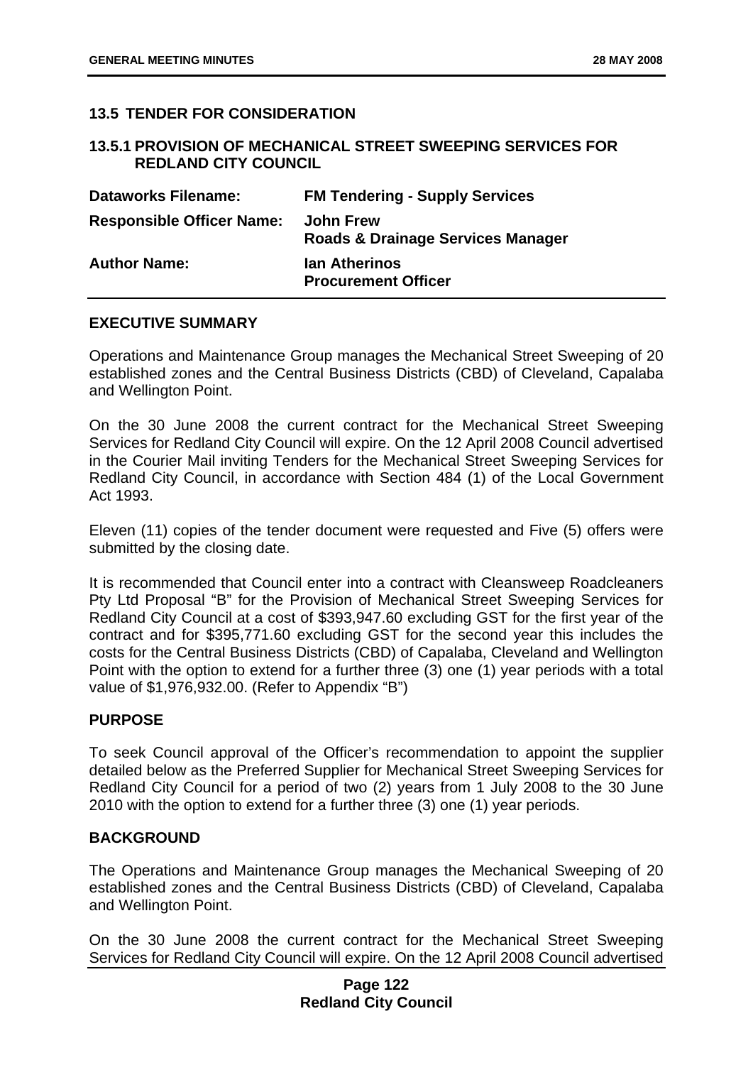### 13.5 TENDER FOR CONSIDERATION

### 13.5.1 PROVISION OF MECHANICAL STREET SWEEPING SERVICES FOR REDLAND CITY COUNCIL

| | |
|---|---|
| **Dataworks Filename:** | **FM Tendering - Supply Services** |
| **Responsible Officer Name:** | **John Frew**<br>**Roads & Drainage Services Manager** |
| **Author Name:** | **Ian Atherinos**<br>**Procurement Officer** |

**EXECUTIVE SUMMARY**

Operations and Maintenance Group manages the Mechanical Street Sweeping of 20 established zones and the Central Business Districts (CBD) of Cleveland, Capalaba and Wellington Point.

On the 30 June 2008 the current contract for the Mechanical Street Sweeping Services for Redland City Council will expire. On the 12 April 2008 Council advertised in the Courier Mail inviting Tenders for the Mechanical Street Sweeping Services for Redland City Council, in accordance with Section 484 (1) of the Local Government Act 1993.

Eleven (11) copies of the tender document were requested and Five (5) offers were submitted by the closing date.

It is recommended that Council enter into a contract with Cleansweep Roadcleaners Pty Ltd Proposal "B" for the Provision of Mechanical Street Sweeping Services for Redland City Council at a cost of $393,947.60 excluding GST for the first year of the contract and for $395,771.60 excluding GST for the second year this includes the costs for the Central Business Districts (CBD) of Capalaba, Cleveland and Wellington Point with the option to extend for a further three (3) one (1) year periods with a total value of $1,976,932.00. (Refer to Appendix "B")

**PURPOSE**

To seek Council approval of the Officer's recommendation to appoint the supplier detailed below as the Preferred Supplier for Mechanical Street Sweeping Services for Redland City Council for a period of two (2) years from 1 July 2008 to the 30 June 2010 with the option to extend for a further three (3) one (1) year periods.

**BACKGROUND**

The Operations and Maintenance Group manages the Mechanical Sweeping of 20 established zones and the Central Business Districts (CBD) of Cleveland, Capalaba and Wellington Point.

On the 30 June 2008 the current contract for the Mechanical Street Sweeping Services for Redland City Council will expire. On the 12 April 2008 Council advertised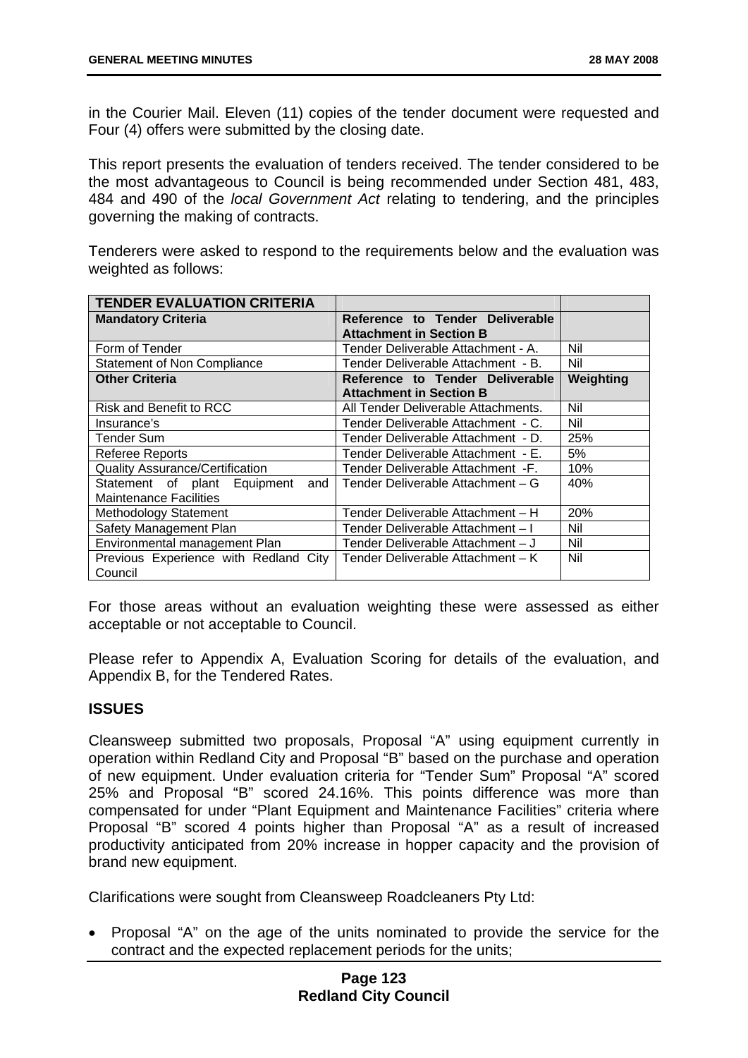in the Courier Mail. Eleven (11) copies of the tender document were requested and Four (4) offers were submitted by the closing date.

This report presents the evaluation of tenders received. The tender considered to be the most advantageous to Council is being recommended under Section 481, 483, 484 and 490 of the *local Government Act* relating to tendering, and the principles governing the making of contracts.

Tenderers were asked to respond to the requirements below and the evaluation was weighted as follows:

| **TENDER EVALUATION CRITERIA** | | |
|---|---|---|
| **Mandatory Criteria** | **Reference to Tender Deliverable Attachment in Section B** | |
| Form of Tender | Tender Deliverable Attachment - A. | Nil |
| Statement of Non Compliance | Tender Deliverable Attachment - B. | Nil |
| **Other Criteria** | **Reference to Tender Deliverable Attachment in Section B** | **Weighting** |
| Risk and Benefit to RCC | All Tender Deliverable Attachments. | Nil |
| Insurance's | Tender Deliverable Attachment - C. | Nil |
| Tender Sum | Tender Deliverable Attachment - D. | 25% |
| Referee Reports | Tender Deliverable Attachment - E. | 5% |
| Quality Assurance/Certification | Tender Deliverable Attachment -F. | 10% |
| Statement of plant Equipment and Maintenance Facilities | Tender Deliverable Attachment – G | 40% |
| Methodology Statement | Tender Deliverable Attachment – H | 20% |
| Safety Management Plan | Tender Deliverable Attachment – I | Nil |
| Environmental management Plan | Tender Deliverable Attachment – J | Nil |
| Previous Experience with Redland City Council | Tender Deliverable Attachment – K | Nil |

For those areas without an evaluation weighting these were assessed as either acceptable or not acceptable to Council.

Please refer to Appendix A, Evaluation Scoring for details of the evaluation, and Appendix B, for the Tendered Rates.

**ISSUES**

Cleansweep submitted two proposals, Proposal "A" using equipment currently in operation within Redland City and Proposal "B" based on the purchase and operation of new equipment. Under evaluation criteria for "Tender Sum" Proposal "A" scored 25% and Proposal "B" scored 24.16%. This points difference was more than compensated for under "Plant Equipment and Maintenance Facilities" criteria where Proposal "B" scored 4 points higher than Proposal "A" as a result of increased productivity anticipated from 20% increase in hopper capacity and the provision of brand new equipment.

Clarifications were sought from Cleansweep Roadcleaners Pty Ltd:

- Proposal "A" on the age of the units nominated to provide the service for the contract and the expected replacement periods for the units;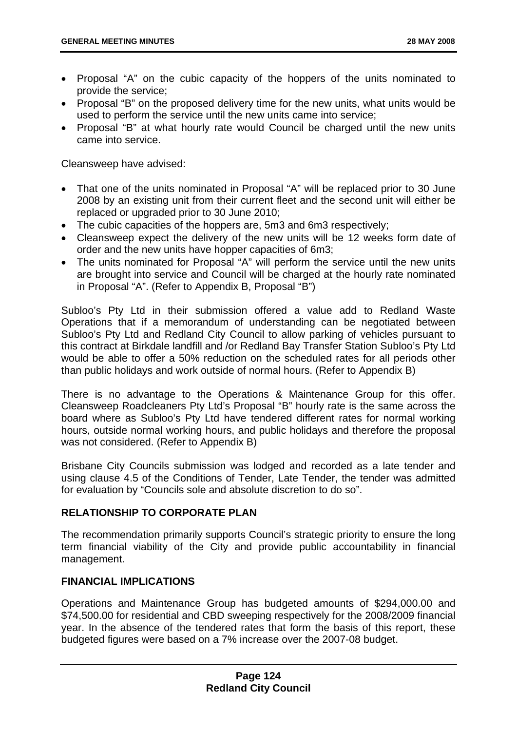- Proposal "A" on the cubic capacity of the hoppers of the units nominated to provide the service;
- Proposal "B" on the proposed delivery time for the new units, what units would be used to perform the service until the new units came into service;
- Proposal "B" at what hourly rate would Council be charged until the new units came into service.

Cleansweep have advised:

- That one of the units nominated in Proposal "A" will be replaced prior to 30 June 2008 by an existing unit from their current fleet and the second unit will either be replaced or upgraded prior to 30 June 2010;
- The cubic capacities of the hoppers are, 5m3 and 6m3 respectively;
- Cleansweep expect the delivery of the new units will be 12 weeks form date of order and the new units have hopper capacities of 6m3;
- The units nominated for Proposal "A" will perform the service until the new units are brought into service and Council will be charged at the hourly rate nominated in Proposal "A". (Refer to Appendix B, Proposal "B")

Subloo's Pty Ltd in their submission offered a value add to Redland Waste Operations that if a memorandum of understanding can be negotiated between Subloo's Pty Ltd and Redland City Council to allow parking of vehicles pursuant to this contract at Birkdale landfill and /or Redland Bay Transfer Station Subloo's Pty Ltd would be able to offer a 50% reduction on the scheduled rates for all periods other than public holidays and work outside of normal hours. (Refer to Appendix B)

There is no advantage to the Operations & Maintenance Group for this offer. Cleansweep Roadcleaners Pty Ltd's Proposal "B" hourly rate is the same across the board where as Subloo's Pty Ltd have tendered different rates for normal working hours, outside normal working hours, and public holidays and therefore the proposal was not considered. (Refer to Appendix B)

Brisbane City Councils submission was lodged and recorded as a late tender and using clause 4.5 of the Conditions of Tender, Late Tender, the tender was admitted for evaluation by "Councils sole and absolute discretion to do so".

**RELATIONSHIP TO CORPORATE PLAN**

The recommendation primarily supports Council's strategic priority to ensure the long term financial viability of the City and provide public accountability in financial management.

**FINANCIAL IMPLICATIONS**

Operations and Maintenance Group has budgeted amounts of $294,000.00 and $74,500.00 for residential and CBD sweeping respectively for the 2008/2009 financial year. In the absence of the tendered rates that form the basis of this report, these budgeted figures were based on a 7% increase over the 2007-08 budget.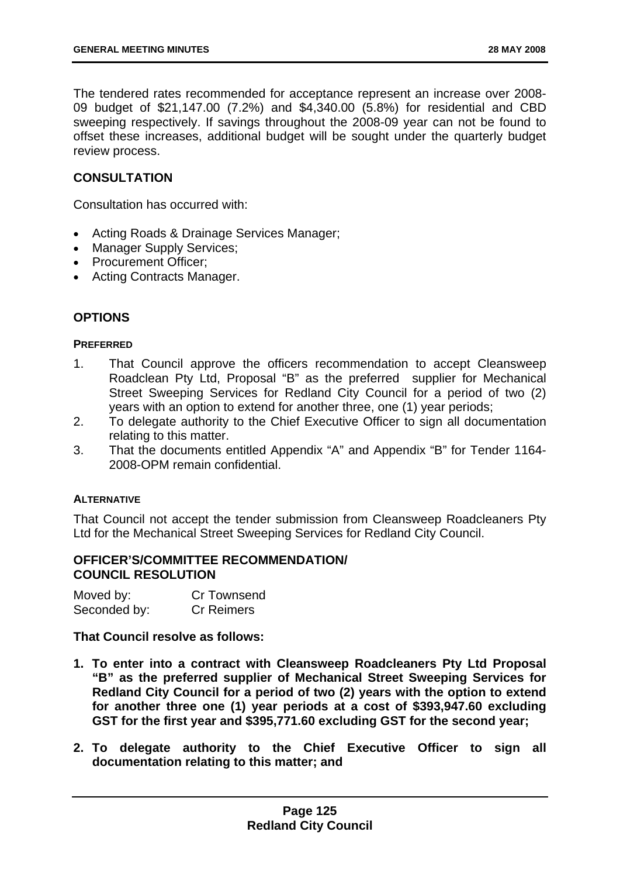The tendered rates recommended for acceptance represent an increase over 2008-09 budget of $21,147.00 (7.2%) and $4,340.00 (5.8%) for residential and CBD sweeping respectively. If savings throughout the 2008-09 year can not be found to offset these increases, additional budget will be sought under the quarterly budget review process.

## CONSULTATION

Consultation has occurred with:

- Acting Roads & Drainage Services Manager;
- Manager Supply Services;
- Procurement Officer;
- Acting Contracts Manager.

## OPTIONS

### PREFERRED

1. That Council approve the officers recommendation to accept Cleansweep Roadclean Pty Ltd, Proposal "B" as the preferred supplier for Mechanical Street Sweeping Services for Redland City Council for a period of two (2) years with an option to extend for another three, one (1) year periods;
2. To delegate authority to the Chief Executive Officer to sign all documentation relating to this matter.
3. That the documents entitled Appendix "A" and Appendix "B" for Tender 1164-2008-OPM remain confidential.

### ALTERNATIVE

That Council not accept the tender submission from Cleansweep Roadcleaners Pty Ltd for the Mechanical Street Sweeping Services for Redland City Council.

## OFFICER'S/COMMITTEE RECOMMENDATION/ COUNCIL RESOLUTION

| | |
|---|---|
| Moved by: | Cr Townsend |
| Seconded by: | Cr Reimers |

**That Council resolve as follows:**

1. **To enter into a contract with Cleansweep Roadcleaners Pty Ltd Proposal "B" as the preferred supplier of Mechanical Street Sweeping Services for Redland City Council for a period of two (2) years with the option to extend for another three one (1) year periods at a cost of $393,947.60 excluding GST for the first year and $395,771.60 excluding GST for the second year;**
2. **To delegate authority to the Chief Executive Officer to sign all documentation relating to this matter; and**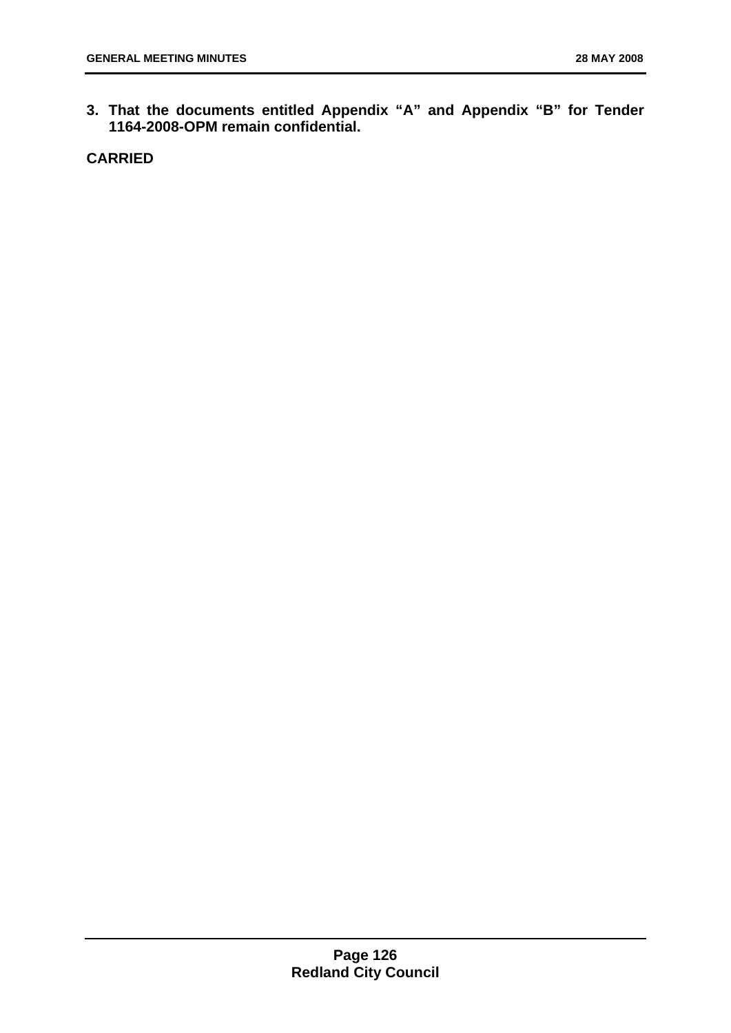**3. That the documents entitled Appendix “A” and Appendix “B” for Tender 1164-2008-OPM remain confidential.**

**CARRIED**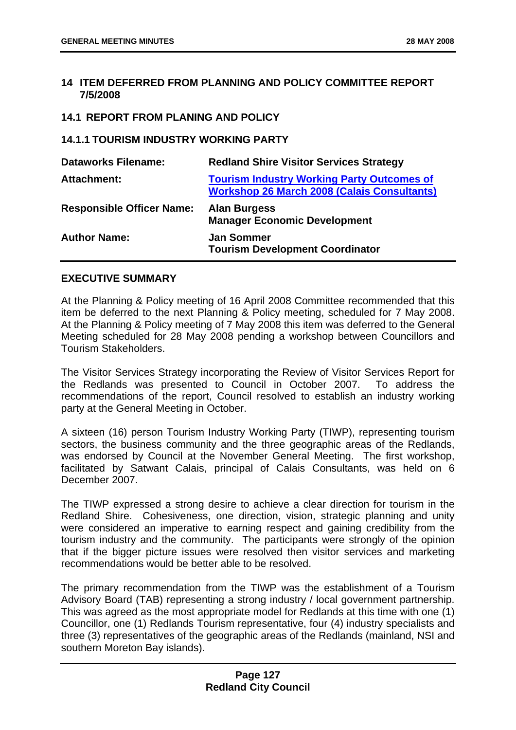## 14 ITEM DEFERRED FROM PLANNING AND POLICY COMMITTEE REPORT 7/5/2008

### 14.1 REPORT FROM PLANING AND POLICY

#### 14.1.1 TOURISM INDUSTRY WORKING PARTY

| | |
|---|---|
| **Dataworks Filename:** | **Redland Shire Visitor Services Strategy** |
| **Attachment:** | **Tourism Industry Working Party Outcomes of Workshop 26 March 2008 (Calais Consultants)** |
| **Responsible Officer Name:** | **Alan Burgess**<br>**Manager Economic Development** |
| **Author Name:** | **Jan Sommer**<br>**Tourism Development Coordinator** |

**EXECUTIVE SUMMARY**

At the Planning & Policy meeting of 16 April 2008 Committee recommended that this item be deferred to the next Planning & Policy meeting, scheduled for 7 May 2008. At the Planning & Policy meeting of 7 May 2008 this item was deferred to the General Meeting scheduled for 28 May 2008 pending a workshop between Councillors and Tourism Stakeholders.

The Visitor Services Strategy incorporating the Review of Visitor Services Report for the Redlands was presented to Council in October 2007. To address the recommendations of the report, Council resolved to establish an industry working party at the General Meeting in October.

A sixteen (16) person Tourism Industry Working Party (TIWP), representing tourism sectors, the business community and the three geographic areas of the Redlands, was endorsed by Council at the November General Meeting. The first workshop, facilitated by Satwant Calais, principal of Calais Consultants, was held on 6 December 2007.

The TIWP expressed a strong desire to achieve a clear direction for tourism in the Redland Shire. Cohesiveness, one direction, vision, strategic planning and unity were considered an imperative to earning respect and gaining credibility from the tourism industry and the community. The participants were strongly of the opinion that if the bigger picture issues were resolved then visitor services and marketing recommendations would be better able to be resolved.

The primary recommendation from the TIWP was the establishment of a Tourism Advisory Board (TAB) representing a strong industry / local government partnership. This was agreed as the most appropriate model for Redlands at this time with one (1) Councillor, one (1) Redlands Tourism representative, four (4) industry specialists and three (3) representatives of the geographic areas of the Redlands (mainland, NSI and southern Moreton Bay islands).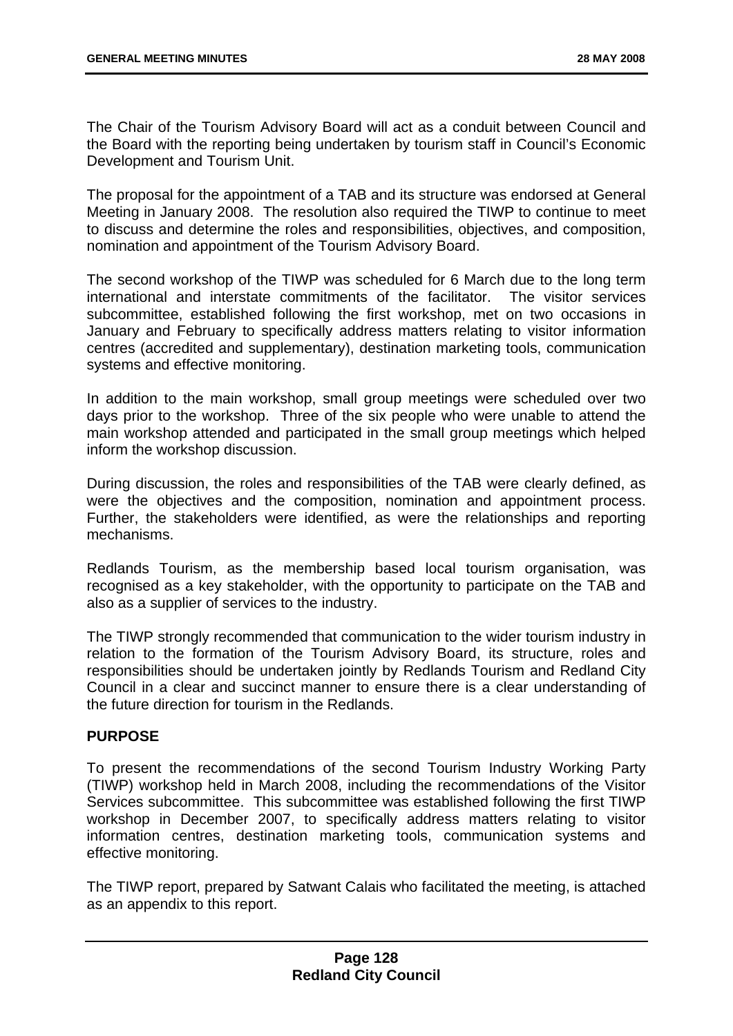The Chair of the Tourism Advisory Board will act as a conduit between Council and the Board with the reporting being undertaken by tourism staff in Council's Economic Development and Tourism Unit.

The proposal for the appointment of a TAB and its structure was endorsed at General Meeting in January 2008. The resolution also required the TIWP to continue to meet to discuss and determine the roles and responsibilities, objectives, and composition, nomination and appointment of the Tourism Advisory Board.

The second workshop of the TIWP was scheduled for 6 March due to the long term international and interstate commitments of the facilitator. The visitor services subcommittee, established following the first workshop, met on two occasions in January and February to specifically address matters relating to visitor information centres (accredited and supplementary), destination marketing tools, communication systems and effective monitoring.

In addition to the main workshop, small group meetings were scheduled over two days prior to the workshop. Three of the six people who were unable to attend the main workshop attended and participated in the small group meetings which helped inform the workshop discussion.

During discussion, the roles and responsibilities of the TAB were clearly defined, as were the objectives and the composition, nomination and appointment process. Further, the stakeholders were identified, as were the relationships and reporting mechanisms.

Redlands Tourism, as the membership based local tourism organisation, was recognised as a key stakeholder, with the opportunity to participate on the TAB and also as a supplier of services to the industry.

The TIWP strongly recommended that communication to the wider tourism industry in relation to the formation of the Tourism Advisory Board, its structure, roles and responsibilities should be undertaken jointly by Redlands Tourism and Redland City Council in a clear and succinct manner to ensure there is a clear understanding of the future direction for tourism in the Redlands.

**PURPOSE**

To present the recommendations of the second Tourism Industry Working Party (TIWP) workshop held in March 2008, including the recommendations of the Visitor Services subcommittee. This subcommittee was established following the first TIWP workshop in December 2007, to specifically address matters relating to visitor information centres, destination marketing tools, communication systems and effective monitoring.

The TIWP report, prepared by Satwant Calais who facilitated the meeting, is attached as an appendix to this report.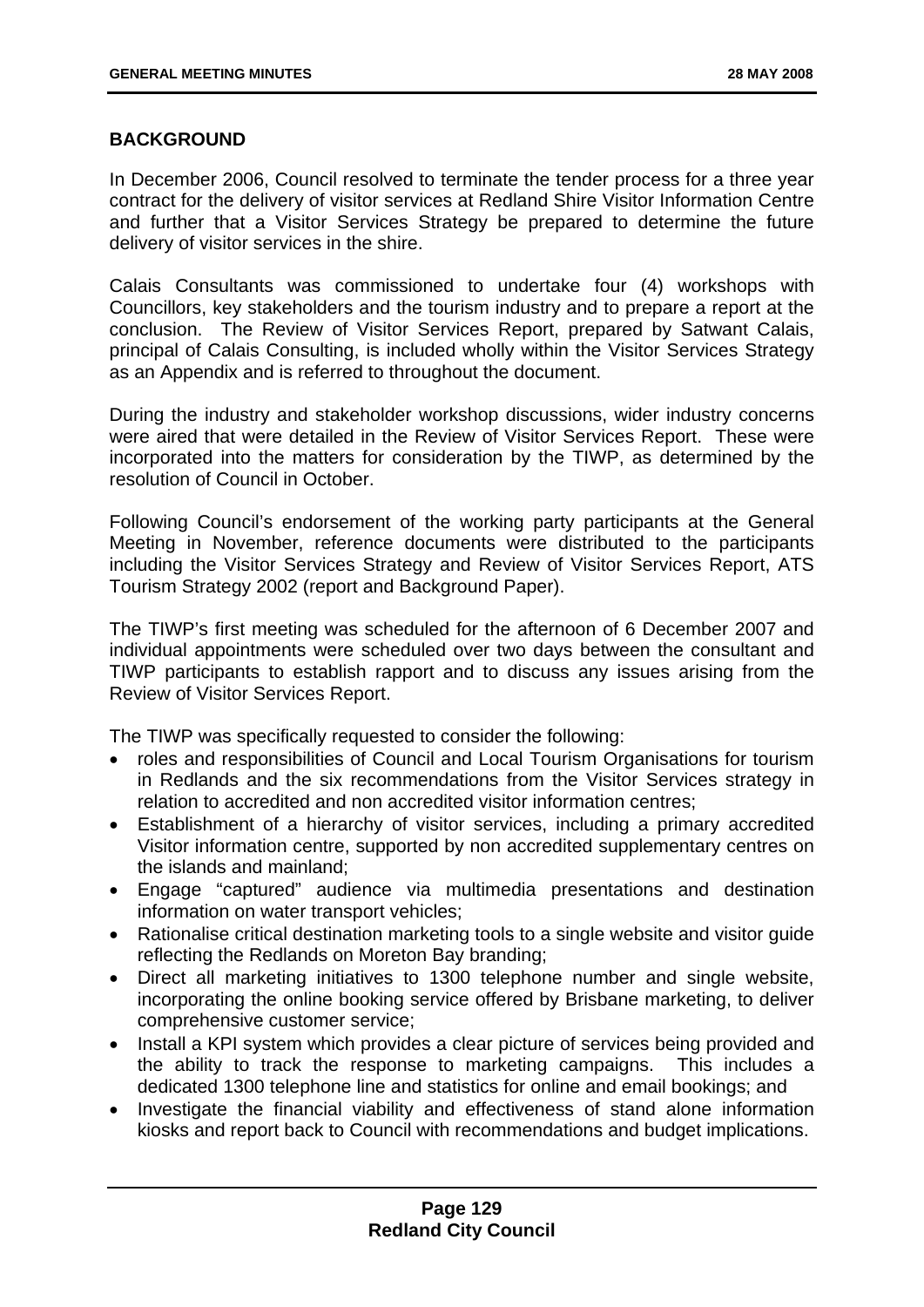## BACKGROUND

In December 2006, Council resolved to terminate the tender process for a three year contract for the delivery of visitor services at Redland Shire Visitor Information Centre and further that a Visitor Services Strategy be prepared to determine the future delivery of visitor services in the shire.

Calais Consultants was commissioned to undertake four (4) workshops with Councillors, key stakeholders and the tourism industry and to prepare a report at the conclusion. The Review of Visitor Services Report, prepared by Satwant Calais, principal of Calais Consulting, is included wholly within the Visitor Services Strategy as an Appendix and is referred to throughout the document.

During the industry and stakeholder workshop discussions, wider industry concerns were aired that were detailed in the Review of Visitor Services Report. These were incorporated into the matters for consideration by the TIWP, as determined by the resolution of Council in October.

Following Council's endorsement of the working party participants at the General Meeting in November, reference documents were distributed to the participants including the Visitor Services Strategy and Review of Visitor Services Report, ATS Tourism Strategy 2002 (report and Background Paper).

The TIWP's first meeting was scheduled for the afternoon of 6 December 2007 and individual appointments were scheduled over two days between the consultant and TIWP participants to establish rapport and to discuss any issues arising from the Review of Visitor Services Report.

The TIWP was specifically requested to consider the following:

- roles and responsibilities of Council and Local Tourism Organisations for tourism in Redlands and the six recommendations from the Visitor Services strategy in relation to accredited and non accredited visitor information centres;
- Establishment of a hierarchy of visitor services, including a primary accredited Visitor information centre, supported by non accredited supplementary centres on the islands and mainland;
- Engage "captured" audience via multimedia presentations and destination information on water transport vehicles;
- Rationalise critical destination marketing tools to a single website and visitor guide reflecting the Redlands on Moreton Bay branding;
- Direct all marketing initiatives to 1300 telephone number and single website, incorporating the online booking service offered by Brisbane marketing, to deliver comprehensive customer service;
- Install a KPI system which provides a clear picture of services being provided and the ability to track the response to marketing campaigns. This includes a dedicated 1300 telephone line and statistics for online and email bookings; and
- Investigate the financial viability and effectiveness of stand alone information kiosks and report back to Council with recommendations and budget implications.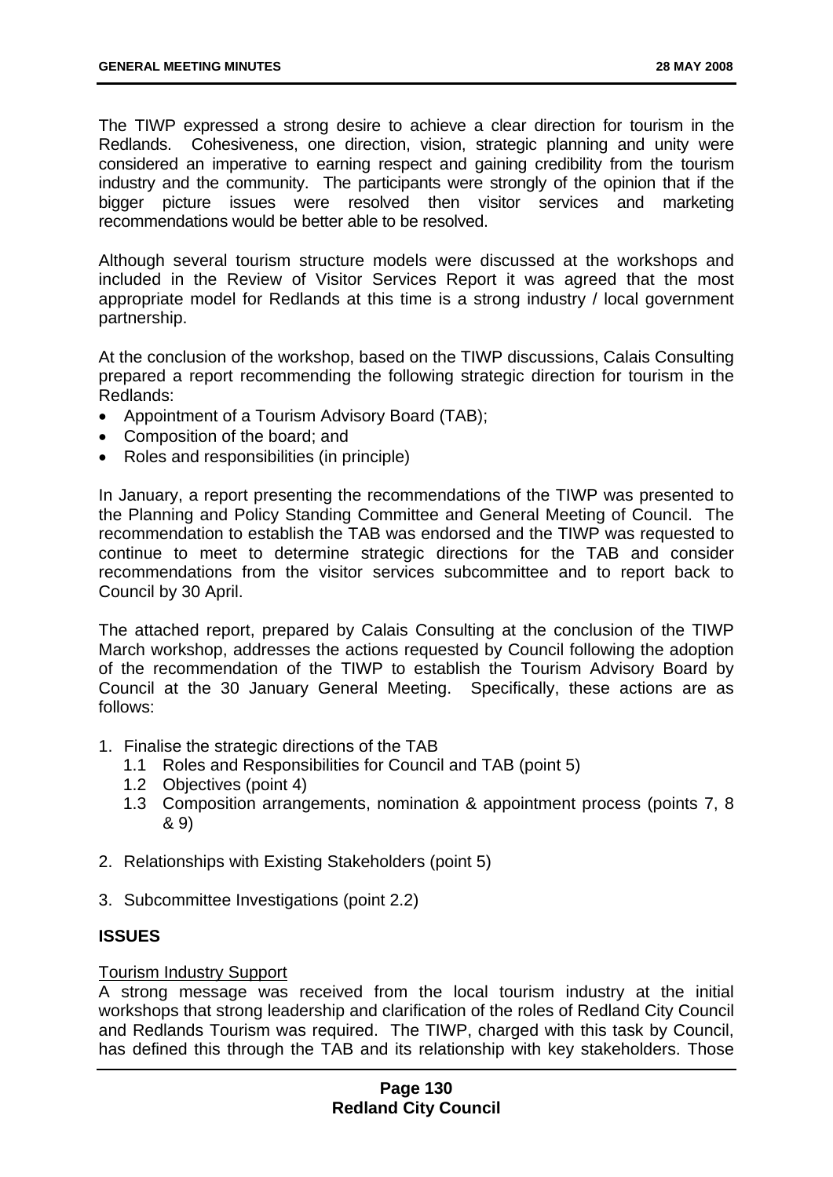The TIWP expressed a strong desire to achieve a clear direction for tourism in the Redlands. Cohesiveness, one direction, vision, strategic planning and unity were considered an imperative to earning respect and gaining credibility from the tourism industry and the community. The participants were strongly of the opinion that if the bigger picture issues were resolved then visitor services and marketing recommendations would be better able to be resolved.

Although several tourism structure models were discussed at the workshops and included in the Review of Visitor Services Report it was agreed that the most appropriate model for Redlands at this time is a strong industry / local government partnership.

At the conclusion of the workshop, based on the TIWP discussions, Calais Consulting prepared a report recommending the following strategic direction for tourism in the Redlands:

- Appointment of a Tourism Advisory Board (TAB);
- Composition of the board; and
- Roles and responsibilities (in principle)

In January, a report presenting the recommendations of the TIWP was presented to the Planning and Policy Standing Committee and General Meeting of Council. The recommendation to establish the TAB was endorsed and the TIWP was requested to continue to meet to determine strategic directions for the TAB and consider recommendations from the visitor services subcommittee and to report back to Council by 30 April.

The attached report, prepared by Calais Consulting at the conclusion of the TIWP March workshop, addresses the actions requested by Council following the adoption of the recommendation of the TIWP to establish the Tourism Advisory Board by Council at the 30 January General Meeting. Specifically, these actions are as follows:

1. Finalise the strategic directions of the TAB
   1.1 Roles and Responsibilities for Council and TAB (point 5)
   1.2 Objectives (point 4)
   1.3 Composition arrangements, nomination & appointment process (points 7, 8 & 9)
2. Relationships with Existing Stakeholders (point 5)
3. Subcommittee Investigations (point 2.2)

**ISSUES**

Tourism Industry Support

A strong message was received from the local tourism industry at the initial workshops that strong leadership and clarification of the roles of Redland City Council and Redlands Tourism was required. The TIWP, charged with this task by Council, has defined this through the TAB and its relationship with key stakeholders. Those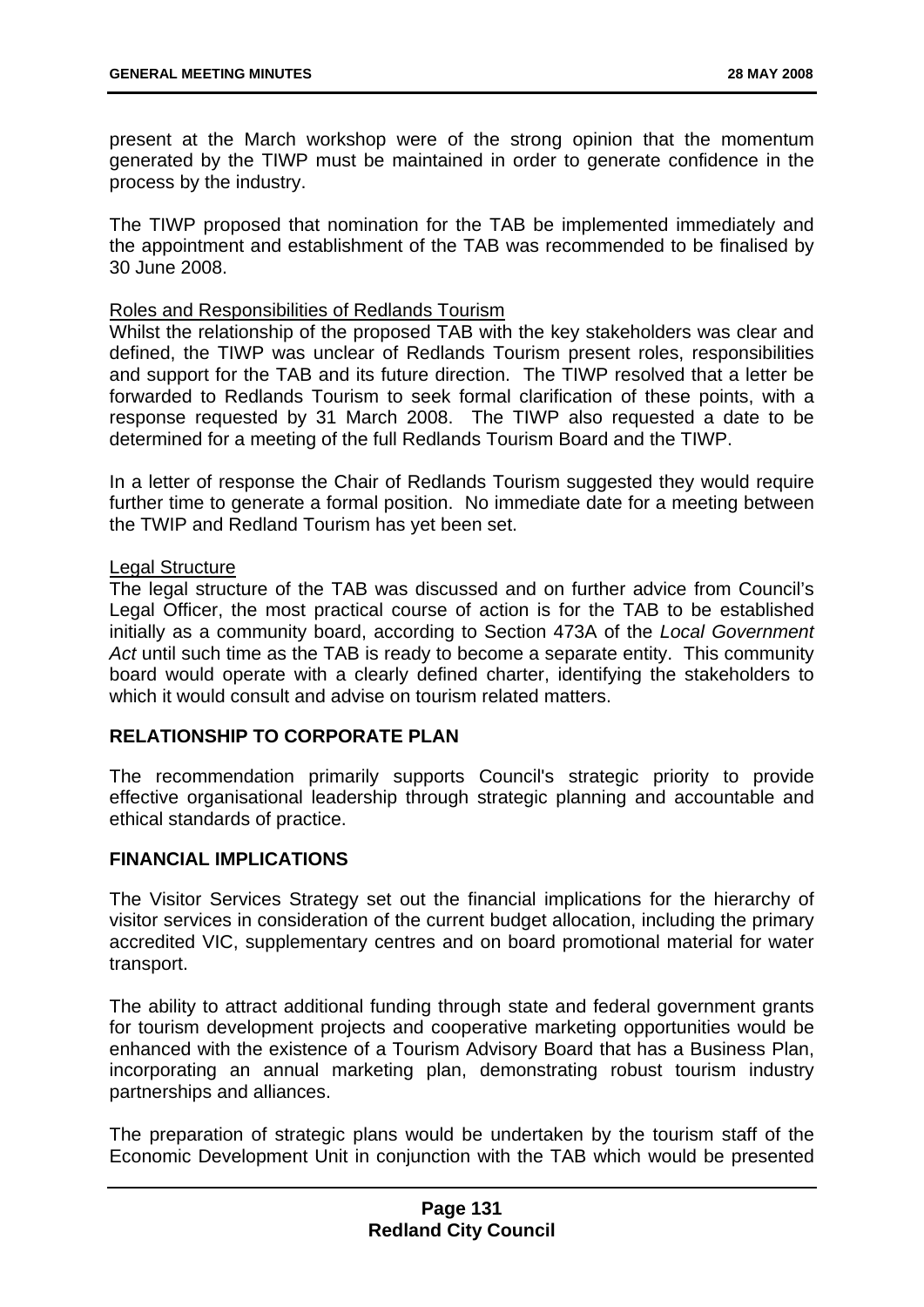present at the March workshop were of the strong opinion that the momentum generated by the TIWP must be maintained in order to generate confidence in the process by the industry.

The TIWP proposed that nomination for the TAB be implemented immediately and the appointment and establishment of the TAB was recommended to be finalised by 30 June 2008.

Roles and Responsibilities of Redlands Tourism

Whilst the relationship of the proposed TAB with the key stakeholders was clear and defined, the TIWP was unclear of Redlands Tourism present roles, responsibilities and support for the TAB and its future direction. The TIWP resolved that a letter be forwarded to Redlands Tourism to seek formal clarification of these points, with a response requested by 31 March 2008. The TIWP also requested a date to be determined for a meeting of the full Redlands Tourism Board and the TIWP.

In a letter of response the Chair of Redlands Tourism suggested they would require further time to generate a formal position. No immediate date for a meeting between the TWIP and Redland Tourism has yet been set.

Legal Structure

The legal structure of the TAB was discussed and on further advice from Council's Legal Officer, the most practical course of action is for the TAB to be established initially as a community board, according to Section 473A of the *Local Government Act* until such time as the TAB is ready to become a separate entity. This community board would operate with a clearly defined charter, identifying the stakeholders to which it would consult and advise on tourism related matters.

**RELATIONSHIP TO CORPORATE PLAN**

The recommendation primarily supports Council's strategic priority to provide effective organisational leadership through strategic planning and accountable and ethical standards of practice.

**FINANCIAL IMPLICATIONS**

The Visitor Services Strategy set out the financial implications for the hierarchy of visitor services in consideration of the current budget allocation, including the primary accredited VIC, supplementary centres and on board promotional material for water transport.

The ability to attract additional funding through state and federal government grants for tourism development projects and cooperative marketing opportunities would be enhanced with the existence of a Tourism Advisory Board that has a Business Plan, incorporating an annual marketing plan, demonstrating robust tourism industry partnerships and alliances.

The preparation of strategic plans would be undertaken by the tourism staff of the Economic Development Unit in conjunction with the TAB which would be presented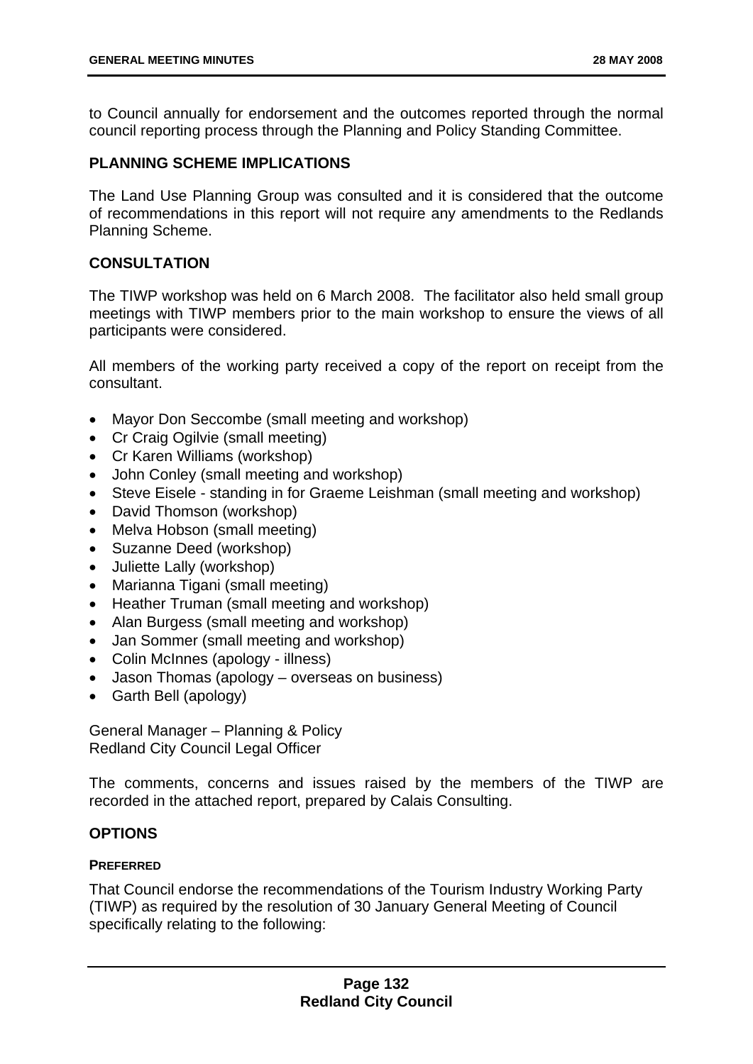to Council annually for endorsement and the outcomes reported through the normal council reporting process through the Planning and Policy Standing Committee.

## PLANNING SCHEME IMPLICATIONS

The Land Use Planning Group was consulted and it is considered that the outcome of recommendations in this report will not require any amendments to the Redlands Planning Scheme.

## CONSULTATION

The TIWP workshop was held on 6 March 2008. The facilitator also held small group meetings with TIWP members prior to the main workshop to ensure the views of all participants were considered.

All members of the working party received a copy of the report on receipt from the consultant.

- Mayor Don Seccombe (small meeting and workshop)
- Cr Craig Ogilvie (small meeting)
- Cr Karen Williams (workshop)
- John Conley (small meeting and workshop)
- Steve Eisele - standing in for Graeme Leishman (small meeting and workshop)
- David Thomson (workshop)
- Melva Hobson (small meeting)
- Suzanne Deed (workshop)
- Juliette Lally (workshop)
- Marianna Tigani (small meeting)
- Heather Truman (small meeting and workshop)
- Alan Burgess (small meeting and workshop)
- Jan Sommer (small meeting and workshop)
- Colin McInnes (apology - illness)
- Jason Thomas (apology – overseas on business)
- Garth Bell (apology)

General Manager – Planning & Policy
Redland City Council Legal Officer

The comments, concerns and issues raised by the members of the TIWP are recorded in the attached report, prepared by Calais Consulting.

## OPTIONS

### PREFERRED

That Council endorse the recommendations of the Tourism Industry Working Party (TIWP) as required by the resolution of 30 January General Meeting of Council specifically relating to the following: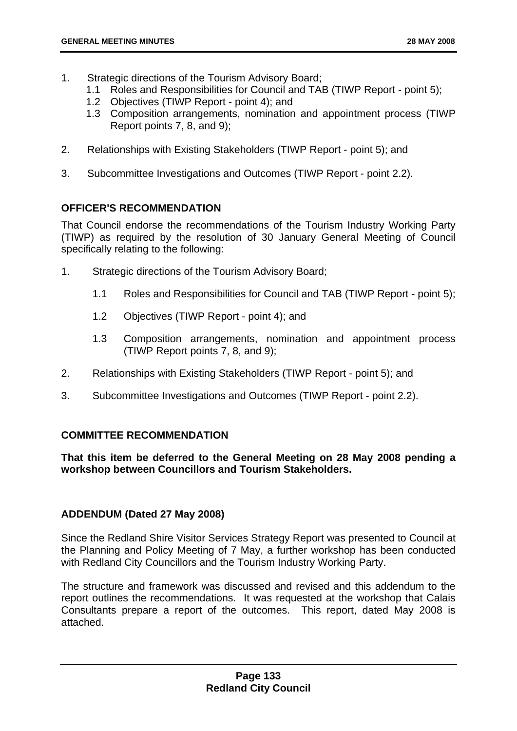1. Strategic directions of the Tourism Advisory Board;
   1.1 Roles and Responsibilities for Council and TAB (TIWP Report - point 5);
   1.2 Objectives (TIWP Report - point 4); and
   1.3 Composition arrangements, nomination and appointment process (TIWP Report points 7, 8, and 9);
2. Relationships with Existing Stakeholders (TIWP Report - point 5); and
3. Subcommittee Investigations and Outcomes (TIWP Report - point 2.2).

## OFFICER'S RECOMMENDATION

That Council endorse the recommendations of the Tourism Industry Working Party (TIWP) as required by the resolution of 30 January General Meeting of Council specifically relating to the following:

1. Strategic directions of the Tourism Advisory Board;
   1.1 Roles and Responsibilities for Council and TAB (TIWP Report - point 5);
   1.2 Objectives (TIWP Report - point 4); and
   1.3 Composition arrangements, nomination and appointment process (TIWP Report points 7, 8, and 9);
2. Relationships with Existing Stakeholders (TIWP Report - point 5); and
3. Subcommittee Investigations and Outcomes (TIWP Report - point 2.2).

## COMMITTEE RECOMMENDATION

**That this item be deferred to the General Meeting on 28 May 2008 pending a workshop between Councillors and Tourism Stakeholders.**

## ADDENDUM (Dated 27 May 2008)

Since the Redland Shire Visitor Services Strategy Report was presented to Council at the Planning and Policy Meeting of 7 May, a further workshop has been conducted with Redland City Councillors and the Tourism Industry Working Party.

The structure and framework was discussed and revised and this addendum to the report outlines the recommendations. It was requested at the workshop that Calais Consultants prepare a report of the outcomes. This report, dated May 2008 is attached.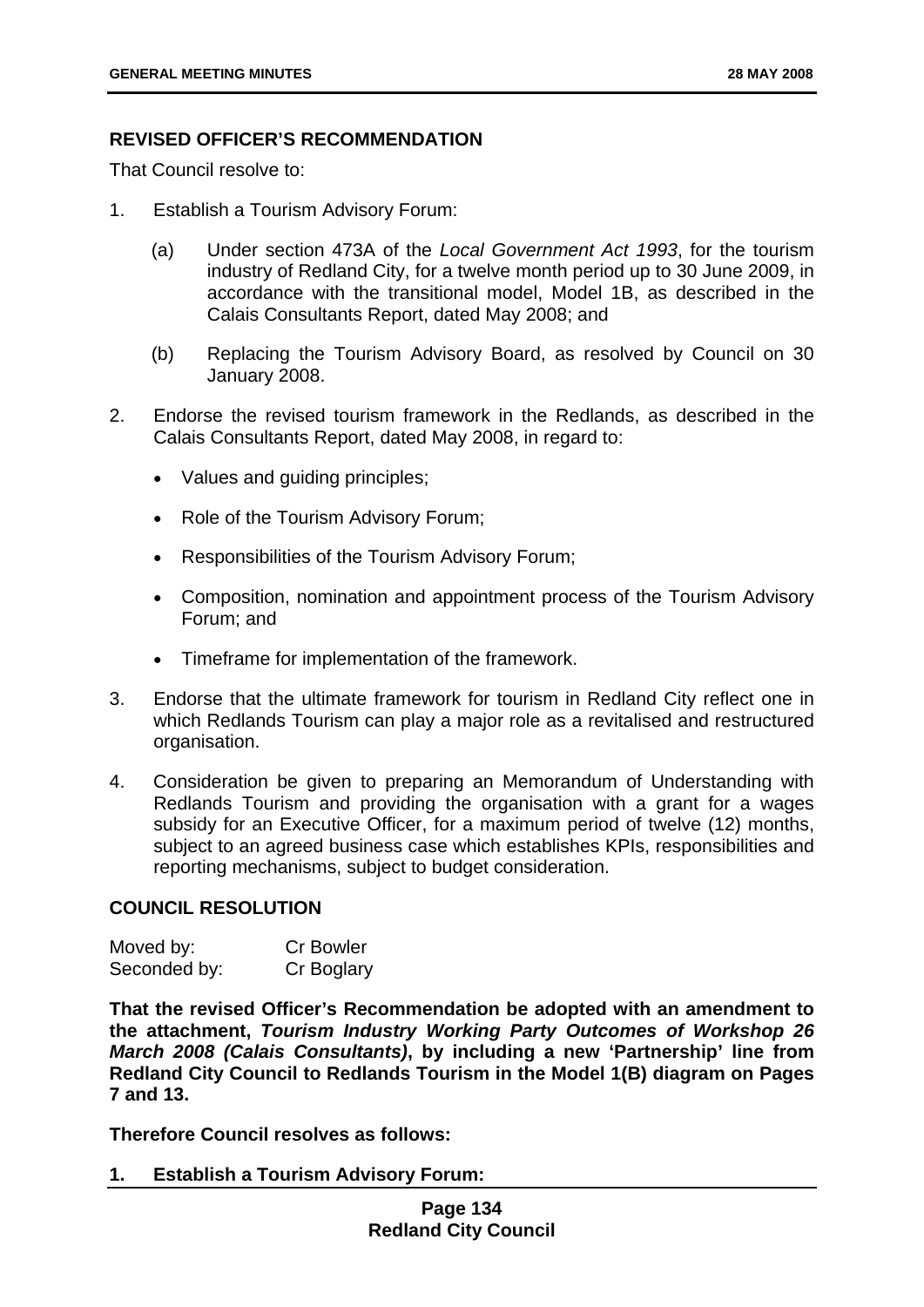### REVISED OFFICER'S RECOMMENDATION

That Council resolve to:

1. Establish a Tourism Advisory Forum:

   (a) Under section 473A of the *Local Government Act 1993*, for the tourism industry of Redland City, for a twelve month period up to 30 June 2009, in accordance with the transitional model, Model 1B, as described in the Calais Consultants Report, dated May 2008; and

   (b) Replacing the Tourism Advisory Board, as resolved by Council on 30 January 2008.

2. Endorse the revised tourism framework in the Redlands, as described in the Calais Consultants Report, dated May 2008, in regard to:

   - Values and guiding principles;
   - Role of the Tourism Advisory Forum;
   - Responsibilities of the Tourism Advisory Forum;
   - Composition, nomination and appointment process of the Tourism Advisory Forum; and
   - Timeframe for implementation of the framework.

3. Endorse that the ultimate framework for tourism in Redland City reflect one in which Redlands Tourism can play a major role as a revitalised and restructured organisation.

4. Consideration be given to preparing an Memorandum of Understanding with Redlands Tourism and providing the organisation with a grant for a wages subsidy for an Executive Officer, for a maximum period of twelve (12) months, subject to an agreed business case which establishes KPIs, responsibilities and reporting mechanisms, subject to budget consideration.

### COUNCIL RESOLUTION

| | |
|---|---|
| Moved by: | Cr Bowler |
| Seconded by: | Cr Boglary |

**That the revised Officer's Recommendation be adopted with an amendment to the attachment, *Tourism Industry Working Party Outcomes of Workshop 26 March 2008 (Calais Consultants)*, by including a new 'Partnership' line from Redland City Council to Redlands Tourism in the Model 1(B) diagram on Pages 7 and 13.**

**Therefore Council resolves as follows:**

**1. Establish a Tourism Advisory Forum:**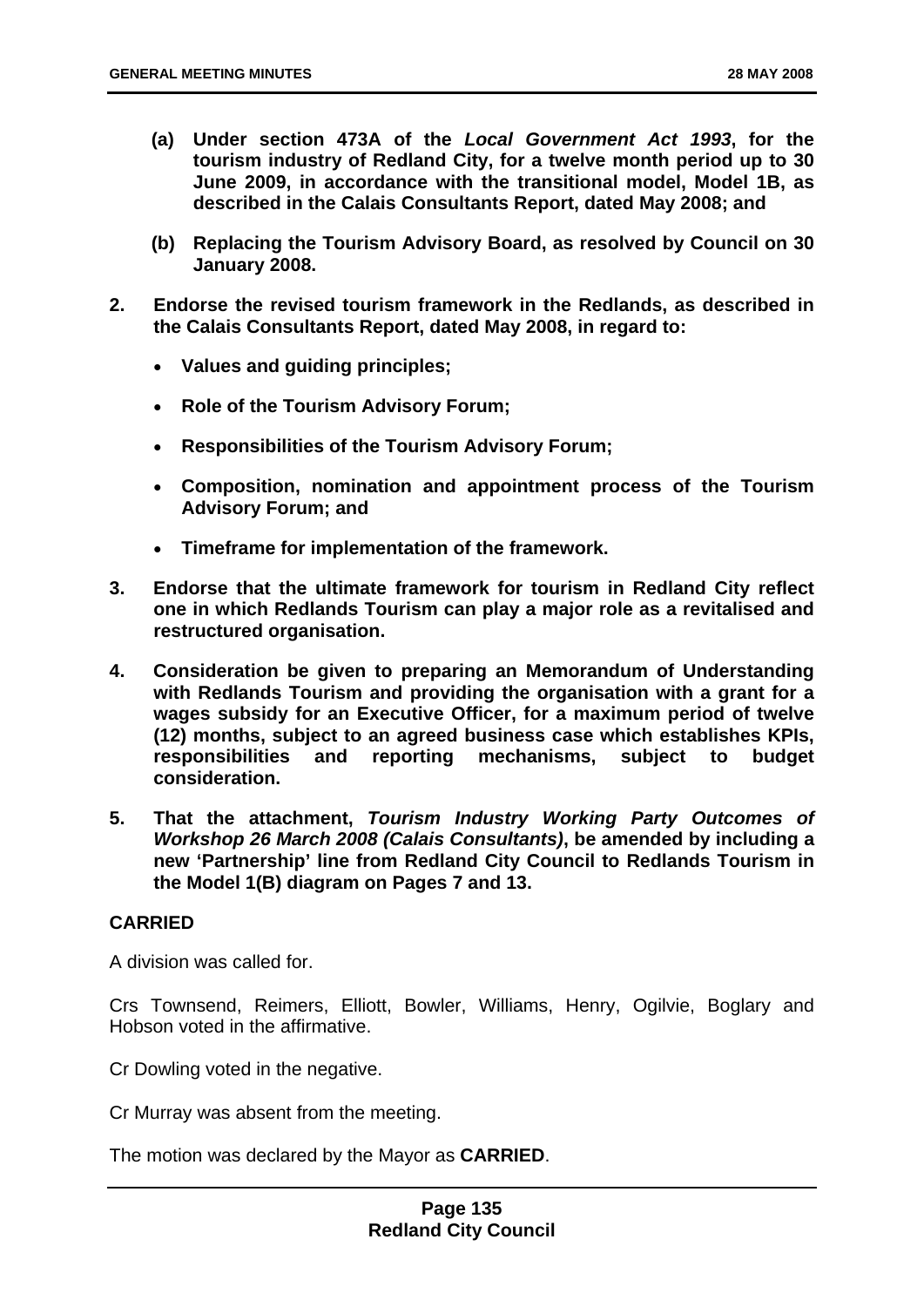**(a) Under section 473A of the *Local Government Act 1993*, for the tourism industry of Redland City, for a twelve month period up to 30 June 2009, in accordance with the transitional model, Model 1B, as described in the Calais Consultants Report, dated May 2008; and**

**(b) Replacing the Tourism Advisory Board, as resolved by Council on 30 January 2008.**

**2. Endorse the revised tourism framework in the Redlands, as described in the Calais Consultants Report, dated May 2008, in regard to:**

- **Values and guiding principles;**
- **Role of the Tourism Advisory Forum;**
- **Responsibilities of the Tourism Advisory Forum;**
- **Composition, nomination and appointment process of the Tourism Advisory Forum; and**
- **Timeframe for implementation of the framework.**

**3. Endorse that the ultimate framework for tourism in Redland City reflect one in which Redlands Tourism can play a major role as a revitalised and restructured organisation.**

**4. Consideration be given to preparing an Memorandum of Understanding with Redlands Tourism and providing the organisation with a grant for a wages subsidy for an Executive Officer, for a maximum period of twelve (12) months, subject to an agreed business case which establishes KPIs, responsibilities and reporting mechanisms, subject to budget consideration.**

**5. That the attachment, *Tourism Industry Working Party Outcomes of Workshop 26 March 2008 (Calais Consultants)*, be amended by including a new 'Partnership' line from Redland City Council to Redlands Tourism in the Model 1(B) diagram on Pages 7 and 13.**

**CARRIED**

A division was called for.

Crs Townsend, Reimers, Elliott, Bowler, Williams, Henry, Ogilvie, Boglary and Hobson voted in the affirmative.

Cr Dowling voted in the negative.

Cr Murray was absent from the meeting.

The motion was declared by the Mayor as **CARRIED**.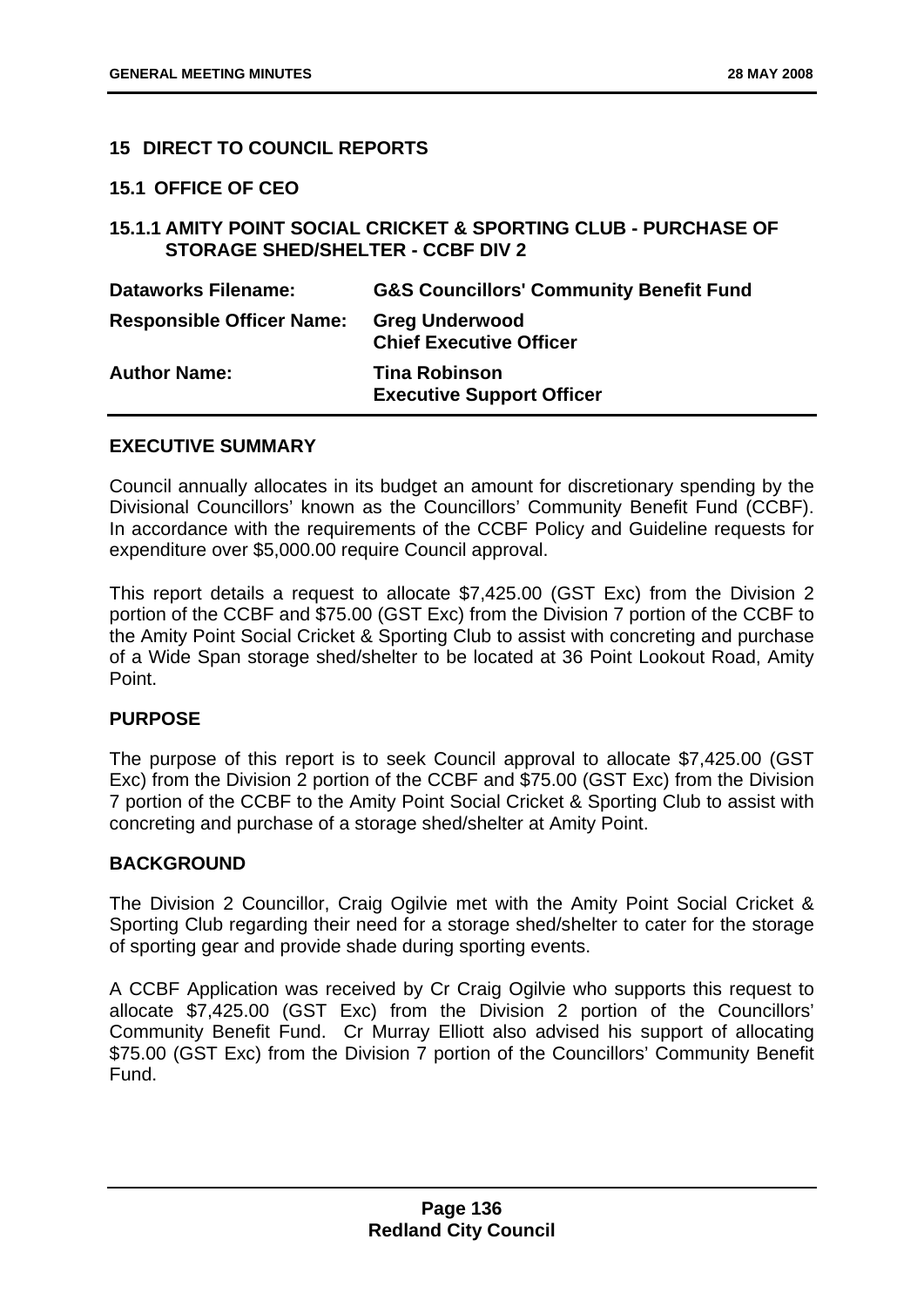## 15 DIRECT TO COUNCIL REPORTS

### 15.1 OFFICE OF CEO

### 15.1.1 AMITY POINT SOCIAL CRICKET & SPORTING CLUB - PURCHASE OF STORAGE SHED/SHELTER - CCBF DIV 2

| | |
|---|---|
| **Dataworks Filename:** | **G&S Councillors' Community Benefit Fund** |
| **Responsible Officer Name:** | **Greg Underwood**<br>**Chief Executive Officer** |
| **Author Name:** | **Tina Robinson**<br>**Executive Support Officer** |

**EXECUTIVE SUMMARY**

Council annually allocates in its budget an amount for discretionary spending by the Divisional Councillors' known as the Councillors' Community Benefit Fund (CCBF). In accordance with the requirements of the CCBF Policy and Guideline requests for expenditure over $5,000.00 require Council approval.

This report details a request to allocate $7,425.00 (GST Exc) from the Division 2 portion of the CCBF and $75.00 (GST Exc) from the Division 7 portion of the CCBF to the Amity Point Social Cricket & Sporting Club to assist with concreting and purchase of a Wide Span storage shed/shelter to be located at 36 Point Lookout Road, Amity Point.

**PURPOSE**

The purpose of this report is to seek Council approval to allocate $7,425.00 (GST Exc) from the Division 2 portion of the CCBF and $75.00 (GST Exc) from the Division 7 portion of the CCBF to the Amity Point Social Cricket & Sporting Club to assist with concreting and purchase of a storage shed/shelter at Amity Point.

**BACKGROUND**

The Division 2 Councillor, Craig Ogilvie met with the Amity Point Social Cricket & Sporting Club regarding their need for a storage shed/shelter to cater for the storage of sporting gear and provide shade during sporting events.

A CCBF Application was received by Cr Craig Ogilvie who supports this request to allocate $7,425.00 (GST Exc) from the Division 2 portion of the Councillors' Community Benefit Fund. Cr Murray Elliott also advised his support of allocating $75.00 (GST Exc) from the Division 7 portion of the Councillors' Community Benefit Fund.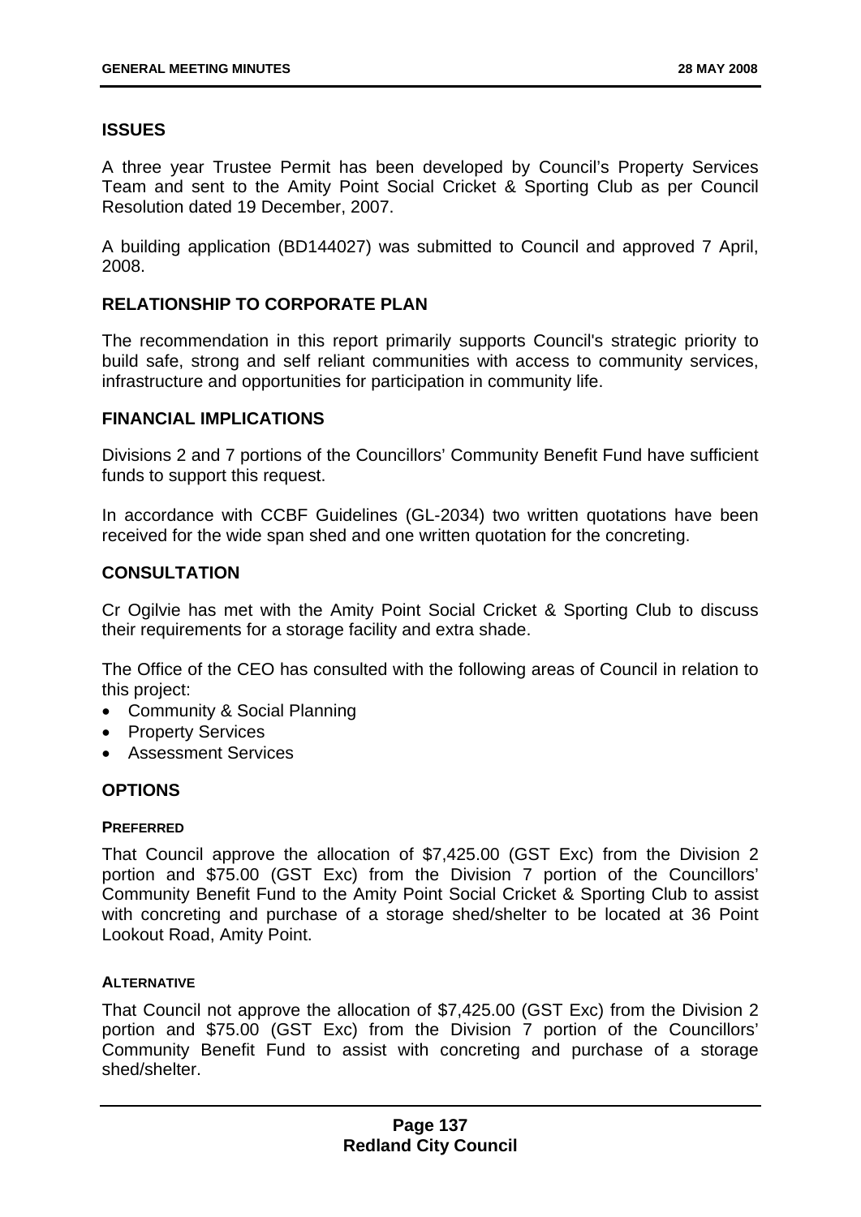## ISSUES

A three year Trustee Permit has been developed by Council's Property Services Team and sent to the Amity Point Social Cricket & Sporting Club as per Council Resolution dated 19 December, 2007.

A building application (BD144027) was submitted to Council and approved 7 April, 2008.

## RELATIONSHIP TO CORPORATE PLAN

The recommendation in this report primarily supports Council's strategic priority to build safe, strong and self reliant communities with access to community services, infrastructure and opportunities for participation in community life.

## FINANCIAL IMPLICATIONS

Divisions 2 and 7 portions of the Councillors' Community Benefit Fund have sufficient funds to support this request.

In accordance with CCBF Guidelines (GL-2034) two written quotations have been received for the wide span shed and one written quotation for the concreting.

## CONSULTATION

Cr Ogilvie has met with the Amity Point Social Cricket & Sporting Club to discuss their requirements for a storage facility and extra shade.

The Office of the CEO has consulted with the following areas of Council in relation to this project:

- Community & Social Planning
- Property Services
- Assessment Services

## OPTIONS

### PREFERRED

That Council approve the allocation of $7,425.00 (GST Exc) from the Division 2 portion and $75.00 (GST Exc) from the Division 7 portion of the Councillors' Community Benefit Fund to the Amity Point Social Cricket & Sporting Club to assist with concreting and purchase of a storage shed/shelter to be located at 36 Point Lookout Road, Amity Point.

### ALTERNATIVE

That Council not approve the allocation of $7,425.00 (GST Exc) from the Division 2 portion and $75.00 (GST Exc) from the Division 7 portion of the Councillors' Community Benefit Fund to assist with concreting and purchase of a storage shed/shelter.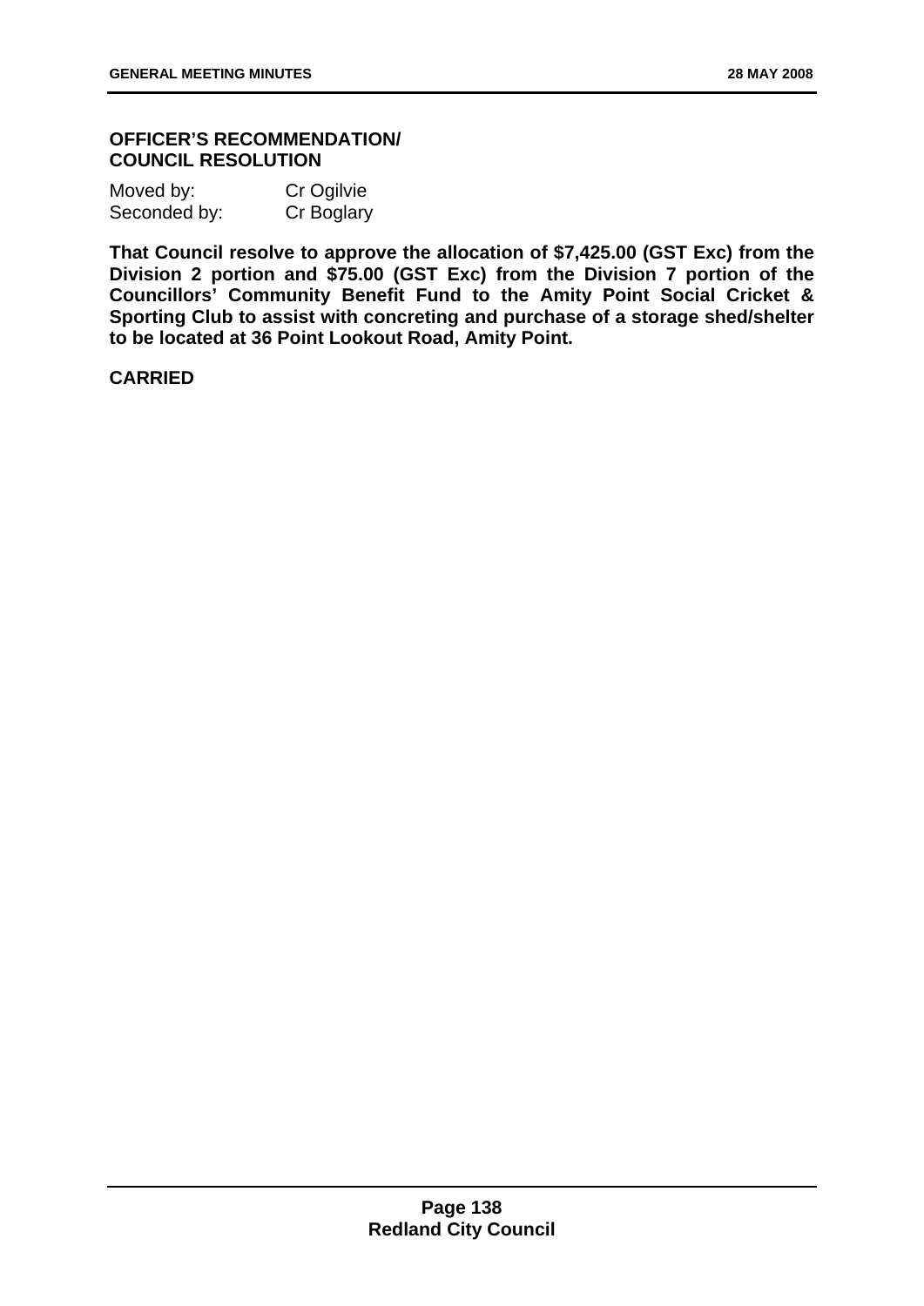**OFFICER'S RECOMMENDATION/ COUNCIL RESOLUTION**

| | |
|---|---|
| Moved by: | Cr Ogilvie |
| Seconded by: | Cr Boglary |

**That Council resolve to approve the allocation of $7,425.00 (GST Exc) from the Division 2 portion and $75.00 (GST Exc) from the Division 7 portion of the Councillors' Community Benefit Fund to the Amity Point Social Cricket & Sporting Club to assist with concreting and purchase of a storage shed/shelter to be located at 36 Point Lookout Road, Amity Point.**

**CARRIED**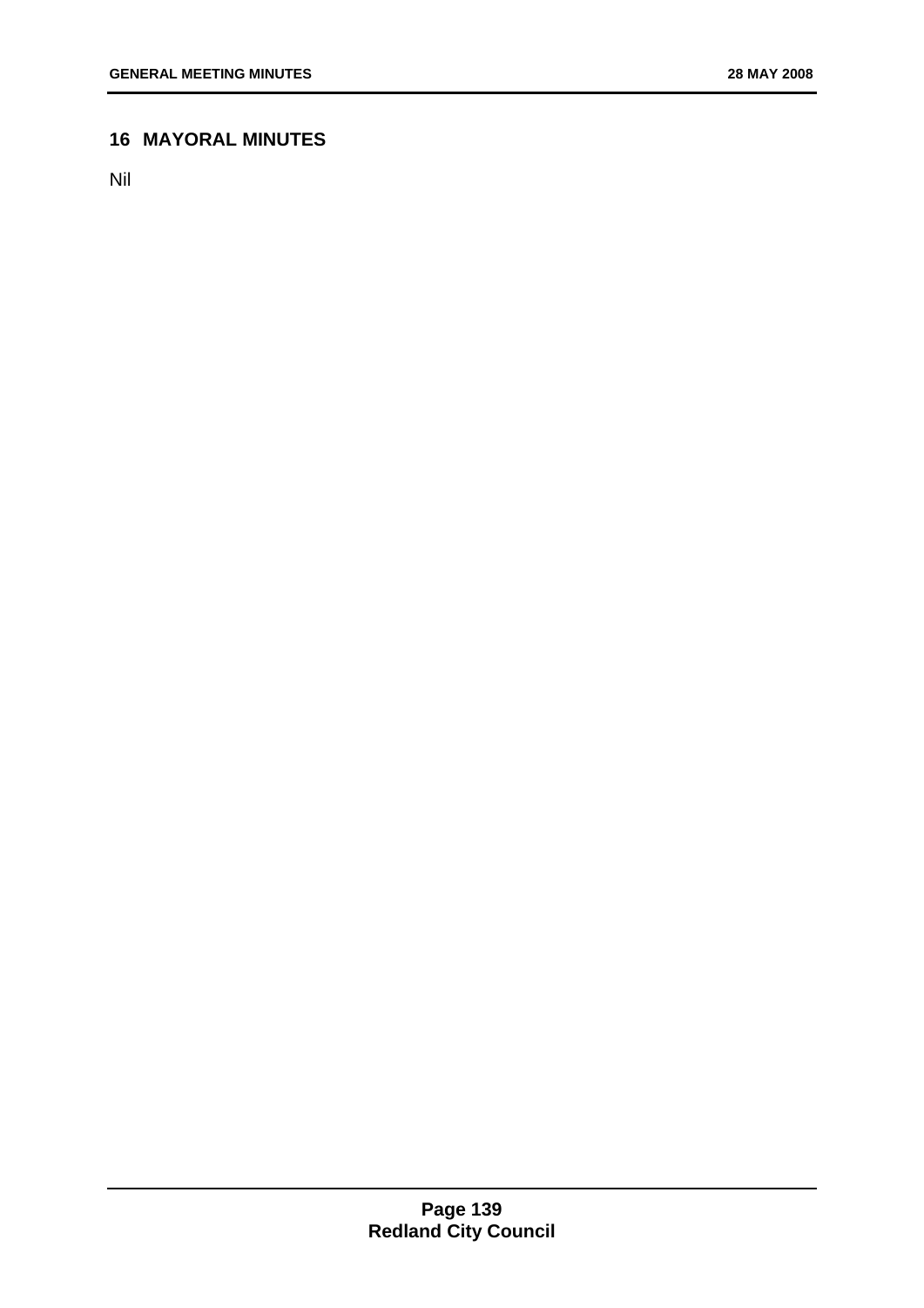## 16 MAYORAL MINUTES

Nil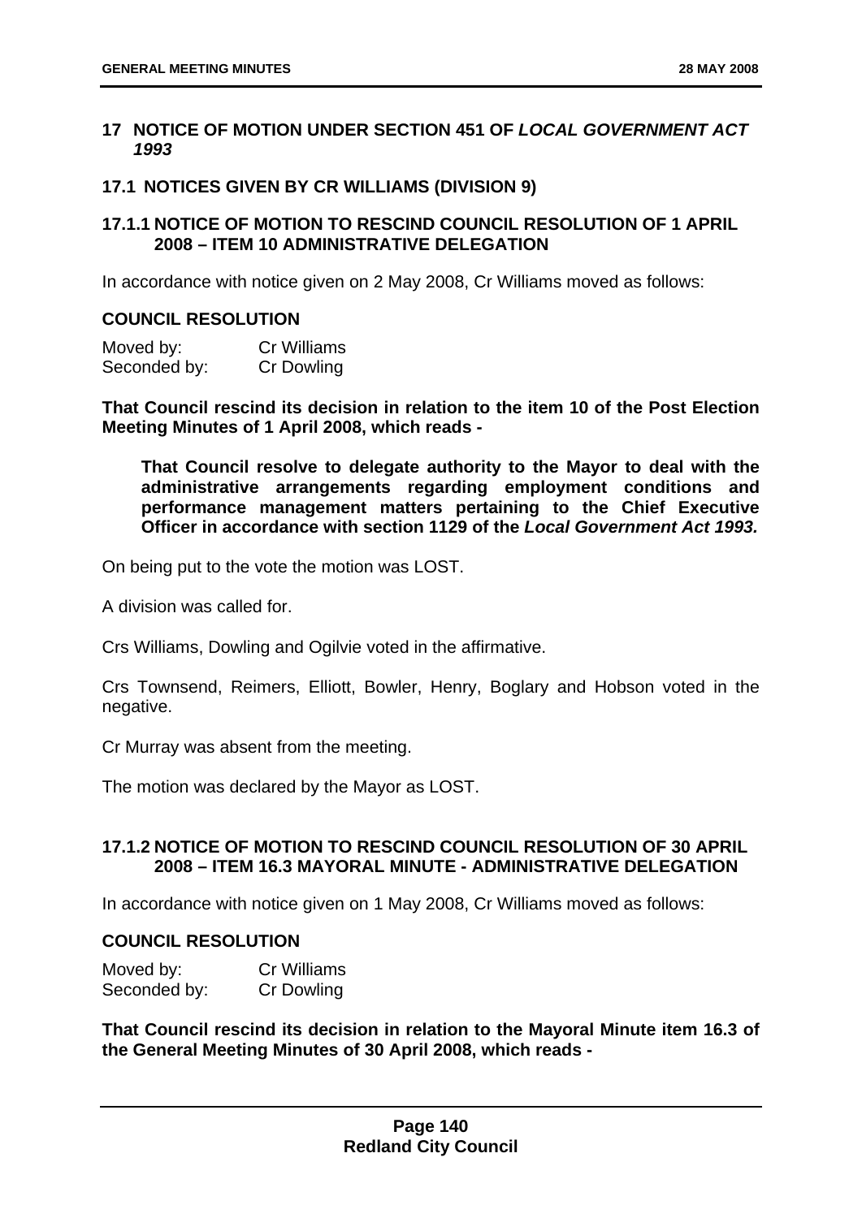## 17 NOTICE OF MOTION UNDER SECTION 451 OF *LOCAL GOVERNMENT ACT 1993*

### 17.1 NOTICES GIVEN BY CR WILLIAMS (DIVISION 9)

#### 17.1.1 NOTICE OF MOTION TO RESCIND COUNCIL RESOLUTION OF 1 APRIL 2008 – ITEM 10 ADMINISTRATIVE DELEGATION

In accordance with notice given on 2 May 2008, Cr Williams moved as follows:

**COUNCIL RESOLUTION**

Moved by: Cr Williams
Seconded by: Cr Dowling

**That Council rescind its decision in relation to the item 10 of the Post Election Meeting Minutes of 1 April 2008, which reads -**

> **That Council resolve to delegate authority to the Mayor to deal with the administrative arrangements regarding employment conditions and performance management matters pertaining to the Chief Executive Officer in accordance with section 1129 of the *Local Government Act 1993.***

On being put to the vote the motion was LOST.

A division was called for.

Crs Williams, Dowling and Ogilvie voted in the affirmative.

Crs Townsend, Reimers, Elliott, Bowler, Henry, Boglary and Hobson voted in the negative.

Cr Murray was absent from the meeting.

The motion was declared by the Mayor as LOST.

#### 17.1.2 NOTICE OF MOTION TO RESCIND COUNCIL RESOLUTION OF 30 APRIL 2008 – ITEM 16.3 MAYORAL MINUTE - ADMINISTRATIVE DELEGATION

In accordance with notice given on 1 May 2008, Cr Williams moved as follows:

**COUNCIL RESOLUTION**

Moved by: Cr Williams
Seconded by: Cr Dowling

**That Council rescind its decision in relation to the Mayoral Minute item 16.3 of the General Meeting Minutes of 30 April 2008, which reads -**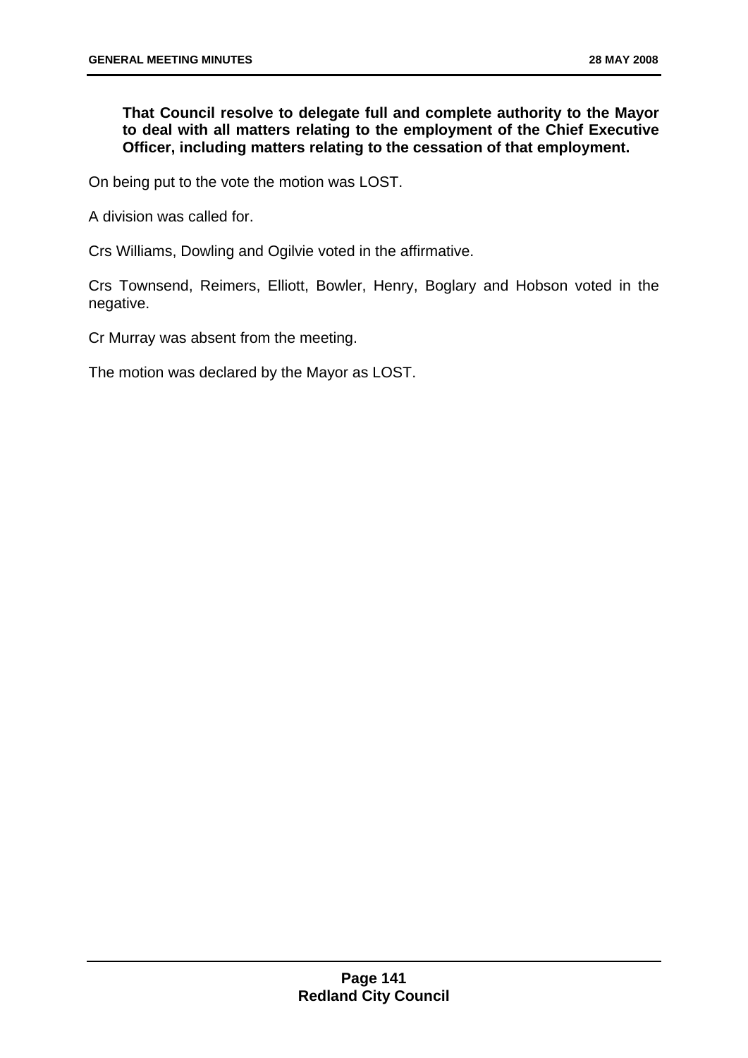**That Council resolve to delegate full and complete authority to the Mayor to deal with all matters relating to the employment of the Chief Executive Officer, including matters relating to the cessation of that employment.**

On being put to the vote the motion was LOST.

A division was called for.

Crs Williams, Dowling and Ogilvie voted in the affirmative.

Crs Townsend, Reimers, Elliott, Bowler, Henry, Boglary and Hobson voted in the negative.

Cr Murray was absent from the meeting.

The motion was declared by the Mayor as LOST.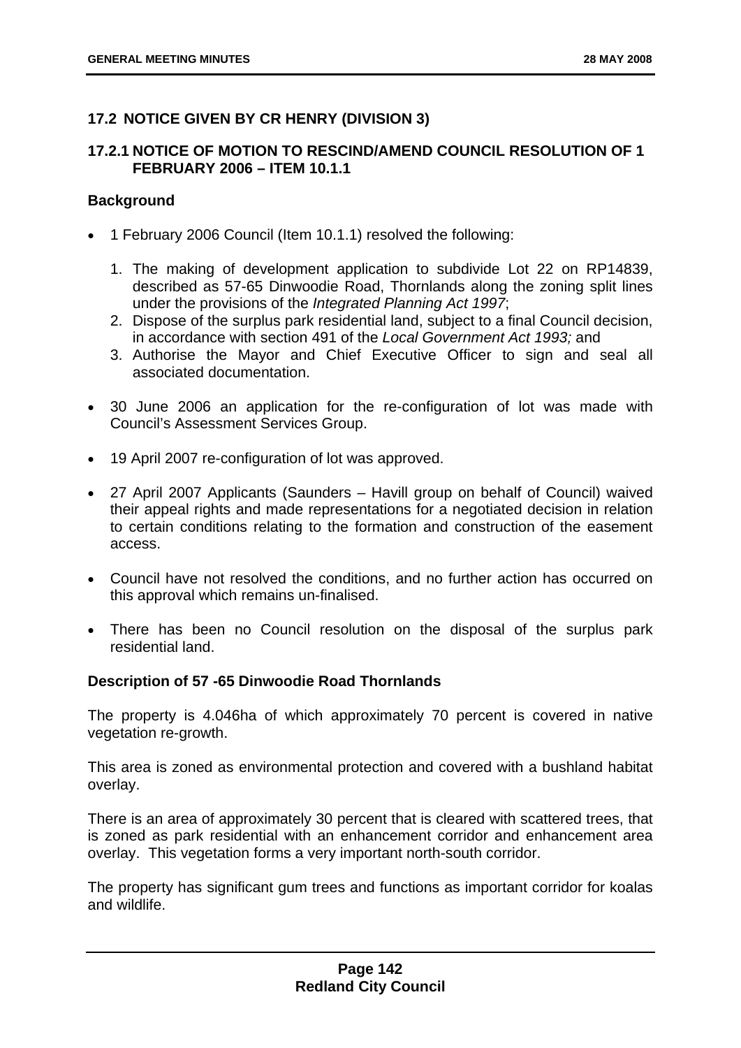## 17.2 NOTICE GIVEN BY CR HENRY (DIVISION 3)

### 17.2.1 NOTICE OF MOTION TO RESCIND/AMEND COUNCIL RESOLUTION OF 1 FEBRUARY 2006 – ITEM 10.1.1

**Background**

- 1 February 2006 Council (Item 10.1.1) resolved the following:
  1. The making of development application to subdivide Lot 22 on RP14839, described as 57-65 Dinwoodie Road, Thornlands along the zoning split lines under the provisions of the *Integrated Planning Act 1997*;
  2. Dispose of the surplus park residential land, subject to a final Council decision, in accordance with section 491 of the *Local Government Act 1993;* and
  3. Authorise the Mayor and Chief Executive Officer to sign and seal all associated documentation.
- 30 June 2006 an application for the re-configuration of lot was made with Council's Assessment Services Group.
- 19 April 2007 re-configuration of lot was approved.
- 27 April 2007 Applicants (Saunders – Havill group on behalf of Council) waived their appeal rights and made representations for a negotiated decision in relation to certain conditions relating to the formation and construction of the easement access.
- Council have not resolved the conditions, and no further action has occurred on this approval which remains un-finalised.
- There has been no Council resolution on the disposal of the surplus park residential land.

**Description of 57 -65 Dinwoodie Road Thornlands**

The property is 4.046ha of which approximately 70 percent is covered in native vegetation re-growth.

This area is zoned as environmental protection and covered with a bushland habitat overlay.

There is an area of approximately 30 percent that is cleared with scattered trees, that is zoned as park residential with an enhancement corridor and enhancement area overlay. This vegetation forms a very important north-south corridor.

The property has significant gum trees and functions as important corridor for koalas and wildlife.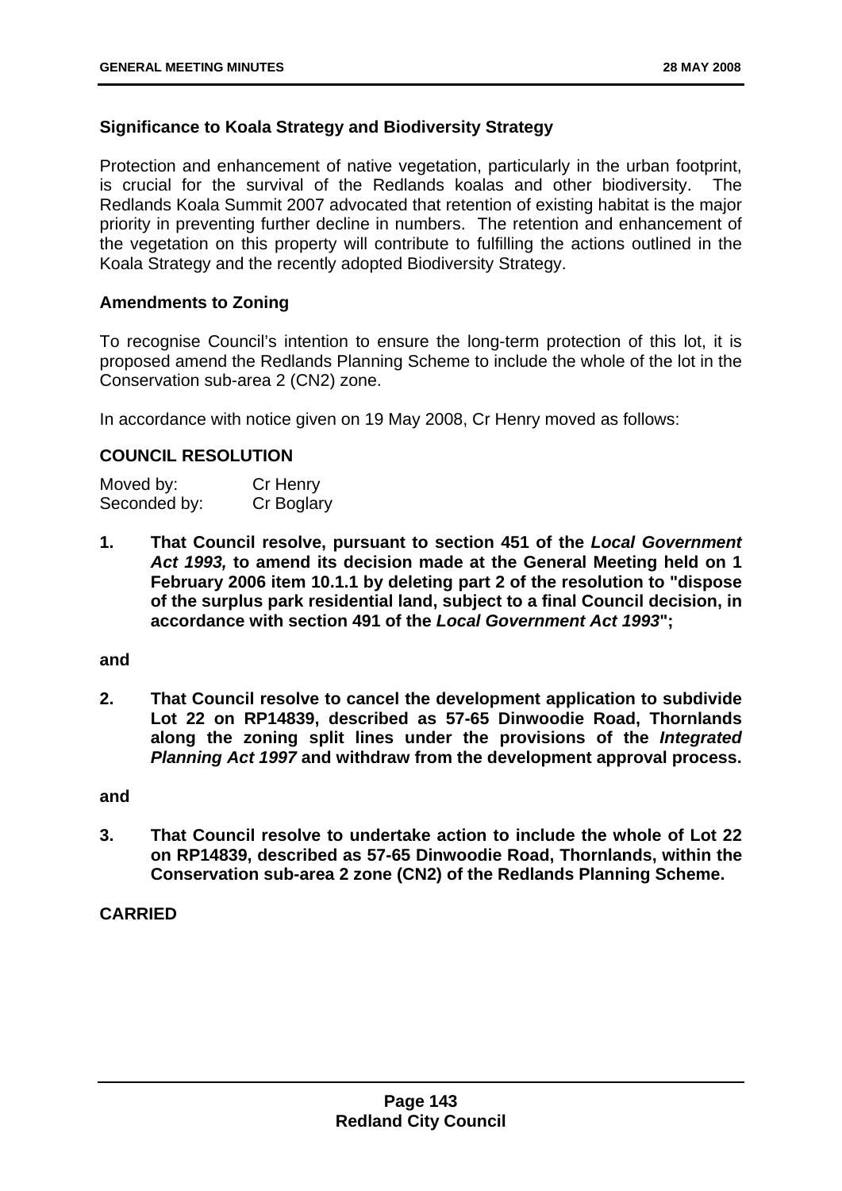### Significance to Koala Strategy and Biodiversity Strategy

Protection and enhancement of native vegetation, particularly in the urban footprint, is crucial for the survival of the Redlands koalas and other biodiversity. The Redlands Koala Summit 2007 advocated that retention of existing habitat is the major priority in preventing further decline in numbers. The retention and enhancement of the vegetation on this property will contribute to fulfilling the actions outlined in the Koala Strategy and the recently adopted Biodiversity Strategy.

### Amendments to Zoning

To recognise Council's intention to ensure the long-term protection of this lot, it is proposed amend the Redlands Planning Scheme to include the whole of the lot in the Conservation sub-area 2 (CN2) zone.

In accordance with notice given on 19 May 2008, Cr Henry moved as follows:

### COUNCIL RESOLUTION

Moved by: Cr Henry
Seconded by: Cr Boglary

**1. That Council resolve, pursuant to section 451 of the *Local Government Act 1993,* to amend its decision made at the General Meeting held on 1 February 2006 item 10.1.1 by deleting part 2 of the resolution to "dispose of the surplus park residential land, subject to a final Council decision, in accordance with section 491 of the *Local Government Act 1993*";**

**and**

**2. That Council resolve to cancel the development application to subdivide Lot 22 on RP14839, described as 57-65 Dinwoodie Road, Thornlands along the zoning split lines under the provisions of the *Integrated Planning Act 1997* and withdraw from the development approval process.**

**and**

**3. That Council resolve to undertake action to include the whole of Lot 22 on RP14839, described as 57-65 Dinwoodie Road, Thornlands, within the Conservation sub-area 2 zone (CN2) of the Redlands Planning Scheme.**

**CARRIED**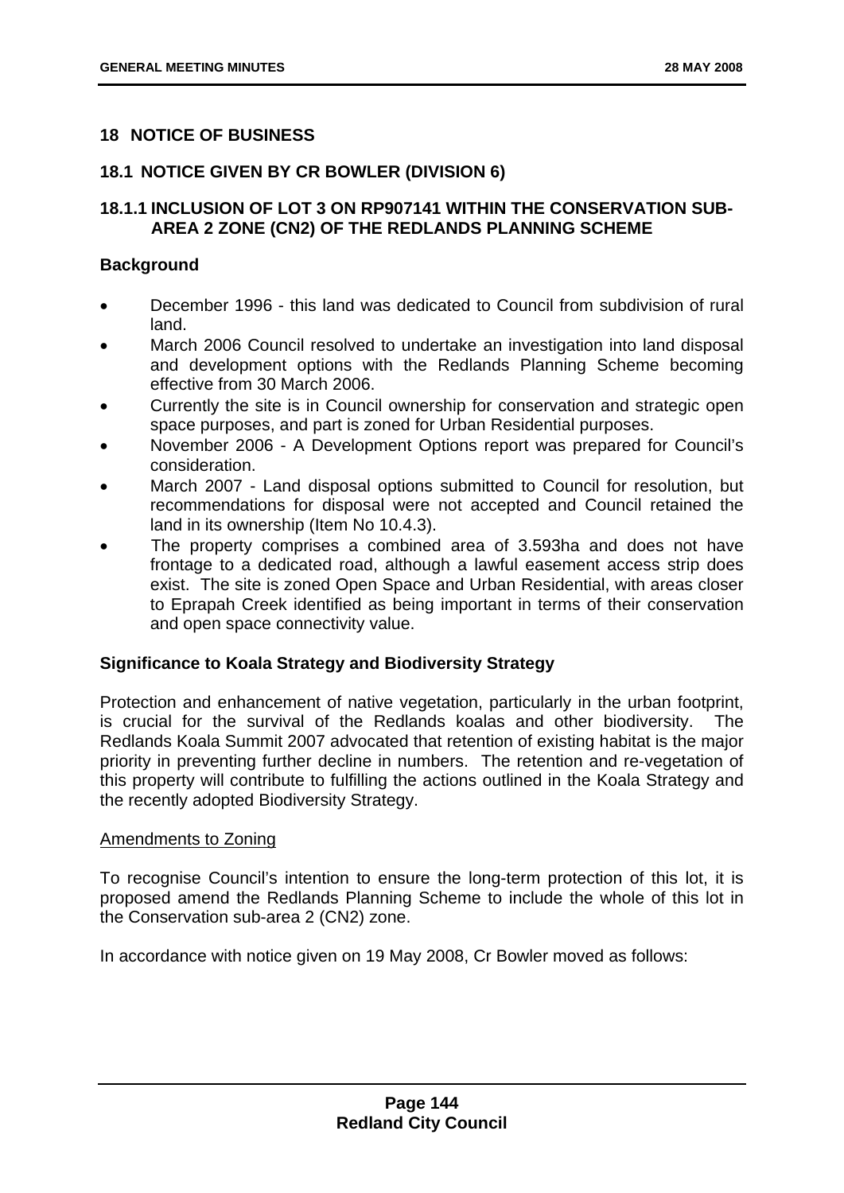## 18 NOTICE OF BUSINESS

### 18.1 NOTICE GIVEN BY CR BOWLER (DIVISION 6)

#### 18.1.1 INCLUSION OF LOT 3 ON RP907141 WITHIN THE CONSERVATION SUB-AREA 2 ZONE (CN2) OF THE REDLANDS PLANNING SCHEME

**Background**

- December 1996 - this land was dedicated to Council from subdivision of rural land.
- March 2006 Council resolved to undertake an investigation into land disposal and development options with the Redlands Planning Scheme becoming effective from 30 March 2006.
- Currently the site is in Council ownership for conservation and strategic open space purposes, and part is zoned for Urban Residential purposes.
- November 2006 - A Development Options report was prepared for Council's consideration.
- March 2007 - Land disposal options submitted to Council for resolution, but recommendations for disposal were not accepted and Council retained the land in its ownership (Item No 10.4.3).
- The property comprises a combined area of 3.593ha and does not have frontage to a dedicated road, although a lawful easement access strip does exist. The site is zoned Open Space and Urban Residential, with areas closer to Eprapah Creek identified as being important in terms of their conservation and open space connectivity value.

**Significance to Koala Strategy and Biodiversity Strategy**

Protection and enhancement of native vegetation, particularly in the urban footprint, is crucial for the survival of the Redlands koalas and other biodiversity. The Redlands Koala Summit 2007 advocated that retention of existing habitat is the major priority in preventing further decline in numbers. The retention and re-vegetation of this property will contribute to fulfilling the actions outlined in the Koala Strategy and the recently adopted Biodiversity Strategy.

Amendments to Zoning

To recognise Council's intention to ensure the long-term protection of this lot, it is proposed amend the Redlands Planning Scheme to include the whole of this lot in the Conservation sub-area 2 (CN2) zone.

In accordance with notice given on 19 May 2008, Cr Bowler moved as follows: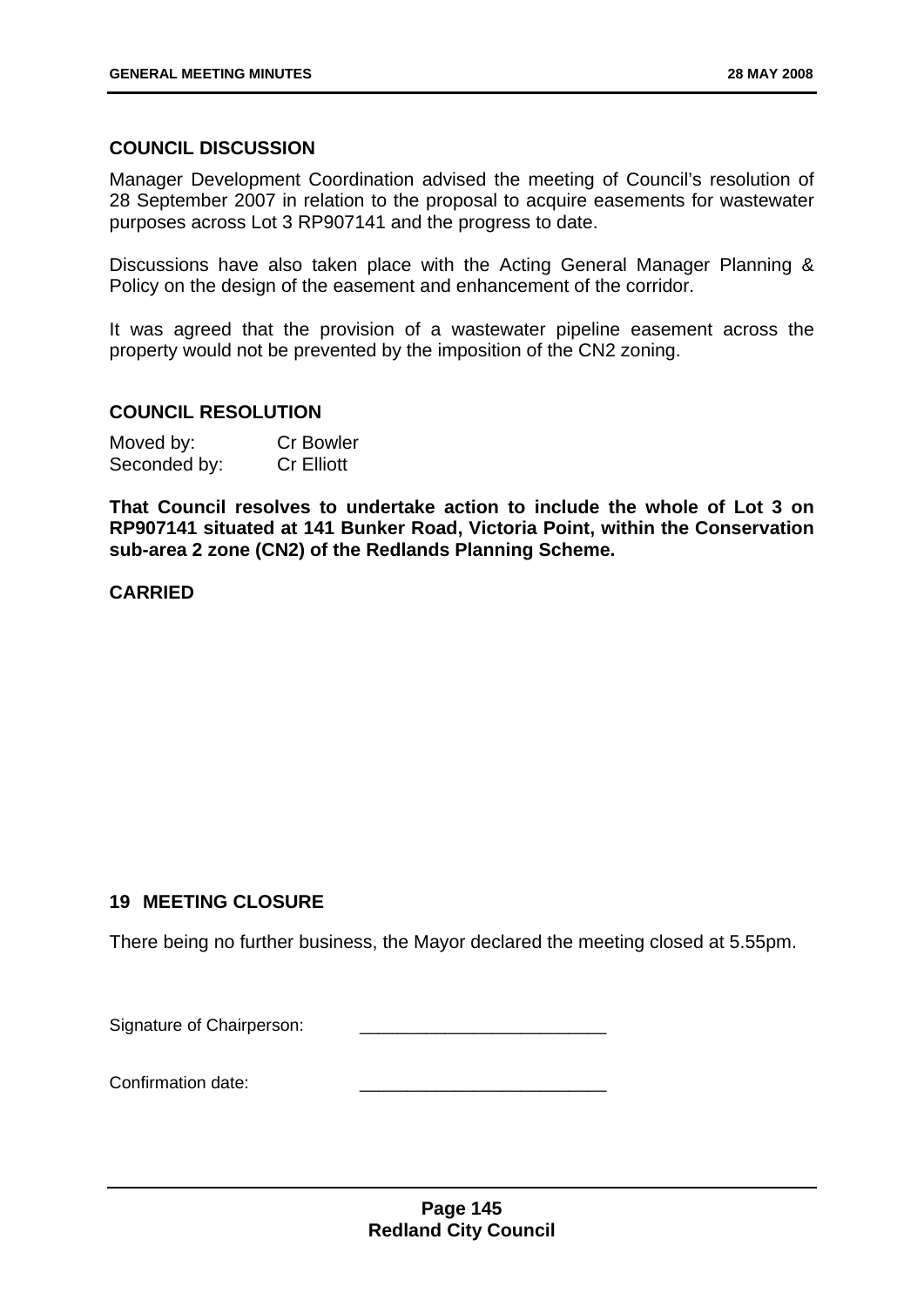### COUNCIL DISCUSSION

Manager Development Coordination advised the meeting of Council's resolution of 28 September 2007 in relation to the proposal to acquire easements for wastewater purposes across Lot 3 RP907141 and the progress to date.

Discussions have also taken place with the Acting General Manager Planning & Policy on the design of the easement and enhancement of the corridor.

It was agreed that the provision of a wastewater pipeline easement across the property would not be prevented by the imposition of the CN2 zoning.

### COUNCIL RESOLUTION

| | |
|---|---|
| Moved by: | Cr Bowler |
| Seconded by: | Cr Elliott |

**That Council resolves to undertake action to include the whole of Lot 3 on RP907141 situated at 141 Bunker Road, Victoria Point, within the Conservation sub-area 2 zone (CN2) of the Redlands Planning Scheme.**

**CARRIED**

## 19 MEETING CLOSURE

There being no further business, the Mayor declared the meeting closed at 5.55pm.

Signature of Chairperson: __________________________

Confirmation date: __________________________